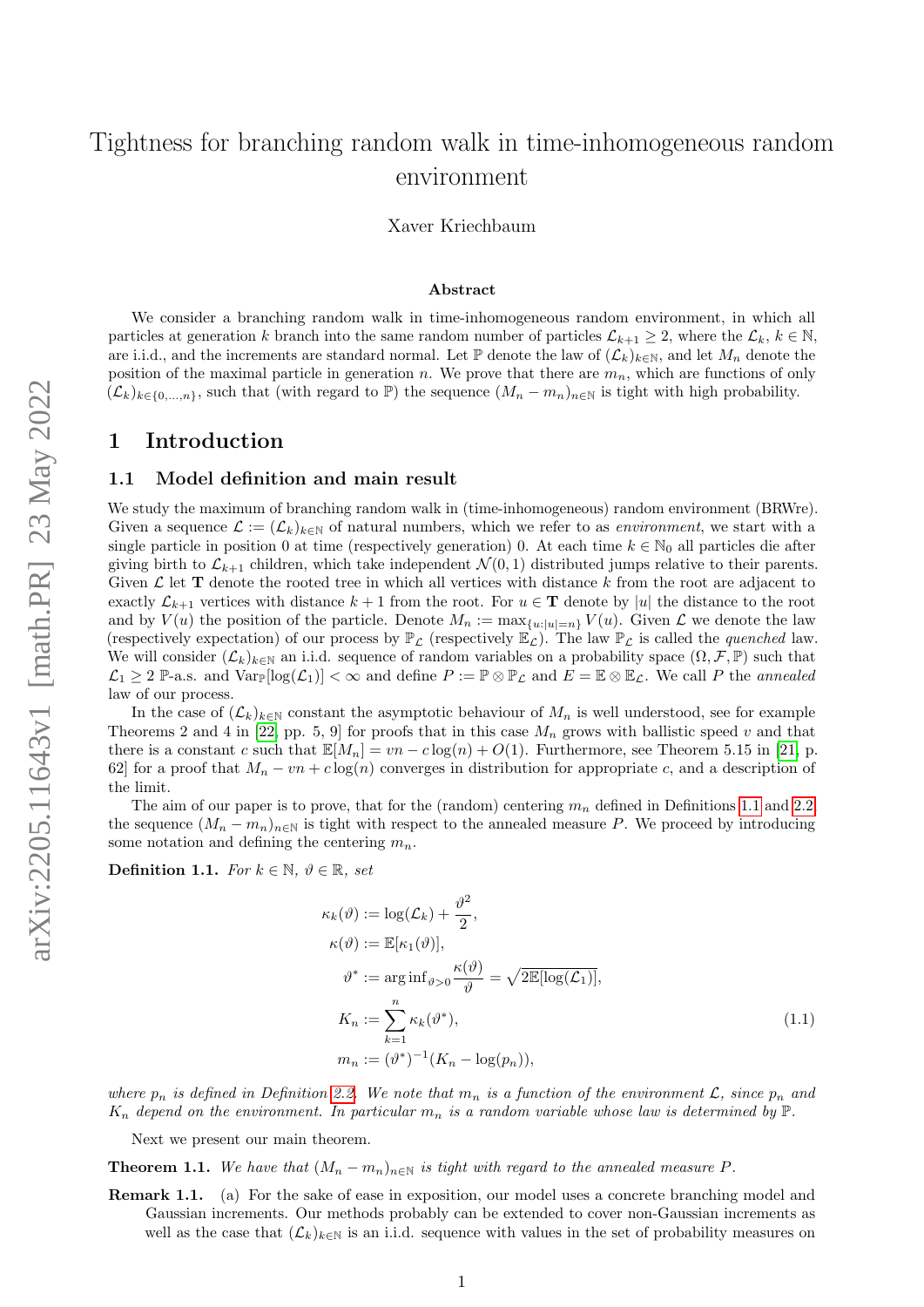# Tightness for branching random walk in time-inhomogeneous random environment

Xaver Kriechbaum

### Abstract

We consider a branching random walk in time-inhomogeneous random environment, in which all particles at generation $k$ branch into the same random number of particles $\mathcal{L}_{k+1} \geq 2$, where the $\mathcal{L}_k$, $k \in \mathbb{N}$, are i.i.d., and the increments are standard normal. Let $\mathbb{P}$ denote the law of $(\mathcal{L}_k)_{k\in\mathbb{N}}$, and let $M_n$ denote the position of the maximal particle in generation $n$. We prove that there are $m_n$, which are functions of only $(\mathcal{L}_k)_{k\in\{0,\dots,n\}}$, such that (with regard to $\mathbb{P}$) the sequence $(M_n - m_n)_{n\in\mathbb{N}}$ is tight with high probability.

## 1 Introduction

### 1.1 Model definition and main result

We study the maximum of branching random walk in (time-inhomogeneous) random environment (BRWre). Given a sequence $\mathcal{L} := (\mathcal{L}_k)_{k\in\mathbb{N}}$ of natural numbers, which we refer to as *environment*, we start with a single particle in position 0 at time (respectively generation) 0. At each time $k \in \mathbb{N}_0$ all particles die after giving birth to $\mathcal{L}_{k+1}$ children, which take independent $\mathcal{N}(0,1)$ distributed jumps relative to their parents. Given $\mathcal{L}$ let $\mathbf{T}$ denote the rooted tree in which all vertices with distance $k$ from the root are adjacent to exactly $\mathcal{L}_{k+1}$ vertices with distance $k+1$ from the root. For $u \in \mathbf{T}$ denote by $|u|$ the distance to the root and by $V(u)$ the position of the particle. Denote $M_n := \max_{\{u:|u|=n\}} V(u)$. Given $\mathcal{L}$ we denote the law (respectively expectation) of our process by $\mathbb{P}_\mathcal{L}$ (respectively $\mathbb{E}_\mathcal{L}$). The law $\mathbb{P}_\mathcal{L}$ is called the *quenched* law. We will consider $(\mathcal{L}_k)_{k\in\mathbb{N}}$ an i.i.d. sequence of random variables on a probability space $(\Omega, \mathcal{F}, \mathbb{P})$ such that $\mathcal{L}_1 \geq 2$ $\mathbb{P}$-a.s. and $\mathrm{Var}_\mathbb{P}[\log(\mathcal{L}_1)] < \infty$ and define $P := \mathbb{P} \otimes \mathbb{P}_\mathcal{L}$ and $E = \mathbb{E} \otimes \mathbb{E}_\mathcal{L}$. We call $P$ the *annealed* law of our process.

In the case of $(\mathcal{L}_k)_{k\in\mathbb{N}}$ constant the asymptotic behaviour of $M_n$ is well understood, see for example Theorems 2 and 4 in [22, pp. 5, 9] for proofs that in this case $M_n$ grows with ballistic speed $v$ and that there is a constant $c$ such that $\mathbb{E}[M_n] = vn - c\log(n) + O(1)$. Furthermore, see Theorem 5.15 in [21, p. 62] for a proof that $M_n - vn + c\log(n)$ converges in distribution for appropriate $c$, and a description of the limit.

The aim of our paper is to prove, that for the (random) centering $m_n$ defined in Definitions 1.1 and 2.2 the sequence $(M_n - m_n)_{n\in\mathbb{N}}$ is tight with respect to the annealed measure $P$. We proceed by introducing some notation and defining the centering $m_n$.

**Definition 1.1.** *For $k \in \mathbb{N}$, $\vartheta \in \mathbb{R}$, set*

$$\begin{aligned}
\kappa_k(\vartheta) &:= \log(\mathcal{L}_k) + \frac{\vartheta^2}{2}, \\
\kappa(\vartheta) &:= \mathbb{E}[\kappa_1(\vartheta)], \\
\vartheta^* &:= \arg\inf_{\vartheta>0} \frac{\kappa(\vartheta)}{\vartheta} = \sqrt{2\mathbb{E}[\log(\mathcal{L}_1)]}, \\
K_n &:= \sum_{k=1}^{n} \kappa_k(\vartheta^*), \\
m_n &:= (\vartheta^*)^{-1}(K_n - \log(p_n)),
\end{aligned} \tag{1.1}$$

*where $p_n$ is defined in Definition 2.2. We note that $m_n$ is a function of the environment $\mathcal{L}$, since $p_n$ and $K_n$ depend on the environment. In particular $m_n$ is a random variable whose law is determined by $\mathbb{P}$.*

Next we present our main theorem.

**Theorem 1.1.** *We have that $(M_n - m_n)_{n\in\mathbb{N}}$ is tight with regard to the annealed measure $P$.*

**Remark 1.1.** (a) For the sake of ease in exposition, our model uses a concrete branching model and Gaussian increments. Our methods probably can be extended to cover non-Gaussian increments as well as the case that $(\mathcal{L}_k)_{k\in\mathbb{N}}$ is an i.i.d. sequence with values in the set of probability measures on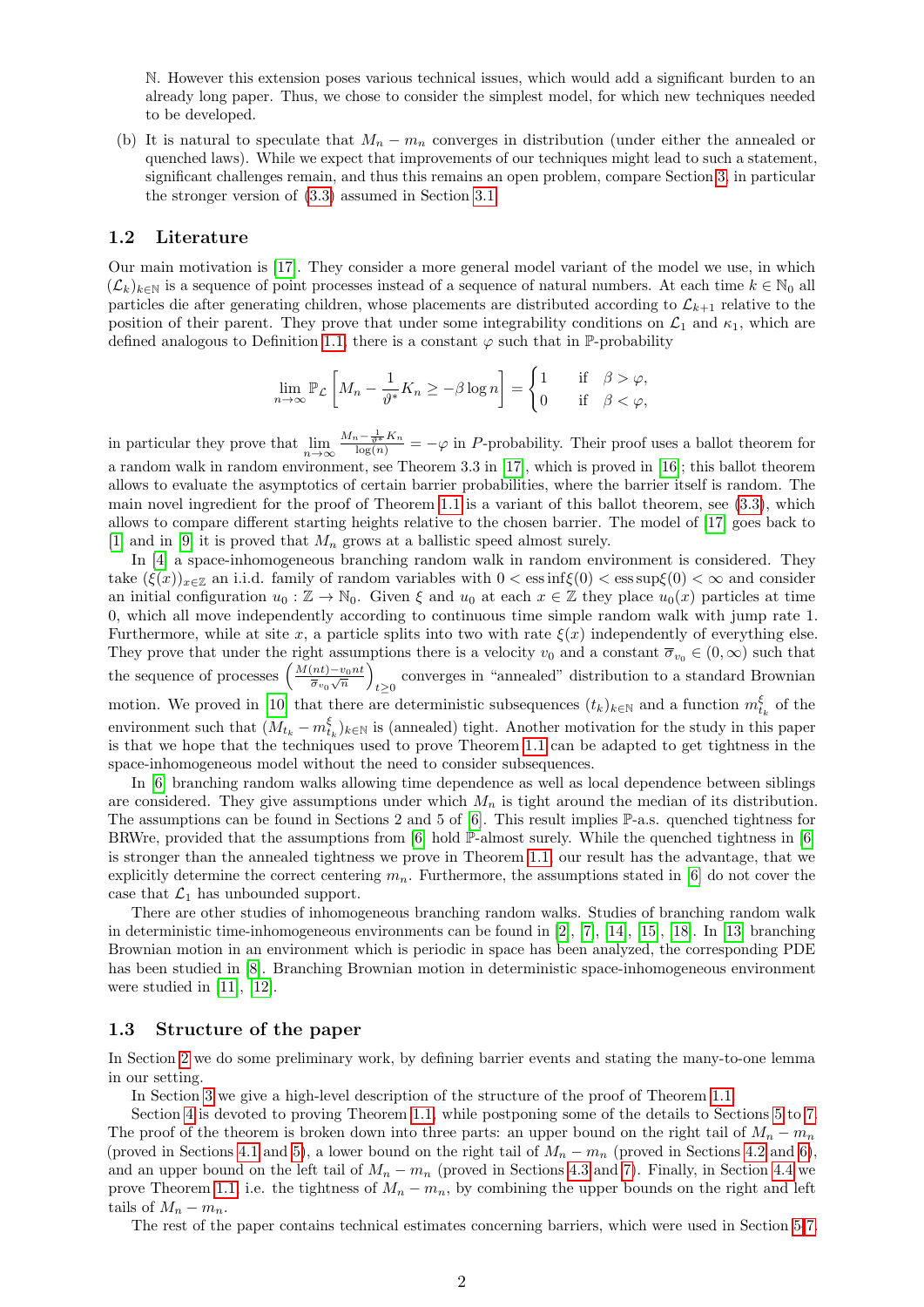$\mathbb{N}$. However this extension poses various technical issues, which would add a significant burden to an already long paper. Thus, we chose to consider the simplest model, for which new techniques needed to be developed.

(b) It is natural to speculate that $M_n - m_n$ converges in distribution (under either the annealed or quenched laws). While we expect that improvements of our techniques might lead to such a statement, significant challenges remain, and thus this remains an open problem, compare Section 3, in particular the stronger version of (3.3) assumed in Section 3.1.

## 1.2 Literature

Our main motivation is [17]. They consider a more general model variant of the model we use, in which $(\mathcal{L}_k)_{k\in\mathbb{N}}$ is a sequence of point processes instead of a sequence of natural numbers. At each time $k \in \mathbb{N}_0$ all particles die after generating children, whose placements are distributed according to $\mathcal{L}_{k+1}$ relative to the position of their parent. They prove that under some integrability conditions on $\mathcal{L}_1$ and $\kappa_1$, which are defined analogous to Definition 1.1, there is a constant $\varphi$ such that in $\mathbb{P}$-probability

$$\lim_{n\to\infty} \mathbb{P}_{\mathcal{L}}\left[M_n - \frac{1}{\vartheta^*}K_n \geq -\beta \log n\right] = \begin{cases} 1 & \text{if} \quad \beta > \varphi, \\ 0 & \text{if} \quad \beta < \varphi, \end{cases}$$

in particular they prove that $\lim\limits_{n\to\infty} \frac{M_n - \frac{1}{\vartheta^*}K_n}{\log(n)} = -\varphi$ in $P$-probability. Their proof uses a ballot theorem for a random walk in random environment, see Theorem 3.3 in [17], which is proved in [16]; this ballot theorem allows to evaluate the asymptotics of certain barrier probabilities, where the barrier itself is random. The main novel ingredient for the proof of Theorem 1.1 is a variant of this ballot theorem, see (3.3), which allows to compare different starting heights relative to the chosen barrier. The model of [17] goes back to [1] and in [9] it is proved that $M_n$ grows at a ballistic speed almost surely.

In [4] a space-inhomogeneous branching random walk in random environment is considered. They take $(\xi(x))_{x\in\mathbb{Z}}$ an i.i.d. family of random variables with $0 < \operatorname{ess\,inf}\xi(0) < \operatorname{ess\,sup}\xi(0) < \infty$ and consider an initial configuration $u_0 : \mathbb{Z} \to \mathbb{N}_0$. Given $\xi$ and $u_0$ at each $x \in \mathbb{Z}$ they place $u_0(x)$ particles at time 0, which all move independently according to continuous time simple random walk with jump rate 1. Furthermore, while at site $x$, a particle splits into two with rate $\xi(x)$ independently of everything else. They prove that under the right assumptions there is a velocity $v_0$ and a constant $\overline{\sigma}_{v_0} \in (0,\infty)$ such that the sequence of processes $\left(\frac{M(nt)-v_0 nt}{\overline{\sigma}_{v_0}\sqrt{n}}\right)_{t\geq 0}$ converges in "annealed" distribution to a standard Brownian motion. We proved in [10] that there are deterministic subsequences $(t_k)_{k\in\mathbb{N}}$ and a function $m^{\xi}_{t_k}$ of the environment such that $(M_{t_k} - m^{\xi}_{t_k})_{k\in\mathbb{N}}$ is (annealed) tight. Another motivation for the study in this paper is that we hope that the techniques used to prove Theorem 1.1 can be adapted to get tightness in the space-inhomogeneous model without the need to consider subsequences.

In [6] branching random walks allowing time dependence as well as local dependence between siblings are considered. They give assumptions under which $M_n$ is tight around the median of its distribution. The assumptions can be found in Sections 2 and 5 of [6]. This result implies $\mathbb{P}$-a.s. quenched tightness for BRWre, provided that the assumptions from [6] hold $\mathbb{P}$-almost surely. While the quenched tightness in [6] is stronger than the annealed tightness we prove in Theorem 1.1, our result has the advantage, that we explicitly determine the correct centering $m_n$. Furthermore, the assumptions stated in [6] do not cover the case that $\mathcal{L}_1$ has unbounded support.

There are other studies of inhomogeneous branching random walks. Studies of branching random walk in deterministic time-inhomogeneous environments can be found in [2], [7], [14], [15], [18]. In [13] branching Brownian motion in an environment which is periodic in space has been analyzed, the corresponding PDE has been studied in [8]. Branching Brownian motion in deterministic space-inhomogeneous environment were studied in [11], [12].

## 1.3 Structure of the paper

In Section 2 we do some preliminary work, by defining barrier events and stating the many-to-one lemma in our setting.

In Section 3 we give a high-level description of the structure of the proof of Theorem 1.1.

Section 4 is devoted to proving Theorem 1.1, while postponing some of the details to Sections 5 to 7. The proof of the theorem is broken down into three parts: an upper bound on the right tail of $M_n - m_n$ (proved in Sections 4.1 and 5), a lower bound on the right tail of $M_n - m_n$ (proved in Sections 4.2 and 6), and an upper bound on the left tail of $M_n - m_n$ (proved in Sections 4.3 and 7). Finally, in Section 4.4 we prove Theorem 1.1, i.e. the tightness of $M_n - m_n$, by combining the upper bounds on the right and left tails of $M_n - m_n$.

The rest of the paper contains technical estimates concerning barriers, which were used in Section 5-7.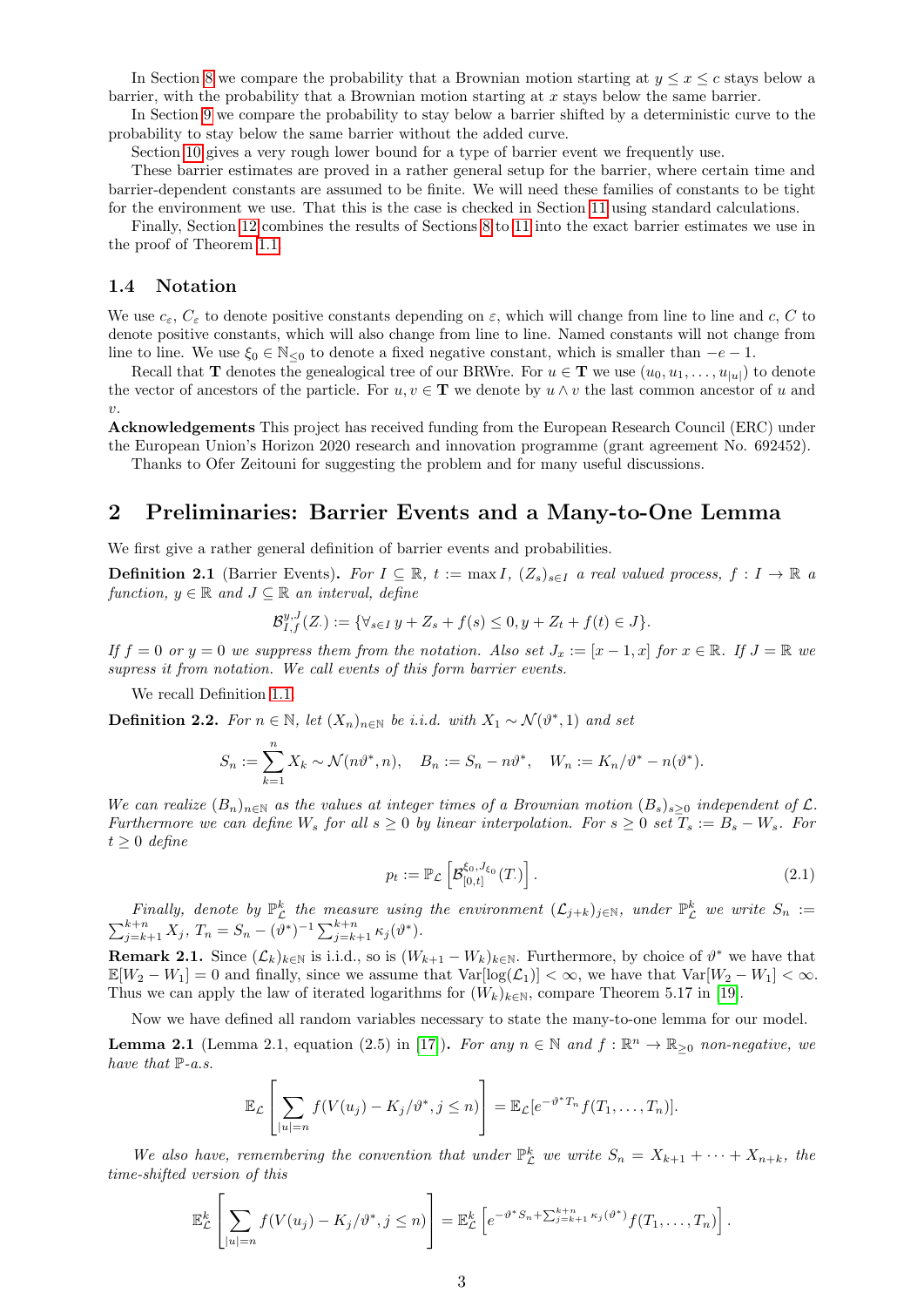In Section 8 we compare the probability that a Brownian motion starting at $y \le x \le c$ stays below a barrier, with the probability that a Brownian motion starting at $x$ stays below the same barrier.

In Section 9 we compare the probability to stay below a barrier shifted by a deterministic curve to the probability to stay below the same barrier without the added curve.

Section 10 gives a very rough lower bound for a type of barrier event we frequently use.

These barrier estimates are proved in a rather general setup for the barrier, where certain time and barrier-dependent constants are assumed to be finite. We will need these families of constants to be tight for the environment we use. That this is the case is checked in Section 11 using standard calculations.

Finally, Section 12 combines the results of Sections 8 to 11 into the exact barrier estimates we use in the proof of Theorem 1.1.

### 1.4 Notation

We use $c_\varepsilon$, $C_\varepsilon$ to denote positive constants depending on $\varepsilon$, which will change from line to line and $c$, $C$ to denote positive constants, which will also change from line to line. Named constants will not change from line to line. We use $\xi_0 \in \mathbb{N}_{\le 0}$ to denote a fixed negative constant, which is smaller than $-e-1$.

Recall that $\mathbf{T}$ denotes the genealogical tree of our BRWre. For $u \in \mathbf{T}$ we use $(u_0, u_1, \dots, u_{|u|})$ to denote the vector of ancestors of the particle. For $u, v \in \mathbf{T}$ we denote by $u \wedge v$ the last common ancestor of $u$ and $v$.

**Acknowledgements** This project has received funding from the European Research Council (ERC) under the European Union's Horizon 2020 research and innovation programme (grant agreement No. 692452).

Thanks to Ofer Zeitouni for suggesting the problem and for many useful discussions.

## 2 Preliminaries: Barrier Events and a Many-to-One Lemma

We first give a rather general definition of barrier events and probabilities.

**Definition 2.1** (Barrier Events). *For $I \subseteq \mathbb{R}$, $t := \max I$, $(Z_s)_{s \in I}$ a real valued process, $f : I \to \mathbb{R}$ a function, $y \in \mathbb{R}$ and $J \subseteq \mathbb{R}$ an interval, define*

$$\mathcal{B}^{y,J}_{I,f}(Z_\cdot) := \{\forall_{s \in I}\, y + Z_s + f(s) \le 0, y + Z_t + f(t) \in J\}.$$

*If $f = 0$ or $y = 0$ we suppress them from the notation. Also set $J_x := [x-1, x]$ for $x \in \mathbb{R}$. If $J = \mathbb{R}$ we supress it from notation. We call events of this form barrier events.*

We recall Definition 1.1.

**Definition 2.2.** *For $n \in \mathbb{N}$, let $(X_n)_{n \in \mathbb{N}}$ be i.i.d. with $X_1 \sim \mathcal{N}(\vartheta^*, 1)$ and set*

$$S_n := \sum_{k=1}^{n} X_k \sim \mathcal{N}(n\vartheta^*, n), \quad B_n := S_n - n\vartheta^*, \quad W_n := K_n/\vartheta^* - n(\vartheta^*).$$

*We can realize $(B_n)_{n \in \mathbb{N}}$ as the values at integer times of a Brownian motion $(B_s)_{s \ge 0}$ independent of $\mathcal{L}$. Furthermore we can define $W_s$ for all $s \ge 0$ by linear interpolation. For $s \ge 0$ set $T_s := B_s - W_s$. For $t \ge 0$ define*

$$p_t := \mathbb{P}_{\mathcal{L}}\left[\mathcal{B}^{\xi_0, J_{\xi_0}}_{[0,t]}(T_\cdot)\right]. \tag{2.1}$$

*Finally, denote by $\mathbb{P}^k_{\mathcal{L}}$ the measure using the environment $(\mathcal{L}_{j+k})_{j \in \mathbb{N}}$, under $\mathbb{P}^k_{\mathcal{L}}$ we write $S_n := \sum_{j=k+1}^{k+n} X_j$, $T_n = S_n - (\vartheta^*)^{-1} \sum_{j=k+1}^{k+n} \kappa_j(\vartheta^*)$.*

**Remark 2.1.** Since $(\mathcal{L}_k)_{k \in \mathbb{N}}$ is i.i.d., so is $(W_{k+1} - W_k)_{k \in \mathbb{N}}$. Furthermore, by choice of $\vartheta^*$ we have that $\mathbb{E}[W_2 - W_1] = 0$ and finally, since we assume that $\operatorname{Var}[\log(\mathcal{L}_1)] < \infty$, we have that $\operatorname{Var}[W_2 - W_1] < \infty$. Thus we can apply the law of iterated logarithms for $(W_k)_{k \in \mathbb{N}}$, compare Theorem 5.17 in [19].

Now we have defined all random variables necessary to state the many-to-one lemma for our model.

**Lemma 2.1** (Lemma 2.1, equation (2.5) in [17]). *For any $n \in \mathbb{N}$ and $f : \mathbb{R}^n \to \mathbb{R}_{\ge 0}$ non-negative, we have that $\mathbb{P}$-a.s.*

$$\mathbb{E}_{\mathcal{L}}\left[\sum_{|u|=n} f(V(u_j) - K_j/\vartheta^*, j \le n)\right] = \mathbb{E}_{\mathcal{L}}[e^{-\vartheta^* T_n} f(T_1, \dots, T_n)].$$

*We also have, remembering the convention that under $\mathbb{P}^k_{\mathcal{L}}$ we write $S_n = X_{k+1} + \dots + X_{n+k}$, the time-shifted version of this*

$$\mathbb{E}^k_{\mathcal{L}}\left[\sum_{|u|=n} f(V(u_j) - K_j/\vartheta^*, j \le n)\right] = \mathbb{E}^k_{\mathcal{L}}\left[e^{-\vartheta^* S_n + \sum_{j=k+1}^{k+n} \kappa_j(\vartheta^*)} f(T_1, \dots, T_n)\right].$$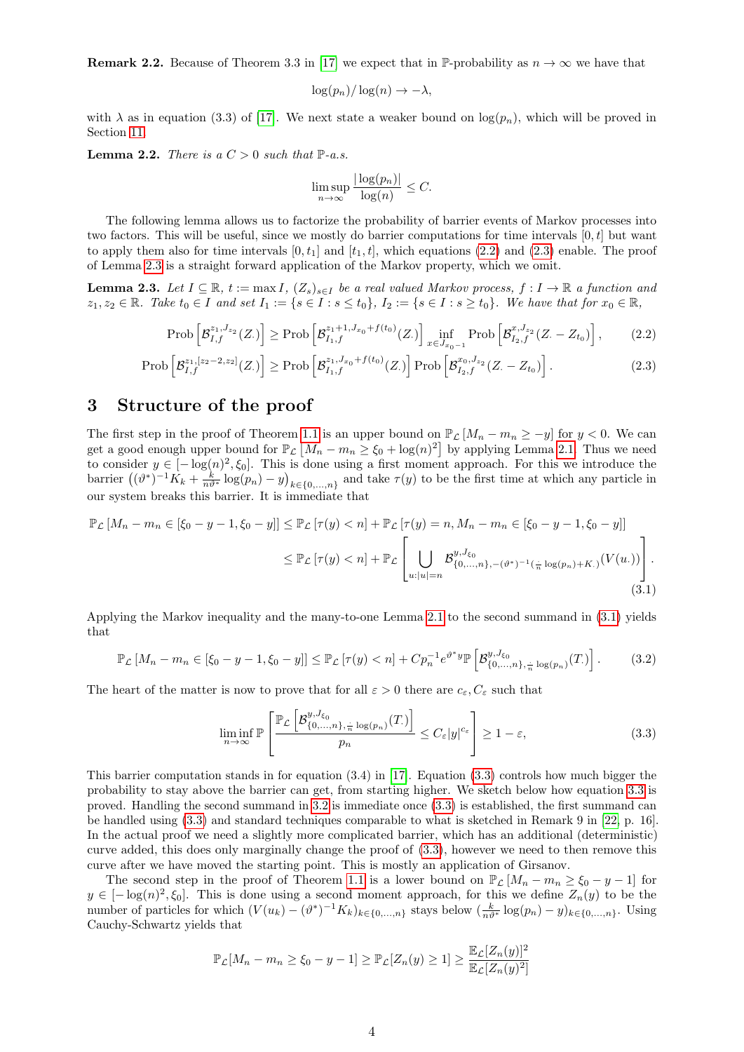**Remark 2.2.** Because of Theorem 3.3 in [17] we expect that in $\mathbb{P}$-probability as $n \to \infty$ we have that

$$\log(p_n)/\log(n) \to -\lambda,$$

with $\lambda$ as in equation (3.3) of [17]. We next state a weaker bound on $\log(p_n)$, which will be proved in Section 11.

**Lemma 2.2.** *There is a $C > 0$ such that $\mathbb{P}$-a.s.*

$$\limsup_{n\to\infty} \frac{|\log(p_n)|}{\log(n)} \leq C.$$

The following lemma allows us to factorize the probability of barrier events of Markov processes into two factors. This will be useful, since we mostly do barrier computations for time intervals $[0, t]$ but want to apply them also for time intervals $[0, t_1]$ and $[t_1, t]$, which equations (2.2) and (2.3) enable. The proof of Lemma 2.3 is a straight forward application of the Markov property, which we omit.

**Lemma 2.3.** *Let $I \subseteq \mathbb{R}$, $t := \max I$, $(Z_s)_{s\in I}$ be a real valued Markov process, $f : I \to \mathbb{R}$ a function and $z_1, z_2 \in \mathbb{R}$. Take $t_0 \in I$ and set $I_1 := \{s \in I : s \leq t_0\}$, $I_2 := \{s \in I : s \geq t_0\}$. We have that for $x_0 \in \mathbb{R}$,*

$$\text{Prob}\left[\mathcal{B}^{z_1,J_{z_2}}_{I,f}(Z_\cdot)\right] \geq \text{Prob}\left[\mathcal{B}^{z_1+1,J_{x_0}+f(t_0)}_{I_1,f}(Z_\cdot)\right] \inf_{x\in J_{x_0-1}} \text{Prob}\left[\mathcal{B}^{x,J_{z_2}}_{I_2,f}(Z_\cdot - Z_{t_0})\right], \tag{2.2}$$

$$\text{Prob}\left[\mathcal{B}^{z_1,[z_2-2,z_2]}_{I,f}(Z_\cdot)\right] \geq \text{Prob}\left[\mathcal{B}^{z_1,J_{x_0}+f(t_0)}_{I_1,f}(Z_\cdot)\right] \text{Prob}\left[\mathcal{B}^{x_0,J_{z_2}}_{I_2,f}(Z_\cdot - Z_{t_0})\right]. \tag{2.3}$$

# 3 Structure of the proof

The first step in the proof of Theorem 1.1 is an upper bound on $\mathbb{P}_{\mathcal{L}}\left[M_n - m_n \geq -y\right]$ for $y < 0$. We can get a good enough upper bound for $\mathbb{P}_{\mathcal{L}}\left[M_n - m_n \geq \xi_0 + \log(n)^2\right]$ by applying Lemma 2.1. Thus we need to consider $y \in [-\log(n)^2, \xi_0]$. This is done using a first moment approach. For this we introduce the barrier $\left((\vartheta^*)^{-1}K_k + \frac{k}{n\vartheta^*}\log(p_n) - y\right)_{k\in\{0,\ldots,n\}}$ and take $\tau(y)$ to be the first time at which any particle in our system breaks this barrier. It is immediate that

$$\begin{aligned}
\mathbb{P}_{\mathcal{L}}\left[M_n - m_n \in [\xi_0 - y - 1, \xi_0 - y]\right] &\leq \mathbb{P}_{\mathcal{L}}\left[\tau(y) < n\right] + \mathbb{P}_{\mathcal{L}}\left[\tau(y) = n, M_n - m_n \in [\xi_0 - y - 1, \xi_0 - y]\right] \\
&\leq \mathbb{P}_{\mathcal{L}}\left[\tau(y) < n\right] + \mathbb{P}_{\mathcal{L}}\left[\bigcup_{u:|u|=n} \mathcal{B}^{y,J_{\xi_0}}_{\{0,\ldots,n\},-(\vartheta^*)^{-1}(\frac{\cdot}{n}\log(p_n)+K_\cdot)}(V(u_\cdot))\right].
\end{aligned} \tag{3.1}$$

Applying the Markov inequality and the many-to-one Lemma 2.1 to the second summand in (3.1) yields that

$$\mathbb{P}_{\mathcal{L}}\left[M_n - m_n \in [\xi_0 - y - 1, \xi_0 - y]\right] \leq \mathbb{P}_{\mathcal{L}}\left[\tau(y) < n\right] + Cp_n^{-1}e^{\vartheta^* y}\mathbb{P}\left[\mathcal{B}^{y,J_{\xi_0}}_{\{0,\ldots,n\},\frac{\cdot}{n}\log(p_n)}(T_\cdot)\right]. \tag{3.2}$$

The heart of the matter is now to prove that for all $\varepsilon > 0$ there are $c_\varepsilon, C_\varepsilon$ such that

$$\liminf_{n\to\infty} \mathbb{P}\left[\frac{\mathbb{P}_{\mathcal{L}}\left[\mathcal{B}^{y,J_{\xi_0}}_{\{0,\ldots,n\},\frac{\cdot}{n}\log(p_n)}(T_\cdot)\right]}{p_n} \leq C_\varepsilon |y|^{c_\varepsilon}\right] \geq 1 - \varepsilon, \tag{3.3}$$

This barrier computation stands in for equation (3.4) in [17]. Equation (3.3) controls how much bigger the probability to stay above the barrier can get, from starting higher. We sketch below how equation 3.3 is proved. Handling the second summand in 3.2 is immediate once (3.3) is established, the first summand can be handled using (3.3) and standard techniques comparable to what is sketched in Remark 9 in [22, p. 16]. In the actual proof we need a slightly more complicated barrier, which has an additional (deterministic) curve added, this does only marginally change the proof of (3.3), however we need to then remove this curve after we have moved the starting point. This is mostly an application of Girsanov.

The second step in the proof of Theorem 1.1 is a lower bound on $\mathbb{P}_{\mathcal{L}}\left[M_n - m_n \geq \xi_0 - y - 1\right]$ for $y \in [-\log(n)^2, \xi_0]$. This is done using a second moment approach, for this we define $Z_n(y)$ to be the number of particles for which $(V(u_k) - (\vartheta^*)^{-1}K_k)_{k\in\{0,\ldots,n\}}$ stays below $\left(\frac{k}{n\vartheta^*}\log(p_n) - y\right)_{k\in\{0,\ldots,n\}}$. Using Cauchy-Schwartz yields that

$$\mathbb{P}_{\mathcal{L}}[M_n - m_n \geq \xi_0 - y - 1] \geq \mathbb{P}_{\mathcal{L}}[Z_n(y) \geq 1] \geq \frac{\mathbb{E}_{\mathcal{L}}[Z_n(y)]^2}{\mathbb{E}_{\mathcal{L}}[Z_n(y)^2]}$$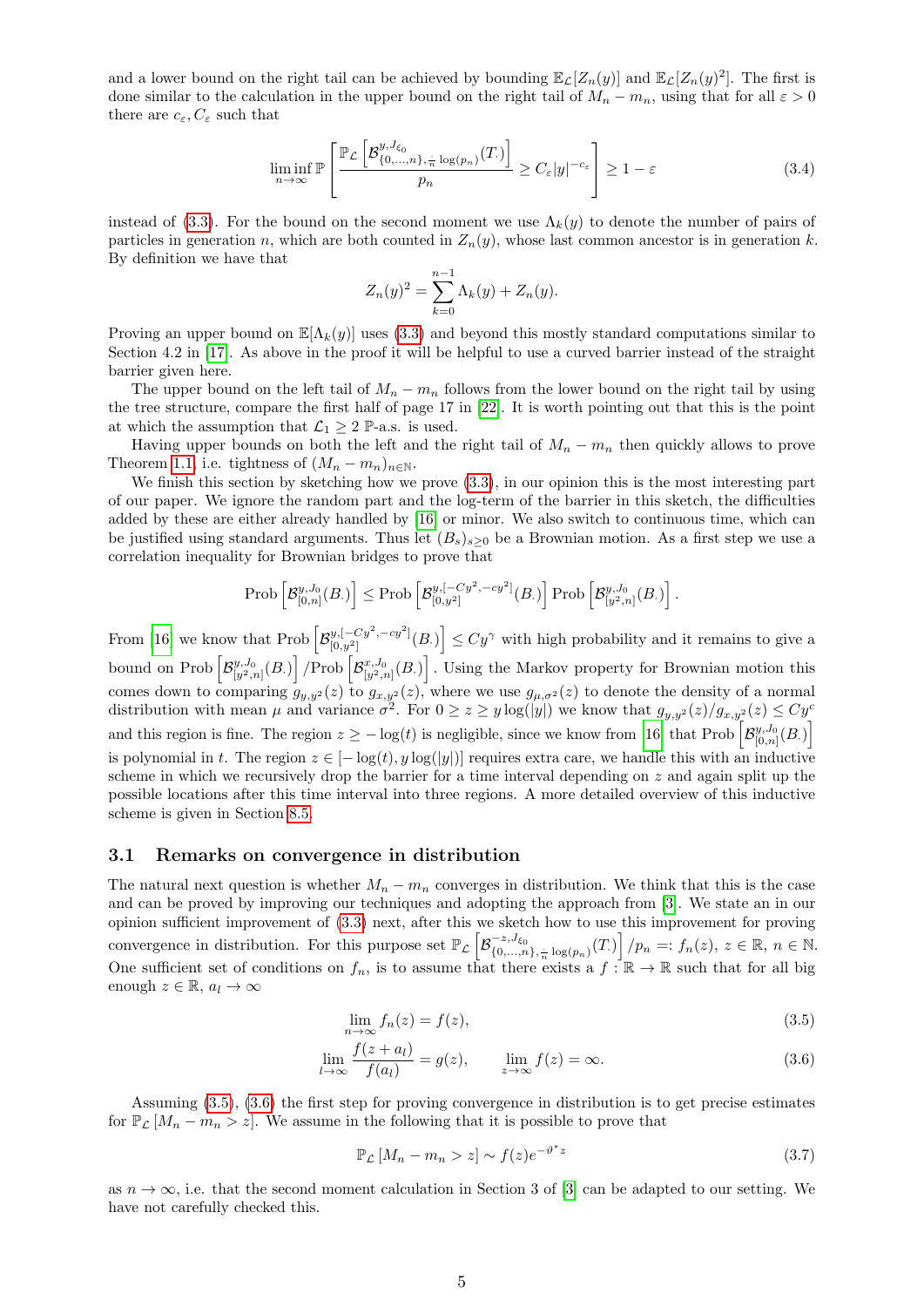and a lower bound on the right tail can be achieved by bounding $\mathbb{E}_{\mathcal{L}}[Z_n(y)]$ and $\mathbb{E}_{\mathcal{L}}[Z_n(y)^2]$. The first is done similar to the calculation in the upper bound on the right tail of $M_n - m_n$, using that for all $\varepsilon > 0$ there are $c_\varepsilon, C_\varepsilon$ such that

$$\liminf_{n\to\infty} \mathbb{P}\left[\frac{\mathbb{P}_{\mathcal{L}}\left[\mathcal{B}^{y,J_{\xi_0}}_{\{0,\ldots,n\},\frac{\cdot}{n}\log(p_n)}(T_\cdot)\right]}{p_n} \geq C_\varepsilon |y|^{-c_\varepsilon}\right] \geq 1-\varepsilon \tag{3.4}$$

instead of (3.3). For the bound on the second moment we use $\Lambda_k(y)$ to denote the number of pairs of particles in generation $n$, which are both counted in $Z_n(y)$, whose last common ancestor is in generation $k$. By definition we have that

$$Z_n(y)^2 = \sum_{k=0}^{n-1} \Lambda_k(y) + Z_n(y).$$

Proving an upper bound on $\mathbb{E}[\Lambda_k(y)]$ uses (3.3) and beyond this mostly standard computations similar to Section 4.2 in [17]. As above in the proof it will be helpful to use a curved barrier instead of the straight barrier given here.

The upper bound on the left tail of $M_n - m_n$ follows from the lower bound on the right tail by using the tree structure, compare the first half of page 17 in [22]. It is worth pointing out that this is the point at which the assumption that $\mathcal{L}_1 \geq 2$ $\mathbb{P}$-a.s. is used.

Having upper bounds on both the left and the right tail of $M_n - m_n$ then quickly allows to prove Theorem 1.1, i.e. tightness of $(M_n - m_n)_{n\in\mathbb{N}}$.

We finish this section by sketching how we prove (3.3), in our opinion this is the most interesting part of our paper. We ignore the random part and the log-term of the barrier in this sketch, the difficulties added by these are either already handled by [16] or minor. We also switch to continuous time, which can be justified using standard arguments. Thus let $(B_s)_{s\geq 0}$ be a Brownian motion. As a first step we use a correlation inequality for Brownian bridges to prove that

$$\text{Prob}\left[\mathcal{B}^{y,J_0}_{[0,n]}(B_\cdot)\right] \leq \text{Prob}\left[\mathcal{B}^{y,[-Cy^2,-cy^2]}_{[0,y^2]}(B_\cdot)\right] \text{Prob}\left[\mathcal{B}^{y,J_0}_{[y^2,n]}(B_\cdot)\right].$$

From [16] we know that $\text{Prob}\left[\mathcal{B}^{y,[-Cy^2,-cy^2]}_{[0,y^2]}(B_\cdot)\right] \leq Cy^\gamma$ with high probability and it remains to give a bound on $\text{Prob}\left[\mathcal{B}^{y,J_0}_{[y^2,n]}(B_\cdot)\right] / \text{Prob}\left[\mathcal{B}^{x,J_0}_{[y^2,n]}(B_\cdot)\right]$. Using the Markov property for Brownian motion this comes down to comparing $g_{y,y^2}(z)$ to $g_{x,y^2}(z)$, where we use $g_{\mu,\sigma^2}(z)$ to denote the density of a normal distribution with mean $\mu$ and variance $\sigma^2$. For $0 \geq z \geq y\log(|y|)$ we know that $g_{y,y^2}(z)/g_{x,y^2}(z) \leq Cy^c$ and this region is fine. The region $z \geq -\log(t)$ is negligible, since we know from [16] that $\text{Prob}\left[\mathcal{B}^{y,J_0}_{[0,n]}(B_\cdot)\right]$ is polynomial in $t$. The region $z \in [-\log(t), y\log(|y|)]$ requires extra care, we handle this with an inductive scheme in which we recursively drop the barrier for a time interval depending on $z$ and again split up the possible locations after this time interval into three regions. A more detailed overview of this inductive scheme is given in Section 8.5.

## 3.1 Remarks on convergence in distribution

The natural next question is whether $M_n - m_n$ converges in distribution. We think that this is the case and can be proved by improving our techniques and adopting the approach from [3]. We state an in our opinion sufficient improvement of (3.3) next, after this we sketch how to use this improvement for proving convergence in distribution. For this purpose set $\mathbb{P}_{\mathcal{L}}\left[\mathcal{B}^{-z,J_{\xi_0}}_{\{0,\ldots,n\},\frac{\cdot}{n}\log(p_n)}(T_\cdot)\right]/p_n =: f_n(z)$, $z \in \mathbb{R}$, $n \in \mathbb{N}$. One sufficient set of conditions on $f_n$, is to assume that there exists a $f : \mathbb{R} \to \mathbb{R}$ such that for all big enough $z \in \mathbb{R}$, $a_l \to \infty$

$$\lim_{n\to\infty} f_n(z) = f(z), \tag{3.5}$$

$$\lim_{l\to\infty} \frac{f(z+a_l)}{f(a_l)} = g(z), \qquad \lim_{z\to\infty} f(z) = \infty. \tag{3.6}$$

Assuming (3.5), (3.6) the first step for proving convergence in distribution is to get precise estimates for $\mathbb{P}_{\mathcal{L}}[M_n - m_n > z]$. We assume in the following that it is possible to prove that

$$\mathbb{P}_{\mathcal{L}}[M_n - m_n > z] \sim f(z)e^{-\vartheta^* z} \tag{3.7}$$

as $n \to \infty$, i.e. that the second moment calculation in Section 3 of [3] can be adapted to our setting. We have not carefully checked this.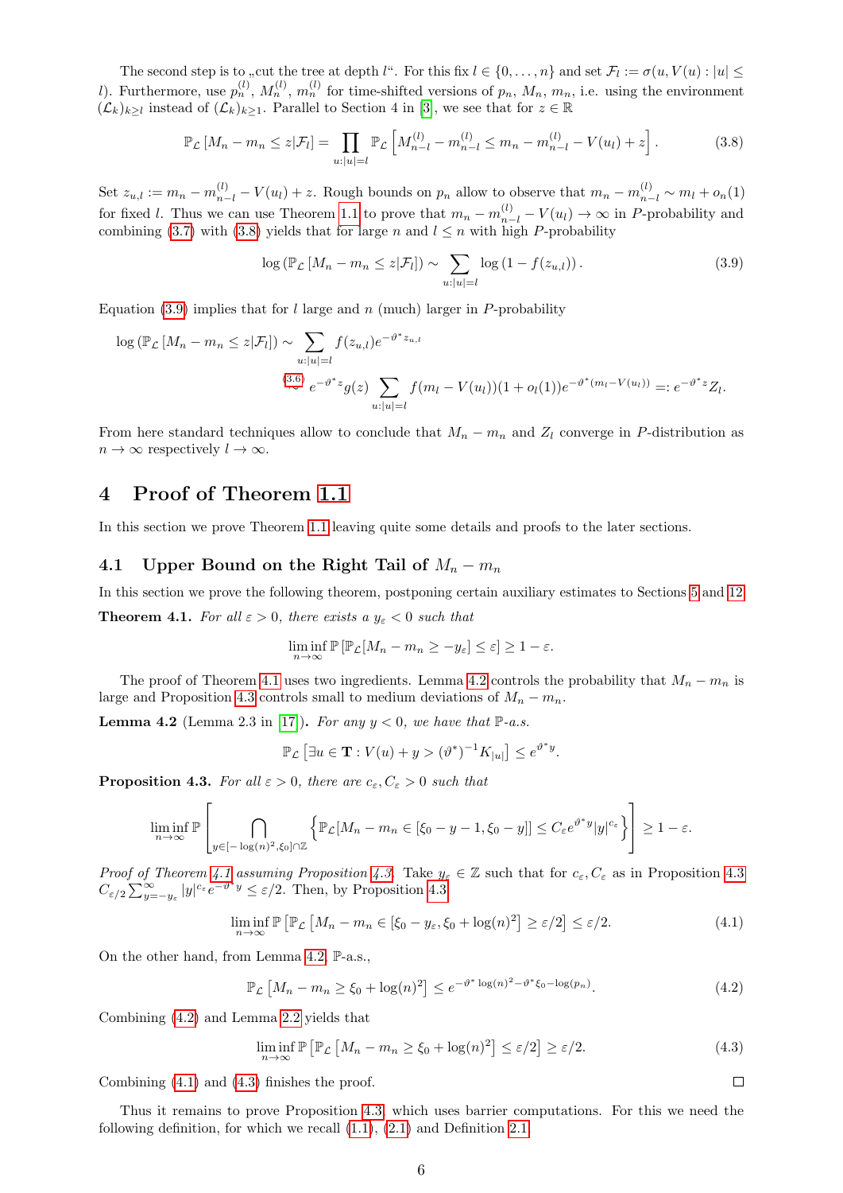The second step is to „cut the tree at depth $l$“. For this fix $l \in \{0, \dots, n\}$ and set $\mathcal{F}_l := \sigma(u, V(u) : |u| \leq l)$. Furthermore, use $p_n^{(l)}$, $M_n^{(l)}$, $m_n^{(l)}$ for time-shifted versions of $p_n$, $M_n$, $m_n$, i.e. using the environment $(\mathcal{L}_k)_{k\geq l}$ instead of $(\mathcal{L}_k)_{k\geq 1}$. Parallel to Section 4 in [3], we see that for $z \in \mathbb{R}$

$$\mathbb{P}_{\mathcal{L}}\left[M_n - m_n \leq z | \mathcal{F}_l\right] = \prod_{u:|u|=l} \mathbb{P}_{\mathcal{L}}\left[M_{n-l}^{(l)} - m_{n-l}^{(l)} \leq m_n - m_{n-l}^{(l)} - V(u_l) + z\right]. \tag{3.8}$$

Set $z_{u,l} := m_n - m_{n-l}^{(l)} - V(u_l) + z$. Rough bounds on $p_n$ allow to observe that $m_n - m_{n-l}^{(l)} \sim m_l + o_n(1)$ for fixed $l$. Thus we can use Theorem 1.1 to prove that $m_n - m_{n-l}^{(l)} - V(u_l) \to \infty$ in $P$-probability and combining (3.7) with (3.8) yields that for large $n$ and $l \leq n$ with high $P$-probability

$$\log\left(\mathbb{P}_{\mathcal{L}}\left[M_n - m_n \leq z | \mathcal{F}_l\right]\right) \sim \sum_{u:|u|=l} \log\left(1 - f(z_{u,l})\right). \tag{3.9}$$

Equation (3.9) implies that for $l$ large and $n$ (much) larger in $P$-probability

$$\begin{aligned}
\log\left(\mathbb{P}_{\mathcal{L}}\left[M_n - m_n \leq z | \mathcal{F}_l\right]\right) &\sim \sum_{u:|u|=l} f(z_{u,l}) e^{-\vartheta^* z_{u,l}} \\
&\overset{(3.6)}{\sim} e^{-\vartheta^* z} g(z) \sum_{u:|u|=l} f(m_l - V(u_l))(1 + o_l(1)) e^{-\vartheta^*(m_l - V(u_l))} =: e^{-\vartheta^* z} Z_l.
\end{aligned}$$

From here standard techniques allow to conclude that $M_n - m_n$ and $Z_l$ converge in $P$-distribution as $n \to \infty$ respectively $l \to \infty$.

# 4 Proof of Theorem 1.1

In this section we prove Theorem 1.1 leaving quite some details and proofs to the later sections.

## 4.1 Upper Bound on the Right Tail of $M_n - m_n$

In this section we prove the following theorem, postponing certain auxiliary estimates to Sections 5 and 12.

**Theorem 4.1.** *For all $\varepsilon > 0$, there exists a $y_\varepsilon < 0$ such that*

$$\liminf_{n\to\infty} \mathbb{P}\left[\mathbb{P}_{\mathcal{L}}[M_n - m_n \geq -y_\varepsilon] \leq \varepsilon\right] \geq 1 - \varepsilon.$$

The proof of Theorem 4.1 uses two ingredients. Lemma 4.2 controls the probability that $M_n - m_n$ is large and Proposition 4.3 controls small to medium deviations of $M_n - m_n$.

**Lemma 4.2** (Lemma 2.3 in [17]). *For any $y < 0$, we have that $\mathbb{P}$-a.s.*

$$\mathbb{P}_{\mathcal{L}}\left[\exists u \in \mathbf{T} : V(u) + y > (\vartheta^*)^{-1} K_{|u|}\right] \leq e^{\vartheta^* y}.$$

**Proposition 4.3.** *For all $\varepsilon > 0$, there are $c_\varepsilon, C_\varepsilon > 0$ such that*

$$\liminf_{n\to\infty} \mathbb{P}\left[\bigcap_{y\in[-\log(n)^2,\xi_0]\cap\mathbb{Z}} \left\{\mathbb{P}_{\mathcal{L}}[M_n - m_n \in [\xi_0 - y - 1, \xi_0 - y]] \leq C_\varepsilon e^{\vartheta^* y} |y|^{c_\varepsilon}\right\}\right] \geq 1 - \varepsilon.$$

*Proof of Theorem 4.1 assuming Proposition 4.3.* Take $y_\varepsilon \in \mathbb{Z}$ such that for $c_\varepsilon, C_\varepsilon$ as in Proposition 4.3 $C_{\varepsilon/2} \sum_{y=-y_\varepsilon}^{\infty} |y|^{c_\varepsilon} e^{-\vartheta^* y} \leq \varepsilon/2$. Then, by Proposition 4.3

$$\liminf_{n\to\infty} \mathbb{P}\left[\mathbb{P}_{\mathcal{L}}\left[M_n - m_n \in [\xi_0 - y_\varepsilon, \xi_0 + \log(n)^2\right] \geq \varepsilon/2\right] \leq \varepsilon/2. \tag{4.1}$$

On the other hand, from Lemma 4.2, $\mathbb{P}$-a.s.,

$$\mathbb{P}_{\mathcal{L}}\left[M_n - m_n \geq \xi_0 + \log(n)^2\right] \leq e^{-\vartheta^* \log(n)^2 - \vartheta^* \xi_0 - \log(p_n)}. \tag{4.2}$$

Combining (4.2) and Lemma 2.2 yields that

$$\liminf_{n\to\infty} \mathbb{P}\left[\mathbb{P}_{\mathcal{L}}\left[M_n - m_n \geq \xi_0 + \log(n)^2\right] \leq \varepsilon/2\right] \geq \varepsilon/2. \tag{4.3}$$

Combining (4.1) and (4.3) finishes the proof. □

Thus it remains to prove Proposition 4.3, which uses barrier computations. For this we need the following definition, for which we recall (1.1), (2.1) and Definition 2.1.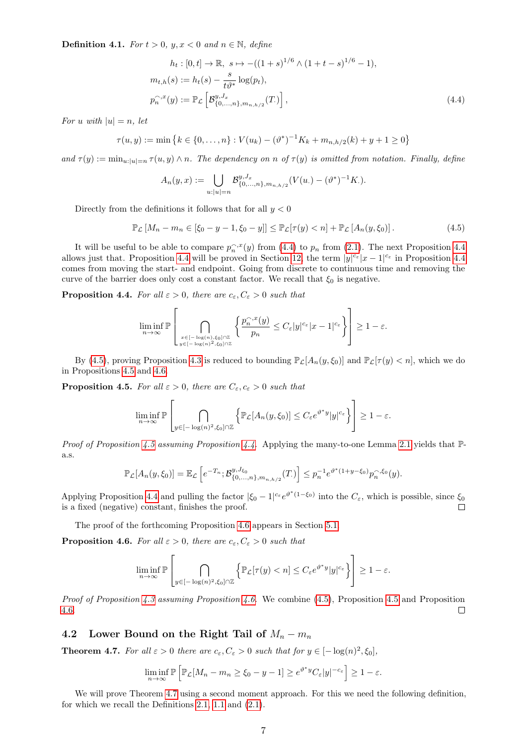**Definition 4.1.** *For $t > 0$, $y, x < 0$ and $n \in \mathbb{N}$, define*

$$
\begin{aligned}
h_t &: [0,t] \to \mathbb{R},\ s \mapsto -((1+s)^{1/6} \wedge (1+t-s)^{1/6} - 1), \\
m_{t,h}(s) &:= h_t(s) - \frac{s}{t\vartheta^*} \log(p_t), \\
p_n^{\frown,x}(y) &:= \mathbb{P}_{\mathcal{L}} \left[ \mathcal{B}^{y,J_x}_{\{0,\dots,n\},m_{n,h/2}}(T_\cdot) \right],
\end{aligned} \tag{4.4}
$$

*For $u$ with $|u| = n$, let*

$$
\tau(u,y) := \min\left\{ k \in \{0,\dots,n\} : V(u_k) - (\vartheta^*)^{-1} K_k + m_{n,h/2}(k) + y + 1 \geq 0 \right\}
$$

*and $\tau(y) := \min_{u:|u|=n} \tau(u,y) \wedge n$. The dependency on $n$ of $\tau(y)$ is omitted from notation. Finally, define*

$$
A_n(y,x) := \bigcup_{u:|u|=n} \mathcal{B}^{y,J_x}_{\{0,\dots,n\},m_{n,h/2}}(V(u_\cdot) - (\vartheta^*)^{-1} K_\cdot).
$$

Directly from the definitions it follows that for all $y < 0$

$$
\mathbb{P}_{\mathcal{L}}\left[ M_n - m_n \in [\xi_0 - y - 1, \xi_0 - y] \right] \leq \mathbb{P}_{\mathcal{L}}[\tau(y) < n] + \mathbb{P}_{\mathcal{L}}\left[ A_n(y,\xi_0) \right]. \tag{4.5}
$$

It will be useful to be able to compare $p_n^{\frown,x}(y)$ from (4.4) to $p_n$ from (2.1). The next Proposition 4.4 allows just that. Proposition 4.4 will be proved in Section 12, the term $|y|^{c_\varepsilon}|x-1|^{c_\varepsilon}$ in Proposition 4.4 comes from moving the start- and endpoint. Going from discrete to continuous time and removing the curve of the barrier does only cost a constant factor. We recall that $\xi_0$ is negative.

**Proposition 4.4.** *For all $\varepsilon > 0$, there are $c_\varepsilon, C_\varepsilon > 0$ such that*

$$
\liminf_{n\to\infty} \mathbb{P}\left[ \bigcap_{\substack{x \in [-\log(n),\xi_0]\cap\mathbb{Z} \\ y \in [-\log(n)^2,\xi_0]\cap\mathbb{Z}}} \left\{ \frac{p_n^{\frown,x}(y)}{p_n} \leq C_\varepsilon |y|^{c_\varepsilon} |x-1|^{c_\varepsilon} \right\} \right] \geq 1 - \varepsilon.
$$

By (4.5), proving Proposition 4.3 is reduced to bounding $\mathbb{P}_{\mathcal{L}}[A_n(y,\xi_0)]$ and $\mathbb{P}_{\mathcal{L}}[\tau(y) < n]$, which we do in Propositions 4.5 and 4.6.

**Proposition 4.5.** *For all $\varepsilon > 0$, there are $C_\varepsilon, c_\varepsilon > 0$ such that*

$$
\liminf_{n\to\infty} \mathbb{P}\left[ \bigcap_{y \in [-\log(n)^2,\xi_0]\cap\mathbb{Z}} \left\{ \mathbb{P}_{\mathcal{L}}[A_n(y,\xi_0)] \leq C_\varepsilon e^{\vartheta^* y} |y|^{c_\varepsilon} \right\} \right] \geq 1 - \varepsilon.
$$

*Proof of Proposition 4.5 assuming Proposition 4.4.* Applying the many-to-one Lemma 2.1 yields that $\mathbb{P}$-a.s.

$$
\mathbb{P}_{\mathcal{L}}[A_n(y,\xi_0)] = \mathbb{E}_{\mathcal{L}}\left[ e^{-T_n}; \mathcal{B}^{y,J_{\xi_0}}_{\{0,\dots,n\},m_{n,h/2}}(T_\cdot) \right] \leq p_n^{-1} e^{\vartheta^*(1+y-\xi_0)} p_n^{\frown,\xi_0}(y).
$$

Applying Proposition 4.4 and pulling the factor $|\xi_0 - 1|^{c_\varepsilon} e^{\vartheta^*(1-\xi_0)}$ into the $C_\varepsilon$, which is possible, since $\xi_0$ is a fixed (negative) constant, finishes the proof. □

The proof of the forthcoming Proposition 4.6 appears in Section 5.1.

**Proposition 4.6.** *For all $\varepsilon > 0$, there are $c_\varepsilon, C_\varepsilon > 0$ such that*

$$
\liminf_{n\to\infty} \mathbb{P}\left[ \bigcap_{y \in [-\log(n)^2,\xi_0]\cap\mathbb{Z}} \left\{ \mathbb{P}_{\mathcal{L}}[\tau(y) < n] \leq C_\varepsilon e^{\vartheta^* y} |y|^{c_\varepsilon} \right\} \right] \geq 1 - \varepsilon.
$$

*Proof of Proposition 4.3 assuming Proposition 4.6.* We combine (4.5), Proposition 4.5 and Proposition 4.6. □

## 4.2 Lower Bound on the Right Tail of $M_n - m_n$

**Theorem 4.7.** *For all $\varepsilon > 0$ there are $c_\varepsilon, C_\varepsilon > 0$ such that for $y \in [-\log(n)^2, \xi_0]$,*

$$
\liminf_{n\to\infty} \mathbb{P}\left[ \mathbb{P}_{\mathcal{L}}[M_n - m_n \geq \xi_0 - y - 1] \geq e^{\vartheta^* y} C_\varepsilon |y|^{-c_\varepsilon} \right] \geq 1 - \varepsilon.
$$

We will prove Theorem 4.7 using a second moment approach. For this we need the following definition, for which we recall the Definitions 2.1, 1.1 and (2.1).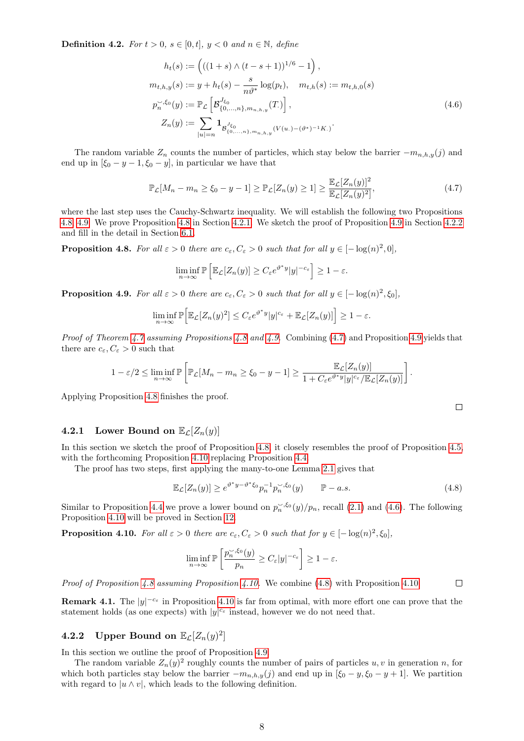**Definition 4.2.** *For $t > 0$, $s \in [0,t]$, $y < 0$ and $n \in \mathbb{N}$, define*

$$
\begin{aligned}
h_t(s) &:= \left( ((1+s) \wedge (t-s+1))^{1/6} - 1 \right), \\
m_{t,h,y}(s) &:= y + h_t(s) - \frac{s}{n\vartheta^*} \log(p_t), \quad m_{t,h}(s) := m_{t,h,0}(s) \\
p_n^{\smile,\xi_0}(y) &:= \mathbb{P}_{\mathcal{L}}\left[ \mathcal{B}^{J_{\xi_0}}_{\{0,\dots,n\},m_{n,h,y}}(T_\cdot) \right], \\
Z_n(y) &:= \sum_{|u|=n} \mathbf{1}_{\mathcal{B}^{J_{\xi_0}}_{\{0,\dots,n\},m_{n,h,y}}(V(u_\cdot)-(\vartheta^*)^{-1}K_\cdot)}.
\end{aligned}
\tag{4.6}
$$

The random variable $Z_n$ counts the number of particles, which stay below the barrier $-m_{n,h,y}(j)$ and end up in $[\xi_0 - y - 1, \xi_0 - y]$, in particular we have that

$$
\mathbb{P}_{\mathcal{L}}[M_n - m_n \geq \xi_0 - y - 1] \geq \mathbb{P}_{\mathcal{L}}[Z_n(y) \geq 1] \geq \frac{\mathbb{E}_{\mathcal{L}}[Z_n(y)]^2}{\mathbb{E}_{\mathcal{L}}[Z_n(y)^2]},
\tag{4.7}
$$

where the last step uses the Cauchy-Schwartz inequality. We will establish the following two Propositions 4.8, 4.9. We prove Proposition 4.8 in Section 4.2.1. We sketch the proof of Proposition 4.9 in Section 4.2.2 and fill in the detail in Section 6.1.

**Proposition 4.8.** *For all $\varepsilon > 0$ there are $c_\varepsilon, C_\varepsilon > 0$ such that for all $y \in [-\log(n)^2, 0]$,*

$$
\liminf_{n\to\infty} \mathbb{P}\left[ \mathbb{E}_{\mathcal{L}}[Z_n(y)] \geq C_\varepsilon e^{\vartheta^* y} |y|^{-c_\varepsilon} \right] \geq 1 - \varepsilon.
$$

**Proposition 4.9.** *For all $\varepsilon > 0$ there are $c_\varepsilon, C_\varepsilon > 0$ such that for all $y \in [-\log(n)^2, \xi_0]$,*

$$
\liminf_{n\to\infty} \mathbb{P}\left[ \mathbb{E}_{\mathcal{L}}[Z_n(y)^2] \leq C_\varepsilon e^{\vartheta^* y} |y|^{c_\varepsilon} + \mathbb{E}_{\mathcal{L}}[Z_n(y)] \right] \geq 1 - \varepsilon.
$$

*Proof of Theorem 4.7 assuming Propositions 4.8 and 4.9.* Combining (4.7) and Proposition 4.9 yields that there are $c_\varepsilon, C_\varepsilon > 0$ such that

$$
1 - \varepsilon/2 \leq \liminf_{n\to\infty} \mathbb{P}\left[ \mathbb{P}_{\mathcal{L}}[M_n - m_n \geq \xi_0 - y - 1] \geq \frac{\mathbb{E}_{\mathcal{L}}[Z_n(y)]}{1 + C_\varepsilon e^{\vartheta^* y} |y|^{c_\varepsilon} / \mathbb{E}_{\mathcal{L}}[Z_n(y)]} \right].
$$

Applying Proposition 4.8 finishes the proof. $\square$

### 4.2.1 Lower Bound on $\mathbb{E}_{\mathcal{L}}[Z_n(y)]$

In this section we sketch the proof of Proposition 4.8, it closely resembles the proof of Proposition 4.5, with the forthcoming Proposition 4.10 replacing Proposition 4.4.

The proof has two steps, first applying the many-to-one Lemma 2.1 gives that

$$
\mathbb{E}_{\mathcal{L}}[Z_n(y)] \geq e^{\vartheta^* y - \vartheta^* \xi_0} p_n^{-1} p_n^{\smile,\xi_0}(y) \qquad \mathbb{P}-a.s.
\tag{4.8}
$$

Similar to Proposition 4.4 we prove a lower bound on $p_n^{\smile,\xi_0}(y)/p_n$, recall (2.1) and (4.6). The following Proposition 4.10 will be proved in Section 12.

**Proposition 4.10.** *For all $\varepsilon > 0$ there are $c_\varepsilon, C_\varepsilon > 0$ such that for $y \in [-\log(n)^2, \xi_0]$,*

$$
\liminf_{n\to\infty} \mathbb{P}\left[ \frac{p_n^{\smile,\xi_0}(y)}{p_n} \geq C_\varepsilon |y|^{-c_\varepsilon} \right] \geq 1 - \varepsilon.
$$

*Proof of Proposition 4.8 assuming Proposition 4.10.* We combine (4.8) with Proposition 4.10. $\square$

**Remark 4.1.** The $|y|^{-c_\varepsilon}$ in Proposition 4.10 is far from optimal, with more effort one can prove that the statement holds (as one expects) with $|y|^{c_\varepsilon}$ instead, however we do not need that.

### 4.2.2 Upper Bound on $\mathbb{E}_{\mathcal{L}}[Z_n(y)^2]$

In this section we outline the proof of Proposition 4.9.

The random variable $Z_n(y)^2$ roughly counts the number of pairs of particles $u, v$ in generation $n$, for which both particles stay below the barrier $-m_{n,h,y}(j)$ and end up in $[\xi_0 - y, \xi_0 - y + 1]$. We partition with regard to $|u \wedge v|$, which leads to the following definition.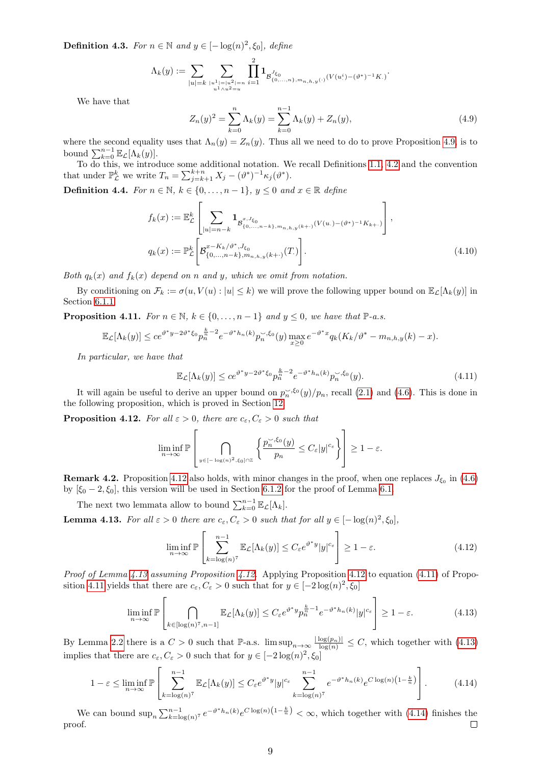**Definition 4.3.** *For $n \in \mathbb{N}$ and $y \in [-\log(n)^2, \xi_0]$, define*

$$\Lambda_k(y) := \sum_{|u|=k} \sum_{\substack{|u^1|=|u^2|=n \\ u^1 \wedge u^2 = u}} \prod_{i=1}^{2} \mathbf{1}_{\mathcal{B}^{J_{\xi_0}}_{\{0,\dots,n\}, m_{n,h,y}(\cdot)}(V(u^i_\cdot) - (\vartheta^*)^{-1} K_\cdot)}.$$

We have that

$$Z_n(y)^2 = \sum_{k=0}^{n} \Lambda_k(y) = \sum_{k=0}^{n-1} \Lambda_k(y) + Z_n(y), \tag{4.9}$$

where the second equality uses that $\Lambda_n(y) = Z_n(y)$. Thus all we need to do to prove Proposition 4.9 is to bound $\sum_{k=0}^{n-1} \mathbb{E}_{\mathcal{L}}[\Lambda_k(y)]$.

To do this, we introduce some additional notation. We recall Definitions 1.1, 4.2 and the convention that under $\mathbb{P}^k_{\mathcal{L}}$ we write $T_n = \sum_{j=k+1}^{k+n} X_j - (\vartheta^*)^{-1} \kappa_j(\vartheta^*)$.

**Definition 4.4.** *For $n \in \mathbb{N}$, $k \in \{0, \dots, n-1\}$, $y \le 0$ and $x \in \mathbb{R}$ define*

$$f_k(x) := \mathbb{E}^k_{\mathcal{L}}\left[ \sum_{|u|=n-k} \mathbf{1}_{\mathcal{B}^{x, J_{\xi_0}}_{\{0,\dots,n-k\}, m_{n,h,y}(k+\cdot)}(V(u_\cdot) - (\vartheta^*)^{-1} K_{k+\cdot})} \right],$$

$$q_k(x) := \mathbb{P}^k_{\mathcal{L}}\left[ \mathcal{B}^{x - K_k/\vartheta^*, J_{\xi_0}}_{\{0,\dots,n-k\}, m_{n,h,y}(k+\cdot)}(T_\cdot) \right]. \tag{4.10}$$

*Both $q_k(x)$ and $f_k(x)$ depend on $n$ and $y$, which we omit from notation.*

By conditioning on $\mathcal{F}_k := \sigma(u, V(u) : |u| \le k)$ we will prove the following upper bound on $\mathbb{E}_{\mathcal{L}}[\Lambda_k(y)]$ in Section 6.1.1.

**Proposition 4.11.** *For $n \in \mathbb{N}$, $k \in \{0, \dots, n-1\}$ and $y \le 0$, we have that $\mathbb{P}$-a.s.*

$$\mathbb{E}_{\mathcal{L}}[\Lambda_k(y)] \le c e^{\vartheta^* y - 2\vartheta^* \xi_0} p_n^{\frac{k}{n} - 2} e^{-\vartheta^* h_n(k)} p_n^{\smile, \xi_0}(y) \max_{x \ge 0} e^{-\vartheta^* x} q_k(K_k/\vartheta^* - m_{n,h,y}(k) - x).$$

*In particular, we have that*

$$\mathbb{E}_{\mathcal{L}}[\Lambda_k(y)] \le c e^{\vartheta^* y - 2\vartheta^* \xi_0} p_n^{\frac{k}{n} - 2} e^{-\vartheta^* h_n(k)} p_n^{\smile, \xi_0}(y). \tag{4.11}$$

It will again be useful to derive an upper bound on $p_n^{\smile, \xi_0}(y)/p_n$, recall (2.1) and (4.6). This is done in the following proposition, which is proved in Section 12.

**Proposition 4.12.** *For all $\varepsilon > 0$, there are $c_\varepsilon, C_\varepsilon > 0$ such that*

$$\liminf_{n \to \infty} \mathbb{P}\left[ \bigcap_{y \in [-\log(n)^2, \xi_0] \cap \mathbb{Z}} \left\{ \frac{p_n^{\smile, \xi_0}(y)}{p_n} \le C_\varepsilon |y|^{c_\varepsilon} \right\} \right] \ge 1 - \varepsilon.$$

**Remark 4.2.** Proposition 4.12 also holds, with minor changes in the proof, when one replaces $J_{\xi_0}$ in (4.6) by $[\xi_0 - 2, \xi_0]$, this version will be used in Section 6.1.2 for the proof of Lemma 6.1.

The next two lemmata allow to bound $\sum_{k=0}^{n-1} \mathbb{E}_{\mathcal{L}}[\Lambda_k]$.

**Lemma 4.13.** *For all $\varepsilon > 0$ there are $c_\varepsilon, C_\varepsilon > 0$ such that for all $y \in [-\log(n)^2, \xi_0]$,*

$$\liminf_{n \to \infty} \mathbb{P}\left[ \sum_{k=\log(n)^7}^{n-1} \mathbb{E}_{\mathcal{L}}[\Lambda_k(y)] \le C_\varepsilon e^{\vartheta^* y} |y|^{c_\varepsilon} \right] \ge 1 - \varepsilon. \tag{4.12}$$

*Proof of Lemma 4.13 assuming Proposition 4.12.* Applying Proposition 4.12 to equation (4.11) of Proposition 4.11 yields that there are $c_\varepsilon, C_\varepsilon > 0$ such that for $y \in [-2\log(n)^2, \xi_0]$

$$\liminf_{n \to \infty} \mathbb{P}\left[ \bigcap_{k \in [\log(n)^7, n-1]} \mathbb{E}_{\mathcal{L}}[\Lambda_k(y)] \le C_\varepsilon e^{\vartheta^* y} p_n^{\frac{k}{n} - 1} e^{-\vartheta^* h_n(k)} |y|^{c_\varepsilon} \right] \ge 1 - \varepsilon. \tag{4.13}$$

By Lemma 2.2 there is a $C > 0$ such that $\mathbb{P}$-a.s. $\limsup_{n \to \infty} \frac{|\log(p_n)|}{\log(n)} \le C$, which together with (4.13) implies that there are $c_\varepsilon, C_\varepsilon > 0$ such that for $y \in [-2\log(n)^2, \xi_0]$

$$1 - \varepsilon \le \liminf_{n \to \infty} \mathbb{P}\left[ \sum_{k=\log(n)^7}^{n-1} \mathbb{E}_{\mathcal{L}}[\Lambda_k(y)] \le C_\varepsilon e^{\vartheta^* y} |y|^{c_\varepsilon} \sum_{k=\log(n)^7}^{n-1} e^{-\vartheta^* h_n(k)} e^{C \log(n)\left(1 - \frac{k}{n}\right)} \right]. \tag{4.14}$$

We can bound $\sup_n \sum_{k=\log(n)^7}^{n-1} e^{-\vartheta^* h_n(k)} e^{C \log(n)\left(1 - \frac{k}{n}\right)} < \infty$, which together with (4.14) finishes the proof. □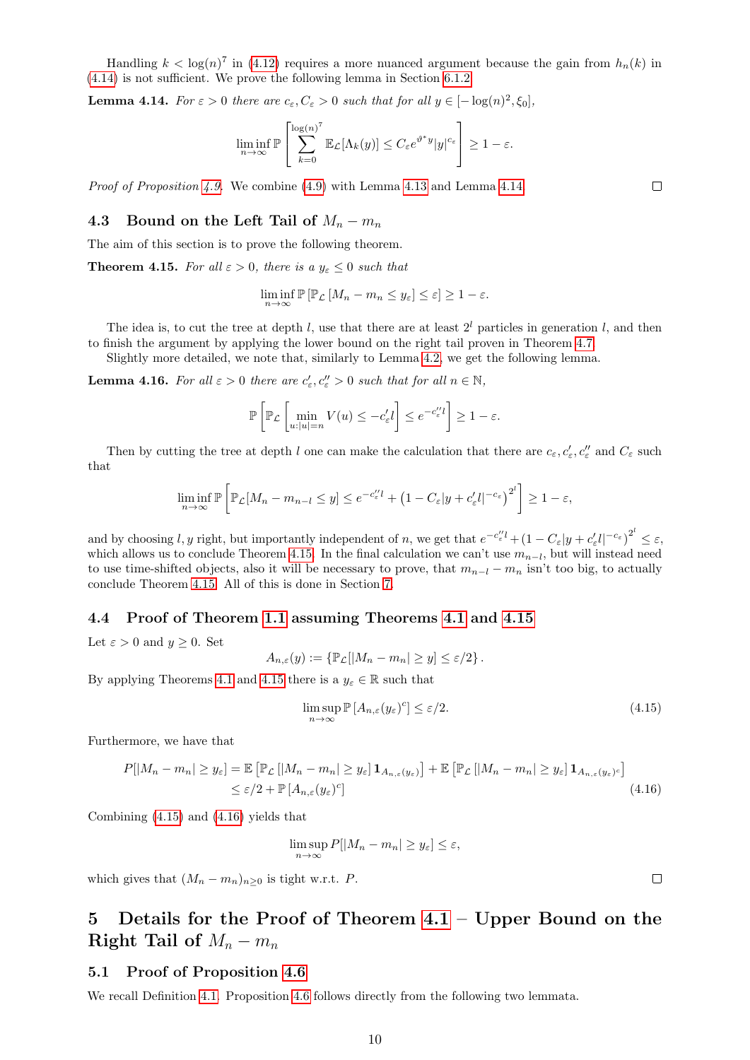Handling $k < \log(n)^7$ in (4.12) requires a more nuanced argument because the gain from $h_n(k)$ in (4.14) is not sufficient. We prove the following lemma in Section 6.1.2.

**Lemma 4.14.** *For $\varepsilon > 0$ there are $c_\varepsilon, C_\varepsilon > 0$ such that for all $y \in [-\log(n)^2, \xi_0]$,*

$$\liminf_{n\to\infty} \mathbb{P}\left[\sum_{k=0}^{\log(n)^7} \mathbb{E}_{\mathcal{L}}[\Lambda_k(y)] \le C_\varepsilon e^{\vartheta^* y}|y|^{c_\varepsilon}\right] \ge 1-\varepsilon.$$

*Proof of Proposition 4.9.* We combine (4.9) with Lemma 4.13 and Lemma 4.14. ☐

## 4.3 Bound on the Left Tail of $M_n - m_n$

The aim of this section is to prove the following theorem.

**Theorem 4.15.** *For all $\varepsilon > 0$, there is a $y_\varepsilon \le 0$ such that*

$$\liminf_{n\to\infty} \mathbb{P}\left[\mathbb{P}_{\mathcal{L}}\left[M_n - m_n \le y_\varepsilon\right] \le \varepsilon\right] \ge 1-\varepsilon.$$

The idea is, to cut the tree at depth $l$, use that there are at least $2^l$ particles in generation $l$, and then to finish the argument by applying the lower bound on the right tail proven in Theorem 4.7.

Slightly more detailed, we note that, similarly to Lemma 4.2, we get the following lemma.

**Lemma 4.16.** *For all $\varepsilon > 0$ there are $c'_\varepsilon, c''_\varepsilon > 0$ such that for all $n \in \mathbb{N}$,*

$$\mathbb{P}\left[\mathbb{P}_{\mathcal{L}}\left[\min_{u:|u|=n} V(u) \le -c'_\varepsilon l\right] \le e^{-c''_\varepsilon l}\right] \ge 1-\varepsilon.$$

Then by cutting the tree at depth $l$ one can make the calculation that there are $c_\varepsilon, c'_\varepsilon, c''_\varepsilon$ and $C_\varepsilon$ such that

$$\liminf_{n\to\infty} \mathbb{P}\left[\mathbb{P}_{\mathcal{L}}[M_n - m_{n-l} \le y] \le e^{-c''_\varepsilon l} + \left(1 - C_\varepsilon |y + c'_\varepsilon l|^{-c_\varepsilon}\right)^{2^l}\right] \ge 1-\varepsilon,$$

and by choosing $l, y$ right, but importantly independent of $n$, we get that $e^{-c''_\varepsilon l} + (1 - C_\varepsilon|y + c'_\varepsilon l|^{-c_\varepsilon})^{2^l} \le \varepsilon$, which allows us to conclude Theorem 4.15. In the final calculation we can't use $m_{n-l}$, but will instead need to use time-shifted objects, also it will be necessary to prove, that $m_{n-l} - m_n$ isn't too big, to actually conclude Theorem 4.15. All of this is done in Section 7.

## 4.4 Proof of Theorem 1.1 assuming Theorems 4.1 and 4.15

Let $\varepsilon > 0$ and $y \ge 0$. Set

$$A_{n,\varepsilon}(y) := \{\mathbb{P}_{\mathcal{L}}[|M_n - m_n| \ge y] \le \varepsilon/2\}.$$

By applying Theorems 4.1 and 4.15 there is a $y_\varepsilon \in \mathbb{R}$ such that

$$\limsup_{n\to\infty} \mathbb{P}\left[A_{n,\varepsilon}(y_\varepsilon)^c\right] \le \varepsilon/2. \tag{4.15}$$

Furthermore, we have that

$$\begin{aligned}
P[|M_n - m_n| \ge y_\varepsilon] &= \mathbb{E}\left[\mathbb{P}_{\mathcal{L}}\left[|M_n - m_n| \ge y_\varepsilon\right] \mathbf{1}_{A_{n,\varepsilon}(y_\varepsilon)}\right] + \mathbb{E}\left[\mathbb{P}_{\mathcal{L}}\left[|M_n - m_n| \ge y_\varepsilon\right] \mathbf{1}_{A_{n,\varepsilon}(y_\varepsilon)^c}\right] \\
&\le \varepsilon/2 + \mathbb{P}\left[A_{n,\varepsilon}(y_\varepsilon)^c\right]
\end{aligned} \tag{4.16}$$

Combining (4.15) and (4.16) yields that

$$\limsup_{n\to\infty} P[|M_n - m_n| \ge y_\varepsilon] \le \varepsilon,$$

which gives that $(M_n - m_n)_{n\ge 0}$ is tight w.r.t. $P$. ☐

# 5 Details for the Proof of Theorem 4.1 – Upper Bound on the Right Tail of $M_n - m_n$

## 5.1 Proof of Proposition 4.6

We recall Definition 4.1. Proposition 4.6 follows directly from the following two lemmata.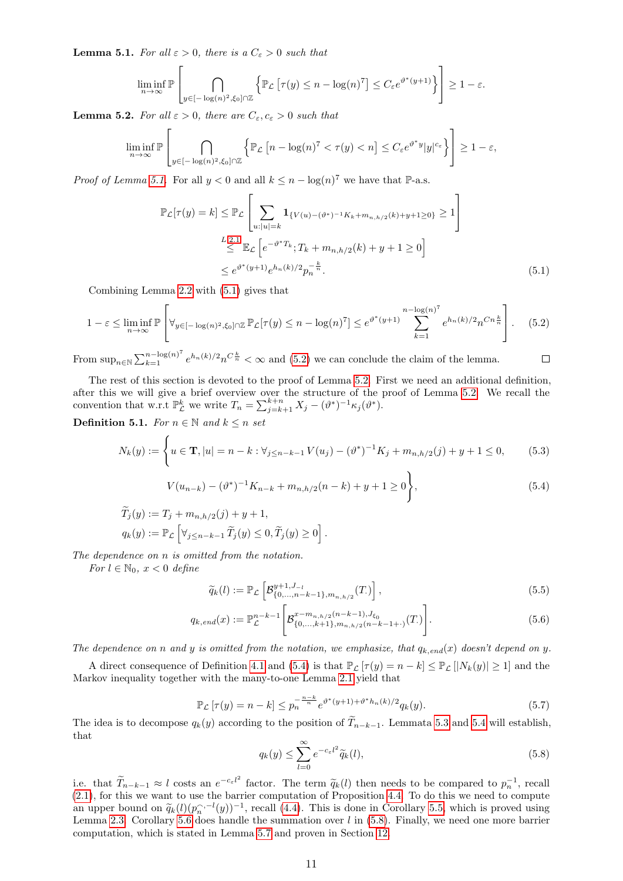**Lemma 5.1.** *For all $\varepsilon > 0$, there is a $C_\varepsilon > 0$ such that*

$$\liminf_{n\to\infty} \mathbb{P}\left[\bigcap_{y\in[-\log(n)^2,\xi_0]\cap\mathbb{Z}} \left\{\mathbb{P}_{\mathcal{L}}\left[\tau(y) \le n - \log(n)^7\right] \le C_\varepsilon e^{\vartheta^*(y+1)}\right\}\right] \ge 1-\varepsilon.$$

**Lemma 5.2.** *For all $\varepsilon > 0$, there are $C_\varepsilon, c_\varepsilon > 0$ such that*

$$\liminf_{n\to\infty} \mathbb{P}\left[\bigcap_{y\in[-\log(n)^2,\xi_0]\cap\mathbb{Z}} \left\{\mathbb{P}_{\mathcal{L}}\left[n-\log(n)^7 < \tau(y) < n\right] \le C_\varepsilon e^{\vartheta^* y}|y|^{c_\varepsilon}\right\}\right] \ge 1-\varepsilon,$$

*Proof of Lemma 5.1.* For all $y<0$ and all $k \le n-\log(n)^7$ we have that $\mathbb{P}$-a.s.

$$\begin{aligned}
\mathbb{P}_{\mathcal{L}}[\tau(y)=k] &\le \mathbb{P}_{\mathcal{L}}\left[\sum_{u:|u|=k} \mathbf{1}_{\{V(u)-(\vartheta^*)^{-1}K_k+m_{n,h/2}(k)+y+1\ge 0\}} \ge 1\right] \\
&\overset{L\,2.1}{\le} \mathbb{E}_{\mathcal{L}}\left[e^{-\vartheta^* T_k}; T_k + m_{n,h/2}(k)+y+1\ge 0\right] \\
&\le e^{\vartheta^*(y+1)} e^{h_n(k)/2} p_n^{-\frac{k}{n}}.
\end{aligned} \tag{5.1}$$

Combining Lemma 2.2 with (5.1) gives that

$$1-\varepsilon \le \liminf_{n\to\infty} \mathbb{P}\left[\forall_{y\in[-\log(n)^2,\xi_0]\cap\mathbb{Z}}\, \mathbb{P}_{\mathcal{L}}[\tau(y)\le n-\log(n)^7] \le e^{\vartheta^*(y+1)} \sum_{k=1}^{n-\log(n)^7} e^{h_n(k)/2} n^{C\frac{k}{n}}\right]. \tag{5.2}$$

From $\sup_{n\in\mathbb{N}} \sum_{k=1}^{n-\log(n)^7} e^{h_n(k)/2} n^{C\frac{k}{n}} < \infty$ and (5.2) we can conclude the claim of the lemma. ☐

The rest of this section is devoted to the proof of Lemma 5.2. First we need an additional definition, after this we will give a brief overview over the structure of the proof of Lemma 5.2. We recall the convention that w.r.t $\mathbb{P}^k_{\mathcal{L}}$ we write $T_n = \sum_{j=k+1}^{k+n} X_j - (\vartheta^*)^{-1}\kappa_j(\vartheta^*)$.

**Definition 5.1.** *For $n\in\mathbb{N}$ and $k\le n$ set*

$$N_k(y) := \Bigg\{u\in\mathbf{T}, |u| = n-k : \forall_{j\le n-k-1}\, V(u_j) - (\vartheta^*)^{-1}K_j + m_{n,h/2}(j) + y + 1 \le 0, \tag{5.3}$$

$$V(u_{n-k}) - (\vartheta^*)^{-1}K_{n-k} + m_{n,h/2}(n-k) + y + 1 \ge 0\Bigg\}, \tag{5.4}$$

$$\widetilde{T}_j(y) := T_j + m_{n,h/2}(j) + y + 1,$$

$$q_k(y) := \mathbb{P}_{\mathcal{L}}\left[\forall_{j\le n-k-1}\, \widetilde{T}_j(y)\le 0, \widetilde{T}_j(y)\ge 0\right].$$

*The dependence on $n$ is omitted from the notation.*

*For $l\in\mathbb{N}_0$, $x<0$ define*

$$\widetilde{q}_k(l) := \mathbb{P}_{\mathcal{L}}\left[\mathcal{B}^{y+1,J_{-l}}_{\{0,\dots,n-k-1\},m_{n,h/2}}(T_\cdot)\right], \tag{5.5}$$

$$q_{k,end}(x) := \mathbb{P}^{n-k-1}_{\mathcal{L}}\left[\mathcal{B}^{x-m_{n,h/2}(n-k-1),J_{\xi_0}}_{\{0,\dots,k+1\},m_{n,h/2}(n-k-1+\cdot)}(T_\cdot)\right]. \tag{5.6}$$

*The dependence on $n$ and $y$ is omitted from the notation, we emphasize, that $q_{k,end}(x)$ doesn't depend on $y$.*

A direct consequence of Definition 4.1 and (5.4) is that $\mathbb{P}_{\mathcal{L}}[\tau(y)=n-k] \le \mathbb{P}_{\mathcal{L}}[|N_k(y)|\ge 1]$ and the Markov inequality together with the many-to-one Lemma 2.1 yield that

$$\mathbb{P}_{\mathcal{L}}[\tau(y)=n-k] \le p_n^{-\frac{n-k}{n}} e^{\vartheta^*(y+1)+\vartheta^* h_n(k)/2} q_k(y). \tag{5.7}$$

The idea is to decompose $q_k(y)$ according to the position of $\widetilde{T}_{n-k-1}$. Lemmata 5.3 and 5.4 will establish, that

$$q_k(y) \le \sum_{l=0}^{\infty} e^{-c_\varepsilon l^2} \widetilde{q}_k(l), \tag{5.8}$$

i.e. that $\widetilde{T}_{n-k-1}\approx l$ costs an $e^{-c_\varepsilon l^2}$ factor. The term $\widetilde{q}_k(l)$ then needs to be compared to $p_n^{-1}$, recall (2.1), for this we want to use the barrier computation of Proposition 4.4. To do this we need to compute an upper bound on $\widetilde{q}_k(l)(p_n^{\frown\cdot -l}(y))^{-1}$, recall (4.4). This is done in Corollary 5.5, which is proved using Lemma 2.3. Corollary 5.6 does handle the summation over $l$ in (5.8). Finally, we need one more barrier computation, which is stated in Lemma 5.7 and proven in Section 12.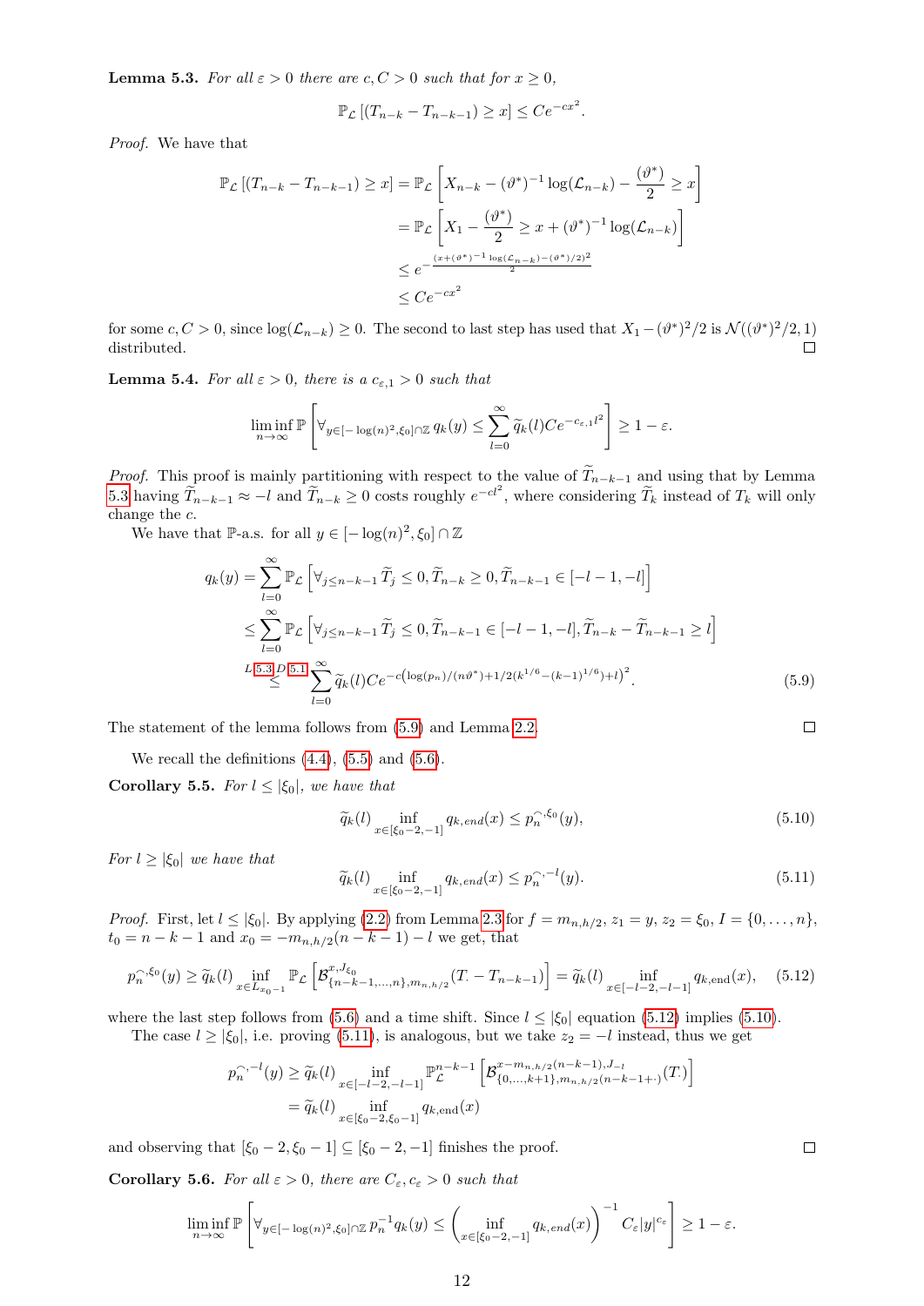**Lemma 5.3.** *For all $\varepsilon > 0$ there are $c, C > 0$ such that for $x \geq 0$,*

$$\mathbb{P}_{\mathcal{L}}\left[(T_{n-k} - T_{n-k-1}) \geq x\right] \leq Ce^{-cx^2}.$$

*Proof.* We have that

$$\begin{aligned}
\mathbb{P}_{\mathcal{L}}\left[(T_{n-k} - T_{n-k-1}) \geq x\right] &= \mathbb{P}_{\mathcal{L}}\left[X_{n-k} - (\vartheta^*)^{-1}\log(\mathcal{L}_{n-k}) - \frac{(\vartheta^*)}{2} \geq x\right] \\
&= \mathbb{P}_{\mathcal{L}}\left[X_1 - \frac{(\vartheta^*)}{2} \geq x + (\vartheta^*)^{-1}\log(\mathcal{L}_{n-k})\right] \\
&\leq e^{-\frac{(x+(\vartheta^*)^{-1}\log(\mathcal{L}_{n-k})-(\vartheta^*)/2)^2}{2}} \\
&\leq Ce^{-cx^2}
\end{aligned}$$

for some $c, C > 0$, since $\log(\mathcal{L}_{n-k}) \geq 0$. The second to last step has used that $X_1 - (\vartheta^*)^2/2$ is $\mathcal{N}((\vartheta^*)^2/2, 1)$ distributed. □

**Lemma 5.4.** *For all $\varepsilon > 0$, there is a $c_{\varepsilon,1} > 0$ such that*

$$\liminf_{n\to\infty} \mathbb{P}\left[\forall_{y\in[-\log(n)^2,\xi_0]\cap\mathbb{Z}}\, q_k(y) \leq \sum_{l=0}^{\infty} \widetilde{q}_k(l)Ce^{-c_{\varepsilon,1}l^2}\right] \geq 1-\varepsilon.$$

*Proof.* This proof is mainly partitioning with respect to the value of $\widetilde{T}_{n-k-1}$ and using that by Lemma 5.3 having $\widetilde{T}_{n-k-1} \approx -l$ and $\widetilde{T}_{n-k} \geq 0$ costs roughly $e^{-cl^2}$, where considering $\widetilde{T}_k$ instead of $T_k$ will only change the $c$.

We have that $\mathbb{P}$-a.s. for all $y \in [-\log(n)^2, \xi_0] \cap \mathbb{Z}$

$$\begin{aligned}
q_k(y) &= \sum_{l=0}^{\infty} \mathbb{P}_{\mathcal{L}}\left[\forall_{j\leq n-k-1}\, \widetilde{T}_j \leq 0, \widetilde{T}_{n-k} \geq 0, \widetilde{T}_{n-k-1} \in [-l-1,-l]\right] \\
&\leq \sum_{l=0}^{\infty} \mathbb{P}_{\mathcal{L}}\left[\forall_{j\leq n-k-1}\, \widetilde{T}_j \leq 0, \widetilde{T}_{n-k-1} \in [-l-1,-l], \widetilde{T}_{n-k} - \widetilde{T}_{n-k-1} \geq l\right] \\
&\overset{L\, 5.3, D\, 5.1}{\leq} \sum_{l=0}^{\infty} \widetilde{q}_k(l)Ce^{-c\left(\log(p_n)/(n\vartheta^*)+1/2(k^{1/6}-(k-1)^{1/6})+l\right)^2}.
\end{aligned} \tag{5.9}$$

The statement of the lemma follows from (5.9) and Lemma 2.2. □

We recall the definitions (4.4), (5.5) and (5.6).

**Corollary 5.5.** *For $l \leq |\xi_0|$, we have that*

$$\widetilde{q}_k(l) \inf_{x\in[\xi_0-2,-1]} q_{k,end}(x) \leq p_n^{\frown,\xi_0}(y), \tag{5.10}$$

*For $l \geq |\xi_0|$ we have that*

$$\widetilde{q}_k(l) \inf_{x\in[\xi_0-2,-1]} q_{k,end}(x) \leq p_n^{\frown,-l}(y). \tag{5.11}$$

*Proof.* First, let $l \leq |\xi_0|$. By applying (2.2) from Lemma 2.3 for $f = m_{n,h/2}$, $z_1 = y$, $z_2 = \xi_0$, $I = \{0,\ldots,n\}$, $t_0 = n-k-1$ and $x_0 = -m_{n,h/2}(n-k-1) - l$ we get, that

$$p_n^{\frown,\xi_0}(y) \geq \widetilde{q}_k(l) \inf_{x\in L_{x_0-1}} \mathbb{P}_{\mathcal{L}}\left[\mathcal{B}^{x,J_{\xi_0}}_{\{n-k-1,\ldots,n\},m_{n,h/2}}(T_\cdot - T_{n-k-1})\right] = \widetilde{q}_k(l) \inf_{x\in[-l-2,-l-1]} q_{k,\mathrm{end}}(x), \tag{5.12}$$

where the last step follows from (5.6) and a time shift. Since $l \leq |\xi_0|$ equation (5.12) implies (5.10).

The case $l \geq |\xi_0|$, i.e. proving (5.11), is analogous, but we take $z_2 = -l$ instead, thus we get

$$\begin{aligned}
p_n^{\frown,-l}(y) &\geq \widetilde{q}_k(l) \inf_{x\in[-l-2,-l-1]} \mathbb{P}_{\mathcal{L}}^{n-k-1}\left[\mathcal{B}^{x-m_{n,h/2}(n-k-1),J_{-l}}_{\{0,\ldots,k+1\},m_{n,h/2}(n-k-1+\cdot)}(T_\cdot)\right] \\
&= \widetilde{q}_k(l) \inf_{x\in[\xi_0-2,\xi_0-1]} q_{k,\mathrm{end}}(x)
\end{aligned}$$

and observing that $[\xi_0-2, \xi_0-1] \subseteq [\xi_0-2,-1]$ finishes the proof. □

**Corollary 5.6.** *For all $\varepsilon > 0$, there are $C_\varepsilon, c_\varepsilon > 0$ such that*

$$\liminf_{n\to\infty} \mathbb{P}\left[\forall_{y\in[-\log(n)^2,\xi_0]\cap\mathbb{Z}}\, p_n^{-1}q_k(y) \leq \left(\inf_{x\in[\xi_0-2,-1]} q_{k,end}(x)\right)^{-1} C_\varepsilon|y|^{c_\varepsilon}\right] \geq 1-\varepsilon.$$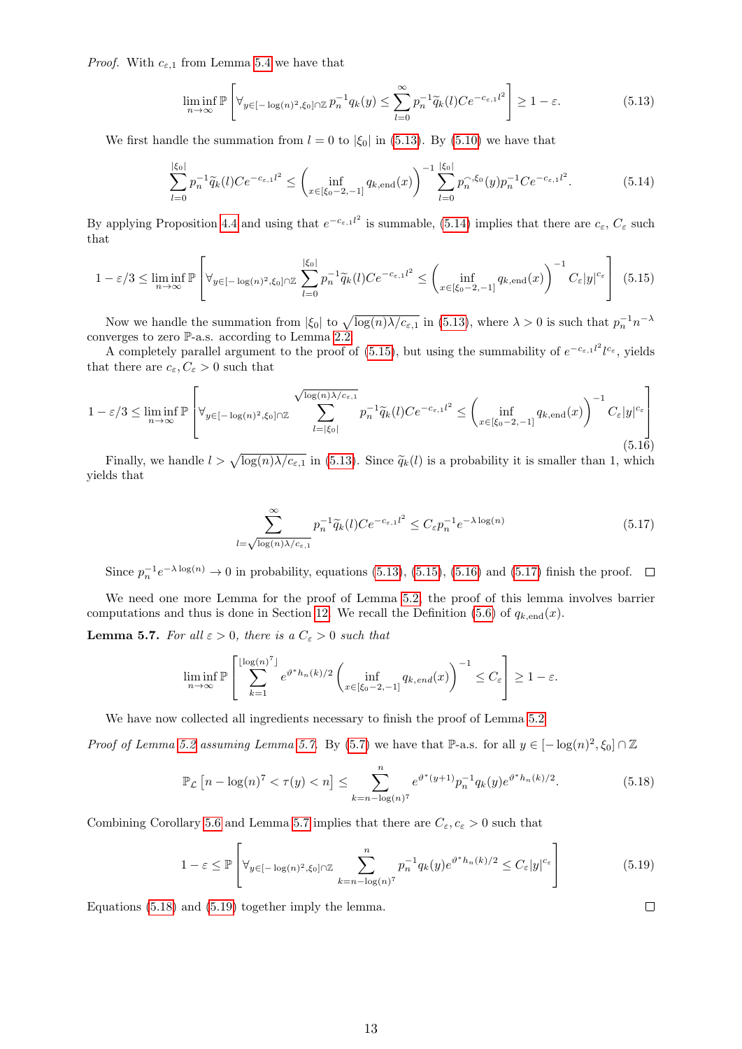*Proof.* With $c_{\varepsilon,1}$ from Lemma 5.4 we have that

$$\liminf_{n\to\infty} \mathbb{P}\left[\forall_{y\in[-\log(n)^2,\xi_0]\cap\mathbb{Z}}\, p_n^{-1}q_k(y) \le \sum_{l=0}^{\infty} p_n^{-1}\widetilde{q}_k(l)Ce^{-c_{\varepsilon,1}l^2}\right] \ge 1-\varepsilon. \tag{5.13}$$

We first handle the summation from $l=0$ to $|\xi_0|$ in (5.13). By (5.10) we have that

$$\sum_{l=0}^{|\xi_0|} p_n^{-1}\widetilde{q}_k(l)Ce^{-c_{\varepsilon,1}l^2} \le \left(\inf_{x\in[\xi_0-2,-1]} q_{k,\mathrm{end}}(x)\right)^{-1} \sum_{l=0}^{|\xi_0|} p_n^{\frown,\xi_0}(y)p_n^{-1}Ce^{-c_{\varepsilon,1}l^2}. \tag{5.14}$$

By applying Proposition 4.4 and using that $e^{-c_{\varepsilon,1}l^2}$ is summable, (5.14) implies that there are $c_\varepsilon$, $C_\varepsilon$ such that

$$1-\varepsilon/3 \le \liminf_{n\to\infty} \mathbb{P}\left[\forall_{y\in[-\log(n)^2,\xi_0]\cap\mathbb{Z}} \sum_{l=0}^{|\xi_0|} p_n^{-1}\widetilde{q}_k(l)Ce^{-c_{\varepsilon,1}l^2} \le \left(\inf_{x\in[\xi_0-2,-1]} q_{k,\mathrm{end}}(x)\right)^{-1} C_\varepsilon|y|^{c_\varepsilon}\right] \tag{5.15}$$

Now we handle the summation from $|\xi_0|$ to $\sqrt{\log(n)\lambda/c_{\varepsilon,1}}$ in (5.13), where $\lambda>0$ is such that $p_n^{-1}n^{-\lambda}$ converges to zero $\mathbb{P}$-a.s. according to Lemma 2.2.

A completely parallel argument to the proof of (5.15), but using the summability of $e^{-c_{\varepsilon,1}l^2}l^{c_\varepsilon}$, yields that there are $c_\varepsilon, C_\varepsilon>0$ such that

$$1-\varepsilon/3 \le \liminf_{n\to\infty} \mathbb{P}\left[\forall_{y\in[-\log(n)^2,\xi_0]\cap\mathbb{Z}} \sum_{l=|\xi_0|}^{\sqrt{\log(n)\lambda/c_{\varepsilon,1}}} p_n^{-1}\widetilde{q}_k(l)Ce^{-c_{\varepsilon,1}l^2} \le \left(\inf_{x\in[\xi_0-2,-1]} q_{k,\mathrm{end}}(x)\right)^{-1} C_\varepsilon|y|^{c_\varepsilon}\right] \tag{5.16}$$

Finally, we handle $l>\sqrt{\log(n)\lambda/c_{\varepsilon,1}}$ in (5.13). Since $\widetilde{q}_k(l)$ is a probability it is smaller than 1, which yields that

$$\sum_{l=\sqrt{\log(n)\lambda/c_{\varepsilon,1}}}^{\infty} p_n^{-1}\widetilde{q}_k(l)Ce^{-c_{\varepsilon,1}l^2} \le C_\varepsilon p_n^{-1}e^{-\lambda\log(n)} \tag{5.17}$$

Since $p_n^{-1}e^{-\lambda\log(n)}\to 0$ in probability, equations (5.13), (5.15), (5.16) and (5.17) finish the proof. ☐

We need one more Lemma for the proof of Lemma 5.2, the proof of this lemma involves barrier computations and thus is done in Section 12. We recall the Definition (5.6) of $q_{k,\mathrm{end}}(x)$.

**Lemma 5.7.** *For all $\varepsilon>0$, there is a $C_\varepsilon>0$ such that*

$$\liminf_{n\to\infty} \mathbb{P}\left[\sum_{k=1}^{\lfloor\log(n)^7\rfloor} e^{\vartheta^* h_n(k)/2}\left(\inf_{x\in[\xi_0-2,-1]} q_{k,end}(x)\right)^{-1} \le C_\varepsilon\right] \ge 1-\varepsilon.$$

We have now collected all ingredients necessary to finish the proof of Lemma 5.2.

*Proof of Lemma 5.2 assuming Lemma 5.7.* By (5.7) we have that $\mathbb{P}$-a.s. for all $y\in[-\log(n)^2,\xi_0]\cap\mathbb{Z}$

$$\mathbb{P}_{\mathcal{L}}\left[n-\log(n)^7 < \tau(y) < n\right] \le \sum_{k=n-\log(n)^7}^{n} e^{\vartheta^*(y+1)}p_n^{-1}q_k(y)e^{\vartheta^* h_n(k)/2}. \tag{5.18}$$

Combining Corollary 5.6 and Lemma 5.7 implies that there are $C_\varepsilon, c_\varepsilon>0$ such that

$$1-\varepsilon \le \mathbb{P}\left[\forall_{y\in[-\log(n)^2,\xi_0]\cap\mathbb{Z}} \sum_{k=n-\log(n)^7}^{n} p_n^{-1}q_k(y)e^{\vartheta^* h_n(k)/2} \le C_\varepsilon|y|^{c_\varepsilon}\right] \tag{5.19}$$

Equations (5.18) and (5.19) together imply the lemma. ☐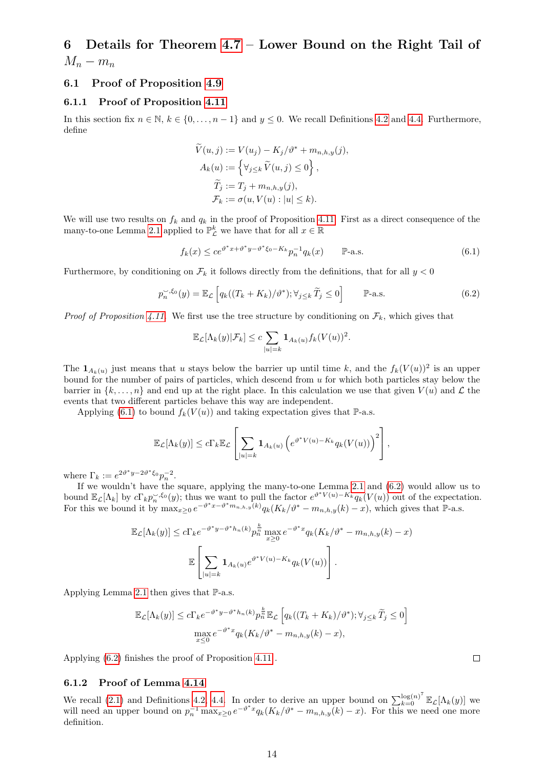# 6 Details for Theorem 4.7 – Lower Bound on the Right Tail of $M_n - m_n$

## 6.1 Proof of Proposition 4.9

### 6.1.1 Proof of Proposition 4.11

In this section fix $n \in \mathbb{N}$, $k \in \{0, \dots, n-1\}$ and $y \leq 0$. We recall Definitions 4.2 and 4.4. Furthermore, define

$$
\begin{aligned}
\widetilde{V}(u,j) &:= V(u_j) - K_j/\vartheta^* + m_{n,h,y}(j), \\
A_k(u) &:= \left\{ \forall_{j \leq k}\, \widetilde{V}(u,j) \leq 0 \right\}, \\
\widetilde{T}_j &:= T_j + m_{n,h,y}(j), \\
\mathcal{F}_k &:= \sigma(u, V(u) : |u| \leq k).
\end{aligned}
$$

We will use two results on $f_k$ and $q_k$ in the proof of Proposition 4.11. First as a direct consequence of the many-to-one Lemma 2.1 applied to $\mathbb{P}^k_{\mathcal{L}}$ we have that for all $x \in \mathbb{R}$

$$
f_k(x) \leq c e^{\vartheta^* x + \vartheta^* y - \vartheta^* \xi_0 - K_k} p_n^{-1} q_k(x) \qquad \mathbb{P}\text{-a.s.} \tag{6.1}
$$

Furthermore, by conditioning on $\mathcal{F}_k$ it follows directly from the definitions, that for all $y < 0$

$$
p_n^{\smile, \xi_0}(y) = \mathbb{E}_{\mathcal{L}}\left[ q_k((T_k + K_k)/\vartheta^*); \forall_{j \leq k}\, \widetilde{T}_j \leq 0 \right] \qquad \mathbb{P}\text{-a.s.} \tag{6.2}
$$

*Proof of Proposition 4.11.* We first use the tree structure by conditioning on $\mathcal{F}_k$, which gives that

$$
\mathbb{E}_{\mathcal{L}}[\Lambda_k(y) | \mathcal{F}_k] \leq c \sum_{|u|=k} \mathbf{1}_{A_k(u)} f_k(V(u))^2.
$$

The $\mathbf{1}_{A_k(u)}$ just means that $u$ stays below the barrier up until time $k$, and the $f_k(V(u))^2$ is an upper bound for the number of pairs of particles, which descend from $u$ for which both particles stay below the barrier in $\{k, \dots, n\}$ and end up at the right place. In this calculation we use that given $V(u)$ and $\mathcal{L}$ the events that two different particles behave this way are independent.

Applying (6.1) to bound $f_k(V(u))$ and taking expectation gives that $\mathbb{P}$-a.s.

$$
\mathbb{E}_{\mathcal{L}}[\Lambda_k(y)] \leq c \Gamma_k \mathbb{E}_{\mathcal{L}}\left[ \sum_{|u|=k} \mathbf{1}_{A_k(u)} \left( e^{\vartheta^* V(u) - K_k} q_k(V(u)) \right)^2 \right],
$$

where $\Gamma_k := e^{2\vartheta^* y - 2\vartheta^* \xi_0} p_n^{-2}$.

If we wouldn't have the square, applying the many-to-one Lemma 2.1 and (6.2) would allow us to bound $\mathbb{E}_{\mathcal{L}}[\Lambda_k]$ by $c\Gamma_k p_n^{\smile, \xi_0}(y)$; thus we want to pull the factor $e^{\vartheta^* V(u) - K_k} q_k(V(u))$ out of the expectation. For this we bound it by $\max_{x \geq 0} e^{-\vartheta^* x - \vartheta^* m_{n,h,y}(k)} q_k(K_k/\vartheta^* - m_{n,h,y}(k) - x)$, which gives that $\mathbb{P}$-a.s.

$$
\mathbb{E}_{\mathcal{L}}[\Lambda_k(y)] \leq c \Gamma_k e^{-\vartheta^* y - \vartheta^* h_n(k)} p_n^{\frac{k}{n}} \max_{x \geq 0} e^{-\vartheta^* x} q_k(K_k/\vartheta^* - m_{n,h,y}(k) - x)
$$
$$
\mathbb{E}\left[ \sum_{|u|=k} \mathbf{1}_{A_k(u)} e^{\vartheta^* V(u) - K_k} q_k(V(u)) \right].
$$

Applying Lemma 2.1 then gives that $\mathbb{P}$-a.s.

$$
\mathbb{E}_{\mathcal{L}}[\Lambda_k(y)] \leq c \Gamma_k e^{-\vartheta^* y - \vartheta^* h_n(k)} p_n^{\frac{k}{n}} \mathbb{E}_{\mathcal{L}}\left[ q_k((T_k + K_k)/\vartheta^*); \forall_{j \leq k}\, \widetilde{T}_j \leq 0 \right]
$$
$$
\max_{x \leq 0} e^{-\vartheta^* x} q_k(K_k/\vartheta^* - m_{n,h,y}(k) - x),
$$

Applying (6.2) finishes the proof of Proposition 4.11. □

### 6.1.2 Proof of Lemma 4.14

We recall (2.1) and Definitions 4.2, 4.4. In order to derive an upper bound on $\sum_{k=0}^{\log(n)^7} \mathbb{E}_{\mathcal{L}}[\Lambda_k(y)]$ we will need an upper bound on $p_n^{-1} \max_{x \geq 0} e^{-\vartheta^* x} q_k(K_k/\vartheta^* - m_{n,h,y}(k) - x)$. For this we need one more definition.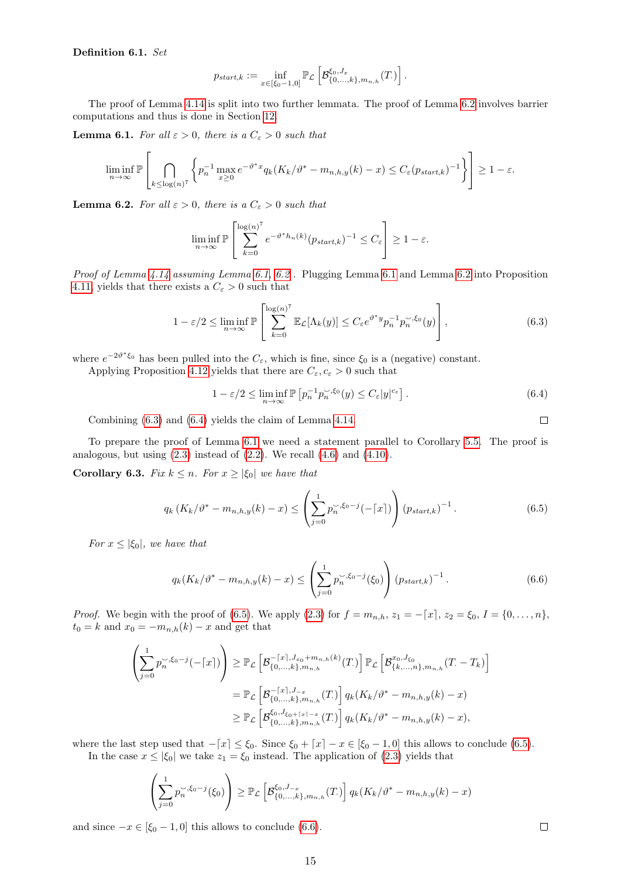**Definition 6.1.** *Set*

$$p_{start,k} := \inf_{x\in[\xi_0-1,0]} \mathbb{P}_{\mathcal{L}}\left[\mathcal{B}^{\xi_0,J_x}_{\{0,\dots,k\},m_{n,h}}(T_\cdot)\right].$$

The proof of Lemma 4.14 is split into two further lemmata. The proof of Lemma 6.2 involves barrier computations and thus is done in Section 12.

**Lemma 6.1.** *For all $\varepsilon > 0$, there is a $C_\varepsilon > 0$ such that*

$$\liminf_{n\to\infty} \mathbb{P}\left[\bigcap_{k\le \log(n)^7} \left\{p_n^{-1}\max_{x\ge 0} e^{-\vartheta^* x} q_k(K_k/\vartheta^* - m_{n,h,y}(k) - x) \le C_\varepsilon (p_{start,k})^{-1}\right\}\right] \ge 1-\varepsilon.$$

**Lemma 6.2.** *For all $\varepsilon > 0$, there is a $C_\varepsilon > 0$ such that*

$$\liminf_{n\to\infty} \mathbb{P}\left[\sum_{k=0}^{\log(n)^7} e^{-\vartheta^* h_n(k)} (p_{start,k})^{-1} \le C_\varepsilon\right] \ge 1-\varepsilon.$$

*Proof of Lemma 4.14 assuming Lemma 6.1, 6.2.* Plugging Lemma 6.1 and Lemma 6.2 into Proposition 4.11, yields that there exists a $C_\varepsilon > 0$ such that

$$1-\varepsilon/2 \le \liminf_{n\to\infty} \mathbb{P}\left[\sum_{k=0}^{\log(n)^7} \mathbb{E}_{\mathcal{L}}[\Lambda_k(y)] \le C_\varepsilon e^{\vartheta^* y} p_n^{-1} p_n^{\smile,\xi_0}(y)\right], \tag{6.3}$$

where $e^{-2\vartheta^*\xi_0}$ has been pulled into the $C_\varepsilon$, which is fine, since $\xi_0$ is a (negative) constant.

Applying Proposition 4.12 yields that there are $C_\varepsilon, c_\varepsilon > 0$ such that

$$1-\varepsilon/2 \le \liminf_{n\to\infty} \mathbb{P}\left[p_n^{-1} p_n^{\smile,\xi_0}(y) \le C_\varepsilon |y|^{c_\varepsilon}\right]. \tag{6.4}$$

Combining (6.3) and (6.4) yields the claim of Lemma 4.14. ☐

To prepare the proof of Lemma 6.1 we need a statement parallel to Corollary 5.5. The proof is analogous, but using (2.3) instead of (2.2). We recall (4.6) and (4.10).

**Corollary 6.3.** *Fix $k \le n$. For $x \ge |\xi_0|$ we have that*

$$q_k\left(K_k/\vartheta^* - m_{n,h,y}(k) - x\right) \le \left(\sum_{j=0}^{1} p_n^{\smile,\xi_0-j}(-\lceil x\rceil)\right)(p_{start,k})^{-1}. \tag{6.5}$$

*For $x \le |\xi_0|$, we have that*

$$q_k(K_k/\vartheta^* - m_{n,h,y}(k) - x) \le \left(\sum_{j=0}^{1} p_n^{\smile,\xi_0-j}(\xi_0)\right)(p_{start,k})^{-1}. \tag{6.6}$$

*Proof.* We begin with the proof of (6.5). We apply (2.3) for $f = m_{n,h}$, $z_1 = -\lceil x\rceil$, $z_2 = \xi_0$, $I = \{0,\dots,n\}$, $t_0 = k$ and $x_0 = -m_{n,h}(k) - x$ and get that

$$\begin{aligned}
\left(\sum_{j=0}^{1} p_n^{\smile,\xi_0-j}(-\lceil x\rceil)\right) &\ge \mathbb{P}_{\mathcal{L}}\left[\mathcal{B}^{-\lceil x\rceil, J_{x_0}+m_{n,h}(k)}_{\{0,\dots,k\},m_{n,h}}(T_\cdot)\right]\mathbb{P}_{\mathcal{L}}\left[\mathcal{B}^{x_0,J_{\xi_0}}_{\{k,\dots,n\},m_{n,h}}(T_\cdot - T_k)\right]\\
&= \mathbb{P}_{\mathcal{L}}\left[\mathcal{B}^{-\lceil x\rceil,J_{-x}}_{\{0,\dots,k\},m_{n,h}}(T_\cdot)\right] q_k(K_k/\vartheta^* - m_{n,h,y}(k) - x)\\
&\ge \mathbb{P}_{\mathcal{L}}\left[\mathcal{B}^{\xi_0,J_{\xi_0+\lceil x\rceil - x}}_{\{0,\dots,k\},m_{n,h}}(T_\cdot)\right] q_k(K_k/\vartheta^* - m_{n,h,y}(k) - x),
\end{aligned}$$

where the last step used that $-\lceil x\rceil \le \xi_0$. Since $\xi_0 + \lceil x\rceil - x \in [\xi_0 - 1, 0]$ this allows to conclude (6.5).

In the case $x \le |\xi_0|$ we take $z_1 = \xi_0$ instead. The application of (2.3) yields that

$$\left(\sum_{j=0}^{1} p_n^{\smile,\xi_0-j}(\xi_0)\right) \ge \mathbb{P}_{\mathcal{L}}\left[\mathcal{B}^{\xi_0,J_{-x}}_{\{0,\dots,k\},m_{n,h}}(T_\cdot)\right] q_k(K_k/\vartheta^* - m_{n,h,y}(k) - x)$$

and since $-x \in [\xi_0 - 1, 0]$ this allows to conclude (6.6). ☐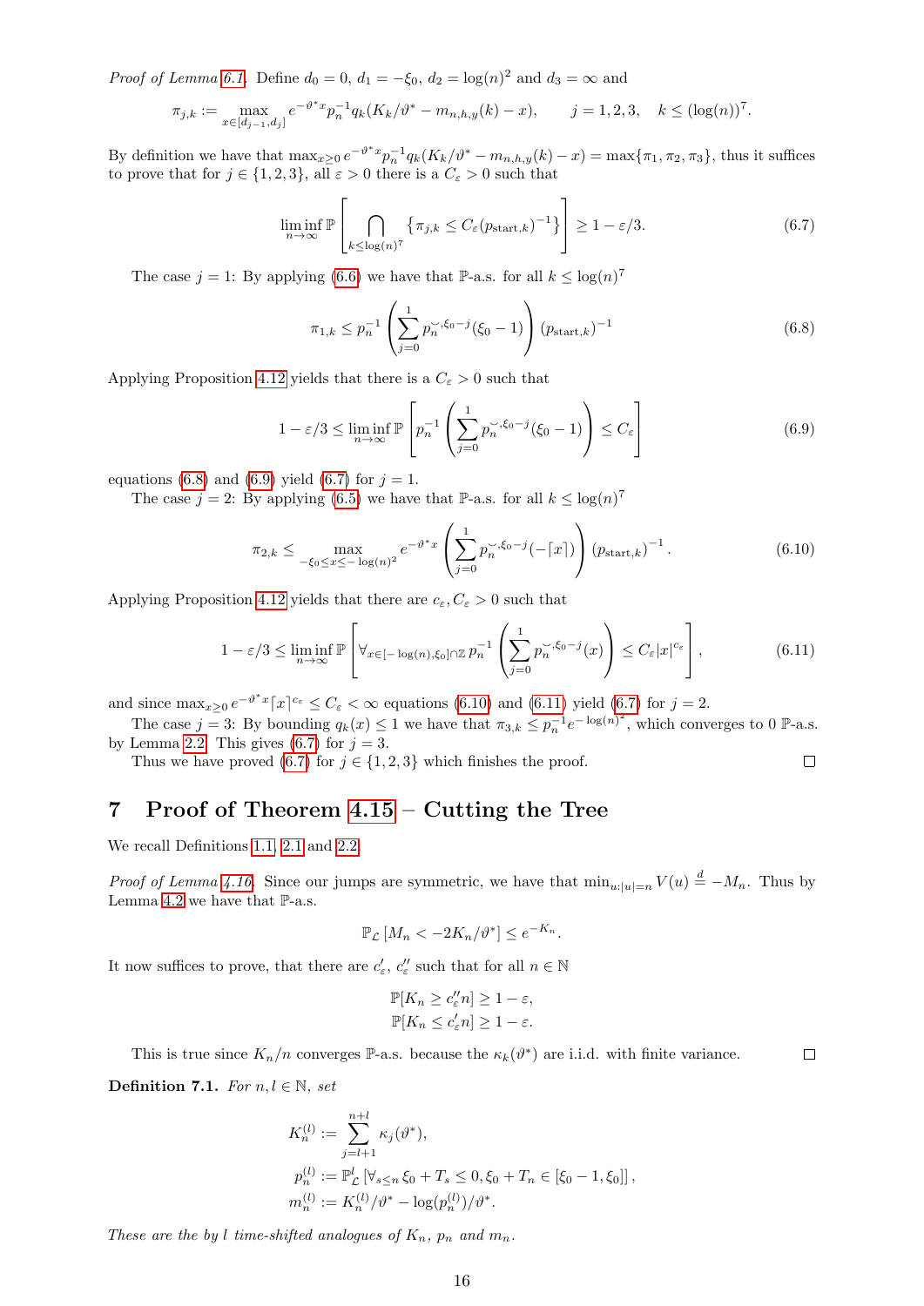*Proof of Lemma 6.1.* Define $d_0 = 0$, $d_1 = -\xi_0$, $d_2 = \log(n)^2$ and $d_3 = \infty$ and

$$\pi_{j,k} := \max_{x \in [d_{j-1}, d_j]} e^{-\vartheta^* x} p_n^{-1} q_k(K_k/\vartheta^* - m_{n,h,y}(k) - x), \qquad j = 1,2,3, \quad k \leq (\log(n))^7.$$

By definition we have that $\max_{x \geq 0} e^{-\vartheta^* x} p_n^{-1} q_k(K_k/\vartheta^* - m_{n,h,y}(k) - x) = \max\{\pi_1, \pi_2, \pi_3\}$, thus it suffices to prove that for $j \in \{1,2,3\}$, all $\varepsilon > 0$ there is a $C_\varepsilon > 0$ such that

$$\liminf_{n\to\infty} \mathbb{P}\left[\bigcap_{k \leq \log(n)^7} \left\{\pi_{j,k} \leq C_\varepsilon (p_{\mathrm{start},k})^{-1}\right\}\right] \geq 1 - \varepsilon/3. \tag{6.7}$$

The case $j = 1$: By applying (6.6) we have that $\mathbb{P}$-a.s. for all $k \leq \log(n)^7$

$$\pi_{1,k} \leq p_n^{-1} \left(\sum_{j=0}^{1} p_n^{\smile,\xi_0 - j}(\xi_0 - 1)\right) (p_{\mathrm{start},k})^{-1} \tag{6.8}$$

Applying Proposition 4.12 yields that there is a $C_\varepsilon > 0$ such that

$$1 - \varepsilon/3 \leq \liminf_{n\to\infty} \mathbb{P}\left[p_n^{-1} \left(\sum_{j=0}^{1} p_n^{\smile,\xi_0 - j}(\xi_0 - 1)\right) \leq C_\varepsilon\right] \tag{6.9}$$

equations (6.8) and (6.9) yield (6.7) for $j = 1$.

The case $j = 2$: By applying (6.5) we have that $\mathbb{P}$-a.s. for all $k \leq \log(n)^7$

$$\pi_{2,k} \leq \max_{-\xi_0 \leq x \leq -\log(n)^2} e^{-\vartheta^* x} \left(\sum_{j=0}^{1} p_n^{\smile,\xi_0 - j}(-\lceil x \rceil)\right) (p_{\mathrm{start},k})^{-1}. \tag{6.10}$$

Applying Proposition 4.12 yields that there are $c_\varepsilon, C_\varepsilon > 0$ such that

$$1 - \varepsilon/3 \leq \liminf_{n\to\infty} \mathbb{P}\left[\forall_{x \in [-\log(n), \xi_0] \cap \mathbb{Z}}\, p_n^{-1} \left(\sum_{j=0}^{1} p_n^{\smile,\xi_0 - j}(x)\right) \leq C_\varepsilon |x|^{c_\varepsilon}\right], \tag{6.11}$$

and since $\max_{x \geq 0} e^{-\vartheta^* x} \lceil x \rceil^{c_\varepsilon} \leq C_\varepsilon < \infty$ equations (6.10) and (6.11) yield (6.7) for $j = 2$.

The case $j = 3$: By bounding $q_k(x) \leq 1$ we have that $\pi_{3,k} \leq p_n^{-1} e^{-\log(n)^2}$, which converges to 0 $\mathbb{P}$-a.s. by Lemma 2.2. This gives (6.7) for $j = 3$.

Thus we have proved (6.7) for $j \in \{1,2,3\}$ which finishes the proof. ☐

# 7 Proof of Theorem 4.15 – Cutting the Tree

We recall Definitions 1.1, 2.1 and 2.2.

*Proof of Lemma 4.16.* Since our jumps are symmetric, we have that $\min_{u:|u|=n} V(u) \stackrel{d}{=} -M_n$. Thus by Lemma 4.2 we have that $\mathbb{P}$-a.s.

$$\mathbb{P}_{\mathcal{L}}\left[M_n < -2K_n/\vartheta^*\right] \leq e^{-K_n}.$$

It now suffices to prove, that there are $c'_\varepsilon$, $c''_\varepsilon$ such that for all $n \in \mathbb{N}$

$$\mathbb{P}[K_n \geq c''_\varepsilon n] \geq 1 - \varepsilon,$$
$$\mathbb{P}[K_n \leq c'_\varepsilon n] \geq 1 - \varepsilon.$$

This is true since $K_n/n$ converges $\mathbb{P}$-a.s. because the $\kappa_k(\vartheta^*)$ are i.i.d. with finite variance. ☐

**Definition 7.1.** *For $n, l \in \mathbb{N}$, set*

$$K_n^{(l)} := \sum_{j=l+1}^{n+l} \kappa_j(\vartheta^*),$$
$$p_n^{(l)} := \mathbb{P}_{\mathcal{L}}^l\left[\forall_{s \leq n}\, \xi_0 + T_s \leq 0, \xi_0 + T_n \in [\xi_0 - 1, \xi_0]\right],$$
$$m_n^{(l)} := K_n^{(l)}/\vartheta^* - \log(p_n^{(l)})/\vartheta^*.$$

*These are the by $l$ time-shifted analogues of $K_n$, $p_n$ and $m_n$.*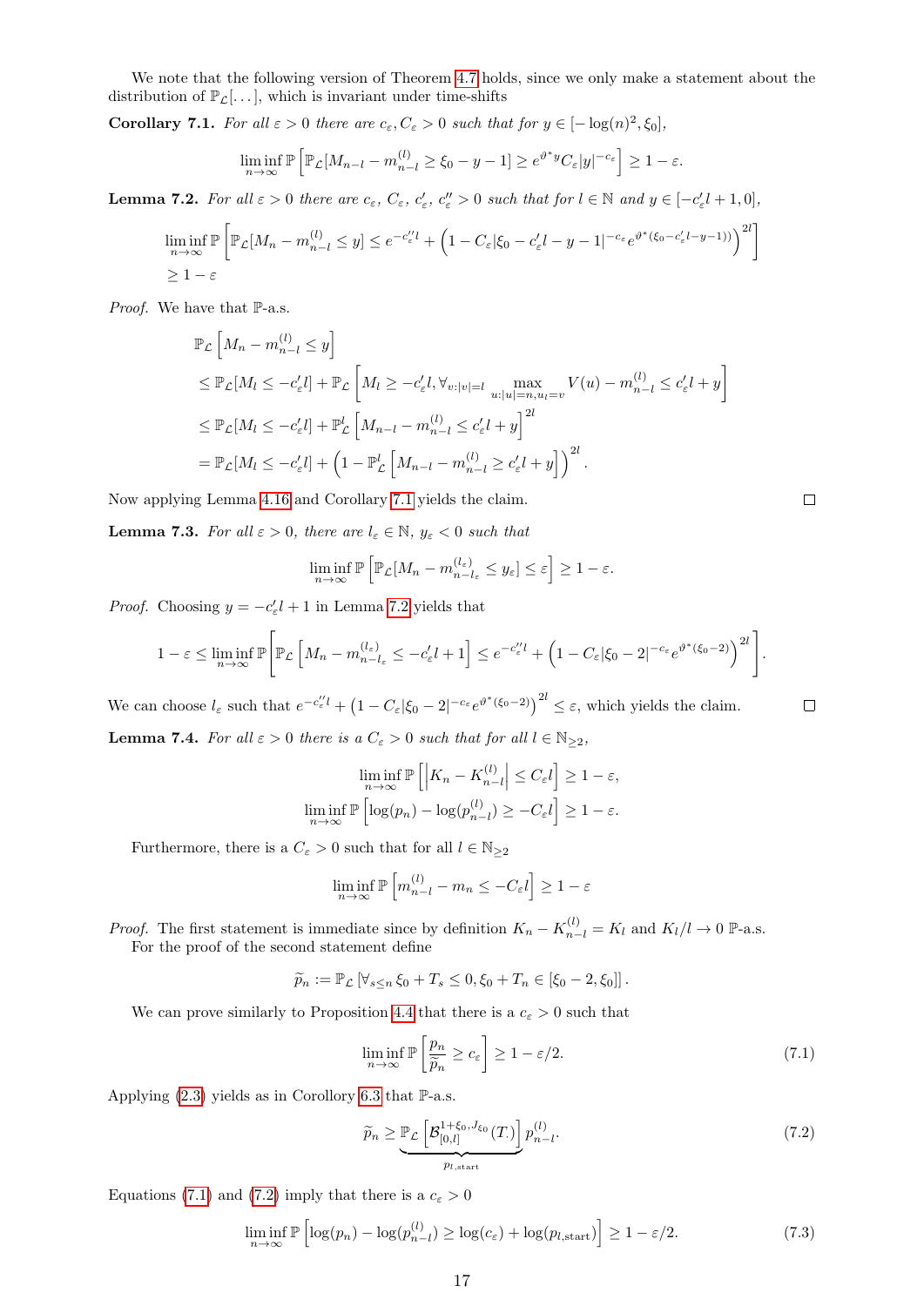We note that the following version of Theorem 4.7 holds, since we only make a statement about the distribution of $\mathbb{P}_{\mathcal{L}}[\dots]$, which is invariant under time-shifts

**Corollary 7.1.** *For all $\varepsilon > 0$ there are $c_\varepsilon, C_\varepsilon > 0$ such that for $y \in [-\log(n)^2, \xi_0]$,*

$$\liminf_{n\to\infty} \mathbb{P}\left[\mathbb{P}_{\mathcal{L}}[M_{n-l} - m_{n-l}^{(l)} \geq \xi_0 - y - 1] \geq e^{\vartheta^* y} C_\varepsilon |y|^{-c_\varepsilon}\right] \geq 1 - \varepsilon.$$

**Lemma 7.2.** *For all $\varepsilon > 0$ there are $c_\varepsilon$, $C_\varepsilon$, $c'_\varepsilon$, $c''_\varepsilon > 0$ such that for $l \in \mathbb{N}$ and $y \in [-c'_\varepsilon l + 1, 0]$,*

$$\liminf_{n\to\infty} \mathbb{P}\left[\mathbb{P}_{\mathcal{L}}[M_n - m_{n-l}^{(l)} \leq y] \leq e^{-c''_\varepsilon l} + \left(1 - C_\varepsilon |\xi_0 - c'_\varepsilon l - y - 1|^{-c_\varepsilon} e^{\vartheta^*(\xi_0 - c'_\varepsilon l - y - 1)}\right)^{2l}\right]$$
$$\geq 1 - \varepsilon$$

*Proof.* We have that $\mathbb{P}$-a.s.

$$\begin{aligned}
&\mathbb{P}_{\mathcal{L}}\left[M_n - m_{n-l}^{(l)} \leq y\right] \\
&\leq \mathbb{P}_{\mathcal{L}}[M_l \leq -c'_\varepsilon l] + \mathbb{P}_{\mathcal{L}}\left[M_l \geq -c'_\varepsilon l, \forall_{v:|v|=l} \max_{u:|u|=n, u_l = v} V(u) - m_{n-l}^{(l)} \leq c'_\varepsilon l + y\right] \\
&\leq \mathbb{P}_{\mathcal{L}}[M_l \leq -c'_\varepsilon l] + \mathbb{P}_{\mathcal{L}}^l\left[M_{n-l} - m_{n-l}^{(l)} \leq c'_\varepsilon l + y\right]^{2l} \\
&= \mathbb{P}_{\mathcal{L}}[M_l \leq -c'_\varepsilon l] + \left(1 - \mathbb{P}_{\mathcal{L}}^l\left[M_{n-l} - m_{n-l}^{(l)} \geq c'_\varepsilon l + y\right]\right)^{2l}.
\end{aligned}$$

Now applying Lemma 4.16 and Corollary 7.1 yields the claim. $\square$

**Lemma 7.3.** *For all $\varepsilon > 0$, there are $l_\varepsilon \in \mathbb{N}$, $y_\varepsilon < 0$ such that*

$$\liminf_{n\to\infty} \mathbb{P}\left[\mathbb{P}_{\mathcal{L}}[M_n - m_{n-l_\varepsilon}^{(l_\varepsilon)} \leq y_\varepsilon] \leq \varepsilon\right] \geq 1 - \varepsilon.$$

*Proof.* Choosing $y = -c'_\varepsilon l + 1$ in Lemma 7.2 yields that

$$1 - \varepsilon \leq \liminf_{n\to\infty} \mathbb{P}\left[\mathbb{P}_{\mathcal{L}}\left[M_n - m_{n-l_\varepsilon}^{(l_\varepsilon)} \leq -c'_\varepsilon l + 1\right] \leq e^{-c''_\varepsilon l} + \left(1 - C_\varepsilon |\xi_0 - 2|^{-c_\varepsilon} e^{\vartheta^*(\xi_0 - 2)}\right)^{2l}\right].$$

We can choose $l_\varepsilon$ such that $e^{-c''_\varepsilon l} + \left(1 - C_\varepsilon |\xi_0 - 2|^{-c_\varepsilon} e^{\vartheta^*(\xi_0 - 2)}\right)^{2l} \leq \varepsilon$, which yields the claim. $\square$

**Lemma 7.4.** *For all $\varepsilon > 0$ there is a $C_\varepsilon > 0$ such that for all $l \in \mathbb{N}_{\geq 2}$,*

$$\liminf_{n\to\infty} \mathbb{P}\left[\left|K_n - K_{n-l}^{(l)}\right| \leq C_\varepsilon l\right] \geq 1 - \varepsilon,$$
$$\liminf_{n\to\infty} \mathbb{P}\left[\log(p_n) - \log(p_{n-l}^{(l)}) \geq -C_\varepsilon l\right] \geq 1 - \varepsilon.$$

Furthermore, there is a $C_\varepsilon > 0$ such that for all $l \in \mathbb{N}_{\geq 2}$

$$\liminf_{n\to\infty} \mathbb{P}\left[m_{n-l}^{(l)} - m_n \leq -C_\varepsilon l\right] \geq 1 - \varepsilon$$

*Proof.* The first statement is immediate since by definition $K_n - K_{n-l}^{(l)} = K_l$ and $K_l / l \to 0$ $\mathbb{P}$-a.s.

For the proof of the second statement define

$$\widetilde{p}_n := \mathbb{P}_{\mathcal{L}}\left[\forall_{s \leq n}\, \xi_0 + T_s \leq 0, \xi_0 + T_n \in [\xi_0 - 2, \xi_0]\right].$$

We can prove similarly to Proposition 4.4 that there is a $c_\varepsilon > 0$ such that

$$\liminf_{n\to\infty} \mathbb{P}\left[\frac{p_n}{\widetilde{p}_n} \geq c_\varepsilon\right] \geq 1 - \varepsilon/2. \tag{7.1}$$

Applying (2.3) yields as in Corollary 6.3 that $\mathbb{P}$-a.s.

$$\widetilde{p}_n \geq \underbrace{\mathbb{P}_{\mathcal{L}}\left[\mathcal{B}_{[0,l]}^{1+\xi_0, J_{\xi_0}}(T_\cdot)\right]}_{p_{l,\mathrm{start}}} p_{n-l}^{(l)}. \tag{7.2}$$

Equations (7.1) and (7.2) imply that there is a $c_\varepsilon > 0$

$$\liminf_{n\to\infty} \mathbb{P}\left[\log(p_n) - \log(p_{n-l}^{(l)}) \geq \log(c_\varepsilon) + \log(p_{l,\mathrm{start}})\right] \geq 1 - \varepsilon/2. \tag{7.3}$$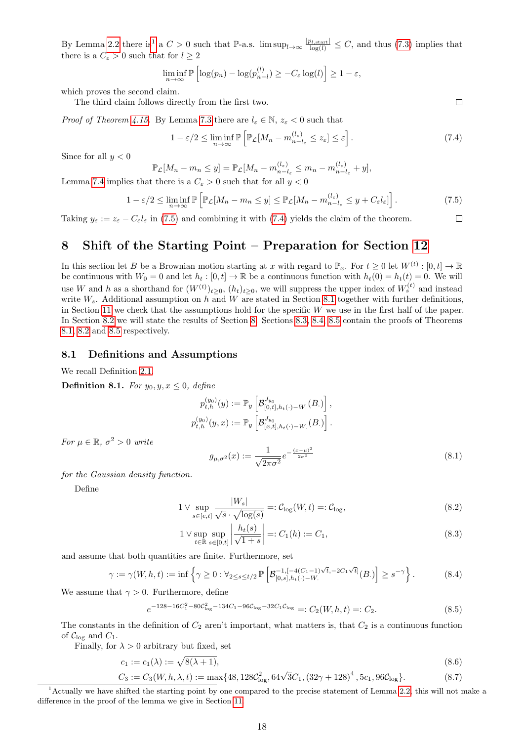By Lemma 2.2 there is[1] a $C > 0$ such that $\mathbb{P}$-a.s. $\limsup_{l\to\infty} \frac{|p_{l,\text{start}}|}{\log(l)} \le C$, and thus (7.3) implies that there is a $C_\varepsilon > 0$ such that for $l \ge 2$

$$\liminf_{n\to\infty} \mathbb{P}\left[\log(p_n) - \log(p^{(l)}_{n-l}) \ge -C_\varepsilon \log(l)\right] \ge 1 - \varepsilon,$$

which proves the second claim.

The third claim follows directly from the first two. □

*Proof of Theorem 4.15.* By Lemma 7.3 there are $l_\varepsilon \in \mathbb{N}$, $z_\varepsilon < 0$ such that

$$1 - \varepsilon/2 \le \liminf_{n\to\infty} \mathbb{P}\left[\mathbb{P}_{\mathcal{L}}[M_n - m^{(l_\varepsilon)}_{n-l_\varepsilon} \le z_\varepsilon] \le \varepsilon\right]. \tag{7.4}$$

Since for all $y < 0$

$$\mathbb{P}_{\mathcal{L}}[M_n - m_n \le y] = \mathbb{P}_{\mathcal{L}}[M_n - m^{(l_\varepsilon)}_{n-l_\varepsilon} \le m_n - m^{(l_\varepsilon)}_{n-l_\varepsilon} + y],$$

Lemma 7.4 implies that there is a $C_\varepsilon > 0$ such that for all $y < 0$

$$1 - \varepsilon/2 \le \liminf_{n\to\infty} \mathbb{P}\left[\mathbb{P}_{\mathcal{L}}[M_n - m_n \le y] \le \mathbb{P}_{\mathcal{L}}[M_n - m^{(l_\varepsilon)}_{n-l_\varepsilon} \le y + C_\varepsilon l_\varepsilon]\right]. \tag{7.5}$$

Taking $y_\varepsilon := z_\varepsilon - C_\varepsilon l_\varepsilon$ in (7.5) and combining it with (7.4) yields the claim of the theorem. □

# 8 Shift of the Starting Point – Preparation for Section 12

In this section let $B$ be a Brownian motion starting at $x$ with regard to $\mathbb{P}_x$. For $t \ge 0$ let $W^{(t)} : [0, t] \to \mathbb{R}$ be continuous with $W_0 = 0$ and let $h_t : [0, t] \to \mathbb{R}$ be a continuous function with $h_t(0) = h_t(t) = 0$. We will use $W$ and $h$ as a shorthand for $(W^{(t)})_{t\ge0}$, $(h_t)_{t\ge0}$, we will suppress the upper index of $W^{(t)}_s$ and instead write $W_s$. Additional assumption on $h$ and $W$ are stated in Section 8.1 together with further definitions, in Section 11 we check that the assumptions hold for the specific $W$ we use in the first half of the paper. In Section 8.2 we will state the results of Section 8. Sections 8.3, 8.4, 8.5 contain the proofs of Theorems 8.1, 8.2 and 8.5 respectively.

## 8.1 Definitions and Assumptions

We recall Definition 2.1.

**Definition 8.1.** *For $y_0, y, x \le 0$, define*

$$p^{(y_0)}_{t,h}(y) := \mathbb{P}_y\left[\mathcal{B}^{J_{y_0}}_{[0,t],h_t(\cdot)-W_\cdot}(B_\cdot)\right],$$

$$p^{(y_0)}_{t,h}(y, x) := \mathbb{P}_y\left[\mathcal{B}^{J_{y_0}}_{[x,t],h_t(\cdot)-W_\cdot}(B_\cdot)\right].$$

*For $\mu \in \mathbb{R}$, $\sigma^2 > 0$ write*

$$g_{\mu,\sigma^2}(x) := \frac{1}{\sqrt{2\pi\sigma^2}} e^{-\frac{(x-\mu)^2}{2\sigma^2}} \tag{8.1}$$

*for the Gaussian density function.*

Define

$$1 \vee \sup_{s\in[e,t]} \frac{|W_s|}{\sqrt{s}\cdot\sqrt{\log(s)}} =: \mathcal{C}_{\log}(W, t) =: \mathcal{C}_{\log}, \tag{8.2}$$

$$1 \vee \sup_{t\in\mathbb{R}} \sup_{s\in[0,t]} \left|\frac{h_t(s)}{\sqrt{1+s}}\right| =: C_1(h) := C_1, \tag{8.3}$$

and assume that both quantities are finite. Furthermore, set

$$\gamma := \gamma(W, h, t) := \inf\left\{\gamma \ge 0 : \forall_{2\le s\le t/2}\, \mathbb{P}\left[\mathcal{B}^{-1,[-4(C_1-1)\sqrt{t},-2C_1\sqrt{t}]}_{[0,s],h_t(\cdot)-W_\cdot}(B_\cdot)\right] \ge s^{-\gamma}\right\}. \tag{8.4}$$

We assume that $\gamma > 0$. Furthermore, define

$$e^{-128-16C_1^2-80\mathcal{C}^2_{\log}-134C_1-96\mathcal{C}_{\log}-32C_1\mathcal{C}_{\log}} =: C_2(W, h, t) =: C_2. \tag{8.5}$$

The constants in the definition of $C_2$ aren't important, what matters is, that $C_2$ is a continuous function of $\mathcal{C}_{\log}$ and $C_1$.

Finally, for $\lambda > 0$ arbitrary but fixed, set

$$c_1 := c_1(\lambda) := \sqrt{8(\lambda + 1)}, \tag{8.6}$$

$$C_3 := C_3(W, h, \lambda, t) := \max\{48, 128\mathcal{C}^2_{\log}, 64\sqrt{3}C_1, (32\gamma + 128)^4, 5c_1, 96\mathcal{C}_{\log}\}. \tag{8.7}$$

[1] Actually we have shifted the starting point by one compared to the precise statement of Lemma 2.2, this will not make a difference in the proof of the lemma we give in Section 11.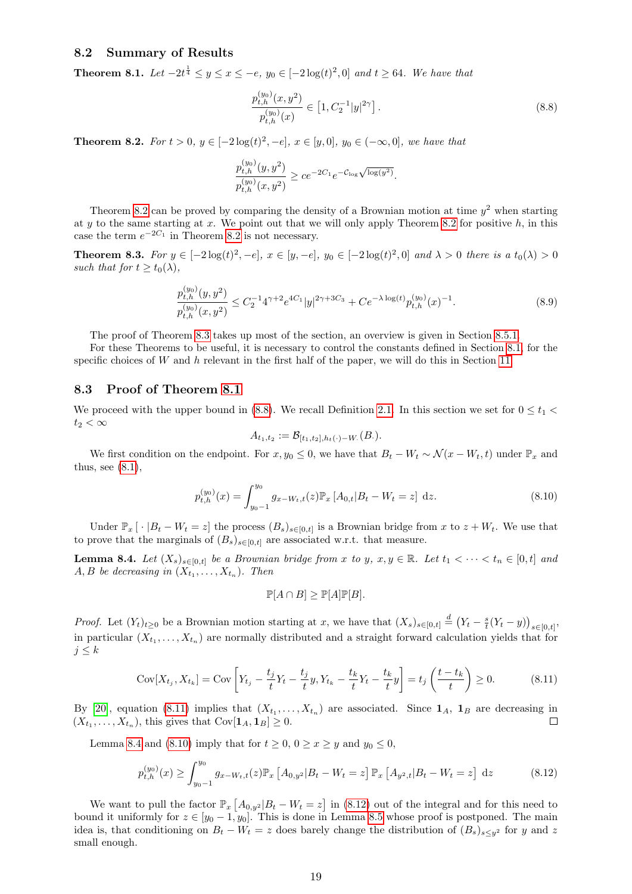## 8.2 Summary of Results

**Theorem 8.1.** *Let $-2t^{\frac{1}{4}} \le y \le x \le -e$, $y_0 \in [-2\log(t)^2, 0]$ and $t \ge 64$. We have that*

$$\frac{p_{t,h}^{(y_0)}(x, y^2)}{p_{t,h}^{(y_0)}(x)} \in \left[1, C_2^{-1}|y|^{2\gamma}\right]. \tag{8.8}$$

**Theorem 8.2.** *For $t > 0$, $y \in [-2\log(t)^2, -e]$, $x \in [y, 0]$, $y_0 \in (-\infty, 0]$, we have that*

$$\frac{p_{t,h}^{(y_0)}(y, y^2)}{p_{t,h}^{(y_0)}(x, y^2)} \ge ce^{-2C_1}e^{-C_{\log}\sqrt{\log(y^2)}}.$$

Theorem 8.2 can be proved by comparing the density of a Brownian motion at time $y^2$ when starting at $y$ to the same starting at $x$. We point out that we will only apply Theorem 8.2 for positive $h$, in this case the term $e^{-2C_1}$ in Theorem 8.2 is not necessary.

**Theorem 8.3.** *For $y \in [-2\log(t)^2, -e]$, $x \in [y, -e]$, $y_0 \in [-2\log(t)^2, 0]$ and $\lambda > 0$ there is a $t_0(\lambda) > 0$ such that for $t \ge t_0(\lambda)$,*

$$\frac{p_{t,h}^{(y_0)}(y, y^2)}{p_{t,h}^{(y_0)}(x, y^2)} \le C_2^{-1}4^{\gamma+2}e^{4C_1}|y|^{2\gamma+3C_3} + Ce^{-\lambda\log(t)}p_{t,h}^{(y_0)}(x)^{-1}. \tag{8.9}$$

The proof of Theorem 8.3 takes up most of the section, an overview is given in Section 8.5.1.

For these Theorems to be useful, it is necessary to control the constants defined in Section 8.1 for the specific choices of $W$ and $h$ relevant in the first half of the paper, we will do this in Section 11.

## 8.3 Proof of Theorem 8.1

We proceed with the upper bound in (8.8). We recall Definition 2.1. In this section we set for $0 \le t_1 < t_2 < \infty$

$$A_{t_1,t_2} := \mathcal{B}_{[t_1,t_2],h_t(\cdot)-W_\cdot}(B_\cdot).$$

We first condition on the endpoint. For $x, y_0 \le 0$, we have that $B_t - W_t \sim \mathcal{N}(x - W_t, t)$ under $\mathbb{P}_x$ and thus, see (8.1),

$$p_{t,h}^{(y_0)}(x) = \int_{y_0-1}^{y_0} g_{x-W_t,t}(z)\mathbb{P}_x\left[A_{0,t}|B_t - W_t = z\right] \,\mathrm{d}z. \tag{8.10}$$

Under $\mathbb{P}_x\left[\,\cdot\,|B_t - W_t = z\right]$ the process $(B_s)_{s\in[0,t]}$ is a Brownian bridge from $x$ to $z + W_t$. We use that to prove that the marginals of $(B_s)_{s\in[0,t]}$ are associated w.r.t. that measure.

**Lemma 8.4.** *Let $(X_s)_{s\in[0,t]}$ be a Brownian bridge from $x$ to $y$, $x, y \in \mathbb{R}$. Let $t_1 < \dots < t_n \in [0,t]$ and $A, B$ be decreasing in $(X_{t_1}, \dots, X_{t_n})$. Then*

$$\mathbb{P}[A \cap B] \ge \mathbb{P}[A]\mathbb{P}[B].$$

*Proof.* Let $(Y_t)_{t\ge0}$ be a Brownian motion starting at $x$, we have that $(X_s)_{s\in[0,t]} \overset{d}{=} \left(Y_t - \frac{s}{t}(Y_t - y)\right)_{s\in[0,t]}$, in particular $(X_{t_1}, \dots, X_{t_n})$ are normally distributed and a straight forward calculation yields that for $j \le k$

$$\mathrm{Cov}[X_{t_j}, X_{t_k}] = \mathrm{Cov}\left[Y_{t_j} - \frac{t_j}{t}Y_t - \frac{t_j}{t}y, Y_{t_k} - \frac{t_k}{t}Y_t - \frac{t_k}{t}y\right] = t_j\left(\frac{t - t_k}{t}\right) \ge 0. \tag{8.11}$$

By [20], equation (8.11) implies that $(X_{t_1}, \dots, X_{t_n})$ are associated. Since $\mathbf{1}_A$, $\mathbf{1}_B$ are decreasing in $(X_{t_1}, \dots, X_{t_n})$, this gives that $\mathrm{Cov}[\mathbf{1}_A, \mathbf{1}_B] \ge 0$. $\square$

Lemma 8.4 and (8.10) imply that for $t \ge 0$, $0 \ge x \ge y$ and $y_0 \le 0$,

$$p_{t,h}^{(y_0)}(x) \ge \int_{y_0-1}^{y_0} g_{x-W_t,t}(z)\mathbb{P}_x\left[A_{0,y^2}|B_t - W_t = z\right]\mathbb{P}_x\left[A_{y^2,t}|B_t - W_t = z\right] \,\mathrm{d}z \tag{8.12}$$

We want to pull the factor $\mathbb{P}_x\left[A_{0,y^2}|B_t - W_t = z\right]$ in (8.12) out of the integral and for this need to bound it uniformly for $z \in [y_0 - 1, y_0]$. This is done in Lemma 8.5 whose proof is postponed. The main idea is, that conditioning on $B_t - W_t = z$ does barely change the distribution of $(B_s)_{s\le y^2}$ for $y$ and $z$ small enough.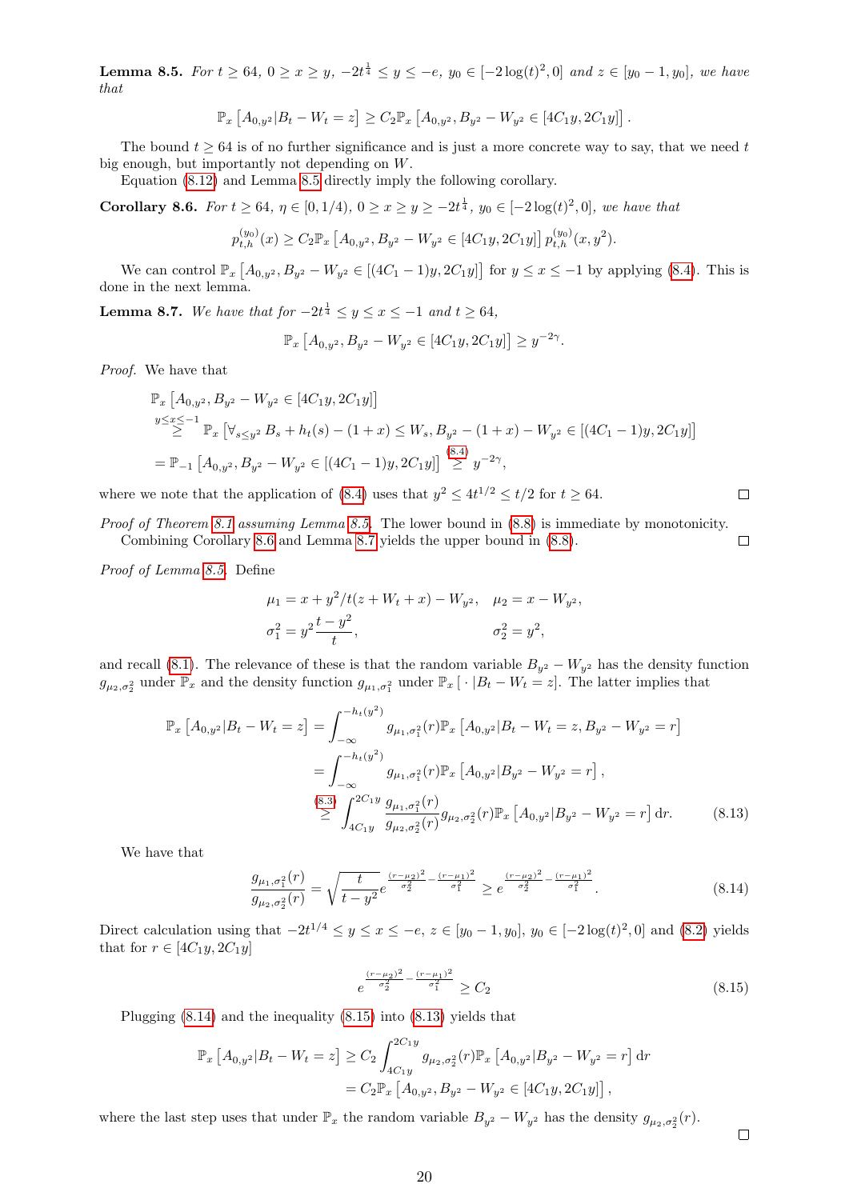**Lemma 8.5.** *For $t \geq 64$, $0 \geq x \geq y$, $-2t^{\frac{1}{4}} \leq y \leq -e$, $y_0 \in [-2\log(t)^2, 0]$ and $z \in [y_0 - 1, y_0]$, we have that*

$$\mathbb{P}_x\left[A_{0,y^2} | B_t - W_t = z\right] \geq C_2 \mathbb{P}_x\left[A_{0,y^2}, B_{y^2} - W_{y^2} \in [4C_1 y, 2C_1 y]\right].$$

The bound $t \geq 64$ is of no further significance and is just a more concrete way to say, that we need $t$ big enough, but importantly not depending on $W$.

Equation (8.12) and Lemma 8.5 directly imply the following corollary.

**Corollary 8.6.** *For $t \geq 64$, $\eta \in [0, 1/4)$, $0 \geq x \geq y \geq -2t^{\frac{1}{4}}$, $y_0 \in [-2\log(t)^2, 0]$, we have that*

$$p_{t,h}^{(y_0)}(x) \geq C_2 \mathbb{P}_x\left[A_{0,y^2}, B_{y^2} - W_{y^2} \in [4C_1 y, 2C_1 y]\right] p_{t,h}^{(y_0)}(x, y^2).$$

We can control $\mathbb{P}_x\left[A_{0,y^2}, B_{y^2} - W_{y^2} \in [(4C_1 - 1)y, 2C_1 y]\right]$ for $y \leq x \leq -1$ by applying (8.4). This is done in the next lemma.

**Lemma 8.7.** *We have that for $-2t^{\frac{1}{4}} \leq y \leq x \leq -1$ and $t \geq 64$,*

$$\mathbb{P}_x\left[A_{0,y^2}, B_{y^2} - W_{y^2} \in [4C_1 y, 2C_1 y]\right] \geq y^{-2\gamma}.$$

*Proof.* We have that

$$\begin{aligned}
&\mathbb{P}_x\left[A_{0,y^2}, B_{y^2} - W_{y^2} \in [4C_1 y, 2C_1 y]\right] \\
&\overset{y \leq x \leq -1}{\geq} \mathbb{P}_x\left[\forall_{s \leq y^2} B_s + h_t(s) - (1+x) \leq W_s, B_{y^2} - (1+x) - W_{y^2} \in [(4C_1 - 1)y, 2C_1 y]\right] \\
&= \mathbb{P}_{-1}\left[A_{0,y^2}, B_{y^2} - W_{y^2} \in [(4C_1 - 1)y, 2C_1 y]\right] \overset{(8.4)}{\geq} y^{-2\gamma},
\end{aligned}$$

where we note that the application of (8.4) uses that $y^2 \leq 4t^{1/2} \leq t/2$ for $t \geq 64$. $\square$

*Proof of Theorem 8.1 assuming Lemma 8.5.* The lower bound in (8.8) is immediate by monotonicity. Combining Corollary 8.6 and Lemma 8.7 yields the upper bound in (8.8). $\square$

*Proof of Lemma 8.5.* Define

$$\mu_1 = x + y^2/t(z + W_t + x) - W_{y^2}, \quad \mu_2 = x - W_{y^2},$$
$$\sigma_1^2 = y^2 \frac{t - y^2}{t}, \qquad \sigma_2^2 = y^2,$$

and recall (8.1). The relevance of these is that the random variable $B_{y^2} - W_{y^2}$ has the density function $g_{\mu_2,\sigma_2^2}$ under $\mathbb{P}_x$ and the density function $g_{\mu_1,\sigma_1^2}$ under $\mathbb{P}_x[\,\cdot\,|B_t - W_t = z]$. The latter implies that

$$\begin{aligned}
\mathbb{P}_x\left[A_{0,y^2} | B_t - W_t = z\right] &= \int_{-\infty}^{-h_t(y^2)} g_{\mu_1,\sigma_1^2}(r) \mathbb{P}_x\left[A_{0,y^2} | B_t - W_t = z, B_{y^2} - W_{y^2} = r\right] \\
&= \int_{-\infty}^{-h_t(y^2)} g_{\mu_1,\sigma_1^2}(r) \mathbb{P}_x\left[A_{0,y^2} | B_{y^2} - W_{y^2} = r\right], \\
&\overset{(8.3)}{\geq} \int_{4C_1 y}^{2C_1 y} \frac{g_{\mu_1,\sigma_1^2}(r)}{g_{\mu_2,\sigma_2^2}(r)} g_{\mu_2,\sigma_2^2}(r) \mathbb{P}_x\left[A_{0,y^2} | B_{y^2} - W_{y^2} = r\right] \mathrm{d}r. \qquad (8.13)
\end{aligned}$$

We have that

$$\frac{g_{\mu_1,\sigma_1^2}(r)}{g_{\mu_2,\sigma_2^2}(r)} = \sqrt{\frac{t}{t - y^2}} e^{\frac{(r-\mu_2)^2}{\sigma_2^2} - \frac{(r-\mu_1)^2}{\sigma_1^2}} \geq e^{\frac{(r-\mu_2)^2}{\sigma_2^2} - \frac{(r-\mu_1)^2}{\sigma_1^2}}. \qquad (8.14)$$

Direct calculation using that $-2t^{1/4} \leq y \leq x \leq -e$, $z \in [y_0 - 1, y_0]$, $y_0 \in [-2\log(t)^2, 0]$ and (8.2) yields that for $r \in [4C_1 y, 2C_1 y]$

$$e^{\frac{(r-\mu_2)^2}{\sigma_2^2} - \frac{(r-\mu_1)^2}{\sigma_1^2}} \geq C_2 \qquad (8.15)$$

Plugging (8.14) and the inequality (8.15) into (8.13) yields that

$$\begin{aligned}
\mathbb{P}_x\left[A_{0,y^2} | B_t - W_t = z\right] &\geq C_2 \int_{4C_1 y}^{2C_1 y} g_{\mu_2,\sigma_2^2}(r) \mathbb{P}_x\left[A_{0,y^2} | B_{y^2} - W_{y^2} = r\right] \mathrm{d}r \\
&= C_2 \mathbb{P}_x\left[A_{0,y^2}, B_{y^2} - W_{y^2} \in [4C_1 y, 2C_1 y]\right],
\end{aligned}$$

where the last step uses that under $\mathbb{P}_x$ the random variable $B_{y^2} - W_{y^2}$ has the density $g_{\mu_2,\sigma_2^2}(r)$. $\square$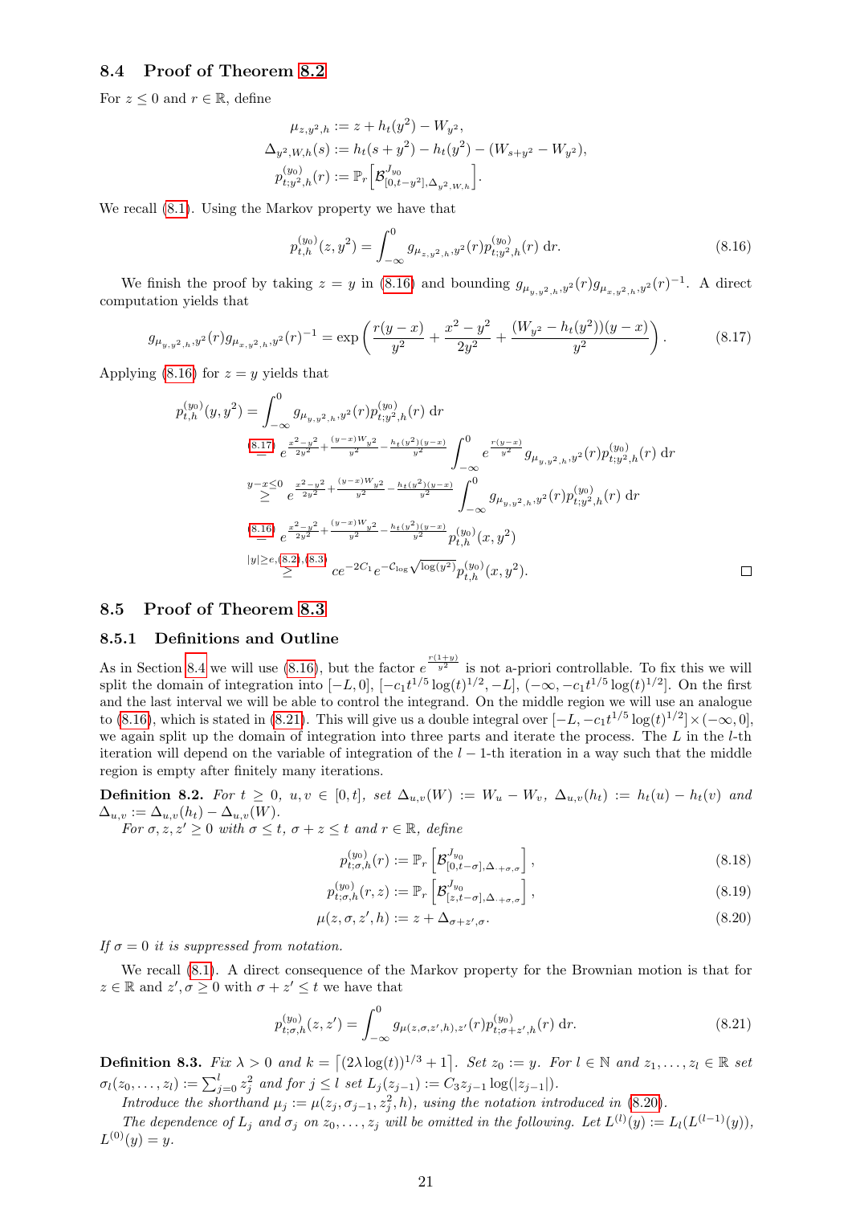### 8.4 Proof of Theorem 8.2

For $z \leq 0$ and $r \in \mathbb{R}$, define

$$\mu_{z,y^2,h} := z + h_t(y^2) - W_{y^2},$$
$$\Delta_{y^2,W,h}(s) := h_t(s+y^2) - h_t(y^2) - (W_{s+y^2} - W_{y^2}),$$
$$p^{(y_0)}_{t;y^2,h}(r) := \mathbb{P}_r\Big[\mathcal{B}^{J_{y_0}}_{[0,t-y^2],\Delta_{y^2,W,h}}\Big].$$

We recall (8.1). Using the Markov property we have that

$$p^{(y_0)}_{t,h}(z,y^2) = \int_{-\infty}^{0} g_{\mu_{z,y^2,h},y^2}(r)\, p^{(y_0)}_{t;y^2,h}(r)\ \mathrm{d}r. \tag{8.16}$$

We finish the proof by taking $z = y$ in (8.16) and bounding $g_{\mu_{y,y^2,h},y^2}(r) g_{\mu_{x,y^2,h},y^2}(r)^{-1}$. A direct computation yields that

$$g_{\mu_{y,y^2,h},y^2}(r) g_{\mu_{x,y^2,h},y^2}(r)^{-1} = \exp\left(\frac{r(y-x)}{y^2} + \frac{x^2-y^2}{2y^2} + \frac{(W_{y^2}-h_t(y^2))(y-x)}{y^2}\right). \tag{8.17}$$

Applying (8.16) for $z = y$ yields that

$$\begin{aligned}
p^{(y_0)}_{t,h}(y,y^2) &= \int_{-\infty}^{0} g_{\mu_{y,y^2,h},y^2}(r)\, p^{(y_0)}_{t;y^2,h}(r)\ \mathrm{d}r \\
&\overset{(8.17)}{=} e^{\frac{x^2-y^2}{2y^2} + \frac{(y-x)W_{y^2}}{y^2} - \frac{h_t(y^2)(y-x)}{y^2}} \int_{-\infty}^{0} e^{\frac{r(y-x)}{y^2}} g_{\mu_{y,y^2,h},y^2}(r)\, p^{(y_0)}_{t;y^2,h}(r)\ \mathrm{d}r \\
&\overset{y-x\leq 0}{\geq} e^{\frac{x^2-y^2}{2y^2} + \frac{(y-x)W_{y^2}}{y^2} - \frac{h_t(y^2)(y-x)}{y^2}} \int_{-\infty}^{0} g_{\mu_{y,y^2,h},y^2}(r)\, p^{(y_0)}_{t;y^2,h}(r)\ \mathrm{d}r \\
&\overset{(8.16)}{=} e^{\frac{x^2-y^2}{2y^2} + \frac{(y-x)W_{y^2}}{y^2} - \frac{h_t(y^2)(y-x)}{y^2}} p^{(y_0)}_{t,h}(x,y^2) \\
&\overset{|y|\geq e,(8.2),(8.3)}{\geq} ce^{-2C_1} e^{-\mathcal{C}_{\log}\sqrt{\log(y^2)}} p^{(y_0)}_{t,h}(x,y^2).
\end{aligned}$$

□

### 8.5 Proof of Theorem 8.3

#### 8.5.1 Definitions and Outline

As in Section 8.4 we will use (8.16), but the factor $e^{\frac{r(1+y)}{y^2}}$ is not a-priori controllable. To fix this we will split the domain of integration into $[-L,0]$, $[-c_1 t^{1/5}\log(t)^{1/2}, -L]$, $(-\infty, -c_1 t^{1/5}\log(t)^{1/2}]$. On the first and the last interval we will be able to control the integrand. On the middle region we will use an analogue to (8.16), which is stated in (8.21). This will give us a double integral over $[-L, -c_1 t^{1/5}\log(t)^{1/2}] \times (-\infty, 0]$, we again split up the domain of integration into three parts and iterate the process. The $L$ in the $l$-th iteration will depend on the variable of integration of the $l-1$-th iteration in a way such that the middle region is empty after finitely many iterations.

**Definition 8.2.** *For $t \geq 0$, $u, v \in [0,t]$, set $\Delta_{u,v}(W) := W_u - W_v$, $\Delta_{u,v}(h_t) := h_t(u) - h_t(v)$ and $\Delta_{u,v} := \Delta_{u,v}(h_t) - \Delta_{u,v}(W)$.*

*For $\sigma, z, z' \geq 0$ with $\sigma \leq t$, $\sigma + z \leq t$ and $r \in \mathbb{R}$, define*

$$p^{(y_0)}_{t;\sigma,h}(r) := \mathbb{P}_r\left[\mathcal{B}^{J_{y_0}}_{[0,t-\sigma],\Delta_{\cdot+\sigma,\sigma}}\right], \tag{8.18}$$

$$p^{(y_0)}_{t;\sigma,h}(r,z) := \mathbb{P}_r\left[\mathcal{B}^{J_{y_0}}_{[z,t-\sigma],\Delta_{\cdot+\sigma,\sigma}}\right], \tag{8.19}$$

$$\mu(z,\sigma,z',h) := z + \Delta_{\sigma+z',\sigma}. \tag{8.20}$$

*If $\sigma = 0$ it is suppressed from notation.*

We recall (8.1). A direct consequence of the Markov property for the Brownian motion is that for $z \in \mathbb{R}$ and $z', \sigma \geq 0$ with $\sigma + z' \leq t$ we have that

$$p^{(y_0)}_{t;\sigma,h}(z,z') = \int_{-\infty}^{0} g_{\mu(z,\sigma,z',h),z'}(r)\, p^{(y_0)}_{t;\sigma+z',h}(r)\ \mathrm{d}r. \tag{8.21}$$

**Definition 8.3.** *Fix $\lambda > 0$ and $k = \left\lceil (2\lambda\log(t))^{1/3} + 1\right\rceil$. Set $z_0 := y$. For $l \in \mathbb{N}$ and $z_1, \ldots, z_l \in \mathbb{R}$ set $\sigma_l(z_0, \ldots, z_l) := \sum_{j=0}^{l} z_j^2$ and for $j \leq l$ set $L_j(z_{j-1}) := C_3 z_{j-1}\log(|z_{j-1}|)$.*

*Introduce the shorthand $\mu_j := \mu(z_j, \sigma_{j-1}, z_j^2, h)$, using the notation introduced in (8.20).*

*The dependence of $L_j$ and $\sigma_j$ on $z_0, \ldots, z_j$ will be omitted in the following. Let $L^{(l)}(y) := L_l(L^{(l-1)}(y))$, $L^{(0)}(y) = y$.*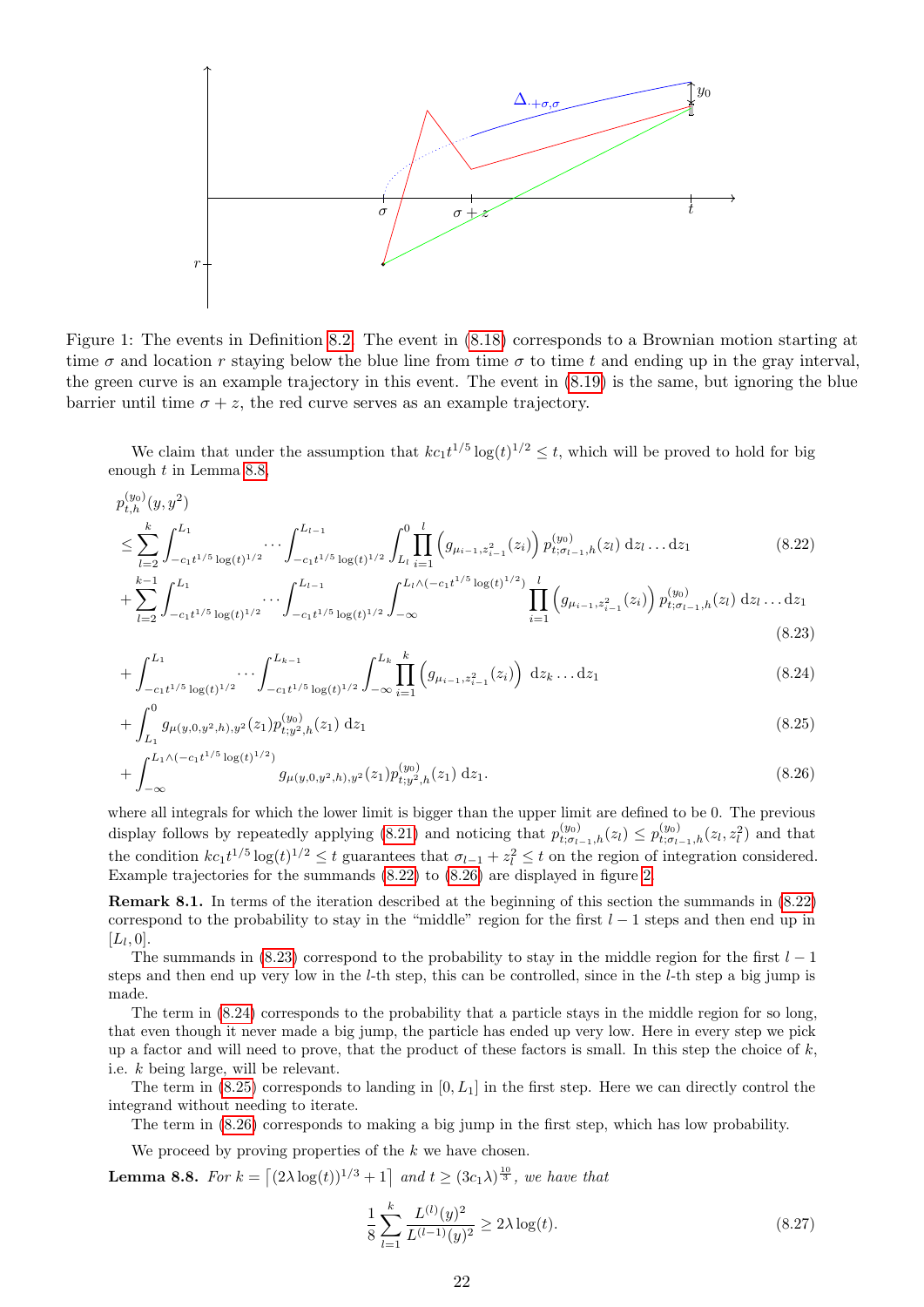Figure 1: The events in Definition 8.2. The event in (8.18) corresponds to a Brownian motion starting at time $\sigma$ and location $r$ staying below the blue line from time $\sigma$ to time $t$ and ending up in the gray interval, the green curve is an example trajectory in this event. The event in (8.19) is the same, but ignoring the blue barrier until time $\sigma + z$, the red curve serves as an example trajectory.

We claim that under the assumption that $kc_1t^{1/5}\log(t)^{1/2} \le t$, which will be proved to hold for big enough $t$ in Lemma 8.8,

$$
\begin{aligned}
&p_{t,h}^{(y_0)}(y, y^2) \\
&\le \sum_{l=2}^{k} \int_{-c_1t^{1/5}\log(t)^{1/2}}^{L_1} \cdots \int_{-c_1t^{1/5}\log(t)^{1/2}}^{L_{l-1}} \int_{L_l}^{0} \prod_{i=1}^{l} \left( g_{\mu_{i-1},z_{i-1}^2}(z_i) \right) p_{t;\sigma_{l-1},h}^{(y_0)}(z_l)\, \mathrm{d}z_l \ldots \mathrm{d}z_1 &(8.22)\\
&+ \sum_{l=2}^{k-1} \int_{-c_1t^{1/5}\log(t)^{1/2}}^{L_1} \cdots \int_{-c_1t^{1/5}\log(t)^{1/2}}^{L_{l-1}} \int_{-\infty}^{L_l \wedge (-c_1t^{1/5}\log(t)^{1/2})} \prod_{i=1}^{l} \left( g_{\mu_{i-1},z_{i-1}^2}(z_i) \right) p_{t;\sigma_{l-1},h}^{(y_0)}(z_l)\, \mathrm{d}z_l \ldots \mathrm{d}z_1 &(8.23)\\
&+ \int_{-c_1t^{1/5}\log(t)^{1/2}}^{L_1} \cdots \int_{-c_1t^{1/5}\log(t)^{1/2}}^{L_{k-1}} \int_{-\infty}^{L_k} \prod_{i=1}^{k} \left( g_{\mu_{i-1},z_{i-1}^2}(z_i) \right) \mathrm{d}z_k \ldots \mathrm{d}z_1 &(8.24)\\
&+ \int_{L_1}^{0} g_{\mu(y,0,y^2,h),y^2}(z_1) p_{t;y^2,h}^{(y_0)}(z_1)\, \mathrm{d}z_1 &(8.25)\\
&+ \int_{-\infty}^{L_1 \wedge (-c_1t^{1/5}\log(t)^{1/2})} g_{\mu(y,0,y^2,h),y^2}(z_1) p_{t;y^2,h}^{(y_0)}(z_1)\, \mathrm{d}z_1. &(8.26)
\end{aligned}
$$

where all integrals for which the lower limit is bigger than the upper limit are defined to be 0. The previous display follows by repeatedly applying (8.21) and noticing that $p_{t;\sigma_{l-1},h}^{(y_0)}(z_l) \le p_{t;\sigma_{l-1},h}^{(y_0)}(z_l, z_l^2)$ and that the condition $kc_1t^{1/5}\log(t)^{1/2} \le t$ guarantees that $\sigma_{l-1} + z_l^2 \le t$ on the region of integration considered. Example trajectories for the summands (8.22) to (8.26) are displayed in figure 2.

**Remark 8.1.** In terms of the iteration described at the beginning of this section the summands in (8.22) correspond to the probability to stay in the "middle" region for the first $l-1$ steps and then end up in $[L_l, 0]$.

The summands in (8.23) correspond to the probability to stay in the middle region for the first $l-1$ steps and then end up very low in the $l$-th step, this can be controlled, since in the $l$-th step a big jump is made.

The term in (8.24) corresponds to the probability that a particle stays in the middle region for so long, that even though it never made a big jump, the particle has ended up very low. Here in every step we pick up a factor and will need to prove, that the product of these factors is small. In this step the choice of $k$, i.e. $k$ being large, will be relevant.

The term in (8.25) corresponds to landing in $[0, L_1]$ in the first step. Here we can directly control the integrand without needing to iterate.

The term in (8.26) corresponds to making a big jump in the first step, which has low probability.

We proceed by proving properties of the $k$ we have chosen.

**Lemma 8.8.** *For $k = \lceil (2\lambda \log(t))^{1/3} + 1 \rceil$ and $t \ge (3c_1\lambda)^{\frac{10}{3}}$, we have that*

$$
\frac{1}{8} \sum_{l=1}^{k} \frac{L^{(l)}(y)^2}{L^{(l-1)}(y)^2} \ge 2\lambda \log(t). \tag{8.27}
$$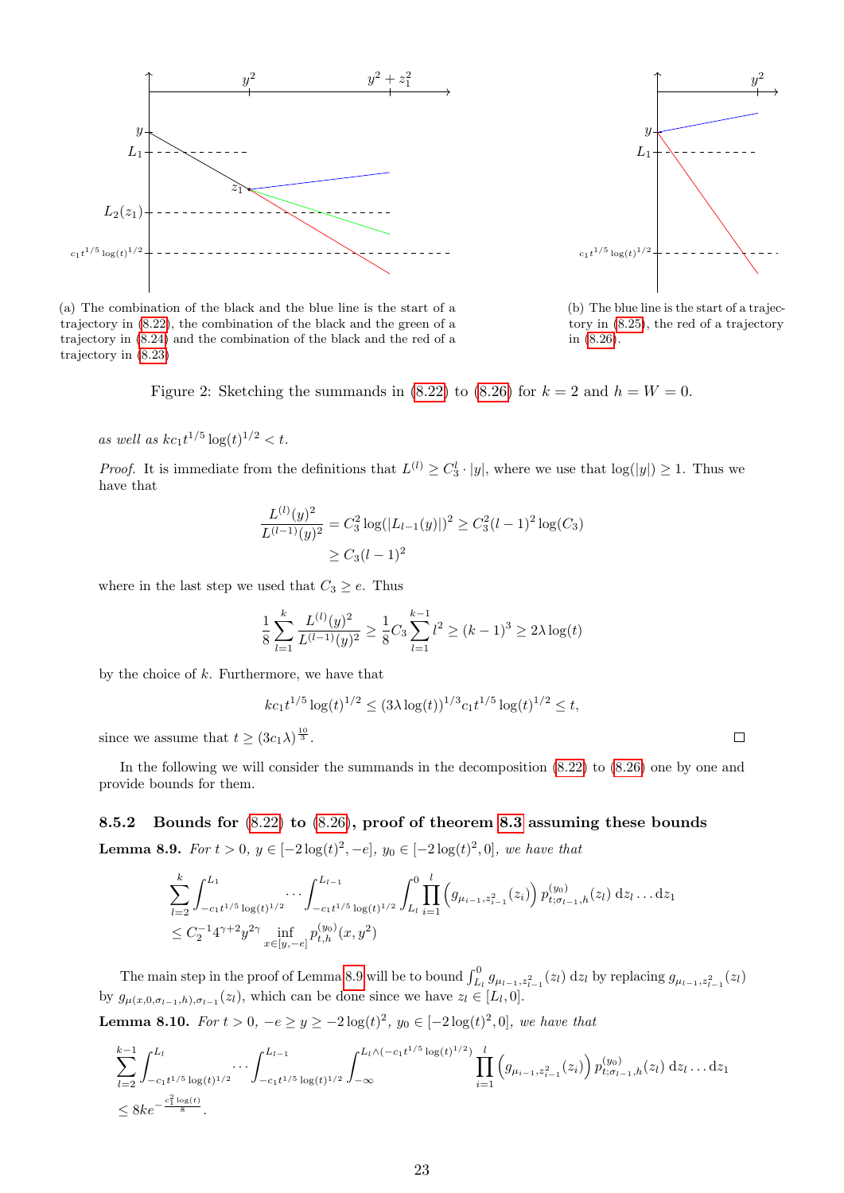(a) The combination of the black and the blue line is the start of a trajectory in (8.22), the combination of the black and the green of a trajectory in (8.24) and the combination of the black and the red of a trajectory in (8.23)

(b) The blue line is the start of a trajectory in (8.25), the red of a trajectory in (8.26).

Figure 2: Sketching the summands in (8.22) to (8.26) for $k = 2$ and $h = W = 0$.

*as well as* $kc_1 t^{1/5} \log(t)^{1/2} < t$.

*Proof.* It is immediate from the definitions that $L^{(l)} \geq C_3^l \cdot |y|$, where we use that $\log(|y|) \geq 1$. Thus we have that

$$\frac{L^{(l)}(y)^2}{L^{(l-1)}(y)^2} = C_3^2 \log(|L_{l-1}(y)|)^2 \geq C_3^2 (l-1)^2 \log(C_3)$$
$$\geq C_3 (l-1)^2$$

where in the last step we used that $C_3 \geq e$. Thus

$$\frac{1}{8} \sum_{l=1}^{k} \frac{L^{(l)}(y)^2}{L^{(l-1)}(y)^2} \geq \frac{1}{8} C_3 \sum_{l=1}^{k-1} l^2 \geq (k-1)^3 \geq 2\lambda \log(t)$$

by the choice of $k$. Furthermore, we have that

$$kc_1 t^{1/5} \log(t)^{1/2} \leq (3\lambda \log(t))^{1/3} c_1 t^{1/5} \log(t)^{1/2} \leq t,$$

since we assume that $t \geq (3c_1\lambda)^{\frac{10}{3}}$. $\square$

In the following we will consider the summands in the decomposition (8.22) to (8.26) one by one and provide bounds for them.

### 8.5.2 Bounds for (8.22) to (8.26), proof of theorem 8.3 assuming these bounds

**Lemma 8.9.** *For $t > 0$, $y \in [-2\log(t)^2, -e]$, $y_0 \in [-2\log(t)^2, 0]$, we have that*

$$\sum_{l=2}^{k} \int_{-c_1 t^{1/5} \log(t)^{1/2}}^{L_1} \cdots \int_{-c_1 t^{1/5} \log(t)^{1/2}}^{L_{l-1}} \int_{L_l}^{0} \prod_{i=1}^{l} \left( g_{\mu_{i-1}, z_{i-1}^2}(z_i) \right) p_{t;\sigma_{l-1},h}^{(y_0)}(z_l) \, \mathrm{d}z_l \ldots \mathrm{d}z_1$$
$$\leq C_2^{-1} 4^{\gamma+2} y^{2\gamma} \inf_{x \in [y,-e]} p_{t,h}^{(y_0)}(x, y^2)$$

The main step in the proof of Lemma 8.9 will be to bound $\int_{L_l}^{0} g_{\mu_{l-1}, z_{l-1}^2}(z_l) \, \mathrm{d}z_l$ by replacing $g_{\mu_{l-1}, z_{l-1}^2}(z_l)$ by $g_{\mu(x,0,\sigma_{l-1},h),\sigma_{l-1}}(z_l)$, which can be done since we have $z_l \in [L_l, 0]$.

**Lemma 8.10.** *For $t > 0$, $-e \geq y \geq -2\log(t)^2$, $y_0 \in [-2\log(t)^2, 0]$, we have that*

$$\sum_{l=2}^{k-1} \int_{-c_1 t^{1/5} \log(t)^{1/2}}^{L_l} \cdots \int_{-c_1 t^{1/5} \log(t)^{1/2}}^{L_{l-1}} \int_{-\infty}^{L_l \wedge (-c_1 t^{1/5} \log(t)^{1/2})} \prod_{i=1}^{l} \left( g_{\mu_{i-1}, z_{i-1}^2}(z_i) \right) p_{t;\sigma_{l-1},h}^{(y_0)}(z_l) \, \mathrm{d}z_l \ldots \mathrm{d}z_1$$
$$\leq 8ke^{-\frac{c_1^2 \log(t)}{8}}.$$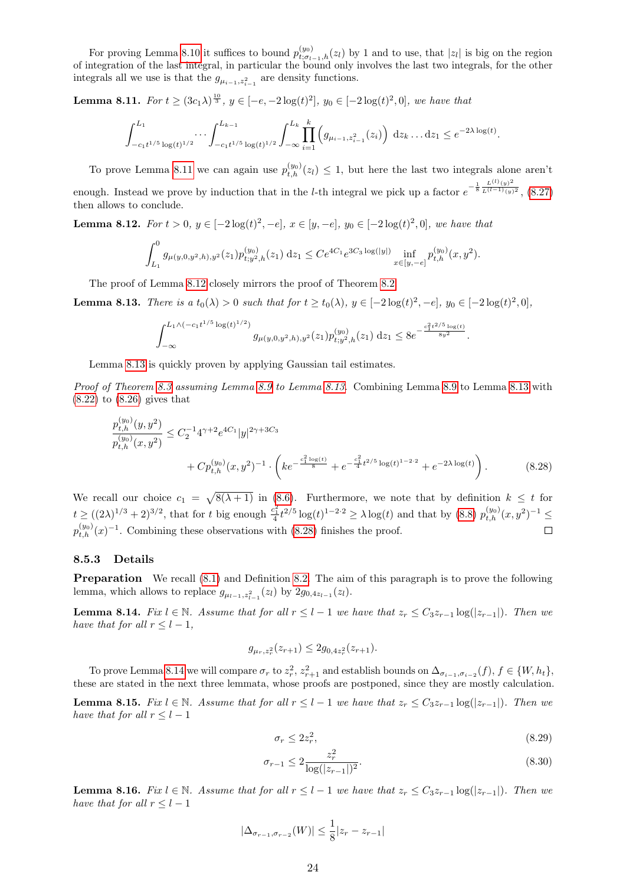For proving Lemma 8.10 it suffices to bound $p^{(y_0)}_{t;\sigma_{l-1},h}(z_l)$ by 1 and to use, that $|z_l|$ is big on the region of integration of the last integral, in particular the bound only involves the last two integrals, for the other integrals all we use is that the $g_{\mu_{i-1},z^2_{i-1}}$ are density functions.

**Lemma 8.11.** *For $t \geq (3c_1\lambda)^{\frac{10}{3}}$, $y \in [-e, -2\log(t)^2]$, $y_0 \in [-2\log(t)^2, 0]$, we have that*

$$\int_{-c_1 t^{1/5}\log(t)^{1/2}}^{L_1} \cdots \int_{-c_1 t^{1/5}\log(t)^{1/2}}^{L_{k-1}} \int_{-\infty}^{L_k} \prod_{i=1}^{k} \left( g_{\mu_{i-1},z^2_{i-1}}(z_i) \right) \, \mathrm{d}z_k \ldots \mathrm{d}z_1 \leq e^{-2\lambda \log(t)}.$$

To prove Lemma 8.11 we can again use $p^{(y_0)}_{t,h}(z_l) \leq 1$, but here the last two integrals alone aren't enough. Instead we prove by induction that in the $l$-th integral we pick up a factor $e^{-\frac{1}{8}\frac{L^{(l)}(y)^2}{L^{(l-1)}(y)^2}}$, (8.27) then allows to conclude.

**Lemma 8.12.** *For $t > 0$, $y \in [-2\log(t)^2, -e]$, $x \in [y, -e]$, $y_0 \in [-2\log(t)^2, 0]$, we have that*

$$\int_{L_1}^{0} g_{\mu(y,0,y^2,h),y^2}(z_1) p^{(y_0)}_{t;y^2,h}(z_1) \, \mathrm{d}z_1 \leq C e^{4C_1} e^{3C_3 \log(|y|)} \inf_{x \in [y,-e]} p^{(y_0)}_{t,h}(x, y^2).$$

The proof of Lemma 8.12 closely mirrors the proof of Theorem 8.2.

**Lemma 8.13.** *There is a $t_0(\lambda) > 0$ such that for $t \geq t_0(\lambda)$, $y \in [-2\log(t)^2, -e]$, $y_0 \in [-2\log(t)^2, 0]$,*

$$\int_{-\infty}^{L_1 \wedge (-c_1 t^{1/5}\log(t)^{1/2})} g_{\mu(y,0,y^2,h),y^2}(z_1) p^{(y_0)}_{t;y^2,h}(z_1) \, \mathrm{d}z_1 \leq 8 e^{-\frac{c_1^2 t^{2/5}\log(t)}{8y^2}}.$$

Lemma 8.13 is quickly proven by applying Gaussian tail estimates.

*Proof of Theorem 8.3 assuming Lemma 8.9 to Lemma 8.13.* Combining Lemma 8.9 to Lemma 8.13 with (8.22) to (8.26) gives that

$$\begin{aligned} \frac{p^{(y_0)}_{t,h}(y, y^2)}{p^{(y_0)}_{t,h}(x, y^2)} &\leq C_2^{-1} 4^{\gamma+2} e^{4C_1} |y|^{2\gamma+3C_3} \\ &\quad + C p^{(y_0)}_{t,h}(x, y^2)^{-1} \cdot \left( k e^{-\frac{c_1^2 \log(t)}{8}} + e^{-\frac{c_1^2}{4} t^{2/5}\log(t)^{1-2\cdot 2}} + e^{-2\lambda \log(t)} \right). \end{aligned} \tag{8.28}$$

We recall our choice $c_1 = \sqrt{8(\lambda+1)}$ in (8.6). Furthermore, we note that by definition $k \leq t$ for $t \geq ((2\lambda)^{1/3} + 2)^{3/2}$, that for $t$ big enough $\frac{c_1^2}{4} t^{2/5}\log(t)^{1-2\cdot 2} \geq \lambda \log(t)$ and that by (8.8) $p^{(y_0)}_{t,h}(x, y^2)^{-1} \leq p^{(y_0)}_{t,h}(x)^{-1}$. Combining these observations with (8.28) finishes the proof. $\square$

### 8.5.3 Details

**Preparation** We recall (8.1) and Definition 8.2. The aim of this paragraph is to prove the following lemma, which allows to replace $g_{\mu_{l-1},z^2_{l-1}}(z_l)$ by $2g_{0,4z_{l-1}}(z_l)$.

**Lemma 8.14.** *Fix $l \in \mathbb{N}$. Assume that for all $r \leq l-1$ we have that $z_r \leq C_3 z_{r-1}\log(|z_{r-1}|)$. Then we have that for all $r \leq l-1$,*

$$g_{\mu_r,z^2_r}(z_{r+1}) \leq 2g_{0,4z^2_r}(z_{r+1}).$$

To prove Lemma 8.14 we will compare $\sigma_r$ to $z_r^2$, $z_{r+1}^2$ and establish bounds on $\Delta_{\sigma_{i-1},\sigma_{i-2}}(f)$, $f \in \{W, h_t\}$, these are stated in the next three lemmata, whose proofs are postponed, since they are mostly calculation.

**Lemma 8.15.** *Fix $l \in \mathbb{N}$. Assume that for all $r \leq l-1$ we have that $z_r \leq C_3 z_{r-1}\log(|z_{r-1}|)$. Then we have that for all $r \leq l-1$*

$$\sigma_r \leq 2z_r^2, \tag{8.29}$$

$$\sigma_{r-1} \leq 2\frac{z_r^2}{\log(|z_{r-1}|)^2}. \tag{8.30}$$

**Lemma 8.16.** *Fix $l \in \mathbb{N}$. Assume that for all $r \leq l-1$ we have that $z_r \leq C_3 z_{r-1}\log(|z_{r-1}|)$. Then we have that for all $r \leq l-1$*

$$|\Delta_{\sigma_{r-1},\sigma_{r-2}}(W)| \leq \frac{1}{8}|z_r - z_{r-1}|$$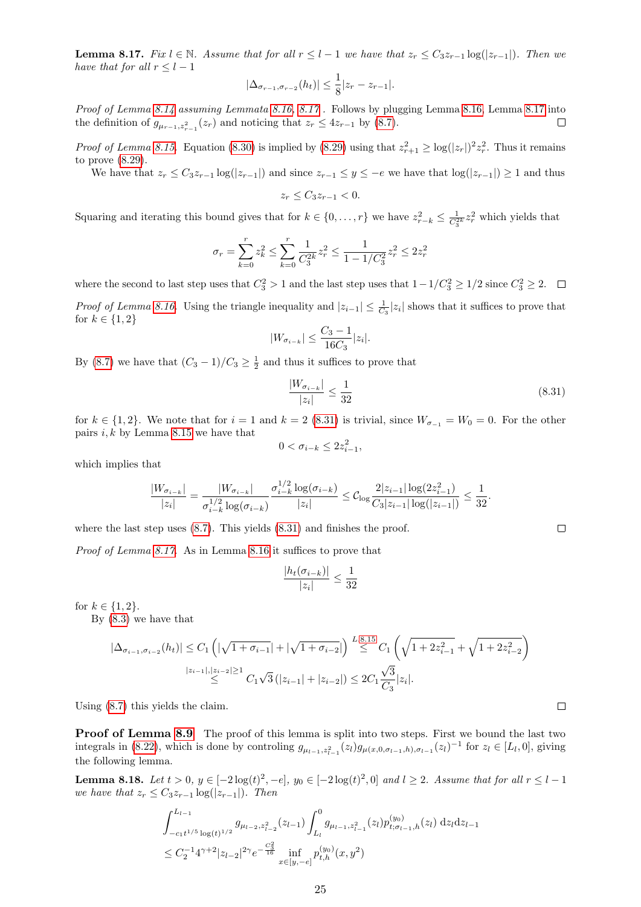**Lemma 8.17.** *Fix $l \in \mathbb{N}$. Assume that for all $r \leq l-1$ we have that $z_r \leq C_3 z_{r-1} \log(|z_{r-1}|)$. Then we have that for all $r \leq l-1$*

$$|\Delta_{\sigma_{r-1},\sigma_{r-2}}(h_t)| \leq \frac{1}{8}|z_r - z_{r-1}|.$$

*Proof of Lemma 8.14 assuming Lemmata 8.16, 8.17.* Follows by plugging Lemma 8.16, Lemma 8.17 into the definition of $g_{\mu_{r-1},z_{r-1}^2}(z_r)$ and noticing that $z_r \leq 4z_{r-1}$ by (8.7). ◻

*Proof of Lemma 8.15.* Equation (8.30) is implied by (8.29) using that $z_{r+1}^2 \geq \log(|z_r|)^2 z_r^2$. Thus it remains to prove (8.29).

We have that $z_r \leq C_3 z_{r-1}\log(|z_{r-1}|)$ and since $z_{r-1} \leq y \leq -e$ we have that $\log(|z_{r-1}|) \geq 1$ and thus

$$z_r \leq C_3 z_{r-1} < 0.$$

Squaring and iterating this bound gives that for $k \in \{0, \dots, r\}$ we have $z_{r-k}^2 \leq \frac{1}{C_3^{2k}} z_r^2$ which yields that

$$\sigma_r = \sum_{k=0}^{r} z_k^2 \leq \sum_{k=0}^{r} \frac{1}{C_3^{2k}} z_r^2 \leq \frac{1}{1-1/C_3^2} z_r^2 \leq 2z_r^2$$

where the second to last step uses that $C_3^2 > 1$ and the last step uses that $1 - 1/C_3^2 \geq 1/2$ since $C_3^2 \geq 2$. ◻

*Proof of Lemma 8.16.* Using the triangle inequality and $|z_{i-1}| \leq \frac{1}{C_3}|z_i|$ shows that it suffices to prove that for $k \in \{1, 2\}$

$$|W_{\sigma_{i-k}}| \leq \frac{C_3 - 1}{16C_3}|z_i|.$$

By (8.7) we have that $(C_3-1)/C_3 \geq \frac{1}{2}$ and thus it suffices to prove that

$$\frac{|W_{\sigma_{i-k}}|}{|z_i|} \leq \frac{1}{32} \tag{8.31}$$

for $k \in \{1, 2\}$. We note that for $i = 1$ and $k = 2$ (8.31) is trivial, since $W_{\sigma_{-1}} = W_0 = 0$. For the other pairs $i, k$ by Lemma 8.15 we have that

$$0 < \sigma_{i-k} \leq 2z_{i-1}^2,$$

which implies that

$$\frac{|W_{\sigma_{i-k}}|}{|z_i|} = \frac{|W_{\sigma_{i-k}}|}{\sigma_{i-k}^{1/2}\log(\sigma_{i-k})} \frac{\sigma_{i-k}^{1/2}\log(\sigma_{i-k})}{|z_i|} \leq \mathcal{C}_{\log} \frac{2|z_{i-1}|\log(2z_{i-1}^2)}{C_3|z_{i-1}|\log(|z_{i-1}|)} \leq \frac{1}{32}.$$

where the last step uses (8.7). This yields (8.31) and finishes the proof. ◻

*Proof of Lemma 8.17.* As in Lemma 8.16 it suffices to prove that

$$\frac{|h_t(\sigma_{i-k})|}{|z_i|} \leq \frac{1}{32}$$

for $k \in \{1, 2\}$.

By (8.3) we have that

$$\begin{aligned}|\Delta_{\sigma_{i-1},\sigma_{i-2}}(h_t)| &\leq C_1\left(|\sqrt{1+\sigma_{i-1}}| + |\sqrt{1+\sigma_{i-2}}|\right) \overset{L\,8.15}{\leq} C_1\left(\sqrt{1+2z_{i-1}^2} + \sqrt{1+2z_{i-2}^2}\right) \\ &\overset{|z_{i-1}|,|z_{i-2}|\geq 1}{\leq} C_1\sqrt{3}\left(|z_{i-1}| + |z_{i-2}|\right) \leq 2C_1\frac{\sqrt{3}}{C_3}|z_i|.\end{aligned}$$

Using (8.7) this yields the claim. ◻

**Proof of Lemma 8.9** The proof of this lemma is split into two steps. First we bound the last two integrals in (8.22), which is done by controling $g_{\mu_{l-1},z_{l-1}^2}(z_l) g_{\mu(x,0,\sigma_{l-1},h),\sigma_{l-1}}(z_l)^{-1}$ for $z_l \in [L_l, 0]$, giving the following lemma.

**Lemma 8.18.** *Let $t > 0$, $y \in [-2\log(t)^2, -e]$, $y_0 \in [-2\log(t)^2, 0]$ and $l \geq 2$. Assume that for all $r \leq l-1$ we have that $z_r \leq C_3 z_{r-1}\log(|z_{r-1}|)$. Then*

$$\begin{aligned}&\int_{-c_1 t^{1/5}\log(t)^{1/2}}^{L_{l-1}} g_{\mu_{l-2},z_{l-2}^2}(z_{l-1}) \int_{L_l}^{0} g_{\mu_{l-1},z_{l-1}^2}(z_l) p_{t;\sigma_{l-1},h}^{(y_0)}(z_l)\, \mathrm{d}z_l \mathrm{d}z_{l-1} \\ &\leq C_2^{-1} 4^{\gamma+2}|z_{l-2}|^{2\gamma} e^{-\frac{C_3^2}{16}} \inf_{x\in[y,-e]} p_{t,h}^{(y_0)}(x, y^2)\end{aligned}$$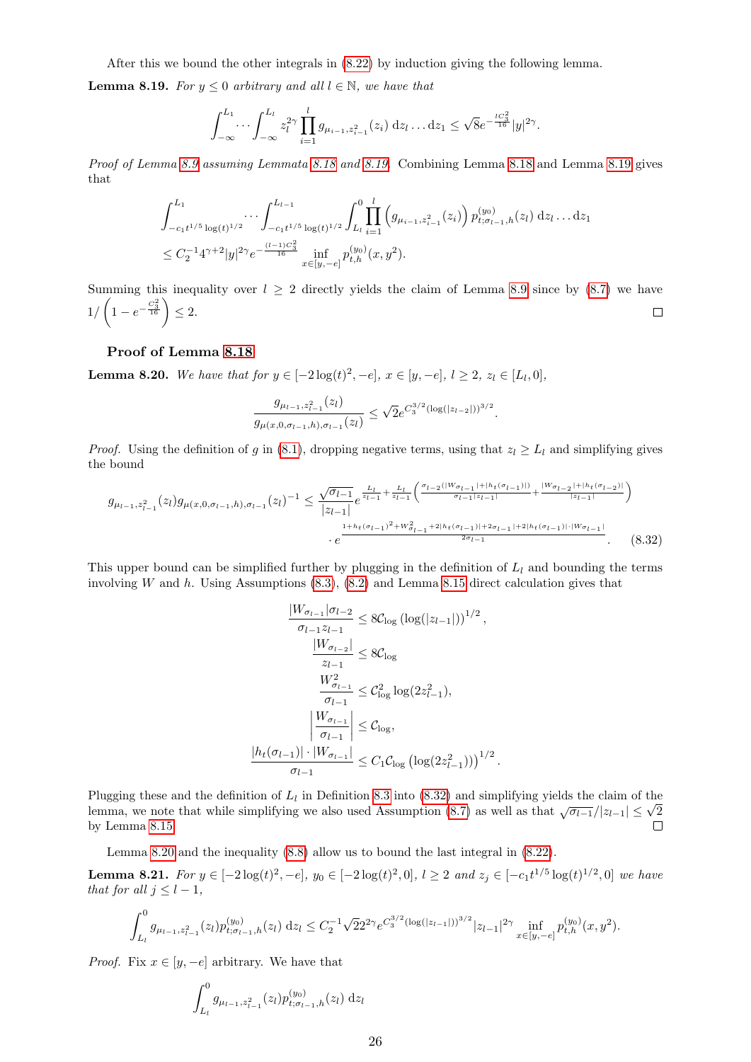After this we bound the other integrals in (8.22) by induction giving the following lemma.

**Lemma 8.19.** *For $y \le 0$ arbitrary and all $l \in \mathbb{N}$, we have that*

$$\int_{-\infty}^{L_1} \cdots \int_{-\infty}^{L_l} z_l^{2\gamma} \prod_{i=1}^{l} g_{\mu_{i-1}, z_{i-1}^2}(z_i)\, \mathrm{d}z_l \ldots \mathrm{d}z_1 \le \sqrt{8} e^{-\frac{lC_3^2}{16}} |y|^{2\gamma}.$$

*Proof of Lemma 8.9 assuming Lemmata 8.18 and 8.19.* Combining Lemma 8.18 and Lemma 8.19 gives that

$$\int_{-c_1 t^{1/5} \log(t)^{1/2}}^{L_1} \cdots \int_{-c_1 t^{1/5} \log(t)^{1/2}}^{L_{l-1}} \int_{L_l}^{0} \prod_{i=1}^{l} \left( g_{\mu_{i-1}, z_{i-1}^2}(z_i) \right) p^{(y_0)}_{t;\sigma_{l-1},h}(z_l)\, \mathrm{d}z_l \ldots \mathrm{d}z_1$$
$$\le C_2^{-1} 4^{\gamma+2} |y|^{2\gamma} e^{-\frac{(l-1)C_3^2}{16}} \inf_{x \in [y,-e]} p^{(y_0)}_{t,h}(x, y^2).$$

Summing this inequality over $l \ge 2$ directly yields the claim of Lemma 8.9 since by (8.7) we have $1 / \left( 1 - e^{-\frac{C_3^2}{16}} \right) \le 2$. ◻

### Proof of Lemma 8.18

**Lemma 8.20.** *We have that for $y \in [-2\log(t)^2, -e]$, $x \in [y, -e]$, $l \ge 2$, $z_l \in [L_l, 0]$,*

$$\frac{g_{\mu_{l-1}, z_{l-1}^2}(z_l)}{g_{\mu(x,0,\sigma_{l-1},h),\sigma_{l-1}}(z_l)} \le \sqrt{2} e^{C_3^{3/2} (\log(|z_{l-2}|))^{3/2}}.$$

*Proof.* Using the definition of $g$ in (8.1), dropping negative terms, using that $z_l \ge L_l$ and simplifying gives the bound

$$g_{\mu_{l-1}, z_{l-1}^2}(z_l) g_{\mu(x,0,\sigma_{l-1},h),\sigma_{l-1}}(z_l)^{-1} \le \frac{\sqrt{\sigma_{l-1}}}{|z_{l-1}|} e^{\frac{L_l}{z_{l-1}} + \frac{L_l}{z_{l-1}} \left( \frac{\sigma_{l-2}(|W_{\sigma_{l-1}}| + |h_t(\sigma_{l-1})|)}{\sigma_{l-1}|z_{l-1}|} + \frac{|W_{\sigma_{l-2}}| + |h_t(\sigma_{l-2})|}{|z_{l-1}|} \right)}$$
$$\cdot e^{\frac{1 + h_t(\sigma_{l-1})^2 + W^2_{\sigma_{l-1}} + 2|h_t(\sigma_{l-1})| + 2\sigma_{l-1}|z_{l-1}| + 2|h_t(\sigma_{l-1})| \cdot |W_{\sigma_{l-1}}|}{2\sigma_{l-1}}}. \quad (8.32)$$

This upper bound can be simplified further by plugging in the definition of $L_l$ and bounding the terms involving $W$ and $h$. Using Assumptions (8.3), (8.2) and Lemma 8.15 direct calculation gives that

$$\frac{|W_{\sigma_{l-1}}| \sigma_{l-2}}{\sigma_{l-1} z_{l-1}} \le 8 \mathcal{C}_{\log} \left( \log(|z_{l-1}|) \right)^{1/2},$$
$$\frac{|W_{\sigma_{l-2}}|}{z_{l-1}} \le 8 \mathcal{C}_{\log}$$
$$\frac{W^2_{\sigma_{l-1}}}{\sigma_{l-1}} \le \mathcal{C}^2_{\log} \log(2 z_{l-1}^2),$$
$$\left| \frac{W_{\sigma_{l-1}}}{\sigma_{l-1}} \right| \le \mathcal{C}_{\log},$$
$$\frac{|h_t(\sigma_{l-1})| \cdot |W_{\sigma_{l-1}}|}{\sigma_{l-1}} \le C_1 \mathcal{C}_{\log} \left( \log(2 z_{l-1}^2) \right)^{1/2}.$$

Plugging these and the definition of $L_l$ in Definition 8.3 into (8.32) and simplifying yields the claim of the lemma, we note that while simplifying we also used Assumption (8.7) as well as that $\sqrt{\sigma_{l-1}}/|z_{l-1}| \le \sqrt{2}$ by Lemma 8.15. ◻

Lemma 8.20 and the inequality (8.8) allow us to bound the last integral in (8.22).

**Lemma 8.21.** *For $y \in [-2\log(t)^2, -e]$, $y_0 \in [-2\log(t)^2, 0]$, $l \ge 2$ and $z_j \in [-c_1 t^{1/5} \log(t)^{1/2}, 0]$ we have that for all $j \le l-1$,*

$$\int_{L_l}^{0} g_{\mu_{l-1}, z_{l-1}^2}(z_l) p^{(y_0)}_{t;\sigma_{l-1},h}(z_l)\, \mathrm{d}z_l \le C_2^{-1} \sqrt{2} 2^{2\gamma} e^{C_3^{3/2} (\log(|z_{l-1}|))^{3/2}} |z_{l-1}|^{2\gamma} \inf_{x \in [y,-e]} p^{(y_0)}_{t,h}(x, y^2).$$

*Proof.* Fix $x \in [y, -e]$ arbitrary. We have that

$$\int_{L_l}^{0} g_{\mu_{l-1}, z_{l-1}^2}(z_l) p^{(y_0)}_{t;\sigma_{l-1},h}(z_l)\, \mathrm{d}z_l$$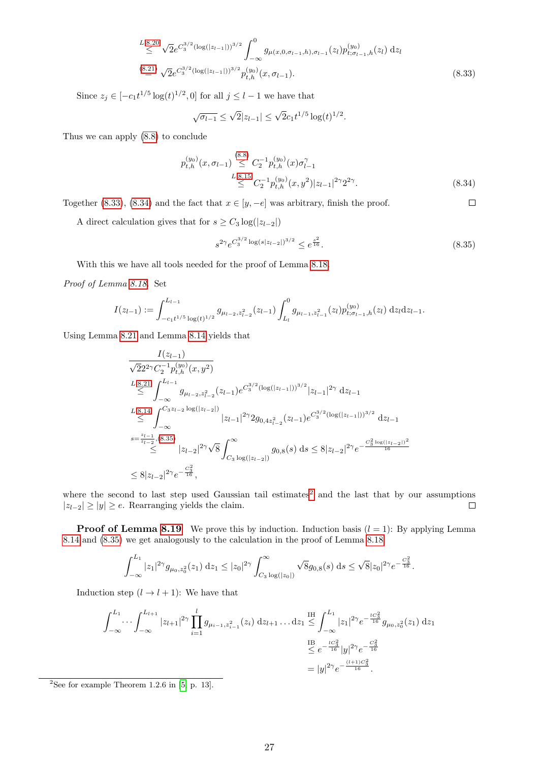$$
\begin{aligned}
&\overset{L\,8.20}{\leq} \sqrt{2} e^{C_3^{3/2}(\log(|z_{l-1}|))^{3/2}} \int_{-\infty}^{0} g_{\mu(x,0,\sigma_{l-1},h),\sigma_{l-1}}(z_l) p^{(y_0)}_{t;\sigma_{l-1},h}(z_l)\, \mathrm{d}z_l \\
&\overset{(8.21)}{=} \sqrt{2} e^{C_3^{3/2}(\log(|z_{l-1}|))^{3/2}} p^{(y_0)}_{t,h}(x, \sigma_{l-1}).
\end{aligned}
\tag{8.33}
$$

Since $z_j \in [-c_1 t^{1/5} \log(t)^{1/2}, 0]$ for all $j \leq l-1$ we have that

$$
\sqrt{\sigma_{l-1}} \leq \sqrt{2}|z_{l-1}| \leq \sqrt{2} c_1 t^{1/5} \log(t)^{1/2}.
$$

Thus we can apply (8.8) to conclude

$$
\begin{aligned}
p^{(y_0)}_{t,h}(x, \sigma_{l-1}) &\overset{(8.8)}{\leq} C_2^{-1} p^{(y_0)}_{t,h}(x) \sigma_{l-1}^{\gamma} \\
&\overset{L\,8.15}{\leq} C_2^{-1} p^{(y_0)}_{t,h}(x, y^2) |z_{l-1}|^{2\gamma} 2^{2\gamma}.
\end{aligned}
\tag{8.34}
$$

Together (8.33), (8.34) and the fact that $x \in [y, -e]$ was arbitrary, finish the proof. $\square$

A direct calculation gives that for $s \geq C_3 \log(|z_{l-2}|)$

$$
s^{2\gamma} e^{C_3^{3/2} \log(s|z_{l-2}|)^{3/2}} \leq e^{\frac{s^2}{16}}.
\tag{8.35}
$$

With this we have all tools needed for the proof of Lemma 8.18.

*Proof of Lemma 8.18.* Set

$$
I(z_{l-1}) := \int_{-c_1 t^{1/5} \log(t)^{1/2}}^{L_{l-1}} g_{\mu_{l-2}, z_{l-2}^2}(z_{l-1}) \int_{L_l}^{0} g_{\mu_{l-1}, z_{l-1}^2}(z_l) p^{(y_0)}_{t;\sigma_{l-1},h}(z_l)\, \mathrm{d}z_l \mathrm{d}z_{l-1}.
$$

Using Lemma 8.21 and Lemma 8.14 yields that

$$
\begin{aligned}
&\frac{I(z_{l-1})}{\sqrt{2} 2^{2\gamma} C_2^{-1} p^{(y_0)}_{t,h}(x, y^2)} \\
&\overset{L\,8.21}{\leq} \int_{-\infty}^{L_{l-1}} g_{\mu_{l-2}, z_{l-2}^2}(z_{l-1}) e^{C_3^{3/2}(\log(|z_{l-1}|))^{3/2}} |z_{l-1}|^{2\gamma}\, \mathrm{d}z_{l-1} \\
&\overset{L\,8.14}{\leq} \int_{-\infty}^{C_3 z_{l-2} \log(|z_{l-2}|)} |z_{l-1}|^{2\gamma} 2 g_{0, 4z_{l-2}^2}(z_{l-1}) e^{C_3^{3/2}(\log(|z_{l-1}|))^{3/2}}\, \mathrm{d}z_{l-1} \\
&\overset{s=\frac{z_{l-1}}{z_{l-2}}, (8.35)}{\leq} |z_{l-2}|^{2\gamma} \sqrt{8} \int_{C_3 \log(|z_{l-2}|)}^{\infty} g_{0,8}(s)\, \mathrm{d}s \leq 8|z_{l-2}|^{2\gamma} e^{-\frac{C_3^2 \log(|z_{l-2}|)^2}{16}} \\
&\leq 8|z_{l-2}|^{2\gamma} e^{-\frac{C_3^2}{16}},
\end{aligned}
$$

where the second to last step used Gaussian tail estimates[2] and the last that by our assumptions $|z_{l-2}| \geq |y| \geq e$. Rearranging yields the claim. $\square$

**Proof of Lemma 8.19.** We prove this by induction. Induction basis ($l = 1$): By applying Lemma 8.14 and (8.35) we get analogously to the calculation in the proof of Lemma 8.18

$$
\int_{-\infty}^{L_1} |z_1|^{2\gamma} g_{\mu_0, z_0^2}(z_1)\, \mathrm{d}z_1 \leq |z_0|^{2\gamma} \int_{C_3 \log(|z_0|)}^{\infty} \sqrt{8} g_{0,8}(s)\, \mathrm{d}s \leq \sqrt{8}|z_0|^{2\gamma} e^{-\frac{C_3^2}{16}}.
$$

Induction step ($l \to l+1$): We have that

$$
\begin{aligned}
\int_{-\infty}^{L_1} \cdots \int_{-\infty}^{L_{l+1}} |z_{l+1}|^{2\gamma} \prod_{i=1}^{l} g_{\mu_{i-1}, z_{i-1}^2}(z_i)\, \mathrm{d}z_{l+1} \ldots \mathrm{d}z_1 &\overset{\text{IH}}{\leq} \int_{-\infty}^{L_1} |z_1|^{2\gamma} e^{-\frac{lC_3^2}{16}} g_{\mu_0, z_0^2}(z_1)\, \mathrm{d}z_1 \\
&\overset{\text{IB}}{\leq} e^{-\frac{lC_3^2}{16}} |y|^{2\gamma} e^{-\frac{C_3^2}{16}} \\
&= |y|^{2\gamma} e^{-\frac{(l+1)C_3^2}{16}}.
\end{aligned}
$$

[2] See for example Theorem 1.2.6 in [5, p. 13].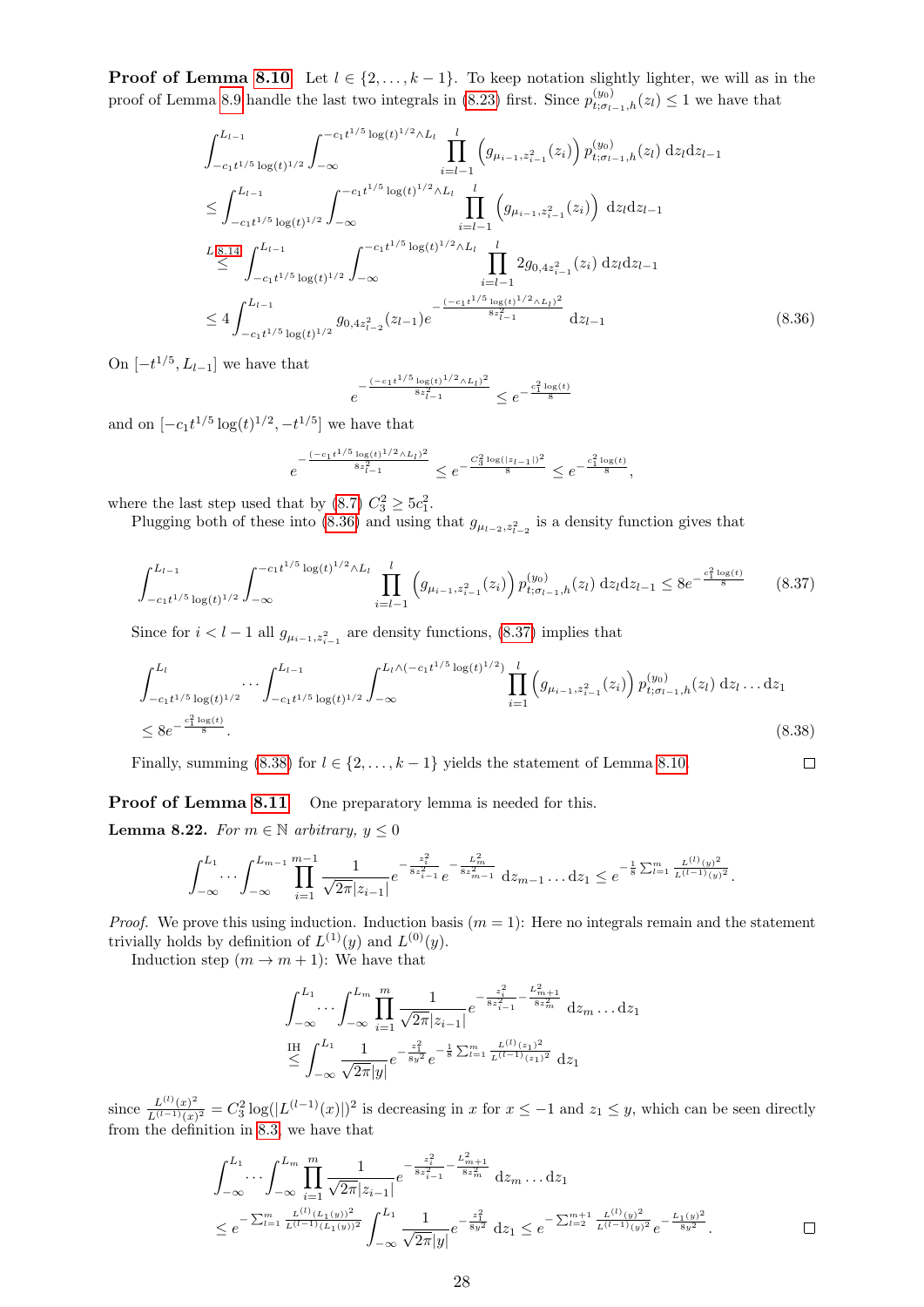**Proof of Lemma 8.10** Let $l \in \{2, \ldots, k-1\}$. To keep notation slightly lighter, we will as in the proof of Lemma 8.9 handle the last two integrals in (8.23) first. Since $p^{(y_0)}_{t;\sigma_{l-1},h}(z_l) \leq 1$ we have that

$$
\begin{aligned}
&\int_{-c_1 t^{1/5}\log(t)^{1/2}}^{L_{l-1}} \int_{-\infty}^{-c_1 t^{1/5}\log(t)^{1/2}\wedge L_l} \prod_{i=l-1}^{l} \left(g_{\mu_{i-1},z_{i-1}^2}(z_i)\right) p^{(y_0)}_{t;\sigma_{l-1},h}(z_l)\, \mathrm{d}z_l \mathrm{d}z_{l-1} \\
&\leq \int_{-c_1 t^{1/5}\log(t)^{1/2}}^{L_{l-1}} \int_{-\infty}^{-c_1 t^{1/5}\log(t)^{1/2}\wedge L_l} \prod_{i=l-1}^{l} \left(g_{\mu_{i-1},z_{i-1}^2}(z_i)\right) \mathrm{d}z_l \mathrm{d}z_{l-1} \\
&\overset{L\,8.14}{\leq} \int_{-c_1 t^{1/5}\log(t)^{1/2}}^{L_{l-1}} \int_{-\infty}^{-c_1 t^{1/5}\log(t)^{1/2}\wedge L_l} \prod_{i=l-1}^{l} 2g_{0,4z_{i-1}^2}(z_i)\, \mathrm{d}z_l \mathrm{d}z_{l-1} \\
&\leq 4\int_{-c_1 t^{1/5}\log(t)^{1/2}}^{L_{l-1}} g_{0,4z_{l-2}^2}(z_{l-1}) e^{-\frac{(-c_1 t^{1/5}\log(t)^{1/2}\wedge L_l)^2}{8z_{l-1}^2}} \mathrm{d}z_{l-1} \qquad (8.36)
\end{aligned}
$$

On $[-t^{1/5}, L_{l-1}]$ we have that

$$
e^{-\frac{(-c_1 t^{1/5}\log(t)^{1/2}\wedge L_l)^2}{8z_{l-1}^2}} \leq e^{-\frac{c_1^2\log(t)}{8}}
$$

and on $[-c_1 t^{1/5}\log(t)^{1/2}, -t^{1/5}]$ we have that

$$
e^{-\frac{(-c_1 t^{1/5}\log(t)^{1/2}\wedge L_l)^2}{8z_{l-1}^2}} \leq e^{-\frac{C_3^2\log(|z_{l-1}|)^2}{8}} \leq e^{-\frac{c_1^2\log(t)}{8}},
$$

where the last step used that by (8.7) $C_3^2 \geq 5c_1^2$.

Plugging both of these into (8.36) and using that $g_{\mu_{l-2},z_{l-2}^2}$ is a density function gives that

$$
\int_{-c_1 t^{1/5}\log(t)^{1/2}}^{L_{l-1}} \int_{-\infty}^{-c_1 t^{1/5}\log(t)^{1/2}\wedge L_l} \prod_{i=l-1}^{l} \left(g_{\mu_{i-1},z_{i-1}^2}(z_i)\right) p^{(y_0)}_{t;\sigma_{l-1},h}(z_l)\, \mathrm{d}z_l \mathrm{d}z_{l-1} \leq 8e^{-\frac{c_1^2\log(t)}{8}} \qquad (8.37)
$$

Since for $i < l-1$ all $g_{\mu_{i-1},z_{i-1}^2}$ are density functions, (8.37) implies that

$$
\begin{aligned}
&\int_{-c_1 t^{1/5}\log(t)^{1/2}}^{L_l} \cdots \int_{-c_1 t^{1/5}\log(t)^{1/2}}^{L_{l-1}} \int_{-\infty}^{L_l\wedge(-c_1 t^{1/5}\log(t)^{1/2})} \prod_{i=1}^{l} \left(g_{\mu_{i-1},z_{i-1}^2}(z_i)\right) p^{(y_0)}_{t;\sigma_{l-1},h}(z_l)\, \mathrm{d}z_l \ldots \mathrm{d}z_1 \\
&\leq 8e^{-\frac{c_1^2\log(t)}{8}}. \qquad (8.38)
\end{aligned}
$$

Finally, summing (8.38) for $l \in \{2, \ldots, k-1\}$ yields the statement of Lemma 8.10. □

**Proof of Lemma 8.11** One preparatory lemma is needed for this.

**Lemma 8.22.** *For $m \in \mathbb{N}$ arbitrary, $y \leq 0$*

$$
\int_{-\infty}^{L_1} \cdots \int_{-\infty}^{L_{m-1}} \prod_{i=1}^{m-1} \frac{1}{\sqrt{2\pi}|z_{i-1}|} e^{-\frac{z_i^2}{8z_{i-1}^2}} e^{-\frac{L_m^2}{8z_{m-1}^2}}\, \mathrm{d}z_{m-1}\ldots\mathrm{d}z_1 \leq e^{-\frac{1}{8}\sum_{l=1}^{m}\frac{L^{(l)}(y)^2}{L^{(l-1)}(y)^2}}.
$$

*Proof.* We prove this using induction. Induction basis ($m=1$): Here no integrals remain and the statement trivially holds by definition of $L^{(1)}(y)$ and $L^{(0)}(y)$.

Induction step ($m \to m+1$): We have that

$$
\begin{aligned}
&\int_{-\infty}^{L_1} \cdots \int_{-\infty}^{L_m} \prod_{i=1}^{m} \frac{1}{\sqrt{2\pi}|z_{i-1}|} e^{-\frac{z_i^2}{8z_{i-1}^2} - \frac{L_{m+1}^2}{8z_m^2}}\, \mathrm{d}z_m\ldots\mathrm{d}z_1 \\
&\overset{\text{IH}}{\leq} \int_{-\infty}^{L_1} \frac{1}{\sqrt{2\pi}|y|} e^{-\frac{z_1^2}{8y^2}} e^{-\frac{1}{8}\sum_{l=1}^{m}\frac{L^{(l)}(z_1)^2}{L^{(l-1)}(z_1)^2}}\, \mathrm{d}z_1
\end{aligned}
$$

since $\frac{L^{(l)}(x)^2}{L^{(l-1)}(x)^2} = C_3^2\log(|L^{(l-1)}(x)|)^2$ is decreasing in $x$ for $x \leq -1$ and $z_1 \leq y$, which can be seen directly from the definition in 8.3, we have that

$$
\begin{aligned}
&\int_{-\infty}^{L_1} \cdots \int_{-\infty}^{L_m} \prod_{i=1}^{m} \frac{1}{\sqrt{2\pi}|z_{i-1}|} e^{-\frac{z_i^2}{8z_{i-1}^2} - \frac{L_{m+1}^2}{8z_m^2}}\, \mathrm{d}z_m\ldots\mathrm{d}z_1 \\
&\leq e^{-\sum_{l=1}^{m}\frac{L^{(l)}(L_1(y))^2}{L^{(l-1)}(L_1(y))^2}} \int_{-\infty}^{L_1} \frac{1}{\sqrt{2\pi}|y|} e^{-\frac{z_1^2}{8y^2}}\, \mathrm{d}z_1 \leq e^{-\sum_{l=2}^{m+1}\frac{L^{(l)}(y)^2}{L^{(l-1)}(y)^2}} e^{-\frac{L_1(y)^2}{8y^2}}.
\end{aligned}
$$

□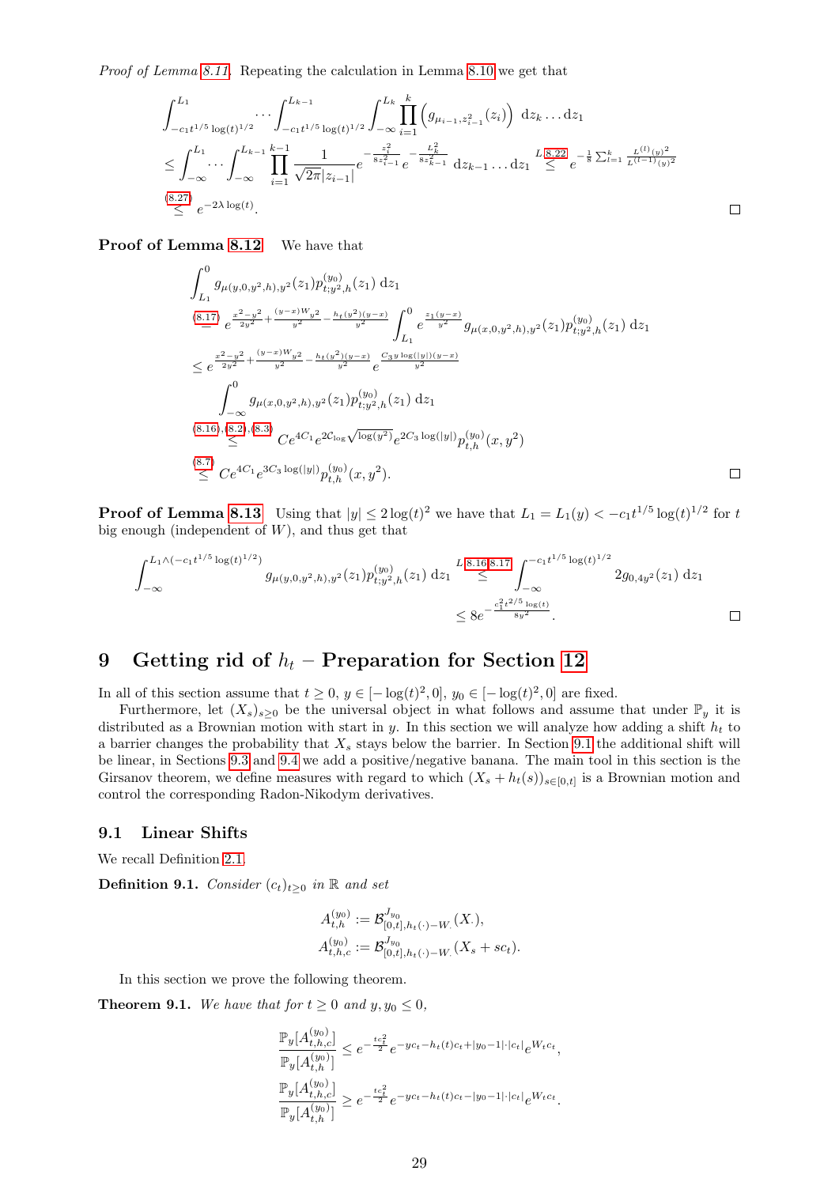*Proof of Lemma 8.11.* Repeating the calculation in Lemma 8.10 we get that

$$\int_{-c_1 t^{1/5}\log(t)^{1/2}}^{L_1} \cdots \int_{-c_1 t^{1/5}\log(t)^{1/2}}^{L_{k-1}} \int_{-\infty}^{L_k} \prod_{i=1}^{k} \left( g_{\mu_{i-1}, z_{i-1}^2}(z_i) \right) \,\mathrm{d}z_k \ldots \mathrm{d}z_1$$

$$\leq \int_{-\infty}^{L_1} \cdots \int_{-\infty}^{L_{k-1}} \prod_{i=1}^{k-1} \frac{1}{\sqrt{2\pi}|z_{i-1}|} e^{-\frac{z_i^2}{8 z_{i-1}^2}} e^{-\frac{L_k^2}{8 z_{k-1}^2}} \,\mathrm{d}z_{k-1} \ldots \mathrm{d}z_1 \overset{L\,8.22}{\leq} e^{-\frac{1}{8}\sum_{l=1}^{k} \frac{L^{(l)}(y)^2}{L^{(l-1)}(y)^2}}$$

$$\overset{(8.27)}{\leq} e^{-2\lambda \log(t)}.$$

□

**Proof of Lemma 8.12** We have that

$$\int_{L_1}^{0} g_{\mu(y,0,y^2,h),y^2}(z_1) p^{(y_0)}_{t;y^2,h}(z_1) \,\mathrm{d}z_1$$

$$\overset{(8.17)}{=} e^{\frac{x^2-y^2}{2y^2} + \frac{(y-x)W_{y^2}}{y^2} - \frac{h_t(y^2)(y-x)}{y^2}} \int_{L_1}^{0} e^{\frac{z_1(y-x)}{y^2}} g_{\mu(x,0,y^2,h),y^2}(z_1) p^{(y_0)}_{t;y^2,h}(z_1) \,\mathrm{d}z_1$$

$$\leq e^{\frac{x^2-y^2}{2y^2} + \frac{(y-x)W_{y^2}}{y^2} - \frac{h_t(y^2)(y-x)}{y^2}} e^{\frac{C_3 y \log(|y|)(y-x)}{y^2}}$$

$$\int_{-\infty}^{0} g_{\mu(x,0,y^2,h),y^2}(z_1) p^{(y_0)}_{t;y^2,h}(z_1) \,\mathrm{d}z_1$$

$$\overset{(8.16),(8.2),(8.3)}{\leq} C e^{4C_1} e^{2C_{\log}\sqrt{\log(y^2)}} e^{2C_3 \log(|y|)} p^{(y_0)}_{t,h}(x,y^2)$$

$$\overset{(8.7)}{\leq} C e^{4C_1} e^{3C_3 \log(|y|)} p^{(y_0)}_{t,h}(x,y^2).$$

□

**Proof of Lemma 8.13** Using that $|y| \leq 2\log(t)^2$ we have that $L_1 = L_1(y) < -c_1 t^{1/5}\log(t)^{1/2}$ for $t$ big enough (independent of $W$), and thus get that

$$\int_{-\infty}^{L_1 \wedge (-c_1 t^{1/5}\log(t)^{1/2})} g_{\mu(y,0,y^2,h),y^2}(z_1) p^{(y_0)}_{t;y^2,h}(z_1) \,\mathrm{d}z_1 \overset{L\,8.16,8.17}{\leq} \int_{-\infty}^{-c_1 t^{1/5}\log(t)^{1/2}} 2 g_{0,4y^2}(z_1) \,\mathrm{d}z_1$$

$$\leq 8 e^{-\frac{c_1^2 t^{2/5}\log(t)}{8y^2}}.$$

□

# 9 Getting rid of $h_t$ – Preparation for Section 12

In all of this section assume that $t \geq 0$, $y \in [-\log(t)^2, 0]$, $y_0 \in [-\log(t)^2, 0]$ are fixed.

Furthermore, let $(X_s)_{s\geq 0}$ be the universal object in what follows and assume that under $\mathbb{P}_y$ it is distributed as a Brownian motion with start in $y$. In this section we will analyze how adding a shift $h_t$ to a barrier changes the probability that $X_s$ stays below the barrier. In Section 9.1 the additional shift will be linear, in Sections 9.3 and 9.4 we add a positive/negative banana. The main tool in this section is the Girsanov theorem, we define measures with regard to which $(X_s + h_t(s))_{s\in[0,t]}$ is a Brownian motion and control the corresponding Radon-Nikodym derivatives.

## 9.1 Linear Shifts

We recall Definition 2.1.

**Definition 9.1.** *Consider $(c_t)_{t\geq 0}$ in $\mathbb{R}$ and set*

$$A^{(y_0)}_{t,h} := \mathcal{B}^{J_{y_0}}_{[0,t],h_t(\cdot)-W_\cdot}(X_\cdot),$$
$$A^{(y_0)}_{t,h,c} := \mathcal{B}^{J_{y_0}}_{[0,t],h_t(\cdot)-W_\cdot}(X_s + sc_t).$$

In this section we prove the following theorem.

**Theorem 9.1.** *We have that for $t \geq 0$ and $y, y_0 \leq 0$,*

$$\frac{\mathbb{P}_y[A^{(y_0)}_{t,h,c}]}{\mathbb{P}_y[A^{(y_0)}_{t,h}]} \leq e^{-\frac{tc_t^2}{2}} e^{-yc_t - h_t(t)c_t + |y_0 - 1|\cdot|c_t|} e^{W_t c_t},$$

$$\frac{\mathbb{P}_y[A^{(y_0)}_{t,h,c}]}{\mathbb{P}_y[A^{(y_0)}_{t,h}]} \geq e^{-\frac{tc_t^2}{2}} e^{-yc_t - h_t(t)c_t - |y_0 - 1|\cdot|c_t|} e^{W_t c_t}.$$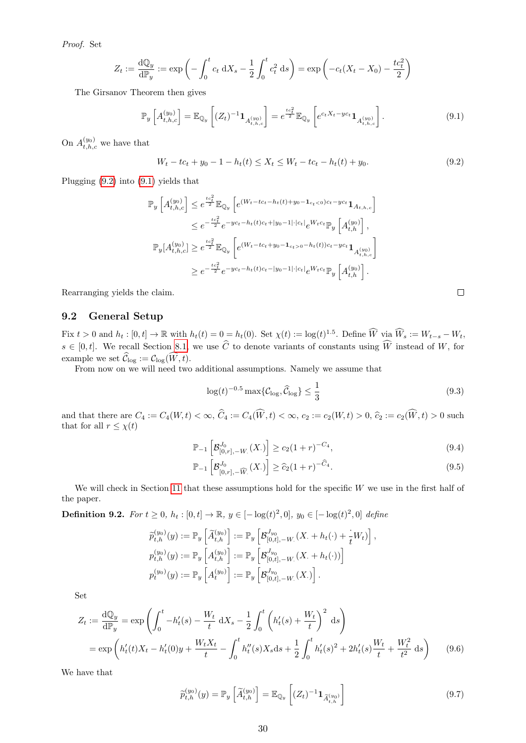*Proof.* Set

$$Z_t := \frac{\mathrm{d}\mathbb{Q}_y}{\mathrm{d}\mathbb{P}_y} := \exp\left(-\int_0^t c_t \,\mathrm{d}X_s - \frac{1}{2}\int_0^t c_t^2 \,\mathrm{d}s\right) = \exp\left(-c_t(X_t - X_0) - \frac{tc_t^2}{2}\right)$$

The Girsanov Theorem then gives

$$\mathbb{P}_y\left[A^{(y_0)}_{t,h,c}\right] = \mathbb{E}_{\mathbb{Q}_y}\left[(Z_t)^{-1}\mathbf{1}_{A^{(y_0)}_{t,h,c}}\right] = e^{\frac{tc_t^2}{2}}\mathbb{E}_{\mathbb{Q}_y}\left[e^{c_tX_t - yc_t}\mathbf{1}_{A^{(y_0)}_{t,h,c}}\right]. \tag{9.1}$$

On $A^{(y_0)}_{t,h,c}$ we have that

$$W_t - tc_t + y_0 - 1 - h_t(t) \le X_t \le W_t - tc_t - h_t(t) + y_0. \tag{9.2}$$

Plugging (9.2) into (9.1) yields that

$$\begin{aligned}
\mathbb{P}_y\left[A^{(y_0)}_{t,h,c}\right] &\le e^{\frac{tc_t^2}{2}}\mathbb{E}_{\mathbb{Q}_y}\left[e^{(W_t - tc_t - h_t(t) + y_0 - \mathbf{1}_{c_t<0})c_t - yc_t}\mathbf{1}_{A_{t,h,c}}\right] \\
&\le e^{-\frac{tc_t^2}{2}}e^{-yc_t - h_t(t)c_t + |y_0 - 1|\cdot|c_t|}e^{W_tc_t}\mathbb{P}_y\left[A^{(y_0)}_{t,h}\right], \\
\mathbb{P}_y[A^{(y_0)}_{t,h,c}] &\ge e^{\frac{tc_t^2}{2}}\mathbb{E}_{\mathbb{Q}_y}\left[e^{(W_t - tc_t + y_0 - \mathbf{1}_{c_t>0} - h_t(t))c_t - yc_t}\mathbf{1}_{A^{(y_0)}_{t,h,c}}\right] \\
&\ge e^{-\frac{tc_t^2}{2}}e^{-yc_t - h_t(t)c_t - |y_0 - 1|\cdot|c_t|}e^{W_tc_t}\mathbb{P}_y\left[A^{(y_0)}_{t,h}\right].
\end{aligned}$$

Rearranging yields the claim. ◻

## 9.2 General Setup

Fix $t > 0$ and $h_t : [0,t] \to \mathbb{R}$ with $h_t(t) = 0 = h_t(0)$. Set $\chi(t) := \log(t)^{1.5}$. Define $\widehat{W}$ via $\widehat{W}_s := W_{t-s} - W_t$, $s \in [0,t]$. We recall Section 8.1, we use $\widehat{C}$ to denote variants of constants using $\widehat{W}$ instead of $W$, for example we set $\widehat{\mathcal{C}}_{\log} := \mathcal{C}_{\log}(\widehat{W}, t)$.

From now on we will need two additional assumptions. Namely we assume that

$$\log(t)^{-0.5}\max\{\mathcal{C}_{\log}, \widehat{\mathcal{C}}_{\log}\} \le \frac{1}{3} \tag{9.3}$$

and that there are $C_4 := C_4(W,t) < \infty$, $\widehat{C}_4 := C_4(\widehat{W}) < \infty$, $c_2 := c_2(W,t) > 0$, $\widehat{c}_2 := c_2(\widehat{W}, t) > 0$ such that for all $r \le \chi(t)$

$$\mathbb{P}_{-1}\left[\mathcal{B}^{J_0}_{[0,r],-W_\cdot}(X_\cdot)\right] \ge c_2(1+r)^{-C_4}, \tag{9.4}$$

$$\mathbb{P}_{-1}\left[\mathcal{B}^{J_0}_{[0,r],-\widehat{W}_\cdot}(X_\cdot)\right] \ge \widehat{c}_2(1+r)^{-\widehat{C}_4}. \tag{9.5}$$

We will check in Section 11 that these assumptions hold for the specific $W$ we use in the first half of the paper.

**Definition 9.2.** *For $t \ge 0$, $h_t : [0,t] \to \mathbb{R}$, $y \in [-\log(t)^2, 0]$, $y_0 \in [-\log(t)^2, 0]$ define*

$$\begin{aligned}
\widetilde{p}^{(y_0)}_{t,h}(y) &:= \mathbb{P}_y\left[\widetilde{A}^{(y_0)}_{t,h}\right] := \mathbb{P}_y\left[\mathcal{B}^{J_{y_0}}_{[0,t],-W_\cdot}(X_\cdot + h_t(\cdot) + \frac{\cdot}{t}W_t)\right], \\
p^{(y_0)}_{t,h}(y) &:= \mathbb{P}_y\left[A^{(y_0)}_{t,h}\right] := \mathbb{P}_y\left[\mathcal{B}^{J_{y_0}}_{[0,t],-W_\cdot}(X_\cdot + h_t(\cdot))\right] \\
p^{(y_0)}_{t}(y) &:= \mathbb{P}_y\left[A^{(y_0)}_{t}\right] := \mathbb{P}_y\left[\mathcal{B}^{J_{y_0}}_{[0,t],-W_\cdot}(X_\cdot)\right].
\end{aligned}$$

Set

$$\begin{aligned}
Z_t := \frac{\mathrm{d}\mathbb{Q}_y}{\mathrm{d}\mathbb{P}_y} &= \exp\left(\int_0^t -h_t'(s) - \frac{W_t}{t}\,\mathrm{d}X_s - \frac{1}{2}\int_0^t \left(h_t'(s) + \frac{W_t}{t}\right)^2 \mathrm{d}s\right) \\
&= \exp\left(h_t'(t)X_t - h_t'(0)y + \frac{W_tX_t}{t} - \int_0^t h_t''(s)X_s\mathrm{d}s + \frac{1}{2}\int_0^t h_t'(s)^2 + 2h_t'(s)\frac{W_t}{t} + \frac{W_t^2}{t^2}\,\mathrm{d}s\right)
\end{aligned} \tag{9.6}$$

We have that

$$\widetilde{p}^{(y_0)}_{t,h}(y) = \mathbb{P}_y\left[\widetilde{A}^{(y_0)}_{t,h}\right] = \mathbb{E}_{\mathbb{Q}_y}\left[(Z_t)^{-1}\mathbf{1}_{\widetilde{A}^{(y_0)}_{t,h}}\right] \tag{9.7}$$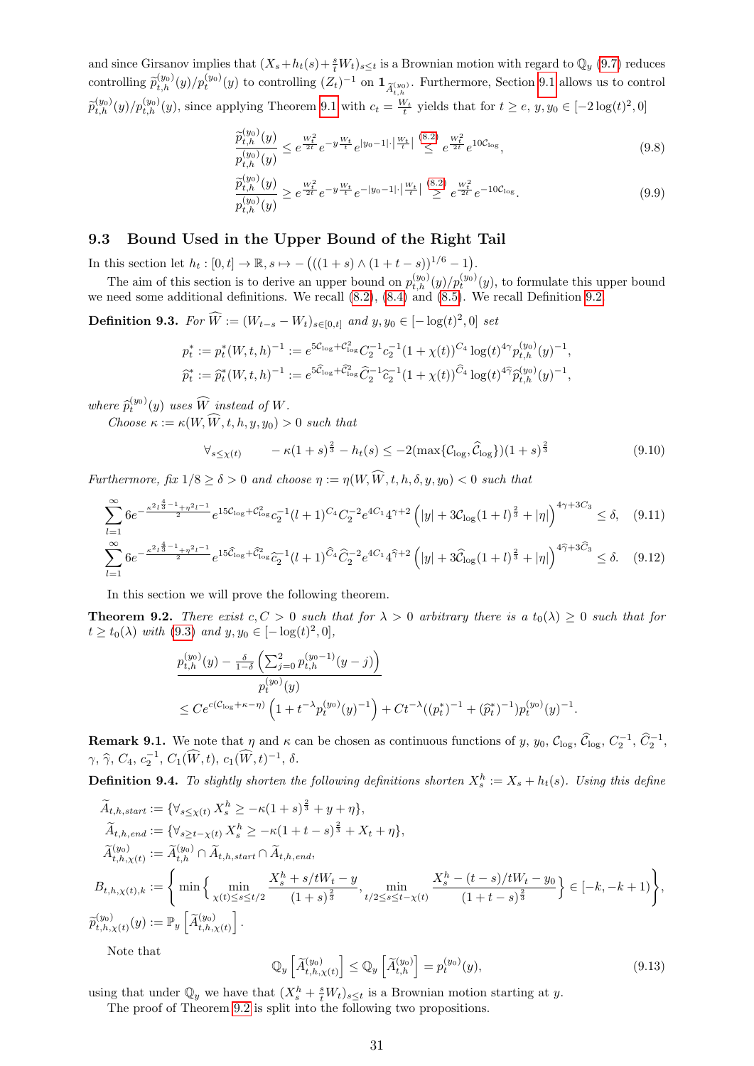and since Girsanov implies that $(X_s+h_t(s)+\frac{s}{t}W_t)_{s\le t}$ is a Brownian motion with regard to $\mathbb{Q}_y$ (9.7) reduces controlling $\widetilde{p}^{(y_0)}_{t,h}(y)/p^{(y_0)}_t(y)$ to controlling $(Z_t)^{-1}$ on $\mathbf{1}_{\widetilde{A}^{(y_0)}_{t,h}}$. Furthermore, Section 9.1 allows us to control $\widetilde{p}^{(y_0)}_{t,h}(y)/p^{(y_0)}_{t,h}(y)$, since applying Theorem 9.1 with $c_t=\frac{W_t}{t}$ yields that for $t\ge e$, $y,y_0\in[-2\log(t)^2,0]$

$$
\frac{\widetilde{p}^{(y_0)}_{t,h}(y)}{p^{(y_0)}_{t,h}(y)} \le e^{\frac{W_t^2}{2t}}e^{-y\frac{W_t}{t}}e^{|y_0-1|\cdot\left|\frac{W_t}{t}\right|} \overset{(8.2)}{\le} e^{\frac{W_t^2}{2t}}e^{10\mathcal{C}_{\log}}, \tag{9.8}
$$

$$
\frac{\widetilde{p}^{(y_0)}_{t,h}(y)}{p^{(y_0)}_{t,h}(y)} \ge e^{\frac{W_t^2}{2t}}e^{-y\frac{W_t}{t}}e^{-|y_0-1|\cdot\left|\frac{W_t}{t}\right|} \overset{(8.2)}{\ge} e^{\frac{W_t^2}{2t}}e^{-10\mathcal{C}_{\log}}. \tag{9.9}
$$

### 9.3 Bound Used in the Upper Bound of the Right Tail

In this section let $h_t:[0,t]\to\mathbb{R}, s\mapsto -\left(((1+s)\wedge(1+t-s))^{1/6}-1\right)$.

The aim of this section is to derive an upper bound on $p^{(y_0)}_{t,h}(y)/p^{(y_0)}_t(y)$, to formulate this upper bound we need some additional definitions. We recall (8.2), (8.4) and (8.5). We recall Definition 9.2.

**Definition 9.3.** *For $\widehat{W}:=(W_{t-s}-W_t)_{s\in[0,t]}$ and $y,y_0\in[-\log(t)^2,0]$ set*

$$
p^*_t := p^*_t(W,t,h)^{-1} := e^{5\mathcal{C}_{\log}+\mathcal{C}^2_{\log}}C_2^{-1}c_2^{-1}(1+\chi(t))^{C_4}\log(t)^{4\gamma}p^{(y_0)}_{t,h}(y)^{-1},
$$

$$
\widehat{p}^*_t := \widehat{p}^*_t(W,t,h)^{-1} := e^{5\widehat{\mathcal{C}}_{\log}+\widehat{\mathcal{C}}^2_{\log}}\widehat{C}_2^{-1}\widehat{c}_2^{-1}(1+\chi(t))^{\widehat{C}_4}\log(t)^{4\widehat{\gamma}}\widehat{p}^{(y_0)}_{t,h}(y)^{-1},
$$

*where $\widehat{p}^{(y_0)}_t(y)$ uses $\widehat{W}$ instead of $W$.*

*Choose $\kappa:=\kappa(W,\widehat{W},t,h,y,y_0)>0$ such that*

$$
\forall_{s\le\chi(t)} \qquad -\kappa(1+s)^{\frac{2}{3}}-h_t(s)\le -2(\max\{\mathcal{C}_{\log},\widehat{\mathcal{C}}_{\log}\})(1+s)^{\frac{2}{3}} \tag{9.10}
$$

*Furthermore, fix $1/8\ge\delta>0$ and choose $\eta:=\eta(W,\widehat{W},t,h,\delta,y,y_0)<0$ such that*

$$
\sum_{l=1}^{\infty}6e^{-\frac{\kappa^2 l^{\frac{4}{3}-1}+\eta^2 l^{-1}}{2}}e^{15\mathcal{C}_{\log}+\mathcal{C}^2_{\log}}c_2^{-1}(l+1)^{C_4}C_2^{-2}e^{4C_1}4^{\gamma+2}\left(|y|+3\mathcal{C}_{\log}(1+l)^{\frac{2}{3}}+|\eta|\right)^{4\gamma+3C_3}\le\delta, \tag{9.11}
$$

$$
\sum_{l=1}^{\infty}6e^{-\frac{\kappa^2 l^{\frac{4}{3}-1}+\eta^2 l^{-1}}{2}}e^{15\widehat{\mathcal{C}}_{\log}+\widehat{\mathcal{C}}^2_{\log}}\widehat{c}_2^{-1}(l+1)^{\widehat{C}_4}\widehat{C}_2^{-2}e^{4C_1}4^{\widehat{\gamma}+2}\left(|y|+3\widehat{\mathcal{C}}_{\log}(1+l)^{\frac{2}{3}}+|\eta|\right)^{4\widehat{\gamma}+3\widehat{C}_3}\le\delta. \tag{9.12}
$$

In this section we will prove the following theorem.

**Theorem 9.2.** *There exist $c,C>0$ such that for $\lambda>0$ arbitrary there is a $t_0(\lambda)\ge0$ such that for $t\ge t_0(\lambda)$ with (9.3) and $y,y_0\in[-\log(t)^2,0]$,*

$$
\frac{p^{(y_0)}_{t,h}(y)-\frac{\delta}{1-\delta}\left(\sum_{j=0}^{2}p^{(y_0-1)}_{t,h}(y-j)\right)}{p^{(y_0)}_t(y)}
$$

$$
\le Ce^{c(\mathcal{C}_{\log}+\kappa-\eta)}\left(1+t^{-\lambda}p^{(y_0)}_t(y)^{-1}\right)+Ct^{-\lambda}((p^*_t)^{-1}+(\widehat{p}^*_t)^{-1})p^{(y_0)}_t(y)^{-1}.
$$

**Remark 9.1.** We note that $\eta$ and $\kappa$ can be chosen as continuous functions of $y$, $y_0$, $\mathcal{C}_{\log}$, $\widehat{\mathcal{C}}_{\log}$, $C_2^{-1}$, $\widehat{C}_2^{-1}$, $\gamma$, $\widehat{\gamma}$, $C_4$, $c_2^{-1}$, $C_1(\widehat{W},t)$, $c_1(\widehat{W},t)^{-1}$, $\delta$.

**Definition 9.4.** *To slightly shorten the following definitions shorten $X^h_s:=X_s+h_t(s)$. Using this define*

$$
\widetilde{A}_{t,h,start}:=\{\forall_{s\le\chi(t)}\,X^h_s\ge-\kappa(1+s)^{\frac{2}{3}}+y+\eta\},
$$

$$
\widetilde{A}_{t,h,end}:=\{\forall_{s\ge t-\chi(t)}\,X^h_s\ge-\kappa(1+t-s)^{\frac{2}{3}}+X_t+\eta\},
$$

$$
\widetilde{A}^{(y_0)}_{t,h,\chi(t)}:=\widetilde{A}^{(y_0)}_{t,h}\cap\widetilde{A}_{t,h,start}\cap\widetilde{A}_{t,h,end},
$$

$$
B_{t,h,\chi(t),k}:=\left\{\min\left\{\min_{\chi(t)\le s\le t/2}\frac{X^h_s+s/tW_t-y}{(1+s)^{\frac{2}{3}}},\min_{t/2\le s\le t-\chi(t)}\frac{X^h_s-(t-s)/tW_t-y_0}{(1+t-s)^{\frac{2}{3}}}\right\}\in[-k,-k+1)\right\},
$$

$$
\widetilde{p}^{(y_0)}_{t,h,\chi(t)}(y):=\mathbb{P}_y\left[\widetilde{A}^{(y_0)}_{t,h,\chi(t)}\right].
$$

Note that

$$
\mathbb{Q}_y\left[\widetilde{A}^{(y_0)}_{t,h,\chi(t)}\right]\le\mathbb{Q}_y\left[\widetilde{A}^{(y_0)}_{t,h}\right]=p^{(y_0)}_t(y), \tag{9.13}
$$

using that under $\mathbb{Q}_y$ we have that $(X^h_s+\frac{s}{t}W_t)_{s\le t}$ is a Brownian motion starting at $y$.

The proof of Theorem 9.2 is split into the following two propositions.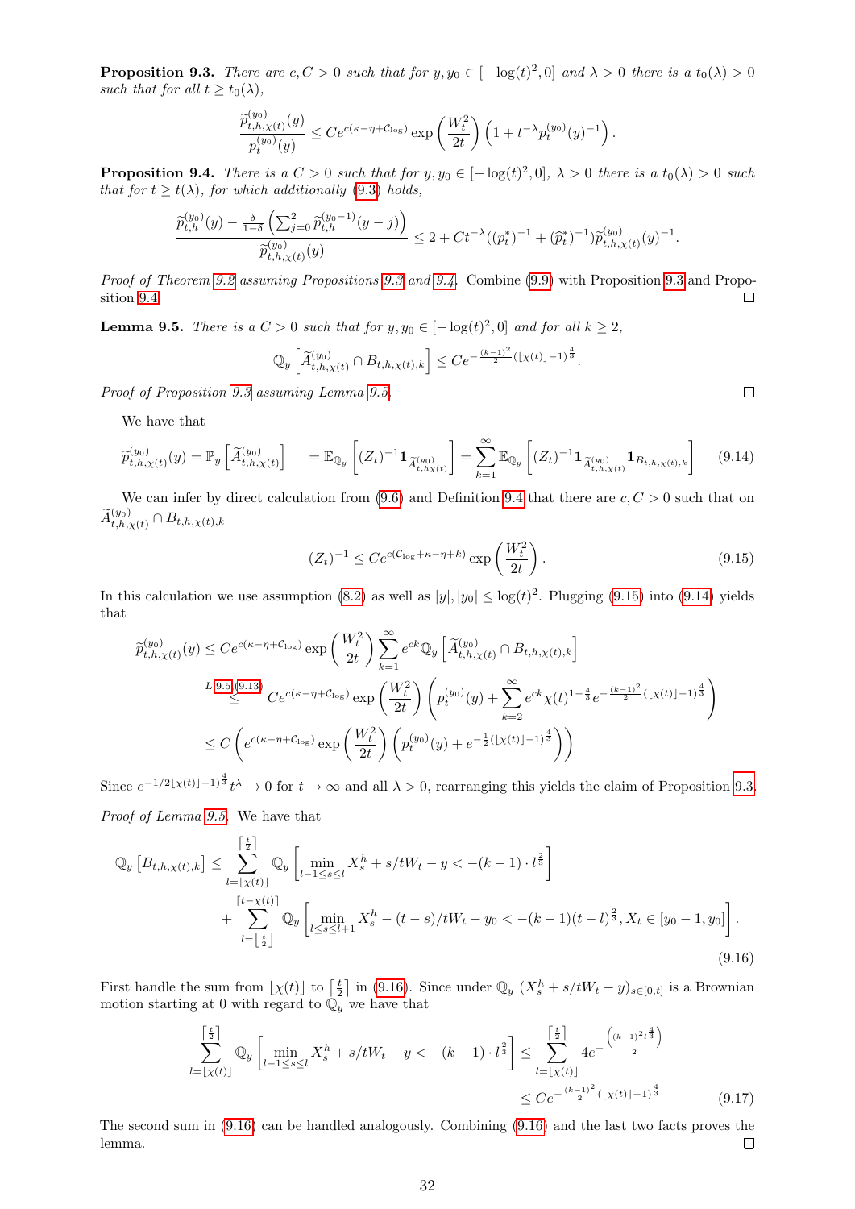**Proposition 9.3.** *There are $c, C > 0$ such that for $y, y_0 \in [-\log(t)^2, 0]$ and $\lambda > 0$ there is a $t_0(\lambda) > 0$ such that for all $t \geq t_0(\lambda)$,*

$$\frac{\widetilde{p}^{(y_0)}_{t,h,\chi(t)}(y)}{p^{(y_0)}_t(y)} \leq Ce^{c(\kappa-\eta+\mathcal{C}_{\log})} \exp\left(\frac{W_t^2}{2t}\right)\left(1 + t^{-\lambda} p^{(y_0)}_t(y)^{-1}\right).$$

**Proposition 9.4.** *There is a $C > 0$ such that for $y, y_0 \in [-\log(t)^2, 0]$, $\lambda > 0$ there is a $t_0(\lambda) > 0$ such that for $t \geq t(\lambda)$, for which additionally (9.3) holds,*

$$\frac{\widetilde{p}^{(y_0)}_{t,h}(y) - \frac{\delta}{1-\delta}\left(\sum_{j=0}^{2} \widetilde{p}^{(y_0-1)}_{t,h}(y-j)\right)}{\widetilde{p}^{(y_0)}_{t,h,\chi(t)}(y)} \leq 2 + Ct^{-\lambda}((p^*_t)^{-1} + (\widehat{p}^*_t)^{-1})\widetilde{p}^{(y_0)}_{t,h,\chi(t)}(y)^{-1}.$$

*Proof of Theorem 9.2 assuming Propositions 9.3 and 9.4.* Combine (9.9) with Proposition 9.3 and Proposition 9.4. ∎

**Lemma 9.5.** *There is a $C > 0$ such that for $y, y_0 \in [-\log(t)^2, 0]$ and for all $k \geq 2$,*

$$\mathbb{Q}_y\left[\widetilde{A}^{(y_0)}_{t,h,\chi(t)} \cap B_{t,h,\chi(t),k}\right] \leq Ce^{-\frac{(k-1)^2}{2}(\lfloor\chi(t)\rfloor-1)^{\frac{4}{3}}}.$$

*Proof of Proposition 9.3 assuming Lemma 9.5.* ∎

We have that

$$\widetilde{p}^{(y_0)}_{t,h,\chi(t)}(y) = \mathbb{P}_y\left[\widetilde{A}^{(y_0)}_{t,h,\chi(t)}\right] \quad = \mathbb{E}_{\mathbb{Q}_y}\left[(Z_t)^{-1}\mathbf{1}_{\widetilde{A}^{(y_0)}_{t,h\chi(t)}}\right] = \sum_{k=1}^{\infty} \mathbb{E}_{\mathbb{Q}_y}\left[(Z_t)^{-1}\mathbf{1}_{\widetilde{A}^{(y_0)}_{t,h,\chi(t)}}\mathbf{1}_{B_{t,h,\chi(t),k}}\right] \tag{9.14}$$

We can infer by direct calculation from (9.6) and Definition 9.4 that there are $c, C > 0$ such that on $\widetilde{A}^{(y_0)}_{t,h,\chi(t)} \cap B_{t,h,\chi(t),k}$

$$(Z_t)^{-1} \leq Ce^{c(\mathcal{C}_{\log}+\kappa-\eta+k)} \exp\left(\frac{W_t^2}{2t}\right). \tag{9.15}$$

In this calculation we use assumption (8.2) as well as $|y|, |y_0| \leq \log(t)^2$. Plugging (9.15) into (9.14) yields that

$$\begin{aligned}
\widetilde{p}^{(y_0)}_{t,h,\chi(t)}(y) &\leq Ce^{c(\kappa-\eta+\mathcal{C}_{\log})} \exp\left(\frac{W_t^2}{2t}\right) \sum_{k=1}^{\infty} e^{ck} \mathbb{Q}_y\left[\widetilde{A}^{(y_0)}_{t,h,\chi(t)} \cap B_{t,h,\chi(t),k}\right] \\
&\overset{L\,9.5,(9.13)}{\leq} Ce^{c(\kappa-\eta+\mathcal{C}_{\log})} \exp\left(\frac{W_t^2}{2t}\right)\left(p^{(y_0)}_t(y) + \sum_{k=2}^{\infty} e^{ck}\chi(t)^{1-\frac{4}{3}} e^{-\frac{(k-1)^2}{2}(\lfloor\chi(t)\rfloor-1)^{\frac{4}{3}}}\right) \\
&\leq C\left(e^{c(\kappa-\eta+\mathcal{C}_{\log})} \exp\left(\frac{W_t^2}{2t}\right)\left(p^{(y_0)}_t(y) + e^{-\frac{1}{2}(\lfloor\chi(t)\rfloor-1)^{\frac{4}{3}}}\right)\right)
\end{aligned}$$

Since $e^{-1/2\lfloor\chi(t)\rfloor-1)^{\frac{4}{3}}} t^{\lambda} \to 0$ for $t \to \infty$ and all $\lambda > 0$, rearranging this yields the claim of Proposition 9.3.

*Proof of Lemma 9.5.* We have that

$$\begin{aligned}
\mathbb{Q}_y\left[B_{t,h,\chi(t),k}\right] \leq &\sum_{l=\lfloor\chi(t)\rfloor}^{\lceil\frac{t}{2}\rceil} \mathbb{Q}_y\left[\min_{l-1\leq s\leq l} X^h_s + s/tW_t - y < -(k-1)\cdot l^{\frac{2}{3}}\right] \\
&+ \sum_{l=\lfloor\frac{t}{2}\rfloor}^{\lceil t-\chi(t)\rceil} \mathbb{Q}_y\left[\min_{l\leq s\leq l+1} X^h_s - (t-s)/tW_t - y_0 < -(k-1)(t-l)^{\frac{2}{3}}, X_t \in [y_0-1, y_0]\right].
\end{aligned} \tag{9.16}$$

First handle the sum from $\lfloor\chi(t)\rfloor$ to $\lceil\frac{t}{2}\rceil$ in (9.16). Since under $\mathbb{Q}_y$ $(X^h_s + s/tW_t - y)_{s\in[0,t]}$ is a Brownian motion starting at 0 with regard to $\mathbb{Q}_y$ we have that

$$\begin{aligned}
\sum_{l=\lfloor\chi(t)\rfloor}^{\lceil\frac{t}{2}\rceil} \mathbb{Q}_y\left[\min_{l-1\leq s\leq l} X^h_s + s/tW_t - y < -(k-1)\cdot l^{\frac{2}{3}}\right] &\leq \sum_{l=\lfloor\chi(t)\rfloor}^{\lceil\frac{t}{2}\rceil} 4e^{-\frac{\left((k-1)^2 l^{\frac{4}{3}}\right)}{2}} \\
&\leq Ce^{-\frac{(k-1)^2}{2}(\lfloor\chi(t)\rfloor-1)^{\frac{4}{3}}}
\end{aligned} \tag{9.17}$$

The second sum in (9.16) can be handled analogously. Combining (9.16) and the last two facts proves the lemma. ∎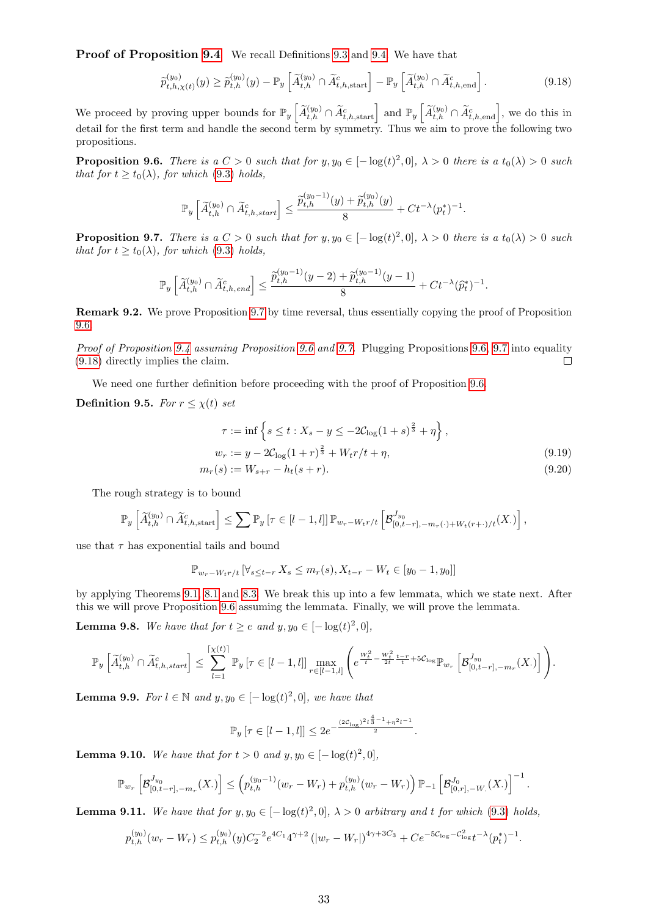**Proof of Proposition 9.4** We recall Definitions 9.3 and 9.4. We have that

$$\widetilde{p}^{(y_0)}_{t,h,\chi(t)}(y) \geq \widetilde{p}^{(y_0)}_{t,h}(y) - \mathbb{P}_y\left[\widetilde{A}^{(y_0)}_{t,h} \cap \widetilde{A}^c_{t,h,\text{start}}\right] - \mathbb{P}_y\left[\widetilde{A}^{(y_0)}_{t,h} \cap \widetilde{A}^c_{t,h,\text{end}}\right]. \tag{9.18}$$

We proceed by proving upper bounds for $\mathbb{P}_y\left[\widetilde{A}^{(y_0)}_{t,h} \cap \widetilde{A}^c_{t,h,\text{start}}\right]$ and $\mathbb{P}_y\left[\widetilde{A}^{(y_0)}_{t,h} \cap \widetilde{A}^c_{t,h,\text{end}}\right]$, we do this in detail for the first term and handle the second term by symmetry. Thus we aim to prove the following two propositions.

**Proposition 9.6.** *There is a $C > 0$ such that for $y, y_0 \in [-\log(t)^2, 0]$, $\lambda > 0$ there is a $t_0(\lambda) > 0$ such that for $t \geq t_0(\lambda)$, for which (9.3) holds,*

$$\mathbb{P}_y\left[\widetilde{A}^{(y_0)}_{t,h} \cap \widetilde{A}^c_{t,h,start}\right] \leq \frac{\widetilde{p}^{(y_0-1)}_{t,h}(y) + \widetilde{p}^{(y_0)}_{t,h}(y)}{8} + Ct^{-\lambda}(p^*_t)^{-1}.$$

**Proposition 9.7.** *There is a $C > 0$ such that for $y, y_0 \in [-\log(t)^2, 0]$, $\lambda > 0$ there is a $t_0(\lambda) > 0$ such that for $t \geq t_0(\lambda)$, for which (9.3) holds,*

$$\mathbb{P}_y\left[\widetilde{A}^{(y_0)}_{t,h} \cap \widetilde{A}^c_{t,h,end}\right] \leq \frac{\widetilde{p}^{(y_0-1)}_{t,h}(y-2) + \widetilde{p}^{(y_0-1)}_{t,h}(y-1)}{8} + Ct^{-\lambda}(\widehat{p}^*_t)^{-1}.$$

**Remark 9.2.** We prove Proposition 9.7 by time reversal, thus essentially copying the proof of Proposition 9.6.

*Proof of Proposition 9.4 assuming Proposition 9.6 and 9.7.* Plugging Propositions 9.6, 9.7 into equality (9.18) directly implies the claim. ◻

We need one further definition before proceeding with the proof of Proposition 9.6.

**Definition 9.5.** *For $r \leq \chi(t)$ set*

$$\tau := \inf\left\{s \leq t : X_s - y \leq -2\mathcal{C}_{\log}(1+s)^{\frac{2}{3}} + \eta\right\},$$

$$w_r := y - 2\mathcal{C}_{\log}(1+r)^{\frac{2}{3}} + W_t r/t + \eta, \tag{9.19}$$

$$m_r(s) := W_{s+r} - h_t(s+r). \tag{9.20}$$

The rough strategy is to bound

$$\mathbb{P}_y\left[\widetilde{A}^{(y_0)}_{t,h} \cap \widetilde{A}^c_{t,h,\text{start}}\right] \leq \sum \mathbb{P}_y\left[\tau \in [l-1,l]\right] \mathbb{P}_{w_r - W_t r/t}\left[\mathcal{B}^{J_{y_0}}_{[0,t-r],-m_r(\cdot)+W_t(r+\cdot)/t}(X_\cdot)\right],$$

use that $\tau$ has exponential tails and bound

$$\mathbb{P}_{w_r - W_t r/t}\left[\forall_{s \leq t-r}\, X_s \leq m_r(s), X_{t-r} - W_t \in [y_0-1, y_0]\right]$$

by applying Theorems 9.1, 8.1 and 8.3. We break this up into a few lemmata, which we state next. After this we will prove Proposition 9.6 assuming the lemmata. Finally, we will prove the lemmata.

**Lemma 9.8.** *We have that for $t \geq e$ and $y, y_0 \in [-\log(t)^2, 0]$,*

$$\mathbb{P}_y\left[\widetilde{A}^{(y_0)}_{t,h} \cap \widetilde{A}^c_{t,h,start}\right] \leq \sum_{l=1}^{\lceil \chi(t) \rceil} \mathbb{P}_y\left[\tau \in [l-1,l]\right] \max_{r \in [l-1,l]}\left(e^{\frac{W_t^2}{t} - \frac{W_t^2}{2t}\frac{t-r}{t} + 5\mathcal{C}_{\log}}\mathbb{P}_{w_r}\left[\mathcal{B}^{J_{y_0}}_{[0,t-r],-m_r}(X_\cdot)\right]\right).$$

**Lemma 9.9.** *For $l \in \mathbb{N}$ and $y, y_0 \in [-\log(t)^2, 0]$, we have that*

$$\mathbb{P}_y\left[\tau \in [l-1,l]\right] \leq 2e^{-\frac{(2\mathcal{C}_{\log})^2 l^{\frac{4}{3}-1} + \eta^2 l^{-1}}{2}}.$$

**Lemma 9.10.** *We have that for $t > 0$ and $y, y_0 \in [-\log(t)^2, 0]$,*

$$\mathbb{P}_{w_r}\left[\mathcal{B}^{J_{y_0}}_{[0,t-r],-m_r}(X_\cdot)\right] \leq \left(p^{(y_0-1)}_{t,h}(w_r - W_r) + p^{(y_0)}_{t,h}(w_r - W_r)\right)\mathbb{P}_{-1}\left[\mathcal{B}^{J_0}_{[0,r],-W_\cdot}(X_\cdot)\right]^{-1}.$$

**Lemma 9.11.** *We have that for $y, y_0 \in [-\log(t)^2, 0]$, $\lambda > 0$ arbitrary and $t$ for which (9.3) holds,*

$$p^{(y_0)}_{t,h}(w_r - W_r) \leq p^{(y_0)}_{t,h}(y)C_2^{-2}e^{4C_1}4^{\gamma+2}\left(|w_r - W_r|\right)^{4\gamma+3C_3} + Ce^{-5\mathcal{C}_{\log} - \mathcal{C}^2_{\log}}t^{-\lambda}(p^*_t)^{-1}.$$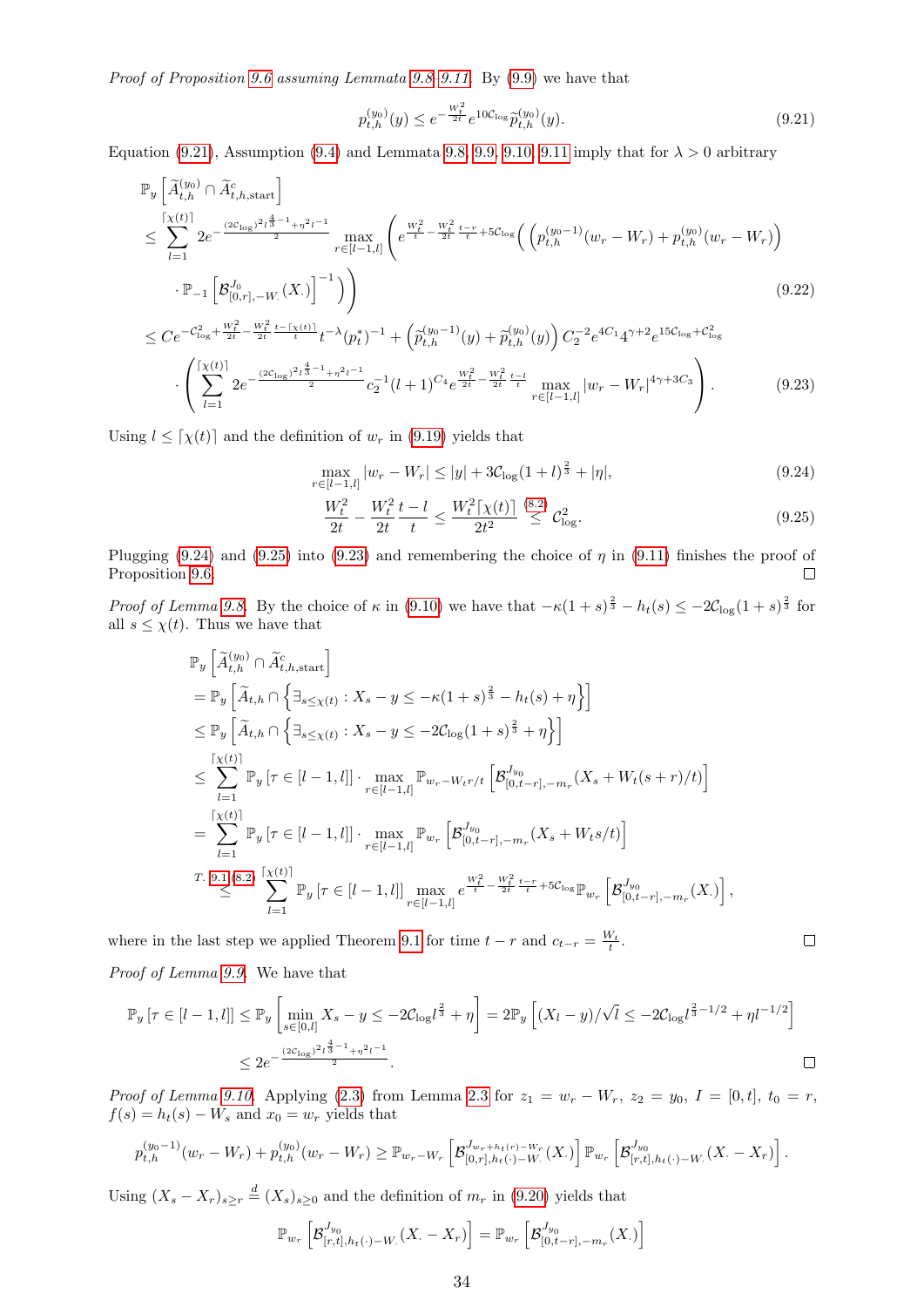*Proof of Proposition 9.6 assuming Lemmata 9.8–9.11.* By (9.9) we have that

$$p_{t,h}^{(y_0)}(y) \le e^{-\frac{W_t^2}{2t}} e^{10\mathcal{C}_{\log}} \widetilde{p}_{t,h}^{(y_0)}(y). \tag{9.21}$$

Equation (9.21), Assumption (9.4) and Lemmata 9.8, 9.9, 9.10, 9.11 imply that for $\lambda > 0$ arbitrary

$$\begin{aligned}
&\mathbb{P}_y\left[\widetilde{A}_{t,h}^{(y_0)} \cap \widetilde{A}_{t,h,\text{start}}^c\right] \\
&\le \sum_{l=1}^{\lceil \chi(t) \rceil} 2e^{-\frac{(2\mathcal{C}_{\log})^2 l^{\frac{4}{3}-1} + \eta^2 l^{-1}}{2}} \max_{r\in[l-1,l]} \Bigg( e^{\frac{W_t^2}{t} - \frac{W_t^2}{2t}\frac{t-r}{t} + 5\mathcal{C}_{\log}} \Big( \left(p_{t,h}^{(y_0-1)}(w_r - W_r) + p_{t,h}^{(y_0)}(w_r - W_r)\right) \\
&\quad \cdot \mathbb{P}_{-1}\left[\mathcal{B}_{[0,r],-W_\cdot}^{J_0}(X_\cdot)\right]^{-1}\Big)\Bigg) \qquad (9.22) \\
&\le C e^{-\mathcal{C}_{\log}^2 + \frac{W_t^2}{2t} - \frac{W_t^2}{2t}\frac{t-\lceil\chi(t)\rceil}{t}} t^{-\lambda} (p_t^*)^{-1} + \left(\widetilde{p}_{t,h}^{(y_0-1)}(y) + \widetilde{p}_{t,h}^{(y_0)}(y)\right) C_2^{-2} e^{4C_1} 4^{\gamma+2} e^{15\mathcal{C}_{\log} + \mathcal{C}_{\log}^2} \\
&\quad \cdot \left( \sum_{l=1}^{\lceil\chi(t)\rceil} 2e^{-\frac{(2\mathcal{C}_{\log})^2 l^{\frac{4}{3}-1} + \eta^2 l^{-1}}{2}} c_2^{-1}(l+1)^{C_4} e^{\frac{W_t^2}{2t} - \frac{W_t^2}{2t}\frac{t-l}{t}} \max_{r\in[l-1,l]} |w_r - W_r|^{4\gamma+3C_3} \right). \qquad (9.23)
\end{aligned}$$

Using $l \le \lceil \chi(t) \rceil$ and the definition of $w_r$ in (9.19) yields that

$$\max_{r\in[l-1,l]} |w_r - W_r| \le |y| + 3\mathcal{C}_{\log}(1+l)^{\frac{2}{3}} + |\eta|, \tag{9.24}$$

$$\frac{W_t^2}{2t} - \frac{W_t^2}{2t}\frac{t-l}{t} \le \frac{W_t^2 \lceil\chi(t)\rceil}{2t^2} \overset{(8.2)}{\le} \mathcal{C}_{\log}^2. \tag{9.25}$$

Plugging (9.24) and (9.25) into (9.23) and remembering the choice of $\eta$ in (9.11) finishes the proof of Proposition 9.6. □

*Proof of Lemma 9.8.* By the choice of $\kappa$ in (9.10) we have that $-\kappa(1+s)^{\frac{2}{3}} - h_t(s) \le -2\mathcal{C}_{\log}(1+s)^{\frac{2}{3}}$ for all $s \le \chi(t)$. Thus we have that

$$\begin{aligned}
&\mathbb{P}_y\left[\widetilde{A}_{t,h}^{(y_0)} \cap \widetilde{A}_{t,h,\text{start}}^c\right] \\
&= \mathbb{P}_y\left[\widetilde{A}_{t,h} \cap \left\{\exists_{s\le\chi(t)} : X_s - y \le -\kappa(1+s)^{\frac{2}{3}} - h_t(s) + \eta\right\}\right] \\
&\le \mathbb{P}_y\left[\widetilde{A}_{t,h} \cap \left\{\exists_{s\le\chi(t)} : X_s - y \le -2\mathcal{C}_{\log}(1+s)^{\frac{2}{3}} + \eta\right\}\right] \\
&\le \sum_{l=1}^{\lceil\chi(t)\rceil} \mathbb{P}_y[\tau \in [l-1,l]] \cdot \max_{r\in[l-1,l]} \mathbb{P}_{w_r - W_t r/t}\left[\mathcal{B}_{[0,t-r],-m_r}^{J_{y_0}}(X_s + W_t(s+r)/t)\right] \\
&= \sum_{l=1}^{\lceil\chi(t)\rceil} \mathbb{P}_y[\tau \in [l-1,l]] \cdot \max_{r\in[l-1,l]} \mathbb{P}_{w_r}\left[\mathcal{B}_{[0,t-r],-m_r}^{J_{y_0}}(X_s + W_t s/t)\right] \\
&\overset{T.\,9.1,(8.2)}{\le} \sum_{l=1}^{\lceil\chi(t)\rceil} \mathbb{P}_y[\tau \in [l-1,l]] \max_{r\in[l-1,l]} e^{\frac{W_t^2}{t} - \frac{W_t^2}{2t}\frac{t-r}{t} + 5\mathcal{C}_{\log}} \mathbb{P}_{w_r}\left[\mathcal{B}_{[0,t-r],-m_r}^{J_{y_0}}(X_\cdot)\right],
\end{aligned}$$

where in the last step we applied Theorem 9.1 for time $t-r$ and $c_{t-r} = \frac{W_t}{t}$. □

*Proof of Lemma 9.9.* We have that

$$\begin{aligned}
\mathbb{P}_y[\tau \in [l-1,l]] &\le \mathbb{P}_y\left[\min_{s\in[0,l]} X_s - y \le -2\mathcal{C}_{\log} l^{\frac{2}{3}} + \eta\right] = 2\mathbb{P}_y\left[(X_l - y)/\sqrt{l} \le -2\mathcal{C}_{\log} l^{\frac{2}{3}-1/2} + \eta l^{-1/2}\right] \\
&\le 2e^{-\frac{(2\mathcal{C}_{\log})^2 l^{\frac{4}{3}-1} + \eta^2 l^{-1}}{2}}.
\end{aligned}$$

□

*Proof of Lemma 9.10.* Applying (2.3) from Lemma 2.3 for $z_1 = w_r - W_r$, $z_2 = y_0$, $I = [0,t]$, $t_0 = r$, $f(s) = h_t(s) - W_s$ and $x_0 = w_r$ yields that

$$p_{t,h}^{(y_0-1)}(w_r - W_r) + p_{t,h}^{(y_0)}(w_r - W_r) \ge \mathbb{P}_{w_r - W_r}\left[\mathcal{B}_{[0,r],h_t(\cdot)-W_\cdot}^{J_{w_r + h_t(r) - W_r}}(X_\cdot)\right] \mathbb{P}_{w_r}\left[\mathcal{B}_{[r,t],h_t(\cdot)-W_\cdot}^{J_{y_0}}(X_\cdot - X_r)\right].$$

Using $(X_s - X_r)_{s\ge r} \overset{d}{=} (X_s)_{s\ge 0}$ and the definition of $m_r$ in (9.20) yields that

$$\mathbb{P}_{w_r}\left[\mathcal{B}_{[r,t],h_t(\cdot)-W_\cdot}^{J_{y_0}}(X_\cdot - X_r)\right] = \mathbb{P}_{w_r}\left[\mathcal{B}_{[0,t-r],-m_r}^{J_{y_0}}(X_\cdot)\right]$$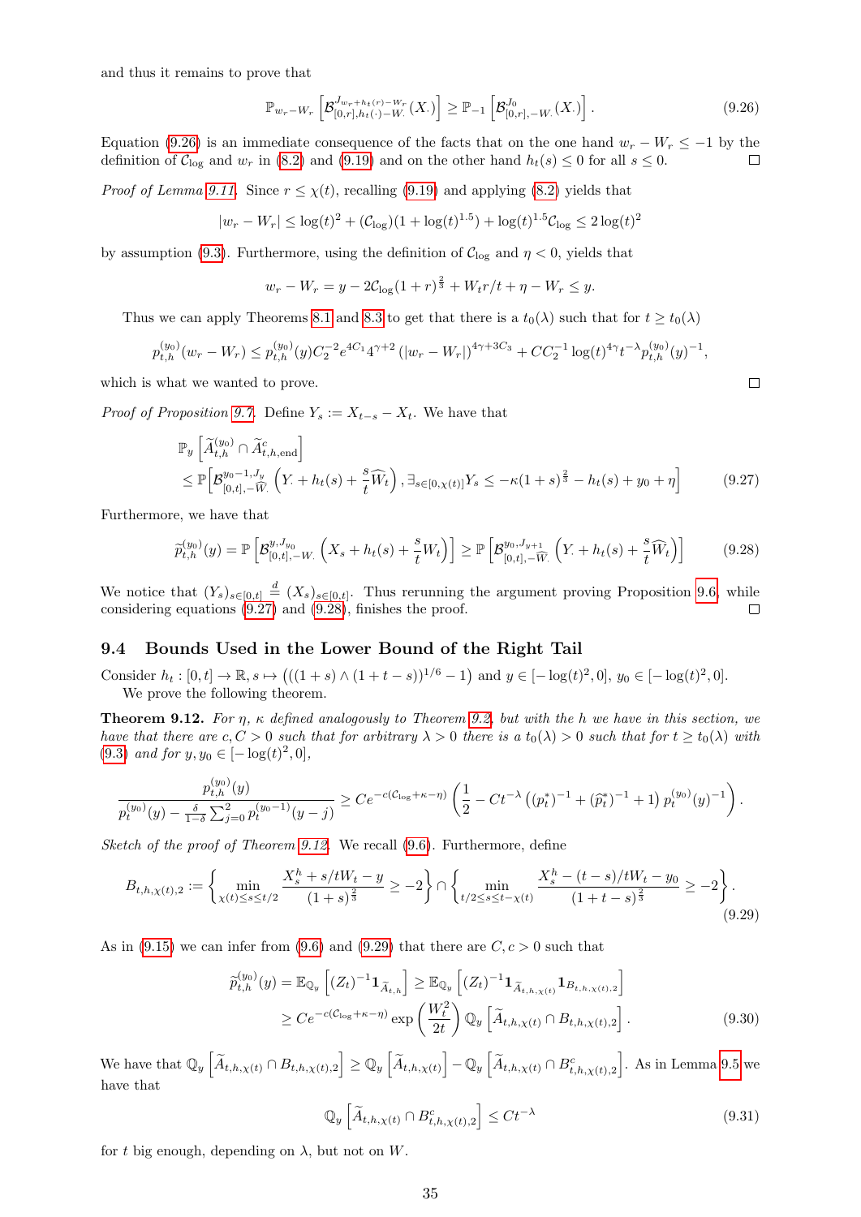and thus it remains to prove that

$$\mathbb{P}_{w_r - W_r}\left[\mathcal{B}^{J_{w_r+h_t(r)-W_r}}_{[0,r],h_t(\cdot)-W_\cdot}(X_\cdot)\right] \geq \mathbb{P}_{-1}\left[\mathcal{B}^{J_0}_{[0,r],-W_\cdot}(X_\cdot)\right]. \tag{9.26}$$

Equation (9.26) is an immediate consequence of the facts that on the one hand $w_r - W_r \leq -1$ by the definition of $\mathcal{C}_{\log}$ and $w_r$ in (8.2) and (9.19) and on the other hand $h_t(s) \leq 0$ for all $s \leq 0$. ☐

*Proof of Lemma 9.11.* Since $r \leq \chi(t)$, recalling (9.19) and applying (8.2) yields that

$$|w_r - W_r| \leq \log(t)^2 + (\mathcal{C}_{\log})(1 + \log(t)^{1.5}) + \log(t)^{1.5}\mathcal{C}_{\log} \leq 2\log(t)^2$$

by assumption (9.3). Furthermore, using the definition of $\mathcal{C}_{\log}$ and $\eta < 0$, yields that

$$w_r - W_r = y - 2\mathcal{C}_{\log}(1+r)^{\frac{2}{3}} + W_t r/t + \eta - W_r \leq y.$$

Thus we can apply Theorems 8.1 and 8.3 to get that there is a $t_0(\lambda)$ such that for $t \geq t_0(\lambda)$

$$p^{(y_0)}_{t,h}(w_r - W_r) \leq p^{(y_0)}_{t,h}(y) C_2^{-2} e^{4C_1} 4^{\gamma+2}\left(|w_r - W_r|\right)^{4\gamma+3C_3} + CC_2^{-1}\log(t)^{4\gamma} t^{-\lambda} p^{(y_0)}_{t,h}(y)^{-1},$$

which is what we wanted to prove. ☐

*Proof of Proposition 9.7.* Define $Y_s := X_{t-s} - X_t$. We have that

$$\begin{aligned}
&\mathbb{P}_y\left[\widetilde{A}^{(y_0)}_{t,h} \cap \widetilde{A}^c_{t,h,\mathrm{end}}\right] \\
&\leq \mathbb{P}\Big[\mathcal{B}^{y_0-1,J_y}_{[0,t],-\widehat{W}_\cdot}\left(Y_\cdot + h_t(s) + \frac{s}{t}\widehat{W}_t\right), \exists_{s\in[0,\chi(t)]} Y_s \leq -\kappa(1+s)^{\frac{2}{3}} - h_t(s) + y_0 + \eta\Big]
\end{aligned} \tag{9.27}$$

Furthermore, we have that

$$\widetilde{p}^{(y_0)}_{t,h}(y) = \mathbb{P}\left[\mathcal{B}^{y,J_{y_0}}_{[0,t],-W_\cdot}\left(X_s + h_t(s) + \frac{s}{t}W_t\right)\right] \geq \mathbb{P}\left[\mathcal{B}^{y_0,J_{y+1}}_{[0,t],-\widehat{W}_\cdot}\left(Y_\cdot + h_t(s) + \frac{s}{t}\widehat{W}_t\right)\right] \tag{9.28}$$

We notice that $(Y_s)_{s\in[0,t]} \stackrel{d}{=} (X_s)_{s\in[0,t]}$. Thus rerunning the argument proving Proposition 9.6, while considering equations (9.27) and (9.28), finishes the proof. ☐

## 9.4 Bounds Used in the Lower Bound of the Right Tail

Consider $h_t : [0,t] \to \mathbb{R}, s \mapsto \left(((1+s) \wedge (1+t-s))^{1/6} - 1\right)$ and $y \in [-\log(t)^2, 0]$, $y_0 \in [-\log(t)^2, 0]$.

We prove the following theorem.

**Theorem 9.12.** *For $\eta$, $\kappa$ defined analogously to Theorem 9.2, but with the $h$ we have in this section, we have that there are $c, C > 0$ such that for arbitrary $\lambda > 0$ there is a $t_0(\lambda) > 0$ such that for $t \geq t_0(\lambda)$ with (9.3) and for $y, y_0 \in [-\log(t)^2, 0]$,*

$$\frac{p^{(y_0)}_{t,h}(y)}{p^{(y_0)}_t(y) - \frac{\delta}{1-\delta}\sum_{j=0}^{2} p^{(y_0-1)}_t(y-j)} \geq Ce^{-c(\mathcal{C}_{\log}+\kappa-\eta)}\left(\frac{1}{2} - Ct^{-\lambda}\left((p^*_t)^{-1} + (\widehat{p}^*_t)^{-1} + 1\right)p^{(y_0)}_t(y)^{-1}\right).$$

*Sketch of the proof of Theorem 9.12.* We recall (9.6). Furthermore, define

$$B_{t,h,\chi(t),2} := \left\{\min_{\chi(t)\leq s\leq t/2} \frac{X^h_s + s/tW_t - y}{(1+s)^{\frac{2}{3}}} \geq -2\right\} \cap \left\{\min_{t/2\leq s\leq t-\chi(t)} \frac{X^h_s - (t-s)/tW_t - y_0}{(1+t-s)^{\frac{2}{3}}} \geq -2\right\}. \tag{9.29}$$

As in (9.15) we can infer from (9.6) and (9.29) that there are $C, c > 0$ such that

$$\begin{aligned}
\widetilde{p}^{(y_0)}_{t,h}(y) &= \mathbb{E}_{\mathbb{Q}_y}\left[(Z_t)^{-1}\mathbf{1}_{\widetilde{A}_{t,h}}\right] \geq \mathbb{E}_{\mathbb{Q}_y}\left[(Z_t)^{-1}\mathbf{1}_{\widetilde{A}_{t,h,\chi(t)}}\mathbf{1}_{B_{t,h,\chi(t),2}}\right] \\
&\geq Ce^{-c(\mathcal{C}_{\log}+\kappa-\eta)}\exp\left(\frac{W_t^2}{2t}\right)\mathbb{Q}_y\left[\widetilde{A}_{t,h,\chi(t)} \cap B_{t,h,\chi(t),2}\right].
\end{aligned} \tag{9.30}$$

We have that $\mathbb{Q}_y\left[\widetilde{A}_{t,h,\chi(t)} \cap B_{t,h,\chi(t),2}\right] \geq \mathbb{Q}_y\left[\widetilde{A}_{t,h,\chi(t)}\right] - \mathbb{Q}_y\left[\widetilde{A}_{t,h,\chi(t)} \cap B^c_{t,h,\chi(t),2}\right]$. As in Lemma 9.5 we have that

$$\mathbb{Q}_y\left[\widetilde{A}_{t,h,\chi(t)} \cap B^c_{t,h,\chi(t),2}\right] \leq Ct^{-\lambda} \tag{9.31}$$

for $t$ big enough, depending on $\lambda$, but not on $W$.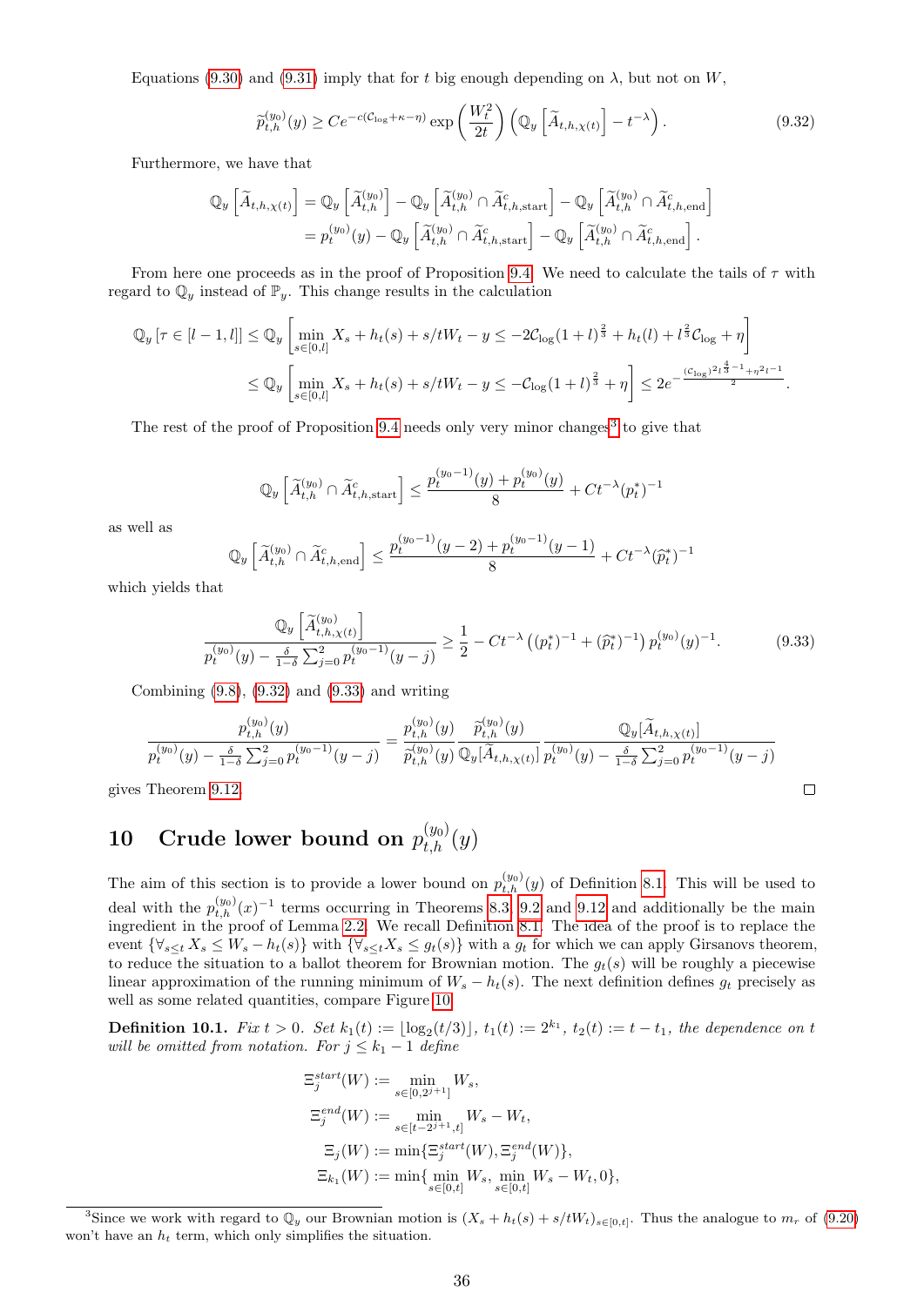Equations (9.30) and (9.31) imply that for $t$ big enough depending on $\lambda$, but not on $W$,

$$\widetilde{p}_{t,h}^{(y_0)}(y) \geq Ce^{-c(\mathcal{C}_{\log}+\kappa-\eta)} \exp\left(\frac{W_t^2}{2t}\right)\left(\mathbb{Q}_y\left[\widetilde{A}_{t,h,\chi(t)}\right] - t^{-\lambda}\right). \tag{9.32}$$

Furthermore, we have that

$$\begin{aligned}\mathbb{Q}_y\left[\widetilde{A}_{t,h,\chi(t)}\right] &= \mathbb{Q}_y\left[\widetilde{A}_{t,h}^{(y_0)}\right] - \mathbb{Q}_y\left[\widetilde{A}_{t,h}^{(y_0)} \cap \widetilde{A}_{t,h,\text{start}}^c\right] - \mathbb{Q}_y\left[\widetilde{A}_{t,h}^{(y_0)} \cap \widetilde{A}_{t,h,\text{end}}^c\right] \\ &= p_t^{(y_0)}(y) - \mathbb{Q}_y\left[\widetilde{A}_{t,h}^{(y_0)} \cap \widetilde{A}_{t,h,\text{start}}^c\right] - \mathbb{Q}_y\left[\widetilde{A}_{t,h}^{(y_0)} \cap \widetilde{A}_{t,h,\text{end}}^c\right].\end{aligned}$$

From here one proceeds as in the proof of Proposition 9.4. We need to calculate the tails of $\tau$ with regard to $\mathbb{Q}_y$ instead of $\mathbb{P}_y$. This change results in the calculation

$$\begin{aligned}\mathbb{Q}_y\left[\tau \in [l-1,l]\right] &\leq \mathbb{Q}_y\left[\min_{s\in[0,l]} X_s + h_t(s) + s/tW_t - y \leq -2\mathcal{C}_{\log}(1+l)^{\frac{2}{3}} + h_t(l) + l^{\frac{2}{3}}\mathcal{C}_{\log} + \eta\right] \\ &\leq \mathbb{Q}_y\left[\min_{s\in[0,l]} X_s + h_t(s) + s/tW_t - y \leq -\mathcal{C}_{\log}(1+l)^{\frac{2}{3}} + \eta\right] \leq 2e^{-\frac{(\mathcal{C}_{\log})^2 l^{\frac{4}{3}-1} + \eta^2 l^{-1}}{2}}.\end{aligned}$$

The rest of the proof of Proposition 9.4 needs only very minor changes[3] to give that

$$\mathbb{Q}_y\left[\widetilde{A}_{t,h}^{(y_0)} \cap \widetilde{A}_{t,h,\text{start}}^c\right] \leq \frac{p_t^{(y_0-1)}(y) + p_t^{(y_0)}(y)}{8} + Ct^{-\lambda}(p_t^*)^{-1}$$

as well as

$$\mathbb{Q}_y\left[\widetilde{A}_{t,h}^{(y_0)} \cap \widetilde{A}_{t,h,\text{end}}^c\right] \leq \frac{p_t^{(y_0-1)}(y-2) + p_t^{(y_0-1)}(y-1)}{8} + Ct^{-\lambda}(\widehat{p}_t^*)^{-1}$$

which yields that

$$\frac{\mathbb{Q}_y\left[\widetilde{A}_{t,h,\chi(t)}^{(y_0)}\right]}{p_t^{(y_0)}(y) - \frac{\delta}{1-\delta}\sum_{j=0}^2 p_t^{(y_0-1)}(y-j)} \geq \frac{1}{2} - Ct^{-\lambda}\left((p_t^*)^{-1} + (\widehat{p}_t^*)^{-1}\right)p_t^{(y_0)}(y)^{-1}. \tag{9.33}$$

Combining (9.8), (9.32) and (9.33) and writing

$$\frac{p_{t,h}^{(y_0)}(y)}{p_t^{(y_0)}(y) - \frac{\delta}{1-\delta}\sum_{j=0}^2 p_t^{(y_0-1)}(y-j)} = \frac{p_{t,h}^{(y_0)}(y)}{\widetilde{p}_{t,h}^{(y_0)}(y)} \frac{\widetilde{p}_{t,h}^{(y_0)}(y)}{\mathbb{Q}_y[\widetilde{A}_{t,h,\chi(t)}]} \frac{\mathbb{Q}_y[\widetilde{A}_{t,h,\chi(t)}]}{p_t^{(y_0)}(y) - \frac{\delta}{1-\delta}\sum_{j=0}^2 p_t^{(y_0-1)}(y-j)}$$

gives Theorem 9.12. □

# 10 Crude lower bound on $p_{t,h}^{(y_0)}(y)$

The aim of this section is to provide a lower bound on $p_{t,h}^{(y_0)}(y)$ of Definition 8.1. This will be used to deal with the $p_{t,h}^{(y_0)}(x)^{-1}$ terms occurring in Theorems 8.3, 9.2 and 9.12 and additionally be the main ingredient in the proof of Lemma 2.2. We recall Definition 8.1. The idea of the proof is to replace the event $\{\forall_{s\leq t} X_s \leq W_s - h_t(s)\}$ with $\{\forall_{s\leq t} X_s \leq g_t(s)\}$ with a $g_t$ for which we can apply Girsanovs theorem, to reduce the situation to a ballot theorem for Brownian motion. The $g_t(s)$ will be roughly a piecewise linear approximation of the running minimum of $W_s - h_t(s)$. The next definition defines $g_t$ precisely as well as some related quantities, compare Figure 10.

**Definition 10.1.** *Fix $t > 0$. Set $k_1(t) := \lfloor \log_2(t/3) \rfloor$, $t_1(t) := 2^{k_1}$, $t_2(t) := t - t_1$, the dependence on $t$ will be omitted from notation. For $j \leq k_1 - 1$ define*

$$\begin{aligned}\Xi_j^{start}(W) &:= \min_{s\in[0,2^{j+1}]} W_s, \\ \Xi_j^{end}(W) &:= \min_{s\in[t-2^{j+1},t]} W_s - W_t, \\ \Xi_j(W) &:= \min\{\Xi_j^{start}(W), \Xi_j^{end}(W)\}, \\ \Xi_{k_1}(W) &:= \min\{\min_{s\in[0,t]} W_s, \min_{s\in[0,t]} W_s - W_t, 0\},\end{aligned}$$

[3] Since we work with regard to $\mathbb{Q}_y$ our Brownian motion is $(X_s + h_t(s) + s/tW_t)_{s\in[0,t]}$. Thus the analogue to $m_r$ of (9.20) won't have an $h_t$ term, which only simplifies the situation.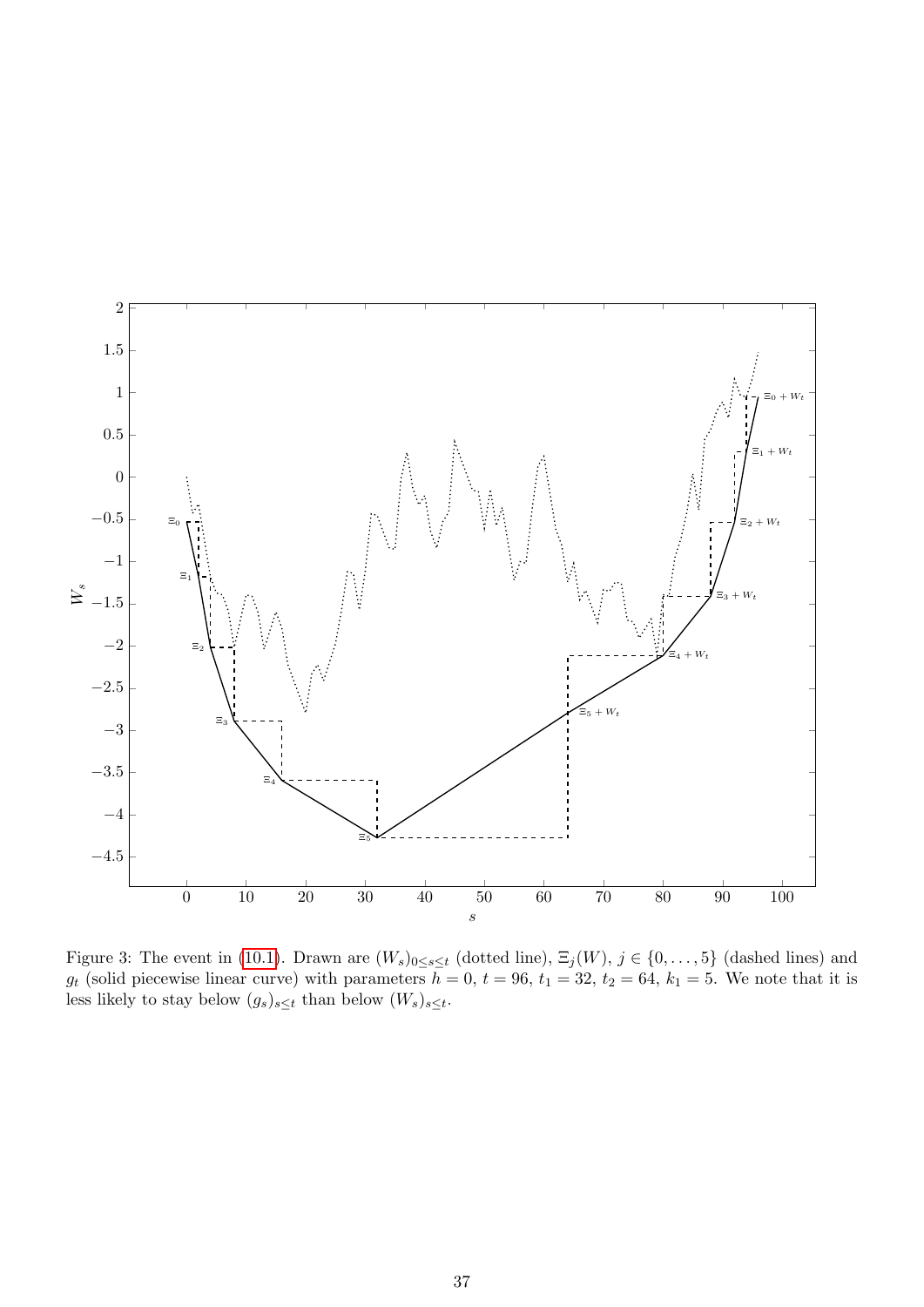Figure 3: The event in (10.1). Drawn are $(W_s)_{0\le s\le t}$ (dotted line), $\Xi_j(W)$, $j\in\{0,\dots,5\}$ (dashed lines) and $g_t$ (solid piecewise linear curve) with parameters $h=0$, $t=96$, $t_1=32$, $t_2=64$, $k_1=5$. We note that it is less likely to stay below $(g_s)_{s\le t}$ than below $(W_s)_{s\le t}$.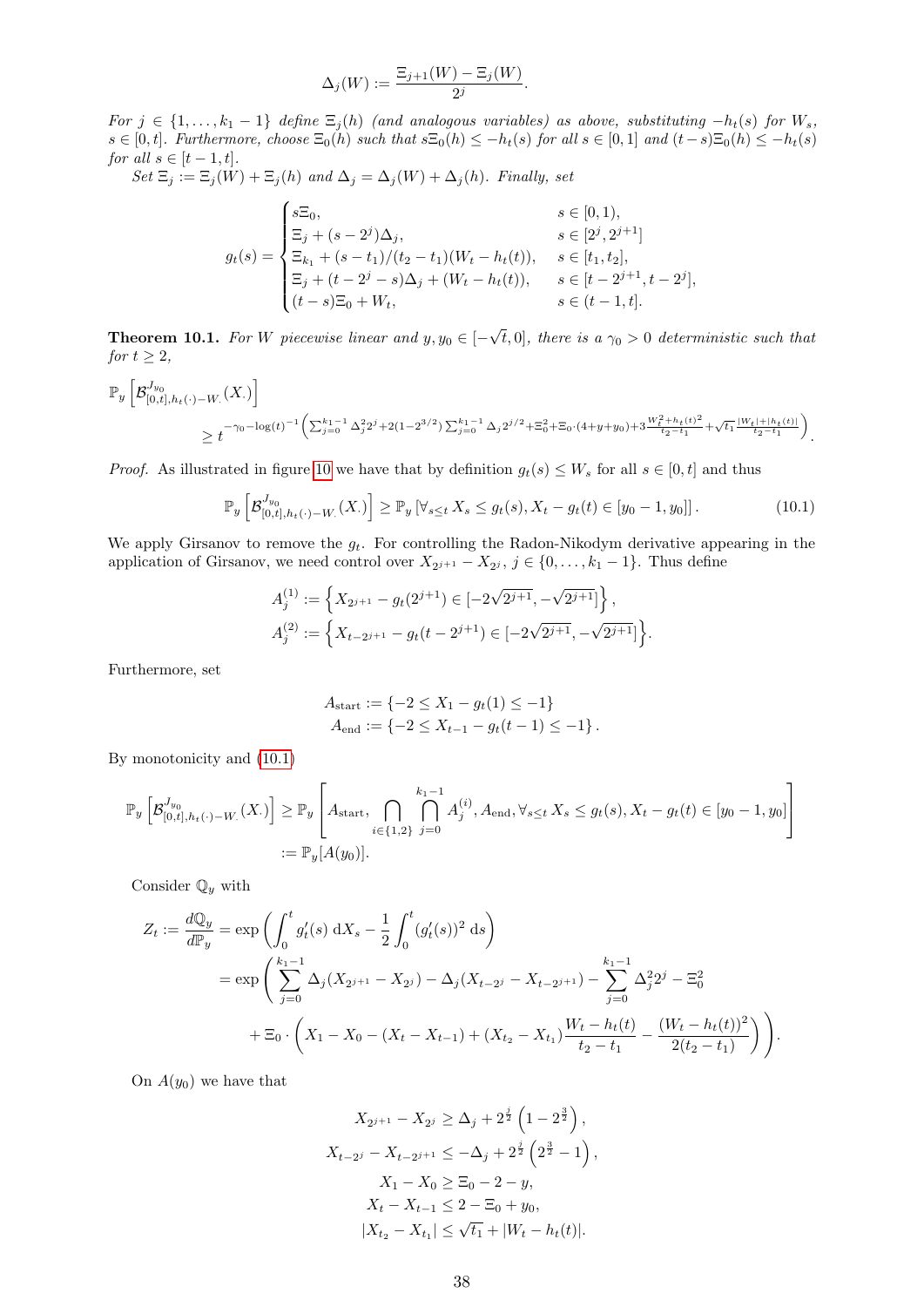$$\Delta_j(W) := \frac{\Xi_{j+1}(W) - \Xi_j(W)}{2^j}.$$

*For $j \in \{1, \ldots, k_1 - 1\}$ define $\Xi_j(h)$ (and analogous variables) as above, substituting $-h_t(s)$ for $W_s$, $s \in [0,t]$. Furthermore, choose $\Xi_0(h)$ such that $s\Xi_0(h) \le -h_t(s)$ for all $s \in [0,1]$ and $(t-s)\Xi_0(h) \le -h_t(s)$ for all $s \in [t-1,t]$.*

Set $\Xi_j := \Xi_j(W) + \Xi_j(h)$ and $\Delta_j = \Delta_j(W) + \Delta_j(h)$. Finally, set

$$g_t(s) = \begin{cases} s\Xi_0, & s \in [0,1), \\ \Xi_j + (s - 2^j)\Delta_j, & s \in [2^j, 2^{j+1}] \\ \Xi_{k_1} + (s - t_1)/(t_2 - t_1)(W_t - h_t(t)), & s \in [t_1, t_2], \\ \Xi_j + (t - 2^j - s)\Delta_j + (W_t - h_t(t)), & s \in [t - 2^{j+1}, t - 2^j], \\ (t-s)\Xi_0 + W_t, & s \in (t-1, t]. \end{cases}$$

**Theorem 10.1.** *For $W$ piecewise linear and $y, y_0 \in [-\sqrt{t}, 0]$, there is a $\gamma_0 > 0$ deterministic such that for $t \ge 2$,*

$$\mathbb{P}_y\left[\mathcal{B}^{J_{y_0}}_{[0,t],h_t(\cdot)-W_\cdot}(X_\cdot)\right] \ge t^{-\gamma_0 - \log(t)^{-1}\left(\sum_{j=0}^{k_1-1}\Delta_j^2 2^j + 2(1-2^{3/2})\sum_{j=0}^{k_1-1}\Delta_j 2^{j/2} + \Xi_0^2 + \Xi_0\cdot(4+y+y_0) + 3\frac{W_t^2 + h_t(t)^2}{t_2 - t_1} + \sqrt{t_1}\frac{|W_t| + |h_t(t)|}{t_2 - t_1}\right)}.$$

*Proof.* As illustrated in figure 10 we have that by definition $g_t(s) \le W_s$ for all $s \in [0,t]$ and thus

$$\mathbb{P}_y\left[\mathcal{B}^{J_{y_0}}_{[0,t],h_t(\cdot)-W_\cdot}(X_\cdot)\right] \ge \mathbb{P}_y\left[\forall_{s\le t} X_s \le g_t(s), X_t - g_t(t) \in [y_0 - 1, y_0]\right]. \tag{10.1}$$

We apply Girsanov to remove the $g_t$. For controlling the Radon-Nikodym derivative appearing in the application of Girsanov, we need control over $X_{2^{j+1}} - X_{2^j}$, $j \in \{0, \ldots, k_1 - 1\}$. Thus define

$$A_j^{(1)} := \left\{X_{2^{j+1}} - g_t(2^{j+1}) \in [-2\sqrt{2^{j+1}}, -\sqrt{2^{j+1}}]\right\},$$
$$A_j^{(2)} := \left\{X_{t-2^{j+1}} - g_t(t - 2^{j+1}) \in [-2\sqrt{2^{j+1}}, -\sqrt{2^{j+1}}]\right\}.$$

Furthermore, set

$$A_{\text{start}} := \{-2 \le X_1 - g_t(1) \le -1\}$$
$$A_{\text{end}} := \{-2 \le X_{t-1} - g_t(t-1) \le -1\}.$$

By monotonicity and (10.1)

$$\mathbb{P}_y\left[\mathcal{B}^{J_{y_0}}_{[0,t],h_t(\cdot)-W_\cdot}(X_\cdot)\right] \ge \mathbb{P}_y\left[A_{\text{start}}, \bigcap_{i\in\{1,2\}}\bigcap_{j=0}^{k_1-1} A_j^{(i)}, A_{\text{end}}, \forall_{s\le t} X_s \le g_t(s), X_t - g_t(t) \in [y_0 - 1, y_0]\right]$$
$$:= \mathbb{P}_y[A(y_0)].$$

Consider $\mathbb{Q}_y$ with

$$\begin{aligned} Z_t := \frac{d\mathbb{Q}_y}{d\mathbb{P}_y} &= \exp\left(\int_0^t g_t'(s)\,\mathrm{d}X_s - \frac{1}{2}\int_0^t (g_t'(s))^2\,\mathrm{d}s\right) \\ &= \exp\Bigg(\sum_{j=0}^{k_1-1}\Delta_j(X_{2^{j+1}} - X_{2^j}) - \Delta_j(X_{t-2^j} - X_{t-2^{j+1}}) - \sum_{j=0}^{k_1-1}\Delta_j^2 2^j - \Xi_0^2 \\ &\quad + \Xi_0\cdot\left(X_1 - X_0 - (X_t - X_{t-1}) + (X_{t_2} - X_{t_1})\frac{W_t - h_t(t)}{t_2 - t_1} - \frac{(W_t - h_t(t))^2}{2(t_2 - t_1)}\right)\Bigg). \end{aligned}$$

On $A(y_0)$ we have that

$$X_{2^{j+1}} - X_{2^j} \ge \Delta_j + 2^{\frac{j}{2}}\left(1 - 2^{\frac{3}{2}}\right),$$
$$X_{t-2^j} - X_{t-2^{j+1}} \le -\Delta_j + 2^{\frac{j}{2}}\left(2^{\frac{3}{2}} - 1\right),$$
$$X_1 - X_0 \ge \Xi_0 - 2 - y,$$
$$X_t - X_{t-1} \le 2 - \Xi_0 + y_0,$$
$$|X_{t_2} - X_{t_1}| \le \sqrt{t_1} + |W_t - h_t(t)|.$$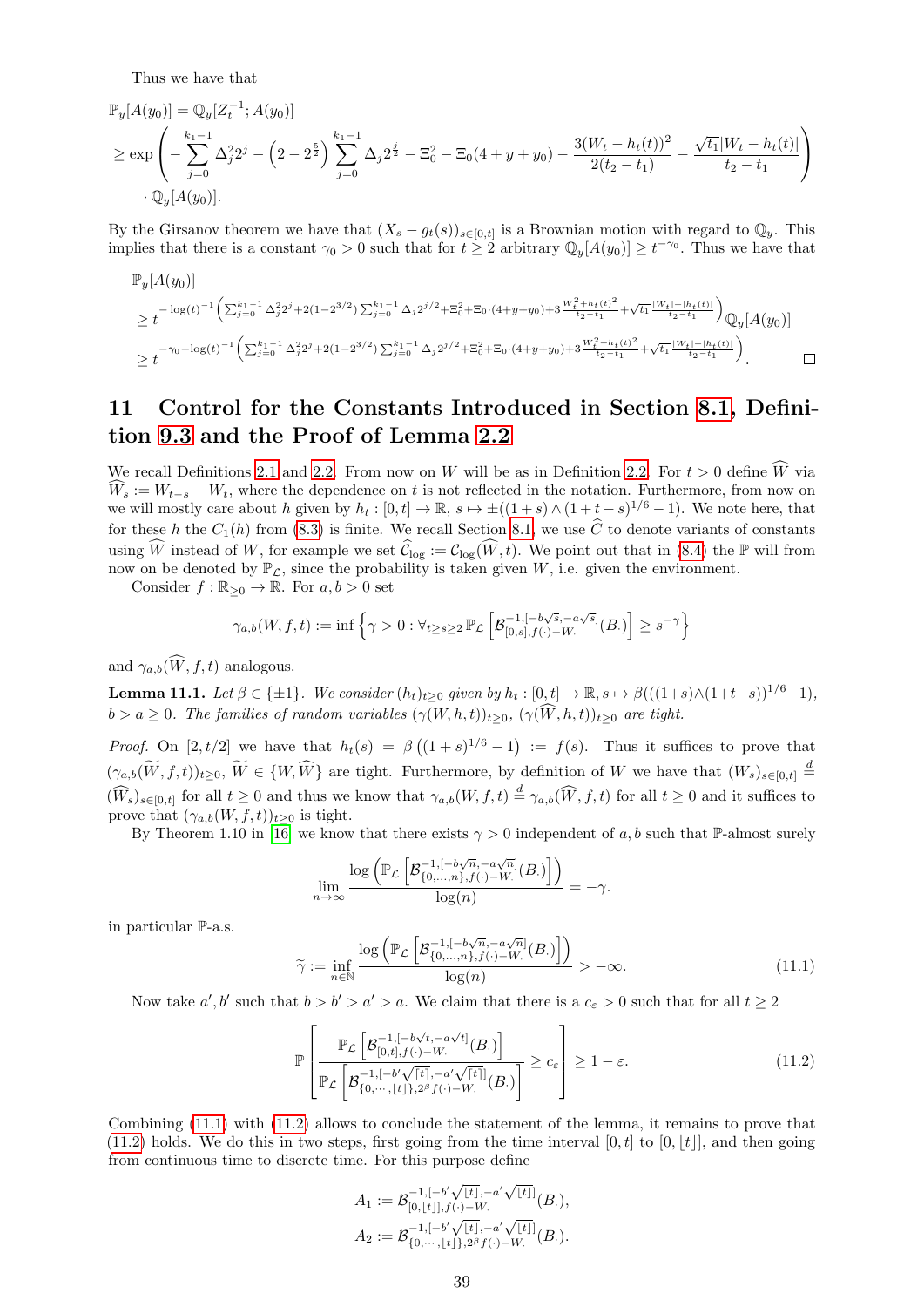Thus we have that

$$
\begin{aligned}
&\mathbb{P}_y[A(y_0)] = \mathbb{Q}_y[Z_t^{-1}; A(y_0)] \\
&\geq \exp\left( -\sum_{j=0}^{k_1-1} \Delta_j^2 2^j - \left(2 - 2^{\frac{5}{2}}\right) \sum_{j=0}^{k_1-1} \Delta_j 2^{\frac{j}{2}} - \Xi_0^2 - \Xi_0(4+y+y_0) - \frac{3(W_t - h_t(t))^2}{2(t_2-t_1)} - \frac{\sqrt{t_1}|W_t - h_t(t)|}{t_2 - t_1} \right) \\
&\cdot \mathbb{Q}_y[A(y_0)].
\end{aligned}
$$

By the Girsanov theorem we have that $(X_s - g_t(s))_{s\in[0,t]}$ is a Brownian motion with regard to $\mathbb{Q}_y$. This implies that there is a constant $\gamma_0 > 0$ such that for $t \geq 2$ arbitrary $\mathbb{Q}_y[A(y_0)] \geq t^{-\gamma_0}$. Thus we have that

$$
\begin{aligned}
&\mathbb{P}_y[A(y_0)] \\
&\geq t^{-\log(t)^{-1}\left(\sum_{j=0}^{k_1-1}\Delta_j^2 2^j + 2(1-2^{3/2})\sum_{j=0}^{k_1-1}\Delta_j 2^{j/2} + \Xi_0^2 + \Xi_0\cdot(4+y+y_0) + 3\frac{W_t^2 + h_t(t)^2}{t_2-t_1} + \sqrt{t_1}\frac{|W_t|+|h_t(t)|}{t_2-t_1}\right)} \mathbb{Q}_y[A(y_0)] \\
&\geq t^{-\gamma_0 - \log(t)^{-1}\left(\sum_{j=0}^{k_1-1}\Delta_j^2 2^j + 2(1-2^{3/2})\sum_{j=0}^{k_1-1}\Delta_j 2^{j/2} + \Xi_0^2 + \Xi_0\cdot(4+y+y_0) + 3\frac{W_t^2 + h_t(t)^2}{t_2-t_1} + \sqrt{t_1}\frac{|W_t|+|h_t(t)|}{t_2-t_1}\right)}.
\end{aligned}
$$

□

# 11 Control for the Constants Introduced in Section 8.1, Definition 9.3 and the Proof of Lemma 2.2

We recall Definitions 2.1 and 2.2. From now on $W$ will be as in Definition 2.2. For $t > 0$ define $\widehat{W}$ via $\widehat{W}_s := W_{t-s} - W_t$, where the dependence on $t$ is not reflected in the notation. Furthermore, from now on we will mostly care about $h$ given by $h_t : [0,t] \to \mathbb{R}$, $s \mapsto \pm((1+s)\wedge(1+t-s)^{1/6} - 1)$. We note here, that for these $h$ the $C_1(h)$ from (8.3) is finite. We recall Section 8.1, we use $\widehat{C}$ to denote variants of constants using $\widehat{W}$ instead of $W$, for example we set $\widehat{\mathcal{C}}_{\log} := \mathcal{C}_{\log}(\widehat{W}, t)$. We point out that in (8.4) the $\mathbb{P}$ will from now on be denoted by $\mathbb{P}_{\mathcal{L}}$, since the probability is taken given $W$, i.e. given the environment.

Consider $f : \mathbb{R}_{\geq 0} \to \mathbb{R}$. For $a, b > 0$ set

$$
\gamma_{a,b}(W, f, t) := \inf\left\{\gamma > 0 : \forall_{t\geq s\geq 2}\, \mathbb{P}_{\mathcal{L}}\left[\mathcal{B}^{-1,[-b\sqrt{s},-a\sqrt{s}]}_{[0,s],f(\cdot)-W_\cdot}(B_\cdot)\right] \geq s^{-\gamma}\right\}
$$

and $\gamma_{a,b}(\widehat{W}, f, t)$ analogous.

**Lemma 11.1.** *Let $\beta \in \{\pm 1\}$. We consider $(h_t)_{t\geq 0}$ given by $h_t : [0,t] \to \mathbb{R}, s \mapsto \beta(((1+s)\wedge(1+t-s))^{1/6} - 1)$, $b > a \geq 0$. The families of random variables $(\gamma(W, h, t))_{t\geq 0}$, $(\gamma(\widehat{W}, h, t))_{t\geq 0}$ are tight.*

*Proof.* On $[2, t/2]$ we have that $h_t(s) = \beta\left((1+s)^{1/6} - 1\right) := f(s)$. Thus it suffices to prove that $(\gamma_{a,b}(\widetilde{W}, f, t))_{t\geq 0}$, $\widetilde{W} \in \{W, \widehat{W}\}$ are tight. Furthermore, by definition of $W$ we have that $(W_s)_{s\in[0,t]} \overset{d}{=} (\widehat{W}_s)_{s\in[0,t]}$ for all $t \geq 0$ and thus we know that $\gamma_{a,b}(W, f, t) \overset{d}{=} \gamma_{a,b}(\widehat{W}, f, t)$ for all $t \geq 0$ and it suffices to prove that $(\gamma_{a,b}(W, f, t))_{t\geq 0}$ is tight.

By Theorem 1.10 in [16] we know that there exists $\gamma > 0$ independent of $a, b$ such that $\mathbb{P}$-almost surely

$$
\lim_{n\to\infty} \frac{\log\left(\mathbb{P}_{\mathcal{L}}\left[\mathcal{B}^{-1,[-b\sqrt{n},-a\sqrt{n}]}_{\{0,\ldots,n\},f(\cdot)-W_\cdot}(B_\cdot)\right]\right)}{\log(n)} = -\gamma.
$$

in particular $\mathbb{P}$-a.s.

$$
\widetilde{\gamma} := \inf_{n\in\mathbb{N}} \frac{\log\left(\mathbb{P}_{\mathcal{L}}\left[\mathcal{B}^{-1,[-b\sqrt{n},-a\sqrt{n}]}_{\{0,\ldots,n\},f(\cdot)-W_\cdot}(B_\cdot)\right]\right)}{\log(n)} > -\infty. \tag{11.1}
$$

Now take $a', b'$ such that $b > b' > a' > a$. We claim that there is a $c_\varepsilon > 0$ such that for all $t \geq 2$

$$
\mathbb{P}\left[\frac{\mathbb{P}_{\mathcal{L}}\left[\mathcal{B}^{-1,[-b\sqrt{t},-a\sqrt{t}]}_{[0,t],f(\cdot)-W_\cdot}(B_\cdot)\right]}{\mathbb{P}_{\mathcal{L}}\left[\mathcal{B}^{-1,[-b'\sqrt{\lfloor t\rfloor},-a'\sqrt{\lfloor t\rfloor}]}_{\{0,\cdots,\lfloor t\rfloor\},2^\beta f(\cdot)-W_\cdot}(B_\cdot)\right]} \geq c_\varepsilon\right] \geq 1 - \varepsilon. \tag{11.2}
$$

Combining (11.1) with (11.2) allows to conclude the statement of the lemma, it remains to prove that (11.2) holds. We do this in two steps, first going from the time interval $[0,t]$ to $[0,\lfloor t\rfloor]$, and then going from continuous time to discrete time. For this purpose define

$$
\begin{aligned}
A_1 &:= \mathcal{B}^{-1,[-b'\sqrt{\lfloor t\rfloor},-a'\sqrt{\lfloor t\rfloor}]}_{[0,\lfloor t\rfloor],f(\cdot)-W_\cdot}(B_\cdot), \\
A_2 &:= \mathcal{B}^{-1,[-b'\sqrt{\lfloor t\rfloor},-a'\sqrt{\lfloor t\rfloor}]}_{\{0,\cdots,\lfloor t\rfloor\},2^\beta f(\cdot)-W_\cdot}(B_\cdot).
\end{aligned}
$$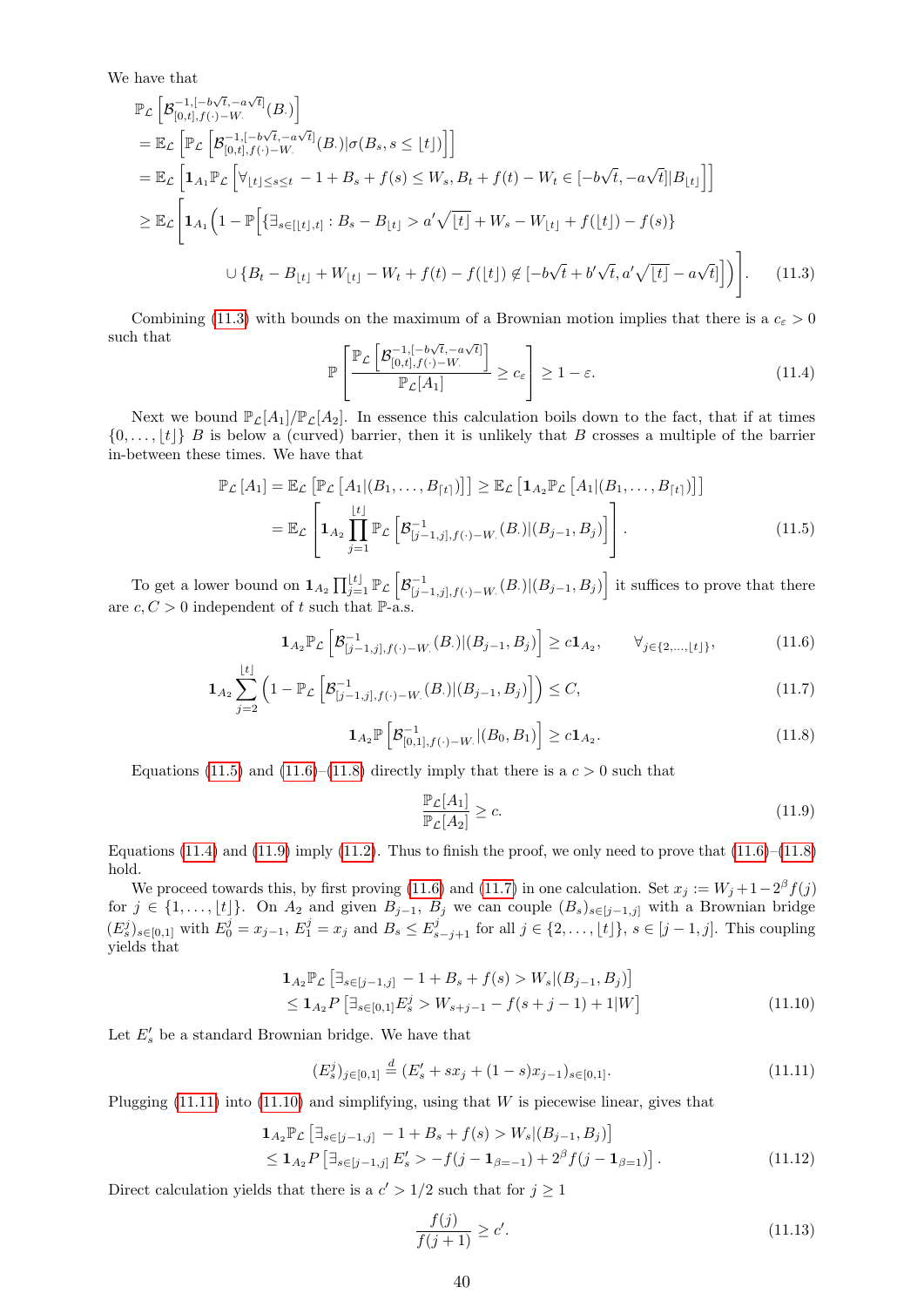We have that

$$
\begin{aligned}
&\mathbb{P}_{\mathcal{L}}\left[\mathcal{B}^{-1,[-b\sqrt{t},-a\sqrt{t}]}_{[0,t],f(\cdot)-W_\cdot}(B_\cdot)\right] \\
&= \mathbb{E}_{\mathcal{L}}\left[\mathbb{P}_{\mathcal{L}}\left[\mathcal{B}^{-1,[-b\sqrt{t},-a\sqrt{t}]}_{[0,t],f(\cdot)-W_\cdot}(B_\cdot)|\sigma(B_s, s\le \lfloor t\rfloor)\right]\right] \\
&= \mathbb{E}_{\mathcal{L}}\left[\mathbf{1}_{A_1}\mathbb{P}_{\mathcal{L}}\left[\forall_{\lfloor t\rfloor\le s\le t} -1+B_s+f(s)\le W_s, B_t+f(t)-W_t\in[-b\sqrt{t},-a\sqrt{t}]|B_{\lfloor t\rfloor}\right]\right] \\
&\ge \mathbb{E}_{\mathcal{L}}\Bigg[\mathbf{1}_{A_1}\Big(1-\mathbb{P}\Big[\{\exists_{s\in[\lfloor t\rfloor,t]}: B_s-B_{\lfloor t\rfloor}>a'\sqrt{\lfloor t\rfloor}+W_s-W_{\lfloor t\rfloor}+f(\lfloor t\rfloor)-f(s)\} \\
&\qquad \cup\{B_t-B_{\lfloor t\rfloor}+W_{\lfloor t\rfloor}-W_t+f(t)-f(\lfloor t\rfloor)\notin[-b\sqrt{t}+b'\sqrt{t},a'\sqrt{\lfloor t\rfloor}-a\sqrt{t}]\Big]\Big)\Bigg]. 
\end{aligned}
\tag{11.3}
$$

Combining (11.3) with bounds on the maximum of a Brownian motion implies that there is a $c_\varepsilon>0$ such that

$$
\mathbb{P}\left[\frac{\mathbb{P}_{\mathcal{L}}\left[\mathcal{B}^{-1,[-b\sqrt{t},-a\sqrt{t}]}_{[0,t],f(\cdot)-W_\cdot}\right]}{\mathbb{P}_{\mathcal{L}}[A_1]}\ge c_\varepsilon\right]\ge 1-\varepsilon. \tag{11.4}
$$

Next we bound $\mathbb{P}_{\mathcal{L}}[A_1]/\mathbb{P}_{\mathcal{L}}[A_2]$. In essence this calculation boils down to the fact, that if at times $\{0,\dots,\lfloor t\rfloor\}$ $B$ is below a (curved) barrier, then it is unlikely that $B$ crosses a multiple of the barrier in-between these times. We have that

$$
\begin{aligned}
\mathbb{P}_{\mathcal{L}}\left[A_1\right] &= \mathbb{E}_{\mathcal{L}}\left[\mathbb{P}_{\mathcal{L}}\left[A_1|(B_1,\dots,B_{\lceil t\rceil})\right]\right]\ge \mathbb{E}_{\mathcal{L}}\left[\mathbf{1}_{A_2}\mathbb{P}_{\mathcal{L}}\left[A_1|(B_1,\dots,B_{\lceil t\rceil})\right]\right] \\
&= \mathbb{E}_{\mathcal{L}}\left[\mathbf{1}_{A_2}\prod_{j=1}^{\lfloor t\rfloor}\mathbb{P}_{\mathcal{L}}\left[\mathcal{B}^{-1}_{[j-1,j],f(\cdot)-W_\cdot}(B_\cdot)|(B_{j-1},B_j)\right]\right].
\end{aligned}
\tag{11.5}
$$

To get a lower bound on $\mathbf{1}_{A_2}\prod_{j=1}^{\lfloor t\rfloor}\mathbb{P}_{\mathcal{L}}\left[\mathcal{B}^{-1}_{[j-1,j],f(\cdot)-W_\cdot}(B_\cdot)|(B_{j-1},B_j)\right]$ it suffices to prove that there are $c,C>0$ independent of $t$ such that $\mathbb{P}$-a.s.

$$
\mathbf{1}_{A_2}\mathbb{P}_{\mathcal{L}}\left[\mathcal{B}^{-1}_{[j-1,j],f(\cdot)-W_\cdot}(B_\cdot)|(B_{j-1},B_j)\right]\ge c\mathbf{1}_{A_2}, \qquad \forall_{j\in\{2,\dots,\lfloor t\rfloor\}}, \tag{11.6}
$$

$$
\mathbf{1}_{A_2}\sum_{j=2}^{\lfloor t\rfloor}\left(1-\mathbb{P}_{\mathcal{L}}\left[\mathcal{B}^{-1}_{[j-1,j],f(\cdot)-W_\cdot}(B_\cdot)|(B_{j-1},B_j)\right]\right)\le C, \tag{11.7}
$$

$$
\mathbf{1}_{A_2}\mathbb{P}\left[\mathcal{B}^{-1}_{[0,1],f(\cdot)-W_\cdot}|(B_0,B_1)\right]\ge c\mathbf{1}_{A_2}. \tag{11.8}
$$

Equations (11.5) and (11.6)–(11.8) directly imply that there is a $c>0$ such that

$$
\frac{\mathbb{P}_{\mathcal{L}}[A_1]}{\mathbb{P}_{\mathcal{L}}[A_2]}\ge c. \tag{11.9}
$$

Equations (11.4) and (11.9) imply (11.2). Thus to finish the proof, we only need to prove that (11.6)–(11.8) hold.

We proceed towards this, by first proving (11.6) and (11.7) in one calculation. Set $x_j:=W_j+1-2^\beta f(j)$ for $j\in\{1,\dots,\lfloor t\rfloor\}$. On $A_2$ and given $B_{j-1}$, $B_j$ we can couple $(B_s)_{s\in[j-1,j]}$ with a Brownian bridge $(E^j_s)_{s\in[0,1]}$ with $E^j_0=x_{j-1}$, $E^j_1=x_j$ and $B_s\le E^j_{s-j+1}$ for all $j\in\{2,\dots,\lfloor t\rfloor\}$, $s\in[j-1,j]$. This coupling yields that

$$
\begin{aligned}
&\mathbf{1}_{A_2}\mathbb{P}_{\mathcal{L}}\left[\exists_{s\in[j-1,j]} -1+B_s+f(s)>W_s|(B_{j-1},B_j)\right] \\
&\le \mathbf{1}_{A_2}P\left[\exists_{s\in[0,1]}E^j_s>W_{s+j-1}-f(s+j-1)+1|W\right]
\end{aligned}
\tag{11.10}
$$

Let $E'_s$ be a standard Brownian bridge. We have that

$$
(E^j_s)_{j\in[0,1]}\overset{d}{=}(E'_s+sx_j+(1-s)x_{j-1})_{s\in[0,1]}. \tag{11.11}
$$

Plugging (11.11) into (11.10) and simplifying, using that $W$ is piecewise linear, gives that

$$
\begin{aligned}
&\mathbf{1}_{A_2}\mathbb{P}_{\mathcal{L}}\left[\exists_{s\in[j-1,j]} -1+B_s+f(s)>W_s|(B_{j-1},B_j)\right] \\
&\le \mathbf{1}_{A_2}P\left[\exists_{s\in[j-1,j]}E'_s>-f(j-\mathbf{1}_{\beta=-1})+2^\beta f(j-\mathbf{1}_{\beta=1})\right].
\end{aligned}
\tag{11.12}
$$

Direct calculation yields that there is a $c'>1/2$ such that for $j\ge 1$

$$
\frac{f(j)}{f(j+1)}\ge c'. \tag{11.13}
$$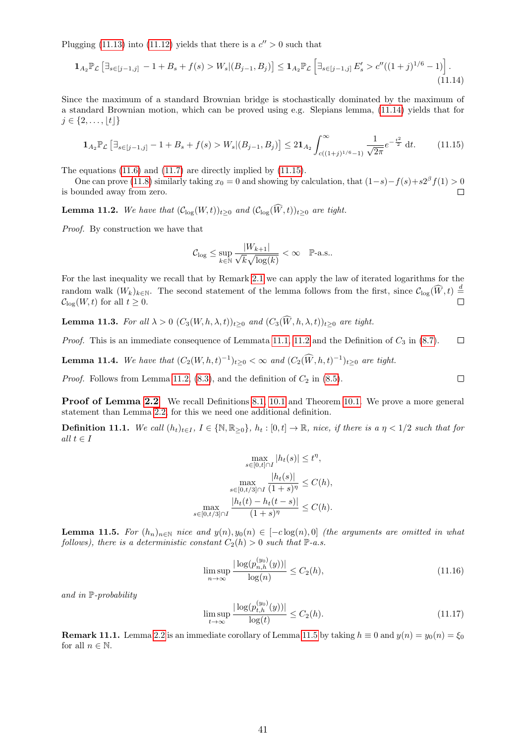Plugging (11.13) into (11.12) yields that there is a $c'' > 0$ such that

$$\mathbf{1}_{A_2}\mathbb{P}_{\mathcal{L}}\left[\exists_{s\in[j-1,j]} - 1 + B_s + f(s) > W_s|(B_{j-1}, B_j)\right] \leq \mathbf{1}_{A_2}\mathbb{P}_{\mathcal{L}}\left[\exists_{s\in[j-1,j]} E'_s > c''((1+j)^{1/6} - 1)\right]. \tag{11.14}$$

Since the maximum of a standard Brownian bridge is stochastically dominated by the maximum of a standard Brownian motion, which can be proved using e.g. Slepians lemma, (11.14) yields that for $j \in \{2, \ldots, \lfloor t \rfloor\}$

$$\mathbf{1}_{A_2}\mathbb{P}_{\mathcal{L}}\left[\exists_{s\in[j-1,j]} - 1 + B_s + f(s) > W_s|(B_{j-1}, B_j)\right] \leq 2\mathbf{1}_{A_2}\int_{c((1+j)^{1/6}-1)}^{\infty} \frac{1}{\sqrt{2\pi}} e^{-\frac{t^2}{2}}\, \mathrm{d}t. \tag{11.15}$$

The equations (11.6) and (11.7) are directly implied by (11.15).

One can prove (11.8) similarly taking $x_0 = 0$ and showing by calculation, that $(1-s) - f(s) + s2^{\beta} f(1) > 0$ is bounded away from zero. □

**Lemma 11.2.** *We have that $(\mathcal{C}_{\log}(W, t))_{t\geq 0}$ and $(\mathcal{C}_{\log}(\widehat{W}, t))_{t\geq 0}$ are tight.*

*Proof.* By construction we have that

$$\mathcal{C}_{\log} \leq \sup_{k\in\mathbb{N}} \frac{|W_{k+1}|}{\sqrt{k}\sqrt{\log(k)}} < \infty \quad \mathbb{P}\text{-a.s..}$$

For the last inequality we recall that by Remark 2.1 we can apply the law of iterated logarithms for the random walk $(W_k)_{k\in\mathbb{N}}$. The second statement of the lemma follows from the first, since $\mathcal{C}_{\log}(\widehat{W}, t) \overset{d}{=} \mathcal{C}_{\log}(W, t)$ for all $t \geq 0$. □

**Lemma 11.3.** *For all $\lambda > 0$ $(C_3(W, h, \lambda, t))_{t\geq 0}$ and $(C_3(\widehat{W}, h, \lambda, t))_{t\geq 0}$ are tight.*

*Proof.* This is an immediate consequence of Lemmata 11.1, 11.2 and the Definition of $C_3$ in (8.7). □

**Lemma 11.4.** *We have that $(C_2(W, h, t)^{-1})_{t\geq 0} < \infty$ and $(C_2(\widehat{W}, h, t)^{-1})_{t\geq 0}$ are tight.*

*Proof.* Follows from Lemma 11.2, (8.3), and the definition of $C_2$ in (8.5). □

**Proof of Lemma 2.2** We recall Definitions 8.1, 10.1 and Theorem 10.1. We prove a more general statement than Lemma 2.2, for this we need one additional definition.

**Definition 11.1.** *We call $(h_t)_{t\in I}$, $I \in \{\mathbb{N}, \mathbb{R}_{\geq 0}\}$, $h_t : [0, t] \to \mathbb{R}$, nice, if there is a $\eta < 1/2$ such that for all $t \in I$*

$$\max_{s\in[0,t]\cap I} |h_t(s)| \leq t^{\eta},$$

$$\max_{s\in[0,t/3]\cap I} \frac{|h_t(s)|}{(1+s)^{\eta}} \leq C(h),$$

$$\max_{s\in[0,t/3]\cap I} \frac{|h_t(t) - h_t(t-s)|}{(1+s)^{\eta}} \leq C(h).$$

**Lemma 11.5.** *For $(h_n)_{n\in\mathbb{N}}$ nice and $y(n), y_0(n) \in [-c\log(n), 0]$ (the arguments are omitted in what follows), there is a deterministic constant $C_2(h) > 0$ such that $\mathbb{P}$-a.s.*

$$\limsup_{n\to\infty} \frac{|\log(p_{n,h}^{(y_0)}(y))|}{\log(n)} \leq C_2(h), \tag{11.16}$$

*and in $\mathbb{P}$-probability*

$$\limsup_{t\to\infty} \frac{|\log(p_{t,h}^{(y_0)}(y))|}{\log(t)} \leq C_2(h). \tag{11.17}$$

**Remark 11.1.** Lemma 2.2 is an immediate corollary of Lemma 11.5 by taking $h \equiv 0$ and $y(n) = y_0(n) = \xi_0$ for all $n \in \mathbb{N}$.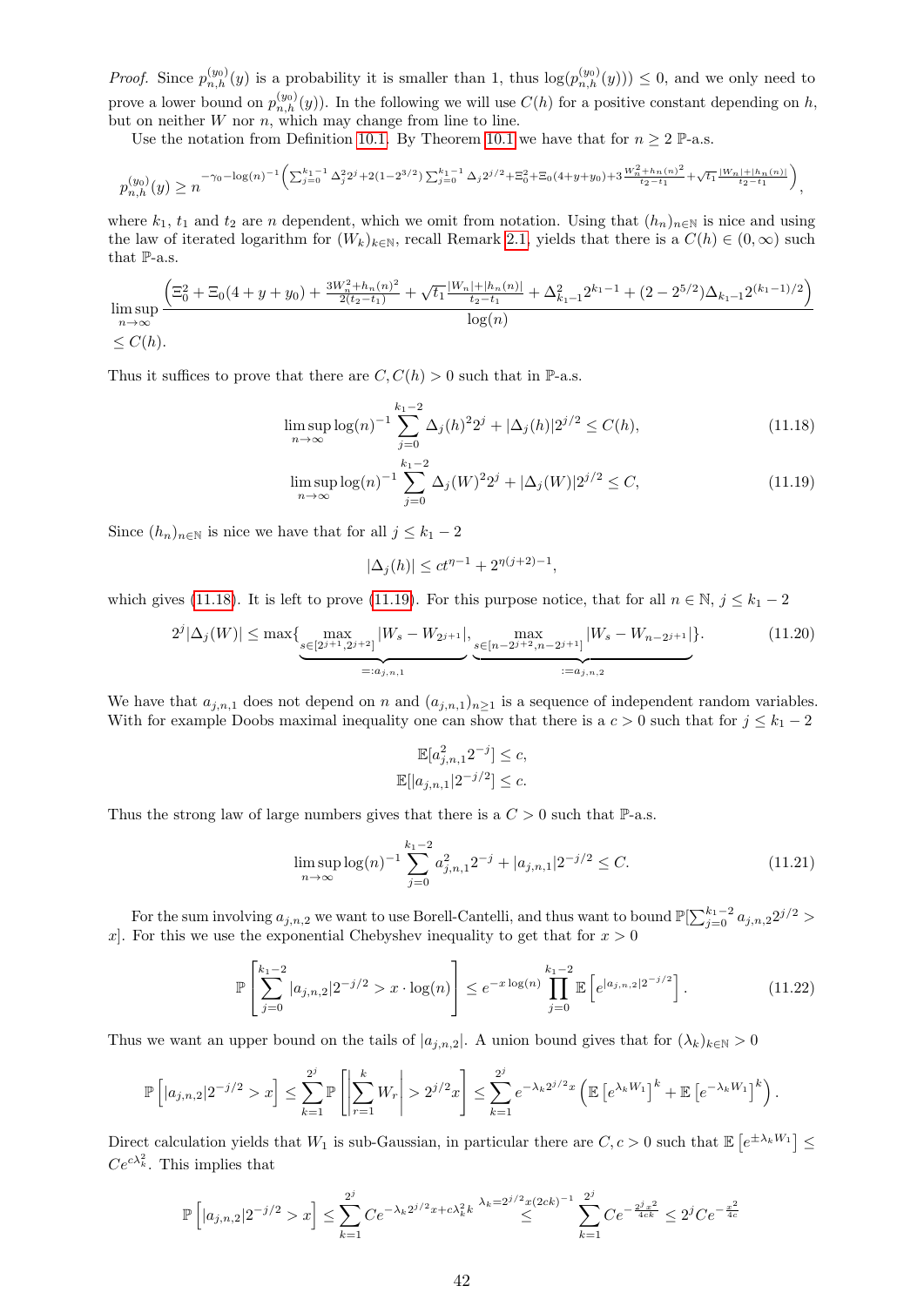*Proof.* Since $p_{n,h}^{(y_0)}(y)$ is a probability it is smaller than 1, thus $\log(p_{n,h}^{(y_0)}(y))) \le 0$, and we only need to prove a lower bound on $p_{n,h}^{(y_0)}(y))$. In the following we will use $C(h)$ for a positive constant depending on $h$, but on neither $W$ nor $n$, which may change from line to line.

Use the notation from Definition 10.1. By Theorem 10.1 we have that for $n \ge 2$ $\mathbb{P}$-a.s.

$$p_{n,h}^{(y_0)}(y) \ge n^{-\gamma_0 - \log(n)^{-1}\left(\sum_{j=0}^{k_1-1} \Delta_j^2 2^j + 2(1-2^{3/2})\sum_{j=0}^{k_1-1}\Delta_j 2^{j/2} + \Xi_0^2 + \Xi_0(4+y+y_0) + 3\frac{W_n^2 + h_n(n)^2}{t_2 - t_1} + \sqrt{t_1}\frac{|W_n| + |h_n(n)|}{t_2-t_1}\right)},$$

where $k_1$, $t_1$ and $t_2$ are $n$ dependent, which we omit from notation. Using that $(h_n)_{n\in\mathbb{N}}$ is nice and using the law of iterated logarithm for $(W_k)_{k\in\mathbb{N}}$, recall Remark 2.1, yields that there is a $C(h) \in (0,\infty)$ such that $\mathbb{P}$-a.s.

$$\limsup_{n\to\infty} \frac{\left(\Xi_0^2 + \Xi_0(4+y+y_0) + \frac{3W_n^2 + h_n(n)^2}{2(t_2-t_1)} + \sqrt{t_1}\frac{|W_n| + |h_n(n)|}{t_2-t_1} + \Delta_{k_1-1}^2 2^{k_1-1} + (2-2^{5/2})\Delta_{k_1-1}2^{(k_1-1)/2}\right)}{\log(n)}$$
$$\le C(h).$$

Thus it suffices to prove that there are $C, C(h) > 0$ such that in $\mathbb{P}$-a.s.

$$\limsup_{n\to\infty} \log(n)^{-1} \sum_{j=0}^{k_1-2} \Delta_j(h)^2 2^j + |\Delta_j(h)| 2^{j/2} \le C(h), \tag{11.18}$$

$$\limsup_{n\to\infty} \log(n)^{-1} \sum_{j=0}^{k_1-2} \Delta_j(W)^2 2^j + |\Delta_j(W)| 2^{j/2} \le C, \tag{11.19}$$

Since $(h_n)_{n\in\mathbb{N}}$ is nice we have that for all $j \le k_1 - 2$

$$|\Delta_j(h)| \le ct^{\eta-1} + 2^{\eta(j+2)-1},$$

which gives (11.18). It is left to prove (11.19). For this purpose notice, that for all $n \in \mathbb{N}$, $j \le k_1 - 2$

$$2^j |\Delta_j(W)| \le \max\{\underbrace{\max_{s\in[2^{j+1},2^{j+2}]} |W_s - W_{2^{j+1}}|}_{=:a_{j,n,1}}, \underbrace{\max_{s\in[n-2^{j+2},n-2^{j+1}]} |W_s - W_{n-2^{j+1}}|}_{:=a_{j,n,2}}\}. \tag{11.20}$$

We have that $a_{j,n,1}$ does not depend on $n$ and $(a_{j,n,1})_{n\ge 1}$ is a sequence of independent random variables. With for example Doobs maximal inequality one can show that there is a $c > 0$ such that for $j \le k_1 - 2$

$$\mathbb{E}[a_{j,n,1}^2 2^{-j}] \le c,$$
$$\mathbb{E}[|a_{j,n,1}| 2^{-j/2}] \le c.$$

Thus the strong law of large numbers gives that there is a $C > 0$ such that $\mathbb{P}$-a.s.

$$\limsup_{n\to\infty} \log(n)^{-1} \sum_{j=0}^{k_1-2} a_{j,n,1}^2 2^{-j} + |a_{j,n,1}| 2^{-j/2} \le C. \tag{11.21}$$

For the sum involving $a_{j,n,2}$ we want to use Borell-Cantelli, and thus want to bound $\mathbb{P}[\sum_{j=0}^{k_1-2} a_{j,n,2} 2^{j/2} > x]$. For this we use the exponential Chebyshev inequality to get that for $x > 0$

$$\mathbb{P}\left[\sum_{j=0}^{k_1-2} |a_{j,n,2}| 2^{-j/2} > x \cdot \log(n)\right] \le e^{-x\log(n)} \prod_{j=0}^{k_1-2} \mathbb{E}\left[e^{|a_{j,n,2}| 2^{-j/2}}\right]. \tag{11.22}$$

Thus we want an upper bound on the tails of $|a_{j,n,2}|$. A union bound gives that for $(\lambda_k)_{k\in\mathbb{N}} > 0$

$$\mathbb{P}\left[|a_{j,n,2}| 2^{-j/2} > x\right] \le \sum_{k=1}^{2^j} \mathbb{P}\left[\left|\sum_{r=1}^{k} W_r\right| > 2^{j/2} x\right] \le \sum_{k=1}^{2^j} e^{-\lambda_k 2^{j/2} x}\left(\mathbb{E}\left[e^{\lambda_k W_1}\right]^k + \mathbb{E}\left[e^{-\lambda_k W_1}\right]^k\right).$$

Direct calculation yields that $W_1$ is sub-Gaussian, in particular there are $C, c > 0$ such that $\mathbb{E}\left[e^{\pm\lambda_k W_1}\right] \le Ce^{c\lambda_k^2}$. This implies that

$$\mathbb{P}\left[|a_{j,n,2}| 2^{-j/2} > x\right] \le \sum_{k=1}^{2^j} Ce^{-\lambda_k 2^{j/2} x + c\lambda_k^2 k} \overset{\lambda_k = 2^{j/2} x (2ck)^{-1}}{\le} \sum_{k=1}^{2^j} Ce^{-\frac{2^j x^2}{4ck}} \le 2^j Ce^{-\frac{x^2}{4c}}$$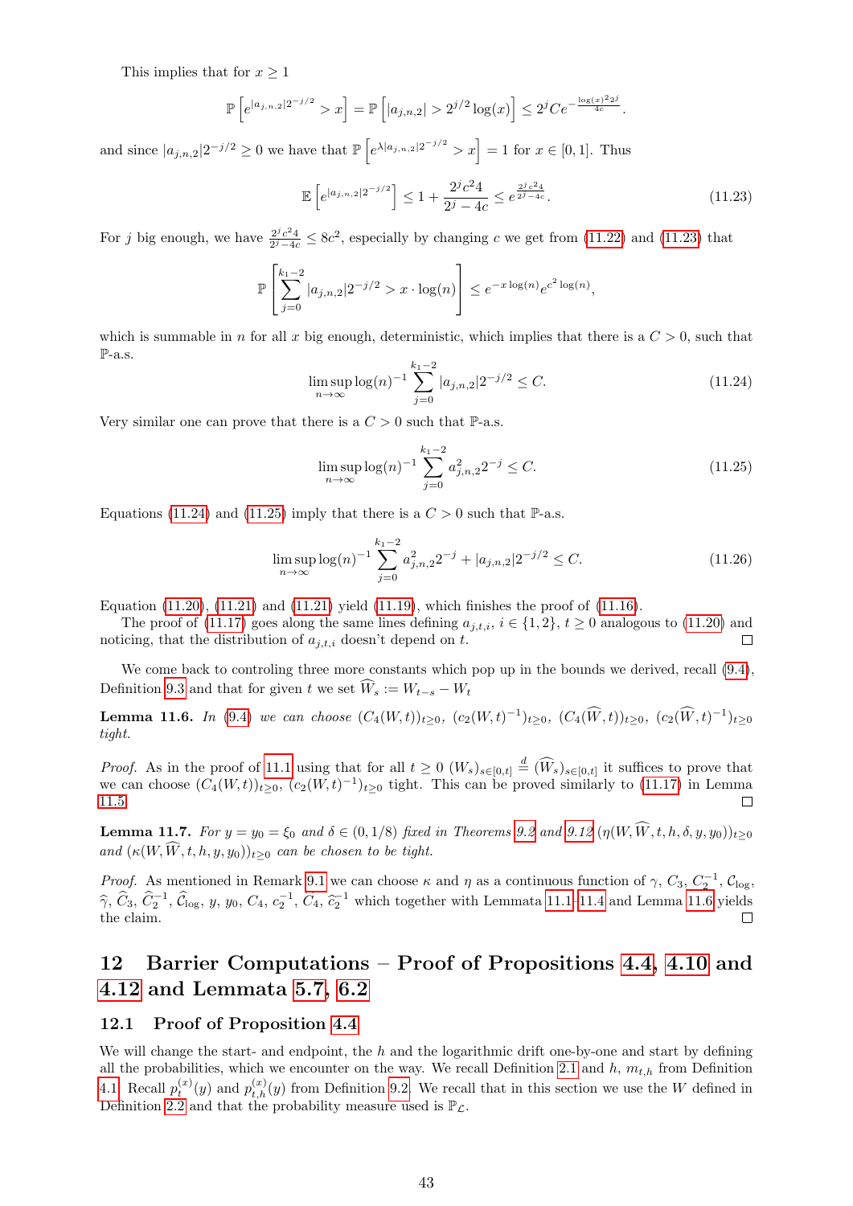This implies that for $x \geq 1$

$$\mathbb{P}\left[e^{|a_{j,n,2}|2^{-j/2}} > x\right] = \mathbb{P}\left[|a_{j,n,2}| > 2^{j/2}\log(x)\right] \leq 2^j C e^{-\frac{\log(x)^2 2^j}{4c}}.$$

and since $|a_{j,n,2}|2^{-j/2} \geq 0$ we have that $\mathbb{P}\left[e^{\lambda|a_{j,n,2}|2^{-j/2}} > x\right] = 1$ for $x \in [0,1]$. Thus

$$\mathbb{E}\left[e^{|a_{j,n,2}|2^{-j/2}}\right] \leq 1 + \frac{2^j c^2 4}{2^j - 4c} \leq e^{\frac{2^j c^2 4}{2^j - 4c}}. \tag{11.23}$$

For $j$ big enough, we have $\frac{2^j c^2 4}{2^j - 4c} \leq 8c^2$, especially by changing $c$ we get from (11.22) and (11.23) that

$$\mathbb{P}\left[\sum_{j=0}^{k_1-2} |a_{j,n,2}|2^{-j/2} > x \cdot \log(n)\right] \leq e^{-x\log(n)} e^{c^2 \log(n)},$$

which is summable in $n$ for all $x$ big enough, deterministic, which implies that there is a $C > 0$, such that $\mathbb{P}$-a.s.

$$\limsup_{n\to\infty} \log(n)^{-1} \sum_{j=0}^{k_1-2} |a_{j,n,2}|2^{-j/2} \leq C. \tag{11.24}$$

Very similar one can prove that there is a $C > 0$ such that $\mathbb{P}$-a.s.

$$\limsup_{n\to\infty} \log(n)^{-1} \sum_{j=0}^{k_1-2} a_{j,n,2}^2 2^{-j} \leq C. \tag{11.25}$$

Equations (11.24) and (11.25) imply that there is a $C > 0$ such that $\mathbb{P}$-a.s.

$$\limsup_{n\to\infty} \log(n)^{-1} \sum_{j=0}^{k_1-2} a_{j,n,2}^2 2^{-j} + |a_{j,n,2}|2^{-j/2} \leq C. \tag{11.26}$$

Equation (11.20), (11.21) and (11.21) yield (11.19), which finishes the proof of (11.16).

The proof of (11.17) goes along the same lines defining $a_{j,t,i}$, $i \in \{1,2\}$, $t \geq 0$ analogous to (11.20) and noticing, that the distribution of $a_{j,t,i}$ doesn't depend on $t$. □

We come back to controling three more constants which pop up in the bounds we derived, recall (9.4), Definition 9.3 and that for given $t$ we set $\widehat{W}_s := W_{t-s} - W_t$

**Lemma 11.6.** *In* (9.4) *we can choose* $(C_4(W,t))_{t\geq 0}$, $(c_2(W,t)^{-1})_{t\geq 0}$, $(C_4(\widehat{W},t))_{t\geq 0}$, $(c_2(\widehat{W},t)^{-1})_{t\geq 0}$ *tight.*

*Proof.* As in the proof of 11.1 using that for all $t \geq 0$ $(W_s)_{s\in[0,t]} \stackrel{d}{=} (\widehat{W}_s)_{s\in[0,t]}$ it suffices to prove that we can choose $(C_4(W,t))_{t\geq 0}$, $(c_2(W,t)^{-1})_{t\geq 0}$ tight. This can be proved similarly to (11.17) in Lemma 11.5 □

**Lemma 11.7.** *For $y = y_0 = \xi_0$ and $\delta \in (0, 1/8)$ fixed in Theorems 9.2 and 9.12* $(\eta(W, \widehat{W}, t, h, \delta, y, y_0))_{t\geq 0}$ *and* $(\kappa(W, \widehat{W}, t, h, y, y_0))_{t\geq 0}$ *can be chosen to be tight.*

*Proof.* As mentioned in Remark 9.1 we can choose $\kappa$ and $\eta$ as a continuous function of $\gamma$, $C_3$, $C_2^{-1}$, $\mathcal{C}_{\log}$, $\widehat{\gamma}$, $\widehat{C}_3$, $\widehat{C}_2^{-1}$, $\widehat{\mathcal{C}}_{\log}$, $y$, $y_0$, $C_4$, $c_2^{-1}$, $\widetilde{C}_4$, $\widetilde{c}_2^{-1}$ which together with Lemmata 11.1–11.4 and Lemma 11.6 yields the claim. □

## 12 Barrier Computations – Proof of Propositions 4.4, 4.10 and 4.12 and Lemmata 5.7, 6.2

### 12.1 Proof of Proposition 4.4

We will change the start- and endpoint, the $h$ and the logarithmic drift one-by-one and start by defining all the probabilities, which we encounter on the way. We recall Definition 2.1 and $h$, $m_{t,h}$ from Definition 4.1. Recall $p_t^{(x)}(y)$ and $p_{t,h}^{(x)}(y)$ from Definition 9.2. We recall that in this section we use the $W$ defined in Definition 2.2 and that the probability measure used is $\mathbb{P}_{\mathcal{L}}$.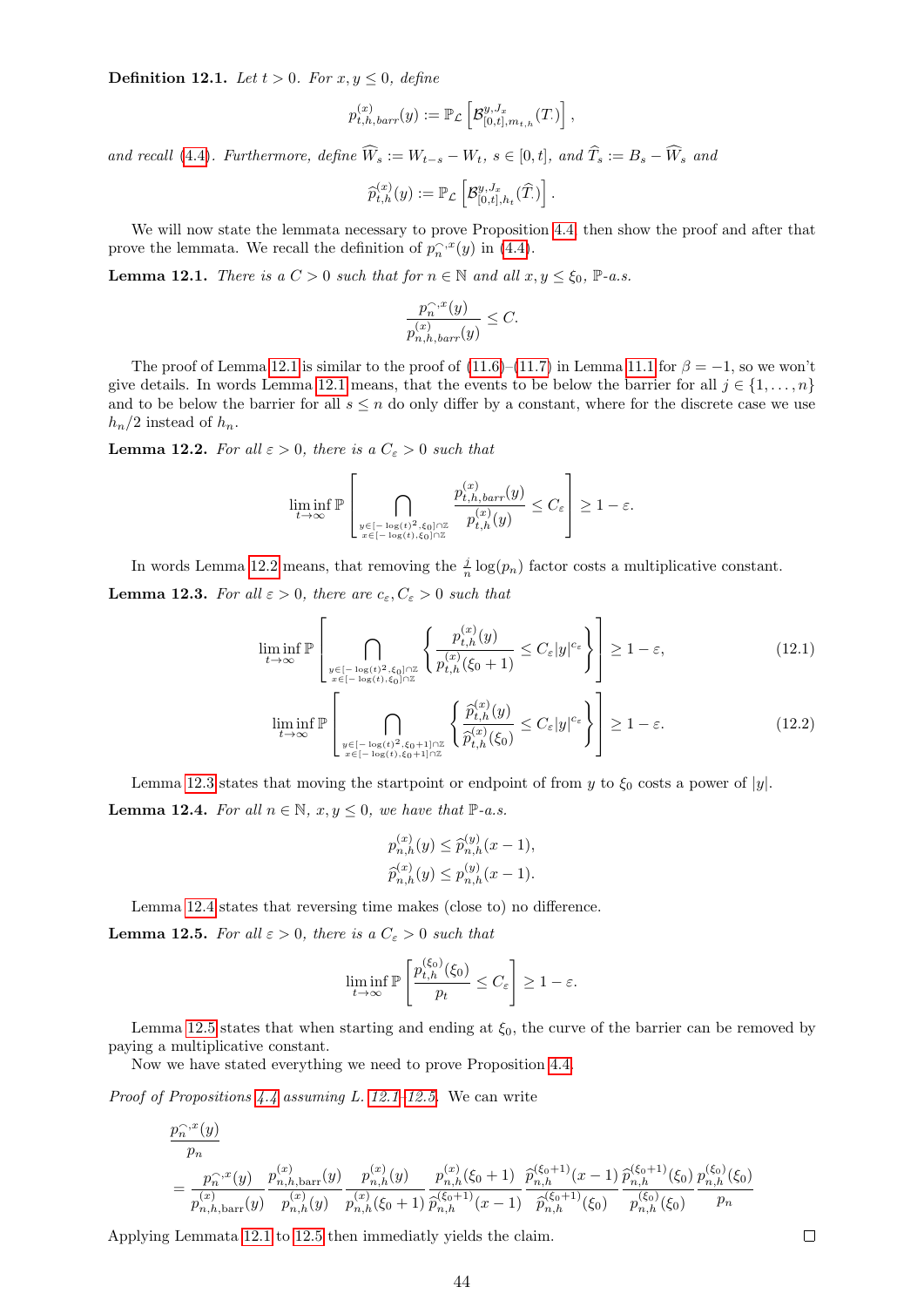**Definition 12.1.** *Let $t > 0$. For $x, y \le 0$, define*

$$p^{(x)}_{t,h,barr}(y) := \mathbb{P}_{\mathcal{L}}\left[\mathcal{B}^{y,J_x}_{[0,t],m_{t,h}}(T_\cdot)\right],$$

*and recall (4.4). Furthermore, define $\widehat{W}_s := W_{t-s} - W_t$, $s \in [0,t]$, and $\widehat{T}_s := B_s - \widehat{W}_s$ and*

$$\widehat{p}^{(x)}_{t,h}(y) := \mathbb{P}_{\mathcal{L}}\left[\mathcal{B}^{y,J_x}_{[0,t],h_t}(\widehat{T}_\cdot)\right].$$

We will now state the lemmata necessary to prove Proposition 4.4, then show the proof and after that prove the lemmata. We recall the definition of $p^{\frown,x}_n(y)$ in (4.4).

**Lemma 12.1.** *There is a $C > 0$ such that for $n \in \mathbb{N}$ and all $x, y \le \xi_0$, $\mathbb{P}$-a.s.*

$$\frac{p^{\frown,x}_n(y)}{p^{(x)}_{n,h,barr}(y)} \le C.$$

The proof of Lemma 12.1 is similar to the proof of (11.6)–(11.7) in Lemma 11.1 for $\beta = -1$, so we won't give details. In words Lemma 12.1 means, that the events to be below the barrier for all $j \in \{1, \ldots, n\}$ and to be below the barrier for all $s \le n$ do only differ by a constant, where for the discrete case we use $h_n/2$ instead of $h_n$.

**Lemma 12.2.** *For all $\varepsilon > 0$, there is a $C_\varepsilon > 0$ such that*

$$\liminf_{t\to\infty} \mathbb{P}\left[\bigcap_{\substack{y\in[-\log(t)^2,\xi_0]\cap\mathbb{Z}\\ x\in[-\log(t),\xi_0]\cap\mathbb{Z}}} \frac{p^{(x)}_{t,h,barr}(y)}{p^{(x)}_{t,h}(y)} \le C_\varepsilon\right] \ge 1 - \varepsilon.$$

In words Lemma 12.2 means, that removing the $\frac{j}{n}\log(p_n)$ factor costs a multiplicative constant.

**Lemma 12.3.** *For all $\varepsilon > 0$, there are $c_\varepsilon, C_\varepsilon > 0$ such that*

$$\liminf_{t\to\infty} \mathbb{P}\left[\bigcap_{\substack{y\in[-\log(t)^2,\xi_0]\cap\mathbb{Z}\\ x\in[-\log(t),\xi_0]\cap\mathbb{Z}}} \left\{\frac{p^{(x)}_{t,h}(y)}{p^{(x)}_{t,h}(\xi_0+1)} \le C_\varepsilon |y|^{c_\varepsilon}\right\}\right] \ge 1 - \varepsilon, \tag{12.1}$$

$$\liminf_{t\to\infty} \mathbb{P}\left[\bigcap_{\substack{y\in[-\log(t)^2,\xi_0+1]\cap\mathbb{Z}\\ x\in[-\log(t),\xi_0+1]\cap\mathbb{Z}}} \left\{\frac{\widehat{p}^{(x)}_{t,h}(y)}{\widehat{p}^{(x)}_{t,h}(\xi_0)} \le C_\varepsilon |y|^{c_\varepsilon}\right\}\right] \ge 1 - \varepsilon. \tag{12.2}$$

Lemma 12.3 states that moving the startpoint or endpoint of from $y$ to $\xi_0$ costs a power of $|y|$.

**Lemma 12.4.** *For all $n \in \mathbb{N}$, $x, y \le 0$, we have that $\mathbb{P}$-a.s.*

$$p^{(x)}_{n,h}(y) \le \widehat{p}^{(y)}_{n,h}(x-1),$$
$$\widehat{p}^{(x)}_{n,h}(y) \le p^{(y)}_{n,h}(x-1).$$

Lemma 12.4 states that reversing time makes (close to) no difference.

**Lemma 12.5.** *For all $\varepsilon > 0$, there is a $C_\varepsilon > 0$ such that*

$$\liminf_{t\to\infty} \mathbb{P}\left[\frac{p^{(\xi_0)}_{t,h}(\xi_0)}{p_t} \le C_\varepsilon\right] \ge 1 - \varepsilon.$$

Lemma 12.5 states that when starting and ending at $\xi_0$, the curve of the barrier can be removed by paying a multiplicative constant.

Now we have stated everything we need to prove Proposition 4.4.

*Proof of Propositions 4.4 assuming L. 12.1–12.5.* We can write

$$\begin{aligned}
&\frac{p^{\frown,x}_n(y)}{p_n}\\
&= \frac{p^{\frown,x}_n(y)}{p^{(x)}_{n,h,\mathrm{barr}}(y)} \frac{p^{(x)}_{n,h,\mathrm{barr}}(y)}{p^{(x)}_{n,h}(y)} \frac{p^{(x)}_{n,h}(y)}{p^{(x)}_{n,h}(\xi_0+1)} \frac{p^{(x)}_{n,h}(\xi_0+1)}{\widehat{p}^{(\xi_0+1)}_{n,h}(x-1)} \frac{\widehat{p}^{(\xi_0+1)}_{n,h}(x-1)}{\widehat{p}^{(\xi_0+1)}_{n,h}(\xi_0)} \frac{\widehat{p}^{(\xi_0+1)}_{n,h}(\xi_0)}{p^{(\xi_0)}_{n,h}(\xi_0)} \frac{p^{(\xi_0)}_{n,h}(\xi_0)}{p_n}
\end{aligned}$$

Applying Lemmata 12.1 to 12.5 then immediatly yields the claim. $\square$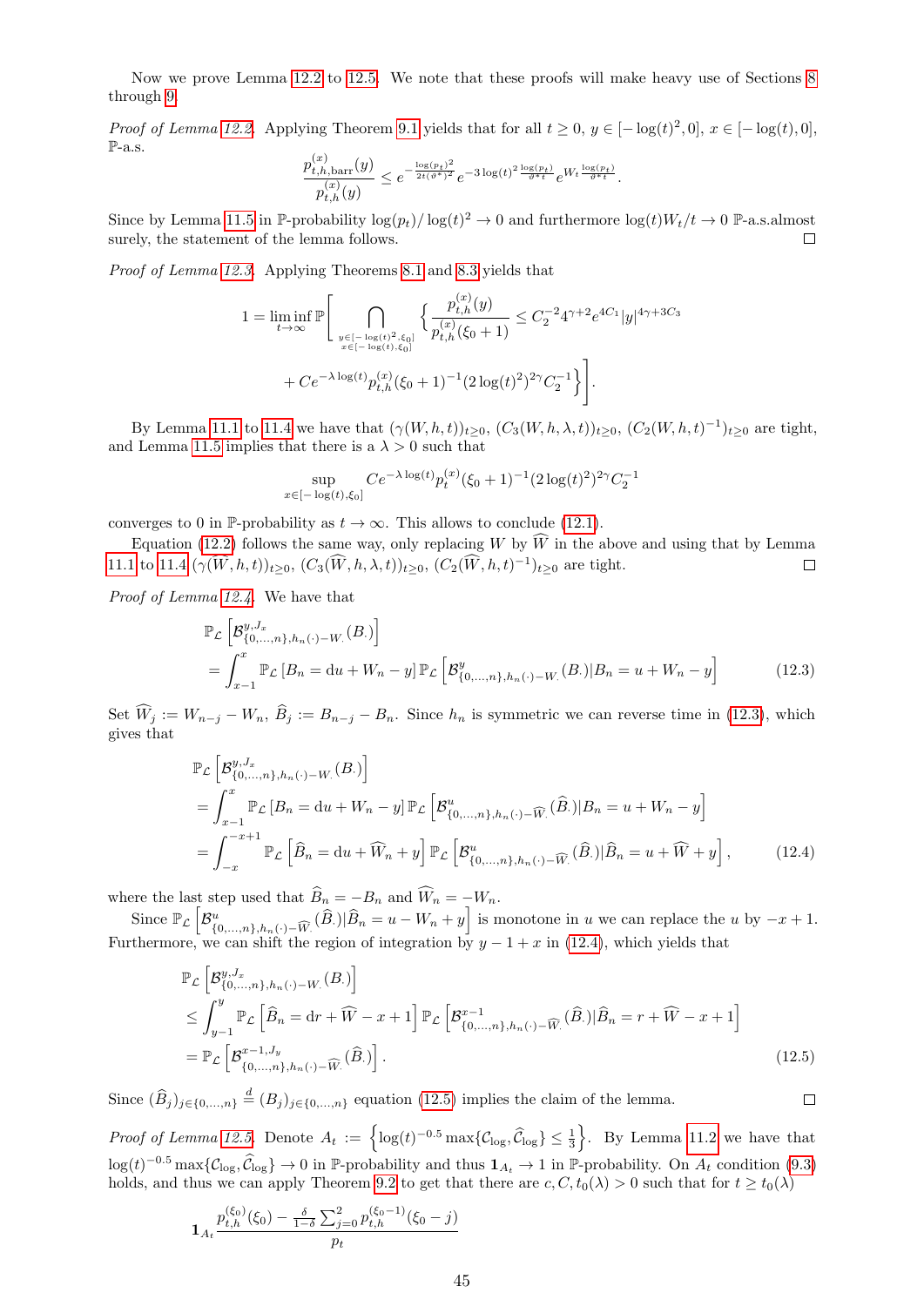Now we prove Lemma 12.2 to 12.5. We note that these proofs will make heavy use of Sections 8 through 9.

*Proof of Lemma 12.2.* Applying Theorem 9.1 yields that for all $t \geq 0$, $y \in [-\log(t)^2, 0]$, $x \in [-\log(t), 0]$, $\mathbb{P}$-a.s.

$$\frac{p^{(x)}_{t,h,\mathrm{barr}}(y)}{p^{(x)}_{t,h}(y)} \leq e^{-\frac{\log(p_t)^2}{2t(\vartheta^*)^2}} e^{-3\log(t)^2 \frac{\log(p_t)}{\vartheta^* t}} e^{W_t \frac{\log(p_t)}{\vartheta^* t}}.$$

Since by Lemma 11.5 in $\mathbb{P}$-probability $\log(p_t)/\log(t)^2 \to 0$ and furthermore $\log(t)W_t/t \to 0$ $\mathbb{P}$-a.s.almost surely, the statement of the lemma follows. $\square$

*Proof of Lemma 12.3.* Applying Theorems 8.1 and 8.3 yields that

$$1 = \liminf_{t\to\infty} \mathbb{P}\left[\bigcap_{\substack{y\in[-\log(t)^2,\xi_0]\\ x\in[-\log(t),\xi_0]}} \left\{\frac{p^{(x)}_{t,h}(y)}{p^{(x)}_{t,h}(\xi_0+1)} \leq C_2^{-2}4^{\gamma+2}e^{4C_1}|y|^{4\gamma+3C_3}\right.\right.$$
$$\left.\left. + Ce^{-\lambda\log(t)}p^{(x)}_{t,h}(\xi_0+1)^{-1}(2\log(t)^2)^{2\gamma}C_2^{-1}\right\}\right].$$

By Lemma 11.1 to 11.4 we have that $(\gamma(W,h,t))_{t\geq0}$, $(C_3(W,h,\lambda,t))_{t\geq0}$, $(C_2(W,h,t)^{-1})_{t\geq0}$ are tight, and Lemma 11.5 implies that there is a $\lambda > 0$ such that

$$\sup_{x\in[-\log(t),\xi_0]} Ce^{-\lambda\log(t)}p^{(x)}_t(\xi_0+1)^{-1}(2\log(t)^2)^{2\gamma}C_2^{-1}$$

converges to 0 in $\mathbb{P}$-probability as $t \to \infty$. This allows to conclude (12.1).

Equation (12.2) follows the same way, only replacing $W$ by $\widehat{W}$ in the above and using that by Lemma 11.1 to 11.4 $(\gamma(\widehat{W},h,t))_{t\geq0}$, $(C_3(\widehat{W},h,\lambda,t))_{t\geq0}$, $(C_2(\widehat{W},h,t)^{-1})_{t\geq0}$ are tight. $\square$

*Proof of Lemma 12.4.* We have that

$$\begin{aligned}
&\mathbb{P}_{\mathcal{L}}\left[\mathcal{B}^{y,J_x}_{\{0,\ldots,n\},h_n(\cdot)-W_\cdot}(B_\cdot)\right] \\
&= \int_{x-1}^{x} \mathbb{P}_{\mathcal{L}}\left[B_n = \mathrm{d}u + W_n - y\right]\mathbb{P}_{\mathcal{L}}\left[\mathcal{B}^{y}_{\{0,\ldots,n\},h_n(\cdot)-W_\cdot}(B_\cdot)|B_n = u + W_n - y\right] \qquad (12.3)
\end{aligned}$$

Set $\widehat{W}_j := W_{n-j} - W_n$, $\widehat{B}_j := B_{n-j} - B_n$. Since $h_n$ is symmetric we can reverse time in (12.3), which gives that

$$\begin{aligned}
&\mathbb{P}_{\mathcal{L}}\left[\mathcal{B}^{y,J_x}_{\{0,\ldots,n\},h_n(\cdot)-W_\cdot}(B_\cdot)\right] \\
&= \int_{x-1}^{x} \mathbb{P}_{\mathcal{L}}\left[B_n = \mathrm{d}u + W_n - y\right]\mathbb{P}_{\mathcal{L}}\left[\mathcal{B}^{u}_{\{0,\ldots,n\},h_n(\cdot)-\widehat{W}_\cdot}(\widehat{B}_\cdot)|B_n = u + W_n - y\right] \\
&= \int_{-x}^{-x+1} \mathbb{P}_{\mathcal{L}}\left[\widehat{B}_n = \mathrm{d}u + \widehat{W}_n + y\right]\mathbb{P}_{\mathcal{L}}\left[\mathcal{B}^{u}_{\{0,\ldots,n\},h_n(\cdot)-\widehat{W}_\cdot}(\widehat{B}_\cdot)|\widehat{B}_n = u + \widehat{W} + y\right], \qquad (12.4)
\end{aligned}$$

where the last step used that $\widehat{B}_n = -B_n$ and $\widehat{W}_n = -W_n$.

Since $\mathbb{P}_{\mathcal{L}}\left[\mathcal{B}^{u}_{\{0,\ldots,n\},h_n(\cdot)-\widehat{W}_\cdot}(\widehat{B}_\cdot)|\widehat{B}_n = u - W_n + y\right]$ is monotone in $u$ we can replace the $u$ by $-x+1$. Furthermore, we can shift the region of integration by $y - 1 + x$ in (12.4), which yields that

$$\begin{aligned}
&\mathbb{P}_{\mathcal{L}}\left[\mathcal{B}^{y,J_x}_{\{0,\ldots,n\},h_n(\cdot)-W_\cdot}(B_\cdot)\right] \\
&\leq \int_{y-1}^{y} \mathbb{P}_{\mathcal{L}}\left[\widehat{B}_n = \mathrm{d}r + \widehat{W} - x + 1\right]\mathbb{P}_{\mathcal{L}}\left[\mathcal{B}^{x-1}_{\{0,\ldots,n\},h_n(\cdot)-\widehat{W}_\cdot}(\widehat{B}_\cdot)|\widehat{B}_n = r + \widehat{W} - x + 1\right] \\
&= \mathbb{P}_{\mathcal{L}}\left[\mathcal{B}^{x-1,J_y}_{\{0,\ldots,n\},h_n(\cdot)-\widehat{W}_\cdot}(\widehat{B}_\cdot)\right]. \qquad (12.5)
\end{aligned}$$

Since $(\widehat{B}_j)_{j\in\{0,\ldots,n\}} \overset{d}{=} (B_j)_{j\in\{0,\ldots,n\}}$ equation (12.5) implies the claim of the lemma. $\square$

*Proof of Lemma 12.5.* Denote $A_t := \left\{\log(t)^{-0.5}\max\{\mathcal{C}_{\log}, \widehat{\mathcal{C}}_{\log}\} \leq \frac{1}{3}\right\}$. By Lemma 11.2 we have that $\log(t)^{-0.5}\max\{\mathcal{C}_{\log}, \widehat{\mathcal{C}}_{\log}\} \to 0$ in $\mathbb{P}$-probability and thus $\mathbf{1}_{A_t} \to 1$ in $\mathbb{P}$-probability. On $A_t$ condition (9.3) holds, and thus we can apply Theorem 9.2 to get that there are $c, C, t_0(\lambda) > 0$ such that for $t \geq t_0(\lambda)$

$$\mathbf{1}_{A_t}\frac{p^{(\xi_0)}_{t,h}(\xi_0) - \frac{\delta}{1-\delta}\sum_{j=0}^{2} p^{(\xi_0-1)}_{t,h}(\xi_0 - j)}{p_t}$$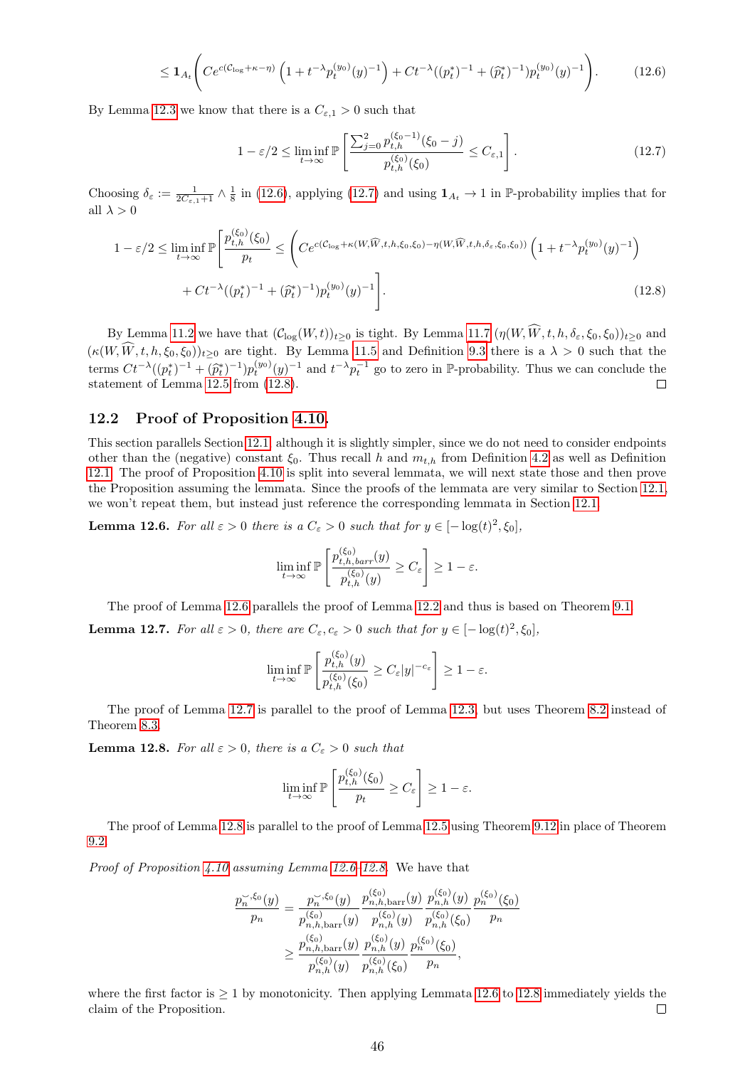$$\leq \mathbf{1}_{A_t}\Bigg( Ce^{c(\mathcal{C}_{\log}+\kappa-\eta)}\left(1+t^{-\lambda}p_t^{(y_0)}(y)^{-1}\right) + Ct^{-\lambda}((p_t^*)^{-1}+(\widehat{p}_t^*)^{-1})p_t^{(y_0)}(y)^{-1}\Bigg). \tag{12.6}$$

By Lemma 12.3 we know that there is a $C_{\varepsilon,1}>0$ such that

$$1-\varepsilon/2 \leq \liminf_{t\to\infty} \mathbb{P}\left[\frac{\sum_{j=0}^2 p_{t,h}^{(\xi_0-1)}(\xi_0-j)}{p_{t,h}^{(\xi_0)}(\xi_0)} \leq C_{\varepsilon,1}\right]. \tag{12.7}$$

Choosing $\delta_\varepsilon := \frac{1}{2C_{\varepsilon,1}+1}\wedge\frac{1}{8}$ in (12.6), applying (12.7) and using $\mathbf{1}_{A_t}\to 1$ in $\mathbb{P}$-probability implies that for all $\lambda>0$

$$1-\varepsilon/2 \leq \liminf_{t\to\infty}\mathbb{P}\Bigg[\frac{p_{t,h}^{(\xi_0)}(\xi_0)}{p_t} \leq \Bigg(Ce^{c(\mathcal{C}_{\log}+\kappa(W,\widehat{W},t,h,\xi_0,\xi_0)-\eta(W,\widehat{W},t,h,\delta_\varepsilon,\xi_0,\xi_0))}\left(1+t^{-\lambda}p_t^{(y_0)}(y)^{-1}\right)$$
$$+Ct^{-\lambda}((p_t^*)^{-1}+(\widehat{p}_t^*)^{-1})p_t^{(y_0)}(y)^{-1}\Bigg].\tag{12.8}$$

By Lemma 11.2 we have that $(\mathcal{C}_{\log}(W,t))_{t\geq 0}$ is tight. By Lemma 11.7 $(\eta(W,\widehat{W},t,h,\delta_\varepsilon,\xi_0,\xi_0))_{t\geq 0}$ and $(\kappa(W,\widehat{W},t,h,\xi_0,\xi_0))_{t\geq 0}$ are tight. By Lemma 11.5 and Definition 9.3 there is a $\lambda>0$ such that the terms $Ct^{-\lambda}((p_t^*)^{-1}+(\widehat{p}_t^*)^{-1})p_t^{(y_0)}(y)^{-1}$ and $t^{-\lambda}p_t^{-1}$ go to zero in $\mathbb{P}$-probability. Thus we can conclude the statement of Lemma 12.5 from (12.8). ☐

## 12.2 Proof of Proposition 4.10.

This section parallels Section 12.1, although it is slightly simpler, since we do not need to consider endpoints other than the (negative) constant $\xi_0$. Thus recall $h$ and $m_{t,h}$ from Definition 4.2 as well as Definition 12.1. The proof of Proposition 4.10 is split into several lemmata, we will next state those and then prove the Proposition assuming the lemmata. Since the proofs of the lemmata are very similar to Section 12.1, we won't repeat them, but instead just reference the corresponding lemmata in Section 12.1.

**Lemma 12.6.** *For all $\varepsilon>0$ there is a $C_\varepsilon>0$ such that for $y\in[-\log(t)^2,\xi_0]$,*

$$\liminf_{t\to\infty}\mathbb{P}\left[\frac{p_{t,h,barr}^{(\xi_0)}(y)}{p_{t,h}^{(\xi_0)}(y)}\geq C_\varepsilon\right]\geq 1-\varepsilon.$$

The proof of Lemma 12.6 parallels the proof of Lemma 12.2 and thus is based on Theorem 9.1.

**Lemma 12.7.** *For all $\varepsilon>0$, there are $C_\varepsilon,c_\varepsilon>0$ such that for $y\in[-\log(t)^2,\xi_0]$,*

$$\liminf_{t\to\infty}\mathbb{P}\left[\frac{p_{t,h}^{(\xi_0)}(y)}{p_{t,h}^{(\xi_0)}(\xi_0)}\geq C_\varepsilon|y|^{-c_\varepsilon}\right]\geq 1-\varepsilon.$$

The proof of Lemma 12.7 is parallel to the proof of Lemma 12.3, but uses Theorem 8.2 instead of Theorem 8.3.

**Lemma 12.8.** *For all $\varepsilon>0$, there is a $C_\varepsilon>0$ such that*

$$\liminf_{t\to\infty}\mathbb{P}\left[\frac{p_{t,h}^{(\xi_0)}(\xi_0)}{p_t}\geq C_\varepsilon\right]\geq 1-\varepsilon.$$

The proof of Lemma 12.8 is parallel to the proof of Lemma 12.5 using Theorem 9.12 in place of Theorem 9.2.

*Proof of Proposition 4.10 assuming Lemma 12.6–12.8.* We have that

$$\frac{p_n^{\smile,\xi_0}(y)}{p_n} = \frac{p_n^{\smile,\xi_0}(y)}{p_{n,h,\mathrm{barr}}^{(\xi_0)}(y)}\,\frac{p_{n,h,\mathrm{barr}}^{(\xi_0)}(y)}{p_{n,h}^{(\xi_0)}(y)}\,\frac{p_{n,h}^{(\xi_0)}(y)}{p_{n,h}^{(\xi_0)}(\xi_0)}\,\frac{p_n^{(\xi_0)}(\xi_0)}{p_n}$$
$$\geq \frac{p_{n,h,\mathrm{barr}}^{(\xi_0)}(y)}{p_{n,h}^{(\xi_0)}(y)}\,\frac{p_{n,h}^{(\xi_0)}(y)}{p_{n,h}^{(\xi_0)}(\xi_0)}\,\frac{p_n^{(\xi_0)}(\xi_0)}{p_n},$$

where the first factor is $\geq 1$ by monotonicity. Then applying Lemmata 12.6 to 12.8 immediately yields the claim of the Proposition. ☐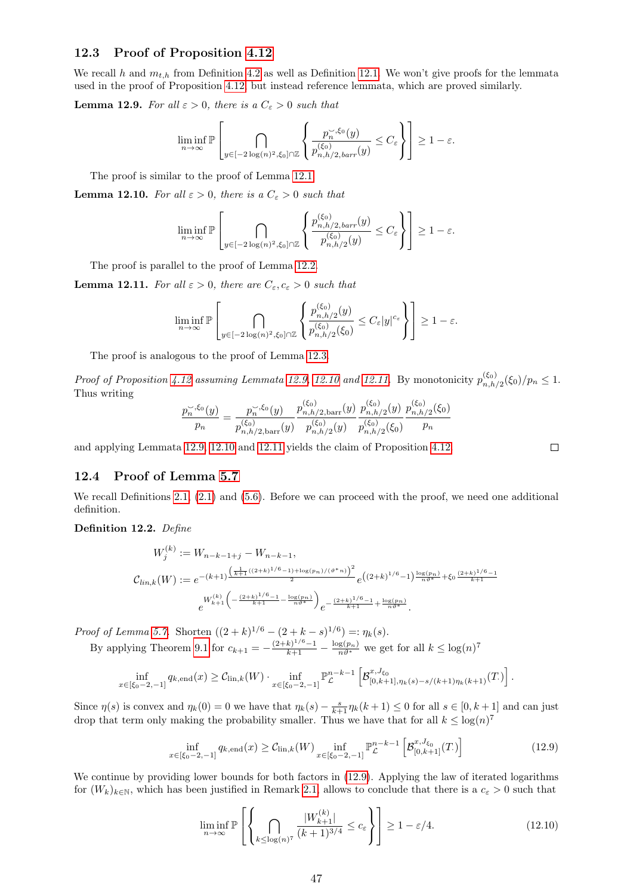### 12.3 Proof of Proposition 4.12

We recall $h$ and $m_{t,h}$ from Definition 4.2 as well as Definition 12.1. We won't give proofs for the lemmata used in the proof of Proposition 4.12, but instead reference lemmata, which are proved similarly.

**Lemma 12.9.** *For all $\varepsilon > 0$, there is a $C_\varepsilon > 0$ such that*

$$\liminf_{n\to\infty} \mathbb{P}\left[\bigcap_{y\in[-2\log(n)^2,\xi_0]\cap\mathbb{Z}} \left\{\frac{p_n^{\smile,\xi_0}(y)}{p_{n,h/2,barr}^{(\xi_0)}(y)} \leq C_\varepsilon\right\}\right] \geq 1-\varepsilon.$$

The proof is similar to the proof of Lemma 12.1.

**Lemma 12.10.** *For all $\varepsilon > 0$, there is a $C_\varepsilon > 0$ such that*

$$\liminf_{n\to\infty} \mathbb{P}\left[\bigcap_{y\in[-2\log(n)^2,\xi_0]\cap\mathbb{Z}} \left\{\frac{p_{n,h/2,barr}^{(\xi_0)}(y)}{p_{n,h/2}^{(\xi_0)}(y)} \leq C_\varepsilon\right\}\right] \geq 1-\varepsilon.$$

The proof is parallel to the proof of Lemma 12.2.

**Lemma 12.11.** *For all $\varepsilon > 0$, there are $C_\varepsilon, c_\varepsilon > 0$ such that*

$$\liminf_{n\to\infty} \mathbb{P}\left[\bigcap_{y\in[-2\log(n)^2,\xi_0]\cap\mathbb{Z}} \left\{\frac{p_{n,h/2}^{(\xi_0)}(y)}{p_{n,h/2}^{(\xi_0)}(\xi_0)} \leq C_\varepsilon |y|^{c_\varepsilon}\right\}\right] \geq 1-\varepsilon.$$

The proof is analogous to the proof of Lemma 12.3.

*Proof of Proposition 4.12 assuming Lemmata 12.9, 12.10 and 12.11.* By monotonicity $p_{n,h/2}^{(\xi_0)}(\xi_0)/p_n \leq 1$. Thus writing

$$\frac{p_n^{\smile,\xi_0}(y)}{p_n} = \frac{p_n^{\smile,\xi_0}(y)}{p_{n,h/2,\text{barr}}^{(\xi_0)}(y)} \frac{p_{n,h/2,\text{barr}}^{(\xi_0)}(y)}{p_{n,h/2}^{(\xi_0)}(y)} \frac{p_{n,h/2}^{(\xi_0)}(y)}{p_{n,h/2}^{(\xi_0)}(\xi_0)} \frac{p_{n,h/2}^{(\xi_0)}(\xi_0)}{p_n}$$

and applying Lemmata 12.9, 12.10 and 12.11 yields the claim of Proposition 4.12. □

### 12.4 Proof of Lemma 5.7

We recall Definitions 2.1, (2.1) and (5.6). Before we can proceed with the proof, we need one additional definition.

**Definition 12.2.** *Define*

$$W_j^{(k)} := W_{n-k-1+j} - W_{n-k-1},$$

$$\mathcal{C}_{lin,k}(W) := e^{-(k+1)\frac{\left(\frac{1}{k+1}((2+k)^{1/6}-1)+\log(p_n)/(\vartheta^* n)\right)^2}{2}} e^{\left((2+k)^{1/6}-1\right)\frac{\log(p_n)}{n\vartheta^*}+\xi_0\frac{(2+k)^{1/6}-1}{k+1}}$$
$$e^{W_{k+1}^{(k)}\left(-\frac{(2+k)^{1/6}-1}{k+1}-\frac{\log(p_n)}{n\vartheta^*}\right)} e^{-\frac{(2+k)^{1/6}-1}{k+1}+\frac{\log(p_n)}{n\vartheta^*}}.$$

*Proof of Lemma 5.7.* Shorten $((2+k)^{1/6} - (2+k-s)^{1/6}) =: \eta_k(s)$.

By applying Theorem 9.1 for $c_{k+1} = -\frac{(2+k)^{1/6}-1}{k+1} - \frac{\log(p_n)}{n\vartheta^*}$ we get for all $k \leq \log(n)^7$

$$\inf_{x\in[\xi_0-2,-1]} q_{k,\text{end}}(x) \geq \mathcal{C}_{\text{lin},k}(W) \cdot \inf_{x\in[\xi_0-2,-1]} \mathbb{P}_{\mathcal{L}}^{n-k-1}\left[\mathcal{B}_{[0,k+1],\eta_k(s)-s/(k+1)\eta_k(k+1)}^{x,J_{\xi_0}}(T_\cdot)\right].$$

Since $\eta(s)$ is convex and $\eta_k(0) = 0$ we have that $\eta_k(s) - \frac{s}{k+1}\eta_k(k+1) \leq 0$ for all $s \in [0, k+1]$ and can just drop that term only making the probability smaller. Thus we have that for all $k \leq \log(n)^7$

$$\inf_{x\in[\xi_0-2,-1]} q_{k,\text{end}}(x) \geq \mathcal{C}_{\text{lin},k}(W) \inf_{x\in[\xi_0-2,-1]} \mathbb{P}_{\mathcal{L}}^{n-k-1}\left[\mathcal{B}_{[0,k+1]}^{x,J_{\xi_0}}(T_\cdot)\right] \tag{12.9}$$

We continue by providing lower bounds for both factors in (12.9). Applying the law of iterated logarithms for $(W_k)_{k\in\mathbb{N}}$, which has been justified in Remark 2.1, allows to conclude that there is a $c_\varepsilon > 0$ such that

$$\liminf_{n\to\infty} \mathbb{P}\left[\left\{\bigcap_{k\leq\log(n)^7} \frac{|W_{k+1}^{(k)}|}{(k+1)^{3/4}} \leq c_\varepsilon\right\}\right] \geq 1-\varepsilon/4. \tag{12.10}$$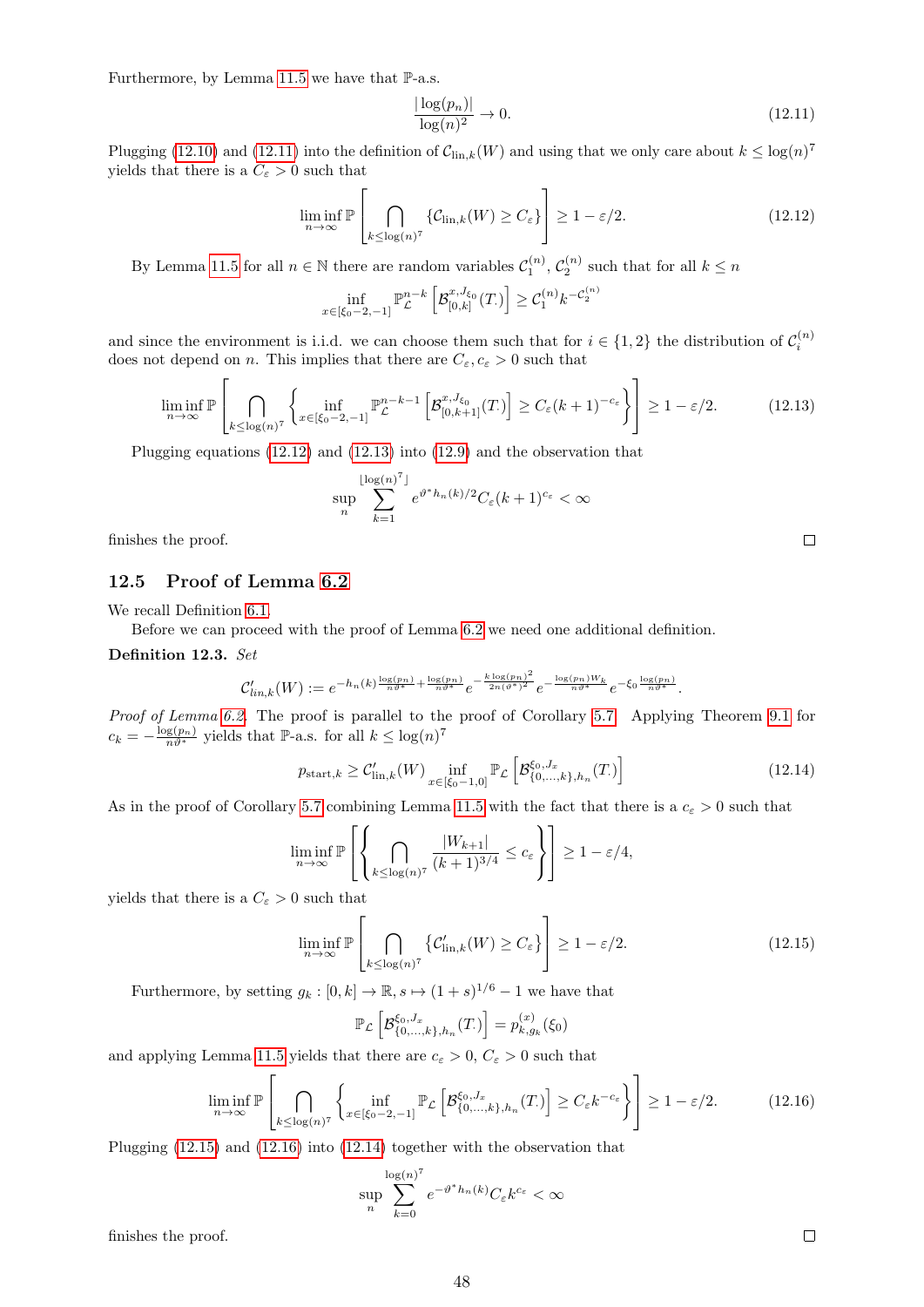Furthermore, by Lemma 11.5 we have that $\mathbb{P}$-a.s.

$$\frac{|\log(p_n)|}{\log(n)^2} \to 0. \tag{12.11}$$

Plugging (12.10) and (12.11) into the definition of $\mathcal{C}_{\text{lin},k}(W)$ and using that we only care about $k \le \log(n)^7$ yields that there is a $C_\varepsilon > 0$ such that

$$\liminf_{n\to\infty} \mathbb{P}\left[\bigcap_{k \le \log(n)^7} \{\mathcal{C}_{\text{lin},k}(W) \ge C_\varepsilon\}\right] \ge 1 - \varepsilon/2. \tag{12.12}$$

By Lemma 11.5 for all $n \in \mathbb{N}$ there are random variables $\mathcal{C}_1^{(n)}$, $\mathcal{C}_2^{(n)}$ such that for all $k \le n$

$$\inf_{x \in [\xi_0 - 2, -1]} \mathbb{P}_{\mathcal{L}}^{n-k}\left[\mathcal{B}_{[0,k]}^{x,J_{\xi_0}}(T_\cdot)\right] \ge \mathcal{C}_1^{(n)} k^{-\mathcal{C}_2^{(n)}}$$

and since the environment is i.i.d. we can choose them such that for $i \in \{1,2\}$ the distribution of $\mathcal{C}_i^{(n)}$ does not depend on $n$. This implies that there are $C_\varepsilon, c_\varepsilon > 0$ such that

$$\liminf_{n\to\infty} \mathbb{P}\left[\bigcap_{k \le \log(n)^7} \left\{\inf_{x \in [\xi_0 - 2, -1]} \mathbb{P}_{\mathcal{L}}^{n-k-1}\left[\mathcal{B}_{[0,k+1]}^{x,J_{\xi_0}}(T_\cdot)\right] \ge C_\varepsilon (k+1)^{-c_\varepsilon}\right\}\right] \ge 1 - \varepsilon/2. \tag{12.13}$$

Plugging equations (12.12) and (12.13) into (12.9) and the observation that

$$\sup_n \sum_{k=1}^{\lfloor \log(n)^7 \rfloor} e^{\vartheta^* h_n(k)/2} C_\varepsilon (k+1)^{c_\varepsilon} < \infty$$

finishes the proof. □

## 12.5 Proof of Lemma 6.2

We recall Definition 6.1.

Before we can proceed with the proof of Lemma 6.2 we need one additional definition.

**Definition 12.3.** *Set*

$$\mathcal{C}'_{lin,k}(W) := e^{-h_n(k)\frac{\log(p_n)}{n\vartheta^*} + \frac{\log(p_n)}{n\vartheta^*}} e^{-\frac{k\log(p_n)^2}{2n(\vartheta^*)^2}} e^{-\frac{\log(p_n)W_k}{n\vartheta^*}} e^{-\xi_0\frac{\log(p_n)}{n\vartheta^*}}.$$

*Proof of Lemma 6.2.* The proof is parallel to the proof of Corollary 5.7. Applying Theorem 9.1 for $c_k = -\frac{\log(p_n)}{n\vartheta^*}$ yields that $\mathbb{P}$-a.s. for all $k \le \log(n)^7$

$$p_{\text{start},k} \ge \mathcal{C}'_{\text{lin},k}(W) \inf_{x \in [\xi_0 - 1, 0]} \mathbb{P}_{\mathcal{L}}\left[\mathcal{B}_{\{0,\ldots,k\},h_n}^{\xi_0,J_x}(T_\cdot)\right] \tag{12.14}$$

As in the proof of Corollary 5.7 combining Lemma 11.5 with the fact that there is a $c_\varepsilon > 0$ such that

$$\liminf_{n\to\infty} \mathbb{P}\left[\left\{\bigcap_{k \le \log(n)^7} \frac{|W_{k+1}|}{(k+1)^{3/4}} \le c_\varepsilon\right\}\right] \ge 1 - \varepsilon/4,$$

yields that there is a $C_\varepsilon > 0$ such that

$$\liminf_{n\to\infty} \mathbb{P}\left[\bigcap_{k \le \log(n)^7} \{\mathcal{C}'_{\text{lin},k}(W) \ge C_\varepsilon\}\right] \ge 1 - \varepsilon/2. \tag{12.15}$$

Furthermore, by setting $g_k : [0,k] \to \mathbb{R}$, $s \mapsto (1+s)^{1/6} - 1$ we have that

$$\mathbb{P}_{\mathcal{L}}\left[\mathcal{B}_{\{0,\ldots,k\},h_n}^{\xi_0,J_x}(T_\cdot)\right] = p_{k,g_k}^{(x)}(\xi_0)$$

and applying Lemma 11.5 yields that there are $c_\varepsilon > 0$, $C_\varepsilon > 0$ such that

$$\liminf_{n\to\infty} \mathbb{P}\left[\bigcap_{k \le \log(n)^7} \left\{\inf_{x \in [\xi_0 - 2, -1]} \mathbb{P}_{\mathcal{L}}\left[\mathcal{B}_{\{0,\ldots,k\},h_n}^{\xi_0,J_x}(T_\cdot)\right] \ge C_\varepsilon k^{-c_\varepsilon}\right\}\right] \ge 1 - \varepsilon/2. \tag{12.16}$$

Plugging (12.15) and (12.16) into (12.14) together with the observation that

$$\sup_n \sum_{k=0}^{\log(n)^7} e^{-\vartheta^* h_n(k)} C_\varepsilon k^{c_\varepsilon} < \infty$$

finishes the proof. □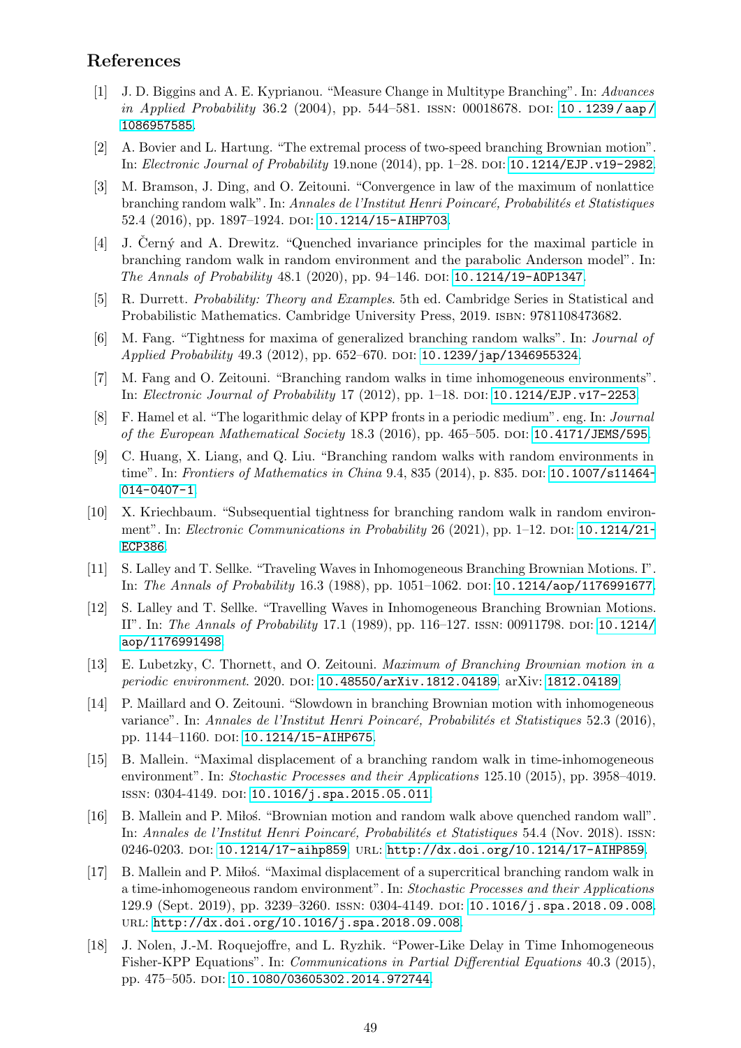## References

[1] J. D. Biggins and A. E. Kyprianou. "Measure Change in Multitype Branching". In: *Advances in Applied Probability* 36.2 (2004), pp. 544–581. ISSN: 00018678. DOI: 10.1239/aap/1086957585.

[2] A. Bovier and L. Hartung. "The extremal process of two-speed branching Brownian motion". In: *Electronic Journal of Probability* 19.none (2014), pp. 1–28. DOI: 10.1214/EJP.v19-2982.

[3] M. Bramson, J. Ding, and O. Zeitouni. "Convergence in law of the maximum of nonlattice branching random walk". In: *Annales de l'Institut Henri Poincaré, Probabilités et Statistiques* 52.4 (2016), pp. 1897–1924. DOI: 10.1214/15-AIHP703.

[4] J. Černý and A. Drewitz. "Quenched invariance principles for the maximal particle in branching random walk in random environment and the parabolic Anderson model". In: *The Annals of Probability* 48.1 (2020), pp. 94–146. DOI: 10.1214/19-AOP1347.

[5] R. Durrett. *Probability: Theory and Examples*. 5th ed. Cambridge Series in Statistical and Probabilistic Mathematics. Cambridge University Press, 2019. ISBN: 9781108473682.

[6] M. Fang. "Tightness for maxima of generalized branching random walks". In: *Journal of Applied Probability* 49.3 (2012), pp. 652–670. DOI: 10.1239/jap/1346955324.

[7] M. Fang and O. Zeitouni. "Branching random walks in time inhomogeneous environments". In: *Electronic Journal of Probability* 17 (2012), pp. 1–18. DOI: 10.1214/EJP.v17-2253.

[8] F. Hamel et al. "The logarithmic delay of KPP fronts in a periodic medium". eng. In: *Journal of the European Mathematical Society* 18.3 (2016), pp. 465–505. DOI: 10.4171/JEMS/595.

[9] C. Huang, X. Liang, and Q. Liu. "Branching random walks with random environments in time". In: *Frontiers of Mathematics in China* 9.4, 835 (2014), p. 835. DOI: 10.1007/s11464-014-0407-1.

[10] X. Kriechbaum. "Subsequential tightness for branching random walk in random environment". In: *Electronic Communications in Probability* 26 (2021), pp. 1–12. DOI: 10.1214/21-ECP386.

[11] S. Lalley and T. Sellke. "Traveling Waves in Inhomogeneous Branching Brownian Motions. I". In: *The Annals of Probability* 16.3 (1988), pp. 1051–1062. DOI: 10.1214/aop/1176991677.

[12] S. Lalley and T. Sellke. "Travelling Waves in Inhomogeneous Branching Brownian Motions. II". In: *The Annals of Probability* 17.1 (1989), pp. 116–127. ISSN: 00911798. DOI: 10.1214/aop/1176991498.

[13] E. Lubetzky, C. Thornett, and O. Zeitouni. *Maximum of Branching Brownian motion in a periodic environment*. 2020. DOI: 10.48550/arXiv.1812.04189. arXiv: 1812.04189.

[14] P. Maillard and O. Zeitouni. "Slowdown in branching Brownian motion with inhomogeneous variance". In: *Annales de l'Institut Henri Poincaré, Probabilités et Statistiques* 52.3 (2016), pp. 1144–1160. DOI: 10.1214/15-AIHP675.

[15] B. Mallein. "Maximal displacement of a branching random walk in time-inhomogeneous environment". In: *Stochastic Processes and their Applications* 125.10 (2015), pp. 3958–4019. ISSN: 0304-4149. DOI: 10.1016/j.spa.2015.05.011.

[16] B. Mallein and P. Miłoś. "Brownian motion and random walk above quenched random wall". In: *Annales de l'Institut Henri Poincaré, Probabilités et Statistiques* 54.4 (Nov. 2018). ISSN: 0246-0203. DOI: 10.1214/17-aihp859. URL: http://dx.doi.org/10.1214/17-AIHP859.

[17] B. Mallein and P. Miłoś. "Maximal displacement of a supercritical branching random walk in a time-inhomogeneous random environment". In: *Stochastic Processes and their Applications* 129.9 (Sept. 2019), pp. 3239–3260. ISSN: 0304-4149. DOI: 10.1016/j.spa.2018.09.008. URL: http://dx.doi.org/10.1016/j.spa.2018.09.008.

[18] J. Nolen, J.-M. Roquejoffre, and L. Ryzhik. "Power-Like Delay in Time Inhomogeneous Fisher-KPP Equations". In: *Communications in Partial Differential Equations* 40.3 (2015), pp. 475–505. DOI: 10.1080/03605302.2014.972744.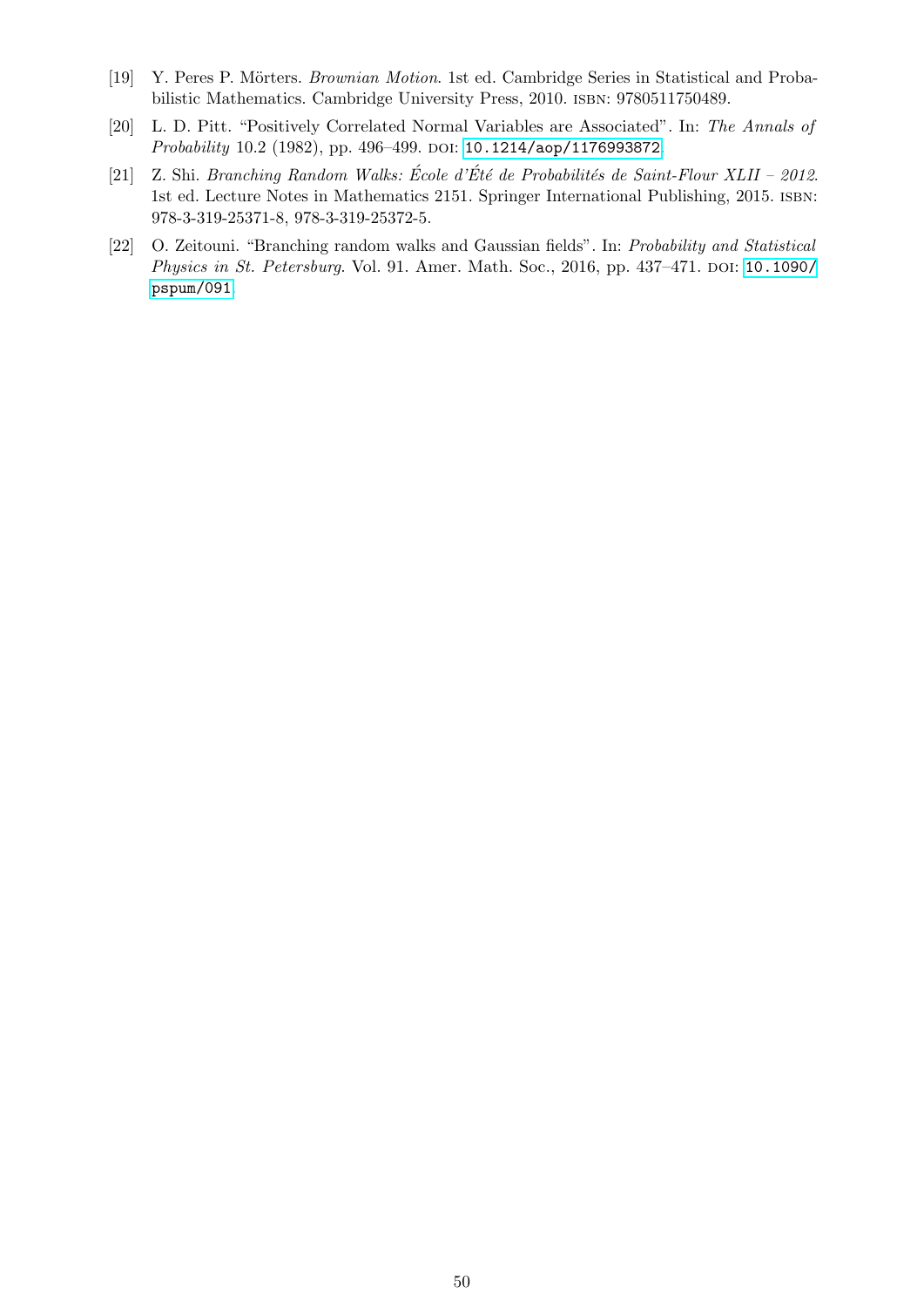[19] Y. Peres P. Mörters. *Brownian Motion*. 1st ed. Cambridge Series in Statistical and Probabilistic Mathematics. Cambridge University Press, 2010. ISBN: 9780511750489.

[20] L. D. Pitt. "Positively Correlated Normal Variables are Associated". In: *The Annals of Probability* 10.2 (1982), pp. 496–499. DOI: 10.1214/aop/1176993872.

[21] Z. Shi. *Branching Random Walks: École d'Été de Probabilités de Saint-Flour XLII – 2012*. 1st ed. Lecture Notes in Mathematics 2151. Springer International Publishing, 2015. ISBN: 978-3-319-25371-8, 978-3-319-25372-5.

[22] O. Zeitouni. "Branching random walks and Gaussian fields". In: *Probability and Statistical Physics in St. Petersburg*. Vol. 91. Amer. Math. Soc., 2016, pp. 437–471. DOI: 10.1090/pspum/091.